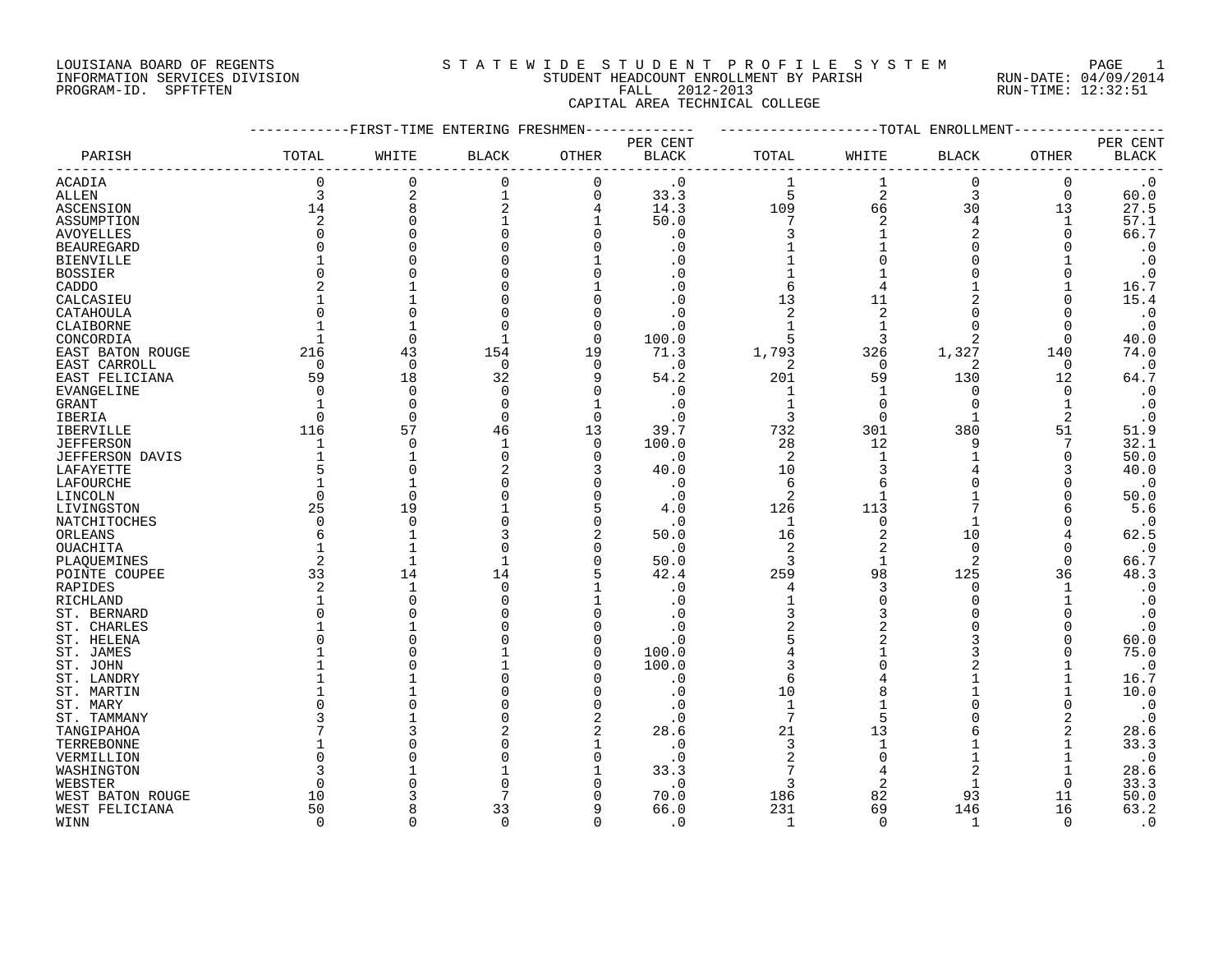LOUISIANA BOARD OF REGENTS
INFORMATION SERVICES DIVISION
PROGRAM-ID. SPFTFTEN

# STATEWIDE STUDENT PROFILE SYSTEM

STUDENT HEADCOUNT ENROLLMENT BY PARISH
FALL 2012-2013
CAPITAL AREA TECHNICAL COLLEGE

RUN-DATE: 04/09/2014
RUN-TIME: 12:32:51

| PARISH | FIRST-TIME ENTERING FRESHMEN TOTAL | WHITE | BLACK | OTHER | PER CENT BLACK | TOTAL ENROLLMENT TOTAL | WHITE | BLACK | OTHER | PER CENT BLACK |
|---|---|---|---|---|---|---|---|---|---|---|
| ACADIA | 0 | 0 | 0 | 0 | .0 | 1 | 1 | 0 | 0 | .0 |
| ALLEN | 3 | 2 | 1 | 0 | 33.3 | 5 | 2 | 3 | 0 | 60.0 |
| ASCENSION | 14 | 8 | 2 | 4 | 14.3 | 109 | 66 | 30 | 13 | 27.5 |
| ASSUMPTION | 2 | 0 | 1 | 1 | 50.0 | 7 | 2 | 4 | 1 | 57.1 |
| AVOYELLES | 0 | 0 | 0 | 0 | .0 | 3 | 1 | 2 | 0 | 66.7 |
| BEAUREGARD | 0 | 0 | 0 | 0 | .0 | 1 | 1 | 0 | 0 | .0 |
| BIENVILLE | 1 | 0 | 0 | 1 | .0 | 1 | 0 | 0 | 1 | .0 |
| BOSSIER | 0 | 0 | 0 | 0 | .0 | 1 | 1 | 0 | 0 | .0 |
| CADDO | 2 | 1 | 0 | 1 | .0 | 6 | 4 | 1 | 1 | 16.7 |
| CALCASIEU | 1 | 1 | 0 | 0 | .0 | 13 | 11 | 2 | 0 | 15.4 |
| CATAHOULA | 0 | 0 | 0 | 0 | .0 | 2 | 2 | 0 | 0 | .0 |
| CLAIBORNE | 1 | 1 | 0 | 0 | .0 | 1 | 1 | 0 | 0 | .0 |
| CONCORDIA | 1 | 0 | 1 | 0 | 100.0 | 5 | 3 | 2 | 0 | 40.0 |
| EAST BATON ROUGE | 216 | 43 | 154 | 19 | 71.3 | 1,793 | 326 | 1,327 | 140 | 74.0 |
| EAST CARROLL | 0 | 0 | 0 | 0 | .0 | 2 | 0 | 2 | 0 | .0 |
| EAST FELICIANA | 59 | 18 | 32 | 9 | 54.2 | 201 | 59 | 130 | 12 | 64.7 |
| EVANGELINE | 0 | 0 | 0 | 0 | .0 | 1 | 1 | 0 | 0 | .0 |
| GRANT | 1 | 0 | 0 | 1 | .0 | 1 | 0 | 0 | 1 | .0 |
| IBERIA | 0 | 0 | 0 | 0 | .0 | 3 | 0 | 1 | 2 | .0 |
| IBERVILLE | 116 | 57 | 46 | 13 | 39.7 | 732 | 301 | 380 | 51 | 51.9 |
| JEFFERSON | 1 | 0 | 1 | 0 | 100.0 | 28 | 12 | 9 | 7 | 32.1 |
| JEFFERSON DAVIS | 1 | 1 | 0 | 0 | .0 | 2 | 1 | 1 | 0 | 50.0 |
| LAFAYETTE | 5 | 0 | 2 | 3 | 40.0 | 10 | 3 | 4 | 3 | 40.0 |
| LAFOURCHE | 1 | 1 | 0 | 0 | .0 | 6 | 6 | 0 | 0 | .0 |
| LINCOLN | 0 | 0 | 0 | 0 | .0 | 2 | 1 | 1 | 0 | 50.0 |
| LIVINGSTON | 25 | 19 | 1 | 5 | 4.0 | 126 | 113 | 7 | 6 | 5.6 |
| NATCHITOCHES | 0 | 0 | 0 | 0 | .0 | 1 | 0 | 1 | 0 | .0 |
| ORLEANS | 6 | 1 | 3 | 2 | 50.0 | 16 | 2 | 10 | 4 | 62.5 |
| OUACHITA | 1 | 1 | 0 | 0 | .0 | 2 | 2 | 0 | 0 | .0 |
| PLAQUEMINES | 2 | 1 | 1 | 0 | 50.0 | 3 | 1 | 2 | 0 | 66.7 |
| POINTE COUPEE | 33 | 14 | 14 | 5 | 42.4 | 259 | 98 | 125 | 36 | 48.3 |
| RAPIDES | 2 | 1 | 0 | 1 | .0 | 4 | 3 | 0 | 1 | .0 |
| RICHLAND | 1 | 0 | 0 | 1 | .0 | 1 | 0 | 0 | 1 | .0 |
| ST. BERNARD | 0 | 0 | 0 | 0 | .0 | 3 | 3 | 0 | 0 | .0 |
| ST. CHARLES | 1 | 1 | 0 | 0 | .0 | 2 | 2 | 0 | 0 | .0 |
| ST. HELENA | 0 | 0 | 0 | 0 | .0 | 5 | 2 | 3 | 0 | 60.0 |
| ST. JAMES | 1 | 0 | 1 | 0 | 100.0 | 4 | 1 | 3 | 0 | 75.0 |
| ST. JOHN | 1 | 0 | 1 | 0 | 100.0 | 3 | 0 | 2 | 1 | .0 |
| ST. LANDRY | 1 | 1 | 0 | 0 | .0 | 6 | 4 | 1 | 1 | 16.7 |
| ST. MARTIN | 1 | 1 | 0 | 0 | .0 | 10 | 8 | 1 | 1 | 10.0 |
| ST. MARY | 0 | 0 | 0 | 0 | .0 | 1 | 1 | 0 | 0 | .0 |
| ST. TAMMANY | 3 | 1 | 0 | 2 | .0 | 7 | 5 | 0 | 2 | .0 |
| TANGIPAHOA | 7 | 3 | 2 | 2 | 28.6 | 21 | 13 | 6 | 2 | 28.6 |
| TERREBONNE | 1 | 0 | 0 | 1 | .0 | 3 | 1 | 1 | 1 | 33.3 |
| VERMILLION | 0 | 0 | 0 | 0 | .0 | 2 | 0 | 1 | 1 | .0 |
| WASHINGTON | 3 | 1 | 1 | 1 | 33.3 | 7 | 4 | 2 | 1 | 28.6 |
| WEBSTER | 0 | 0 | 0 | 0 | .0 | 3 | 2 | 1 | 0 | 33.3 |
| WEST BATON ROUGE | 10 | 3 | 7 | 0 | 70.0 | 186 | 82 | 93 | 11 | 50.0 |
| WEST FELICIANA | 50 | 8 | 33 | 9 | 66.0 | 231 | 69 | 146 | 16 | 63.2 |
| WINN | 0 | 0 | 0 | 0 | .0 | 1 | 0 | 1 | 0 | .0 |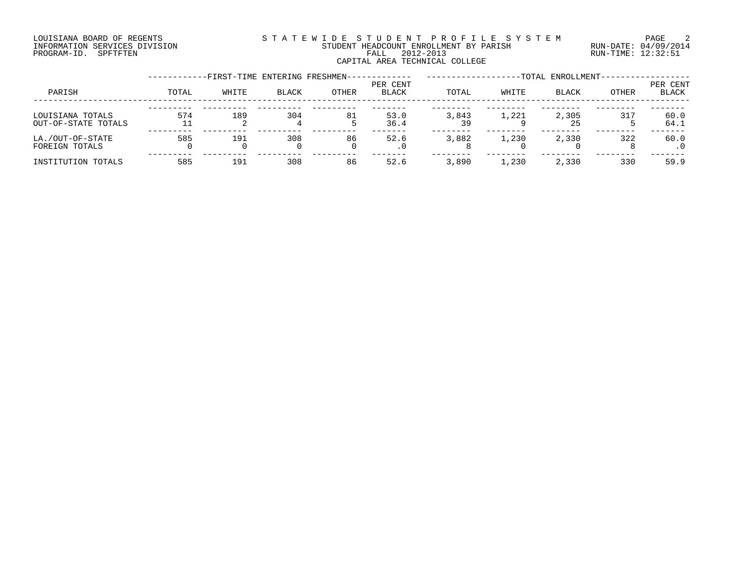LOUISIANA BOARD OF REGENTS
INFORMATION SERVICES DIVISION
PROGRAM-ID. SPFTFTEN

STATEWIDE STUDENT PROFILE SYSTEM
STUDENT HEADCOUNT ENROLLMENT BY PARISH
FALL 2012-2013
CAPITAL AREA TECHNICAL COLLEGE

RUN-DATE: 04/09/2014
RUN-TIME: 12:32:51

| PARISH | FIRST-TIME ENTERING FRESHMEN | | | | | TOTAL ENROLLMENT | | | | |
|---|---|---|---|---|---|---|---|---|---|---|
| | TOTAL | WHITE | BLACK | OTHER | PER CENT BLACK | TOTAL | WHITE | BLACK | OTHER | PER CENT BLACK |
| LOUISIANA TOTALS | 574 | 189 | 304 | 81 | 53.0 | 3,843 | 1,221 | 2,305 | 317 | 60.0 |
| OUT-OF-STATE TOTALS | 11 | 2 | 4 | 5 | 36.4 | 39 | 9 | 25 | 5 | 64.1 |
| LA./OUT-OF-STATE | 585 | 191 | 308 | 86 | 52.6 | 3,882 | 1,230 | 2,330 | 322 | 60.0 |
| FOREIGN TOTALS | 0 | 0 | 0 | 0 | .0 | 8 | 0 | 0 | 8 | .0 |
| INSTITUTION TOTALS | 585 | 191 | 308 | 86 | 52.6 | 3,890 | 1,230 | 2,330 | 330 | 59.9 |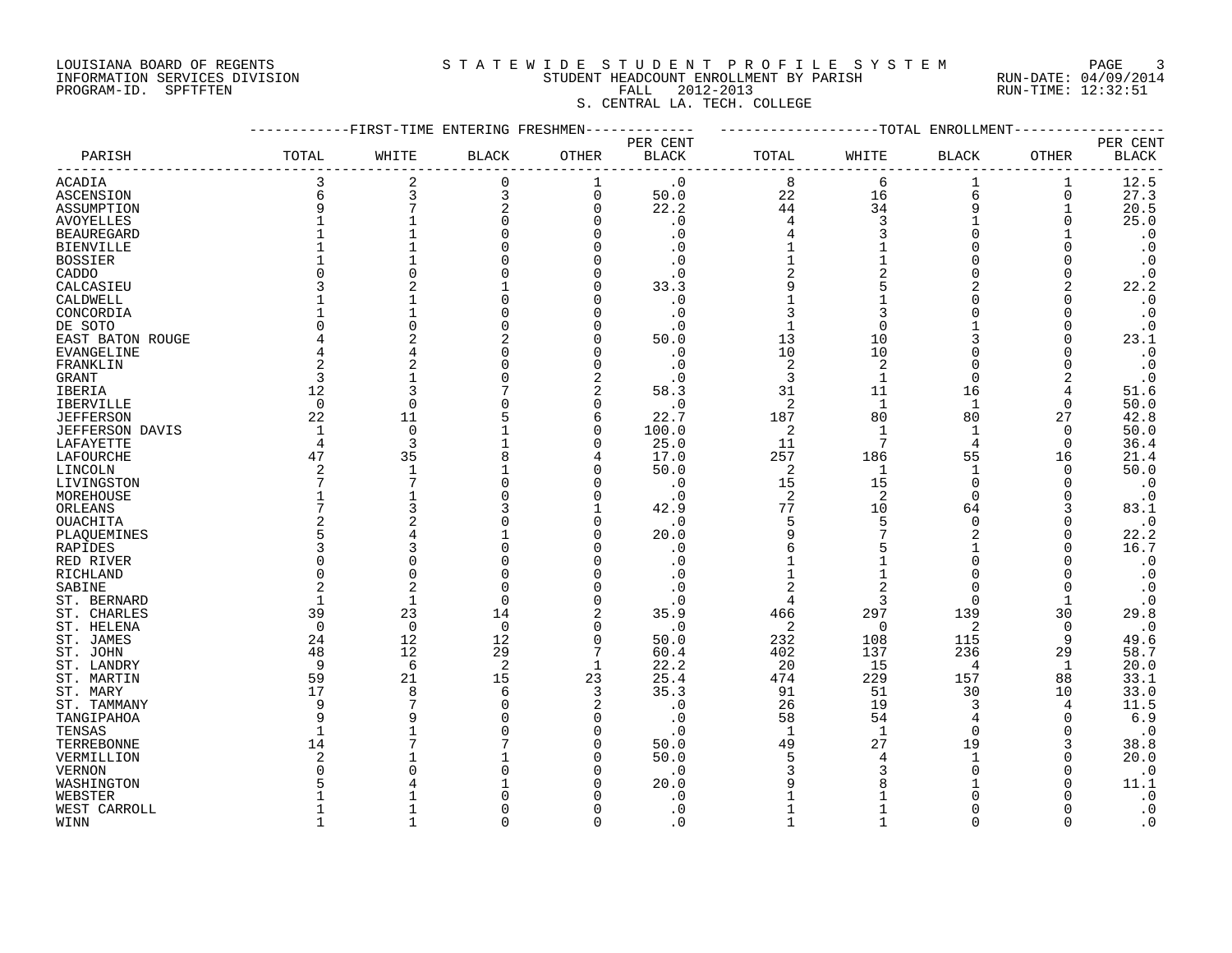LOUISIANA BOARD OF REGENTS
INFORMATION SERVICES DIVISION
PROGRAM-ID. SPFTFTEN

# STATEWIDE STUDENT PROFILE SYSTEM

STUDENT HEADCOUNT ENROLLMENT BY PARISH
FALL 2012-2013
S. CENTRAL LA. TECH. COLLEGE

RUN-DATE: 04/09/2014
RUN-TIME: 12:32:51

| | FIRST-TIME ENTERING FRESHMEN | | | | | TOTAL ENROLLMENT | | | | |
|---|---|---|---|---|---|---|---|---|---|---|
| PARISH | TOTAL | WHITE | BLACK | OTHER | PER CENT BLACK | TOTAL | WHITE | BLACK | OTHER | PER CENT BLACK |
| ACADIA | 3 | 2 | 0 | 1 | .0 | 8 | 6 | 1 | 1 | 12.5 |
| ASCENSION | 6 | 3 | 3 | 0 | 50.0 | 22 | 16 | 6 | 0 | 27.3 |
| ASSUMPTION | 9 | 7 | 2 | 0 | 22.2 | 44 | 34 | 9 | 1 | 20.5 |
| AVOYELLES | 1 | 1 | 0 | 0 | .0 | 4 | 3 | 1 | 0 | 25.0 |
| BEAUREGARD | 1 | 1 | 0 | 0 | .0 | 4 | 3 | 0 | 1 | .0 |
| BIENVILLE | 1 | 1 | 0 | 0 | .0 | 1 | 1 | 0 | 0 | .0 |
| BOSSIER | 1 | 1 | 0 | 0 | .0 | 1 | 1 | 0 | 0 | .0 |
| CADDO | 0 | 0 | 0 | 0 | .0 | 2 | 2 | 0 | 0 | .0 |
| CALCASIEU | 3 | 2 | 1 | 0 | 33.3 | 9 | 5 | 2 | 2 | 22.2 |
| CALDWELL | 1 | 1 | 0 | 0 | .0 | 1 | 1 | 0 | 0 | .0 |
| CONCORDIA | 1 | 1 | 0 | 0 | .0 | 3 | 3 | 0 | 0 | .0 |
| DE SOTO | 0 | 0 | 0 | 0 | .0 | 1 | 0 | 1 | 0 | .0 |
| EAST BATON ROUGE | 4 | 2 | 2 | 0 | 50.0 | 13 | 10 | 3 | 0 | 23.1 |
| EVANGELINE | 4 | 4 | 0 | 0 | .0 | 10 | 10 | 0 | 0 | .0 |
| FRANKLIN | 2 | 2 | 0 | 0 | .0 | 2 | 2 | 0 | 0 | .0 |
| GRANT | 3 | 1 | 0 | 2 | .0 | 3 | 1 | 0 | 2 | .0 |
| IBERIA | 12 | 3 | 7 | 2 | 58.3 | 31 | 11 | 16 | 4 | 51.6 |
| IBERVILLE | 0 | 0 | 0 | 0 | .0 | 2 | 1 | 1 | 0 | 50.0 |
| JEFFERSON | 22 | 11 | 5 | 6 | 22.7 | 187 | 80 | 80 | 27 | 42.8 |
| JEFFERSON DAVIS | 1 | 0 | 1 | 0 | 100.0 | 2 | 1 | 1 | 0 | 50.0 |
| LAFAYETTE | 4 | 3 | 1 | 0 | 25.0 | 11 | 7 | 4 | 0 | 36.4 |
| LAFOURCHE | 47 | 35 | 8 | 4 | 17.0 | 257 | 186 | 55 | 16 | 21.4 |
| LINCOLN | 2 | 1 | 1 | 0 | 50.0 | 2 | 1 | 1 | 0 | 50.0 |
| LIVINGSTON | 7 | 7 | 0 | 0 | .0 | 15 | 15 | 0 | 0 | .0 |
| MOREHOUSE | 1 | 1 | 0 | 0 | .0 | 2 | 2 | 0 | 0 | .0 |
| ORLEANS | 7 | 3 | 3 | 1 | 42.9 | 77 | 10 | 64 | 3 | 83.1 |
| OUACHITA | 2 | 2 | 0 | 0 | .0 | 5 | 5 | 0 | 0 | .0 |
| PLAQUEMINES | 5 | 4 | 1 | 0 | 20.0 | 9 | 7 | 2 | 0 | 22.2 |
| RAPIDES | 3 | 3 | 0 | 0 | .0 | 6 | 5 | 1 | 0 | 16.7 |
| RED RIVER | 0 | 0 | 0 | 0 | .0 | 1 | 1 | 0 | 0 | .0 |
| RICHLAND | 0 | 0 | 0 | 0 | .0 | 1 | 1 | 0 | 0 | .0 |
| SABINE | 2 | 2 | 0 | 0 | .0 | 2 | 2 | 0 | 0 | .0 |
| ST. BERNARD | 1 | 1 | 0 | 0 | .0 | 4 | 3 | 0 | 1 | .0 |
| ST. CHARLES | 39 | 23 | 14 | 2 | 35.9 | 466 | 297 | 139 | 30 | 29.8 |
| ST. HELENA | 0 | 0 | 0 | 0 | .0 | 2 | 0 | 2 | 0 | .0 |
| ST. JAMES | 24 | 12 | 12 | 0 | 50.0 | 232 | 108 | 115 | 9 | 49.6 |
| ST. JOHN | 48 | 12 | 29 | 7 | 60.4 | 402 | 137 | 236 | 29 | 58.7 |
| ST. LANDRY | 9 | 6 | 2 | 1 | 22.2 | 20 | 15 | 4 | 1 | 20.0 |
| ST. MARTIN | 59 | 21 | 15 | 23 | 25.4 | 474 | 229 | 157 | 88 | 33.1 |
| ST. MARY | 17 | 8 | 6 | 3 | 35.3 | 91 | 51 | 30 | 10 | 33.0 |
| ST. TAMMANY | 9 | 7 | 0 | 2 | .0 | 26 | 19 | 3 | 4 | 11.5 |
| TANGIPAHOA | 9 | 9 | 0 | 0 | .0 | 58 | 54 | 4 | 0 | 6.9 |
| TENSAS | 1 | 1 | 0 | 0 | .0 | 1 | 1 | 0 | 0 | .0 |
| TERREBONNE | 14 | 7 | 7 | 0 | 50.0 | 49 | 27 | 19 | 3 | 38.8 |
| VERMILLION | 2 | 1 | 1 | 0 | 50.0 | 5 | 4 | 1 | 0 | 20.0 |
| VERNON | 0 | 0 | 0 | 0 | .0 | 3 | 3 | 0 | 0 | .0 |
| WASHINGTON | 5 | 4 | 1 | 0 | 20.0 | 9 | 8 | 1 | 0 | 11.1 |
| WEBSTER | 1 | 1 | 0 | 0 | .0 | 1 | 1 | 0 | 0 | .0 |
| WEST CARROLL | 1 | 1 | 0 | 0 | .0 | 1 | 1 | 0 | 0 | .0 |
| WINN | 1 | 1 | 0 | 0 | .0 | 1 | 1 | 0 | 0 | .0 |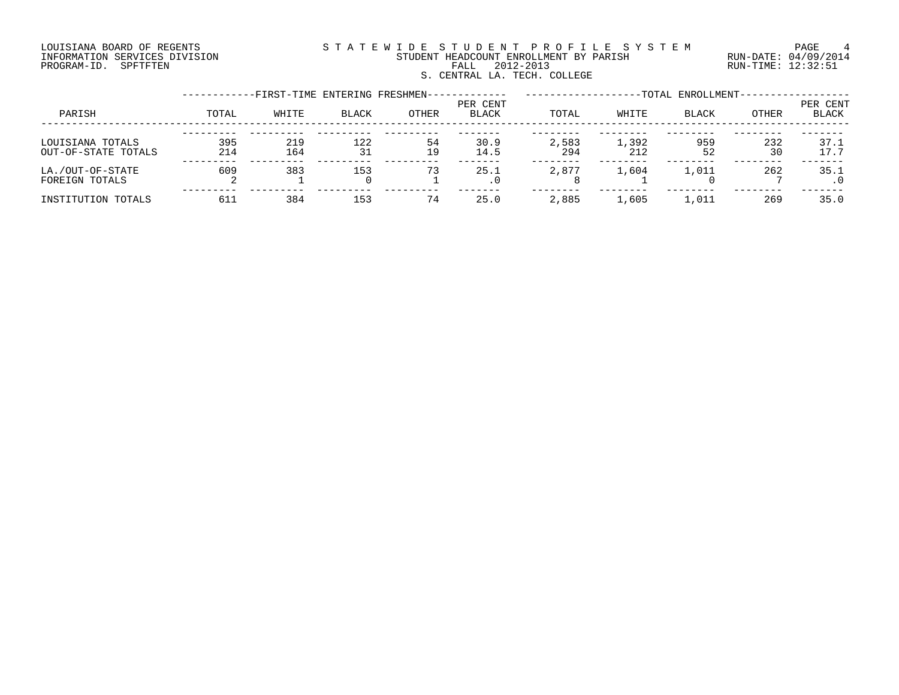LOUISIANA BOARD OF REGENTS
INFORMATION SERVICES DIVISION
PROGRAM-ID. SPFTFTEN

STATEWIDE STUDENT PROFILE SYSTEM
STUDENT HEADCOUNT ENROLLMENT BY PARISH
FALL 2012-2013
S. CENTRAL LA. TECH. COLLEGE

RUN-DATE: 04/09/2014
RUN-TIME: 12:32:51

| PARISH | FIRST-TIME ENTERING FRESHMEN TOTAL | WHITE | BLACK | OTHER | PER CENT BLACK | TOTAL ENROLLMENT TOTAL | WHITE | BLACK | OTHER | PER CENT BLACK |
|---|---|---|---|---|---|---|---|---|---|---|
| LOUISIANA TOTALS | 395 | 219 | 122 | 54 | 30.9 | 2,583 | 1,392 | 959 | 232 | 37.1 |
| OUT-OF-STATE TOTALS | 214 | 164 | 31 | 19 | 14.5 | 294 | 212 | 52 | 30 | 17.7 |
| LA./OUT-OF-STATE | 609 | 383 | 153 | 73 | 25.1 | 2,877 | 1,604 | 1,011 | 262 | 35.1 |
| FOREIGN TOTALS | 2 | 1 | 0 | 1 | .0 | 8 | 1 | 0 | 7 | .0 |
| INSTITUTION TOTALS | 611 | 384 | 153 | 74 | 25.0 | 2,885 | 1,605 | 1,011 | 269 | 35.0 |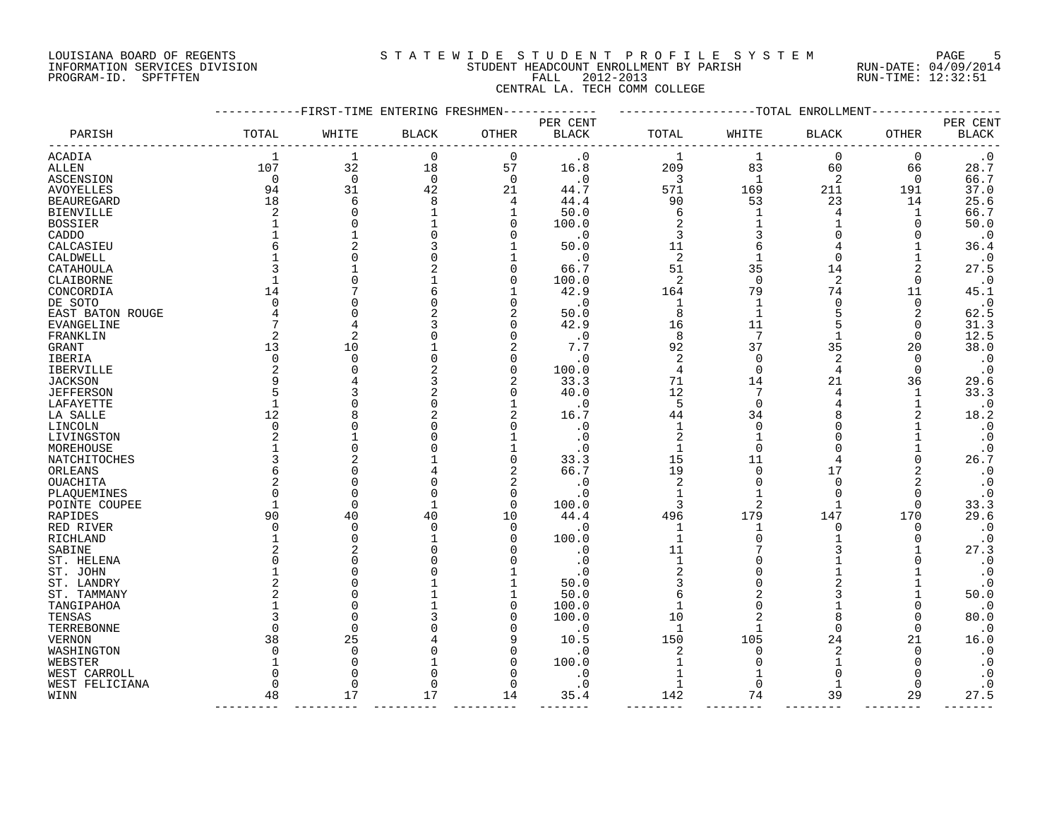LOUISIANA BOARD OF REGENTS
INFORMATION SERVICES DIVISION
PROGRAM-ID. SPFTFTEN

STATEWIDE STUDENT PROFILE SYSTEM
STUDENT HEADCOUNT ENROLLMENT BY PARISH
FALL 2012-2013
CENTRAL LA. TECH COMM COLLEGE

RUN-DATE: 04/09/2014
RUN-TIME: 12:32:51

| | FIRST-TIME ENTERING FRESHMEN | | | | | TOTAL ENROLLMENT | | | | |
|---|---|---|---|---|---|---|---|---|---|---|
| PARISH | TOTAL | WHITE | BLACK | OTHER | PER CENT BLACK | TOTAL | WHITE | BLACK | OTHER | PER CENT BLACK |
| ACADIA | 1 | 1 | 0 | 0 | .0 | 1 | 1 | 0 | 0 | .0 |
| ALLEN | 107 | 32 | 18 | 57 | 16.8 | 209 | 83 | 60 | 66 | 28.7 |
| ASCENSION | 0 | 0 | 0 | 0 | .0 | 3 | 1 | 2 | 0 | 66.7 |
| AVOYELLES | 94 | 31 | 42 | 21 | 44.7 | 571 | 169 | 211 | 191 | 37.0 |
| BEAUREGARD | 18 | 6 | 8 | 4 | 44.4 | 90 | 53 | 23 | 14 | 25.6 |
| BIENVILLE | 2 | 0 | 1 | 1 | 50.0 | 6 | 1 | 4 | 1 | 66.7 |
| BOSSIER | 1 | 0 | 1 | 0 | 100.0 | 2 | 1 | 1 | 0 | 50.0 |
| CADDO | 1 | 1 | 0 | 0 | .0 | 3 | 3 | 0 | 0 | .0 |
| CALCASIEU | 6 | 2 | 3 | 1 | 50.0 | 11 | 6 | 4 | 1 | 36.4 |
| CALDWELL | 1 | 0 | 0 | 1 | .0 | 2 | 1 | 0 | 1 | .0 |
| CATAHOULA | 3 | 1 | 2 | 0 | 66.7 | 51 | 35 | 14 | 2 | 27.5 |
| CLAIBORNE | 1 | 0 | 1 | 0 | 100.0 | 2 | 0 | 2 | 0 | .0 |
| CONCORDIA | 14 | 7 | 6 | 1 | 42.9 | 164 | 79 | 74 | 11 | 45.1 |
| DE SOTO | 0 | 0 | 0 | 0 | .0 | 1 | 1 | 0 | 0 | .0 |
| EAST BATON ROUGE | 4 | 0 | 2 | 2 | 50.0 | 8 | 1 | 5 | 2 | 62.5 |
| EVANGELINE | 7 | 4 | 3 | 0 | 42.9 | 16 | 11 | 5 | 0 | 31.3 |
| FRANKLIN | 2 | 2 | 0 | 0 | .0 | 8 | 7 | 1 | 0 | 12.5 |
| GRANT | 13 | 10 | 1 | 2 | 7.7 | 92 | 37 | 35 | 20 | 38.0 |
| IBERIA | 0 | 0 | 0 | 0 | .0 | 2 | 0 | 2 | 0 | .0 |
| IBERVILLE | 2 | 0 | 2 | 0 | 100.0 | 4 | 0 | 4 | 0 | .0 |
| JACKSON | 9 | 4 | 3 | 2 | 33.3 | 71 | 14 | 21 | 36 | 29.6 |
| JEFFERSON | 5 | 3 | 2 | 0 | 40.0 | 12 | 7 | 4 | 1 | 33.3 |
| LAFAYETTE | 1 | 0 | 0 | 1 | .0 | 5 | 0 | 4 | 1 | .0 |
| LA SALLE | 12 | 8 | 2 | 2 | 16.7 | 44 | 34 | 8 | 2 | 18.2 |
| LINCOLN | 0 | 0 | 0 | 0 | .0 | 1 | 0 | 0 | 1 | .0 |
| LIVINGSTON | 2 | 1 | 0 | 1 | .0 | 2 | 1 | 0 | 1 | .0 |
| MOREHOUSE | 1 | 0 | 0 | 1 | .0 | 1 | 0 | 0 | 1 | .0 |
| NATCHITOCHES | 3 | 2 | 1 | 0 | 33.3 | 15 | 11 | 4 | 0 | 26.7 |
| ORLEANS | 6 | 0 | 4 | 2 | 66.7 | 19 | 0 | 17 | 2 | .0 |
| OUACHITA | 2 | 0 | 0 | 2 | .0 | 2 | 0 | 0 | 2 | .0 |
| PLAQUEMINES | 0 | 0 | 0 | 0 | .0 | 1 | 1 | 0 | 0 | .0 |
| POINTE COUPEE | 1 | 0 | 1 | 0 | 100.0 | 3 | 2 | 1 | 0 | 33.3 |
| RAPIDES | 90 | 40 | 40 | 10 | 44.4 | 496 | 179 | 147 | 170 | 29.6 |
| RED RIVER | 0 | 0 | 0 | 0 | .0 | 1 | 1 | 0 | 0 | .0 |
| RICHLAND | 1 | 0 | 1 | 0 | 100.0 | 1 | 0 | 1 | 0 | .0 |
| SABINE | 2 | 2 | 0 | 0 | .0 | 11 | 7 | 3 | 1 | 27.3 |
| ST. HELENA | 0 | 0 | 0 | 0 | .0 | 1 | 0 | 1 | 0 | .0 |
| ST. JOHN | 1 | 0 | 0 | 1 | .0 | 2 | 0 | 1 | 1 | .0 |
| ST. LANDRY | 2 | 0 | 1 | 1 | 50.0 | 3 | 0 | 2 | 1 | .0 |
| ST. TAMMANY | 2 | 0 | 1 | 1 | 50.0 | 6 | 2 | 3 | 1 | 50.0 |
| TANGIPAHOA | 1 | 0 | 1 | 0 | 100.0 | 1 | 0 | 1 | 0 | .0 |
| TENSAS | 3 | 0 | 3 | 0 | 100.0 | 10 | 2 | 8 | 0 | 80.0 |
| TERREBONNE | 0 | 0 | 0 | 0 | .0 | 1 | 1 | 0 | 0 | .0 |
| VERNON | 38 | 25 | 4 | 9 | 10.5 | 150 | 105 | 24 | 21 | 16.0 |
| WASHINGTON | 0 | 0 | 0 | 0 | .0 | 2 | 0 | 2 | 0 | .0 |
| WEBSTER | 1 | 0 | 1 | 0 | 100.0 | 1 | 0 | 1 | 0 | .0 |
| WEST CARROLL | 0 | 0 | 0 | 0 | .0 | 1 | 1 | 0 | 0 | .0 |
| WEST FELICIANA | 0 | 0 | 0 | 0 | .0 | 1 | 0 | 1 | 0 | .0 |
| WINN | 48 | 17 | 17 | 14 | 35.4 | 142 | 74 | 39 | 29 | 27.5 |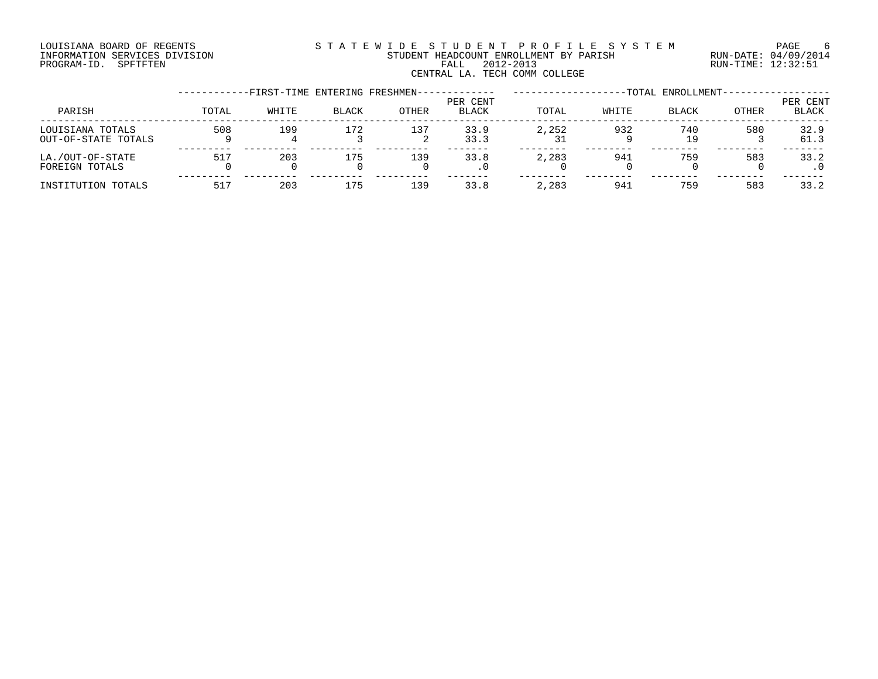LOUISIANA BOARD OF REGENTS
INFORMATION SERVICES DIVISION
PROGRAM-ID. SPFTFTEN

S T A T E W I D E   S T U D E N T   P R O F I L E   S Y S T E M
STUDENT HEADCOUNT ENROLLMENT BY PARISH
FALL 2012-2013
CENTRAL LA. TECH COMM COLLEGE

RUN-DATE: 04/09/2014
RUN-TIME: 12:32:51

| PARISH | FIRST-TIME ENTERING FRESHMEN TOTAL | WHITE | BLACK | OTHER | PER CENT BLACK | TOTAL ENROLLMENT TOTAL | WHITE | BLACK | OTHER | PER CENT BLACK |
|---|---|---|---|---|---|---|---|---|---|---|
| LOUISIANA TOTALS | 508 | 199 | 172 | 137 | 33.9 | 2,252 | 932 | 740 | 580 | 32.9 |
| OUT-OF-STATE TOTALS | 9 | 4 | 3 | 2 | 33.3 | 31 | 9 | 19 | 3 | 61.3 |
| LA./OUT-OF-STATE | 517 | 203 | 175 | 139 | 33.8 | 2,283 | 941 | 759 | 583 | 33.2 |
| FOREIGN TOTALS | 0 | 0 | 0 | 0 | .0 | 0 | 0 | 0 | 0 | .0 |
| INSTITUTION TOTALS | 517 | 203 | 175 | 139 | 33.8 | 2,283 | 941 | 759 | 583 | 33.2 |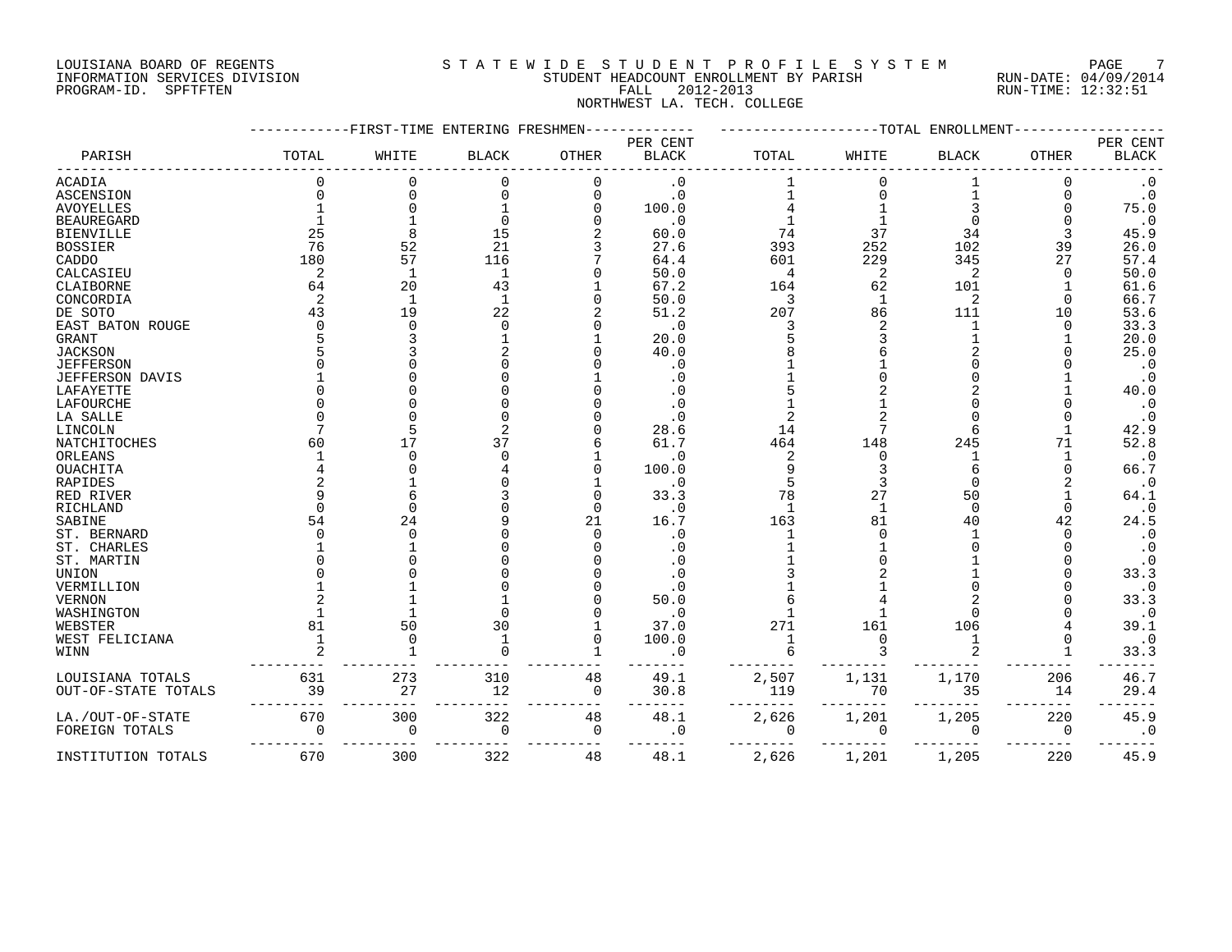LOUISIANA BOARD OF REGENTS
INFORMATION SERVICES DIVISION
PROGRAM-ID. SPFTFTEN

STATEWIDE STUDENT PROFILE SYSTEM
STUDENT HEADCOUNT ENROLLMENT BY PARISH
FALL 2012-2013
NORTHWEST LA. TECH. COLLEGE

RUN-DATE: 04/09/2014
RUN-TIME: 12:32:51

| PARISH | FIRST-TIME ENTERING FRESHMEN TOTAL | WHITE | BLACK | OTHER | PER CENT BLACK | TOTAL ENROLLMENT TOTAL | WHITE | BLACK | OTHER | PER CENT BLACK |
|---|---|---|---|---|---|---|---|---|---|---|
| ACADIA | 0 | 0 | 0 | 0 | .0 | 1 | 0 | 1 | 0 | .0 |
| ASCENSION | 0 | 0 | 0 | 0 | .0 | 1 | 0 | 1 | 0 | .0 |
| AVOYELLES | 1 | 0 | 1 | 0 | 100.0 | 4 | 1 | 3 | 0 | 75.0 |
| BEAUREGARD | 1 | 1 | 0 | 0 | .0 | 1 | 1 | 0 | 0 | .0 |
| BIENVILLE | 25 | 8 | 15 | 2 | 60.0 | 74 | 37 | 34 | 3 | 45.9 |
| BOSSIER | 76 | 52 | 21 | 3 | 27.6 | 393 | 252 | 102 | 39 | 26.0 |
| CADDO | 180 | 57 | 116 | 7 | 64.4 | 601 | 229 | 345 | 27 | 57.4 |
| CALCASIEU | 2 | 1 | 1 | 0 | 50.0 | 4 | 2 | 2 | 0 | 50.0 |
| CLAIBORNE | 64 | 20 | 43 | 1 | 67.2 | 164 | 62 | 101 | 1 | 61.6 |
| CONCORDIA | 2 | 1 | 1 | 0 | 50.0 | 3 | 1 | 2 | 0 | 66.7 |
| DE SOTO | 43 | 19 | 22 | 2 | 51.2 | 207 | 86 | 111 | 10 | 53.6 |
| EAST BATON ROUGE | 0 | 0 | 0 | 0 | .0 | 3 | 2 | 1 | 0 | 33.3 |
| GRANT | 5 | 3 | 1 | 1 | 20.0 | 5 | 3 | 1 | 1 | 20.0 |
| JACKSON | 5 | 3 | 2 | 0 | 40.0 | 8 | 6 | 2 | 0 | 25.0 |
| JEFFERSON | 0 | 0 | 0 | 0 | .0 | 1 | 1 | 0 | 0 | .0 |
| JEFFERSON DAVIS | 1 | 0 | 0 | 1 | .0 | 1 | 0 | 0 | 1 | .0 |
| LAFAYETTE | 0 | 0 | 0 | 0 | .0 | 5 | 2 | 2 | 1 | 40.0 |
| LAFOURCHE | 0 | 0 | 0 | 0 | .0 | 1 | 1 | 0 | 0 | .0 |
| LA SALLE | 0 | 0 | 0 | 0 | .0 | 2 | 2 | 0 | 0 | .0 |
| LINCOLN | 7 | 5 | 2 | 0 | 28.6 | 14 | 7 | 6 | 1 | 42.9 |
| NATCHITOCHES | 60 | 17 | 37 | 6 | 61.7 | 464 | 148 | 245 | 71 | 52.8 |
| ORLEANS | 1 | 0 | 0 | 1 | .0 | 2 | 0 | 1 | 1 | .0 |
| OUACHITA | 4 | 0 | 4 | 0 | 100.0 | 9 | 3 | 6 | 0 | 66.7 |
| RAPIDES | 2 | 1 | 0 | 1 | .0 | 5 | 3 | 0 | 2 | .0 |
| RED RIVER | 9 | 6 | 3 | 0 | 33.3 | 78 | 27 | 50 | 1 | 64.1 |
| RICHLAND | 0 | 0 | 0 | 0 | .0 | 1 | 1 | 0 | 0 | .0 |
| SABINE | 54 | 24 | 9 | 21 | 16.7 | 163 | 81 | 40 | 42 | 24.5 |
| ST. BERNARD | 0 | 0 | 0 | 0 | .0 | 1 | 0 | 1 | 0 | .0 |
| ST. CHARLES | 1 | 1 | 0 | 0 | .0 | 1 | 1 | 0 | 0 | .0 |
| ST. MARTIN | 0 | 0 | 0 | 0 | .0 | 1 | 0 | 1 | 0 | .0 |
| UNION | 0 | 0 | 0 | 0 | .0 | 3 | 2 | 1 | 0 | 33.3 |
| VERMILLION | 1 | 1 | 0 | 0 | .0 | 1 | 1 | 0 | 0 | .0 |
| VERNON | 2 | 1 | 1 | 0 | 50.0 | 6 | 4 | 2 | 0 | 33.3 |
| WASHINGTON | 1 | 1 | 0 | 0 | .0 | 1 | 1 | 0 | 0 | .0 |
| WEBSTER | 81 | 50 | 30 | 1 | 37.0 | 271 | 161 | 106 | 4 | 39.1 |
| WEST FELICIANA | 1 | 0 | 1 | 0 | 100.0 | 1 | 0 | 1 | 0 | .0 |
| WINN | 2 | 1 | 0 | 1 | .0 | 6 | 3 | 2 | 1 | 33.3 |
| LOUISIANA TOTALS | 631 | 273 | 310 | 48 | 49.1 | 2,507 | 1,131 | 1,170 | 206 | 46.7 |
| OUT-OF-STATE TOTALS | 39 | 27 | 12 | 0 | 30.8 | 119 | 70 | 35 | 14 | 29.4 |
| LA./OUT-OF-STATE | 670 | 300 | 322 | 48 | 48.1 | 2,626 | 1,201 | 1,205 | 220 | 45.9 |
| FOREIGN TOTALS | 0 | 0 | 0 | 0 | .0 | 0 | 0 | 0 | 0 | .0 |
| INSTITUTION TOTALS | 670 | 300 | 322 | 48 | 48.1 | 2,626 | 1,201 | 1,205 | 220 | 45.9 |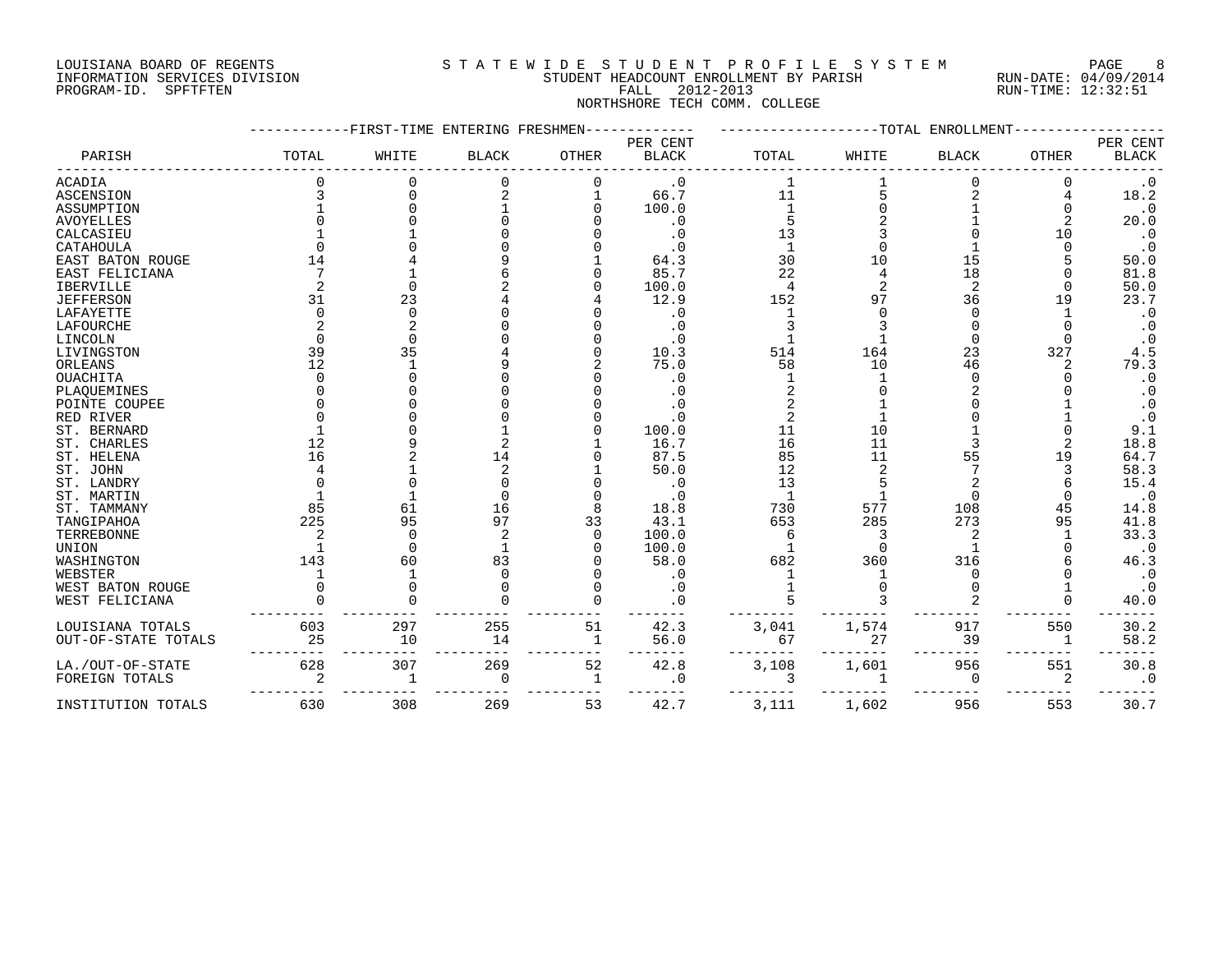LOUISIANA BOARD OF REGENTS
INFORMATION SERVICES DIVISION
PROGRAM-ID. SPFTFTEN

STATEWIDE STUDENT PROFILE SYSTEM
STUDENT HEADCOUNT ENROLLMENT BY PARISH
FALL 2012-2013
NORTHSHORE TECH COMM. COLLEGE

RUN-DATE: 04/09/2014
RUN-TIME: 12:32:51

| PARISH | FIRST-TIME ENTERING FRESHMEN TOTAL | WHITE | BLACK | OTHER | PER CENT BLACK | TOTAL ENROLLMENT TOTAL | WHITE | BLACK | OTHER | PER CENT BLACK |
|---|---|---|---|---|---|---|---|---|---|---|
| ACADIA | 0 | 0 | 0 | 0 | .0 | 1 | 1 | 0 | 0 | .0 |
| ASCENSION | 3 | 0 | 2 | 1 | 66.7 | 11 | 5 | 2 | 4 | 18.2 |
| ASSUMPTION | 1 | 0 | 1 | 0 | 100.0 | 1 | 0 | 1 | 0 | .0 |
| AVOYELLES | 0 | 0 | 0 | 0 | .0 | 5 | 2 | 1 | 2 | 20.0 |
| CALCASIEU | 1 | 1 | 0 | 0 | .0 | 13 | 3 | 0 | 10 | .0 |
| CATAHOULA | 0 | 0 | 0 | 0 | .0 | 1 | 0 | 1 | 0 | .0 |
| EAST BATON ROUGE | 14 | 4 | 9 | 1 | 64.3 | 30 | 10 | 15 | 5 | 50.0 |
| EAST FELICIANA | 7 | 1 | 6 | 0 | 85.7 | 22 | 4 | 18 | 0 | 81.8 |
| IBERVILLE | 2 | 0 | 2 | 0 | 100.0 | 4 | 2 | 2 | 0 | 50.0 |
| JEFFERSON | 31 | 23 | 4 | 4 | 12.9 | 152 | 97 | 36 | 19 | 23.7 |
| LAFAYETTE | 0 | 0 | 0 | 0 | .0 | 1 | 0 | 0 | 1 | .0 |
| LAFOURCHE | 2 | 2 | 0 | 0 | .0 | 3 | 3 | 0 | 0 | .0 |
| LINCOLN | 0 | 0 | 0 | 0 | .0 | 1 | 1 | 0 | 0 | .0 |
| LIVINGSTON | 39 | 35 | 4 | 0 | 10.3 | 514 | 164 | 23 | 327 | 4.5 |
| ORLEANS | 12 | 1 | 9 | 2 | 75.0 | 58 | 10 | 46 | 2 | 79.3 |
| OUACHITA | 0 | 0 | 0 | 0 | .0 | 1 | 1 | 0 | 0 | .0 |
| PLAQUEMINES | 0 | 0 | 0 | 0 | .0 | 2 | 0 | 2 | 0 | .0 |
| POINTE COUPEE | 0 | 0 | 0 | 0 | .0 | 2 | 1 | 0 | 1 | .0 |
| RED RIVER | 0 | 0 | 0 | 0 | .0 | 2 | 1 | 0 | 1 | .0 |
| ST. BERNARD | 1 | 0 | 1 | 0 | 100.0 | 11 | 10 | 1 | 0 | 9.1 |
| ST. CHARLES | 12 | 9 | 2 | 1 | 16.7 | 16 | 11 | 3 | 2 | 18.8 |
| ST. HELENA | 16 | 2 | 14 | 0 | 87.5 | 85 | 11 | 55 | 19 | 64.7 |
| ST. JOHN | 4 | 1 | 2 | 1 | 50.0 | 12 | 2 | 7 | 3 | 58.3 |
| ST. LANDRY | 0 | 0 | 0 | 0 | .0 | 13 | 5 | 2 | 6 | 15.4 |
| ST. MARTIN | 1 | 1 | 0 | 0 | .0 | 1 | 1 | 0 | 0 | .0 |
| ST. TAMMANY | 85 | 61 | 16 | 8 | 18.8 | 730 | 577 | 108 | 45 | 14.8 |
| TANGIPAHOA | 225 | 95 | 97 | 33 | 43.1 | 653 | 285 | 273 | 95 | 41.8 |
| TERREBONNE | 2 | 0 | 2 | 0 | 100.0 | 6 | 3 | 2 | 1 | 33.3 |
| UNION | 1 | 0 | 1 | 0 | 100.0 | 1 | 0 | 1 | 0 | .0 |
| WASHINGTON | 143 | 60 | 83 | 0 | 58.0 | 682 | 360 | 316 | 6 | 46.3 |
| WEBSTER | 1 | 1 | 0 | 0 | .0 | 1 | 1 | 0 | 0 | .0 |
| WEST BATON ROUGE | 0 | 0 | 0 | 0 | .0 | 1 | 0 | 0 | 1 | .0 |
| WEST FELICIANA | 0 | 0 | 0 | 0 | .0 | 5 | 3 | 2 | 0 | 40.0 |
| LOUISIANA TOTALS | 603 | 297 | 255 | 51 | 42.3 | 3,041 | 1,574 | 917 | 550 | 30.2 |
| OUT-OF-STATE TOTALS | 25 | 10 | 14 | 1 | 56.0 | 67 | 27 | 39 | 1 | 58.2 |
| LA./OUT-OF-STATE | 628 | 307 | 269 | 52 | 42.8 | 3,108 | 1,601 | 956 | 551 | 30.8 |
| FOREIGN TOTALS | 2 | 1 | 0 | 1 | .0 | 3 | 1 | 0 | 2 | .0 |
| INSTITUTION TOTALS | 630 | 308 | 269 | 53 | 42.7 | 3,111 | 1,602 | 956 | 553 | 30.7 |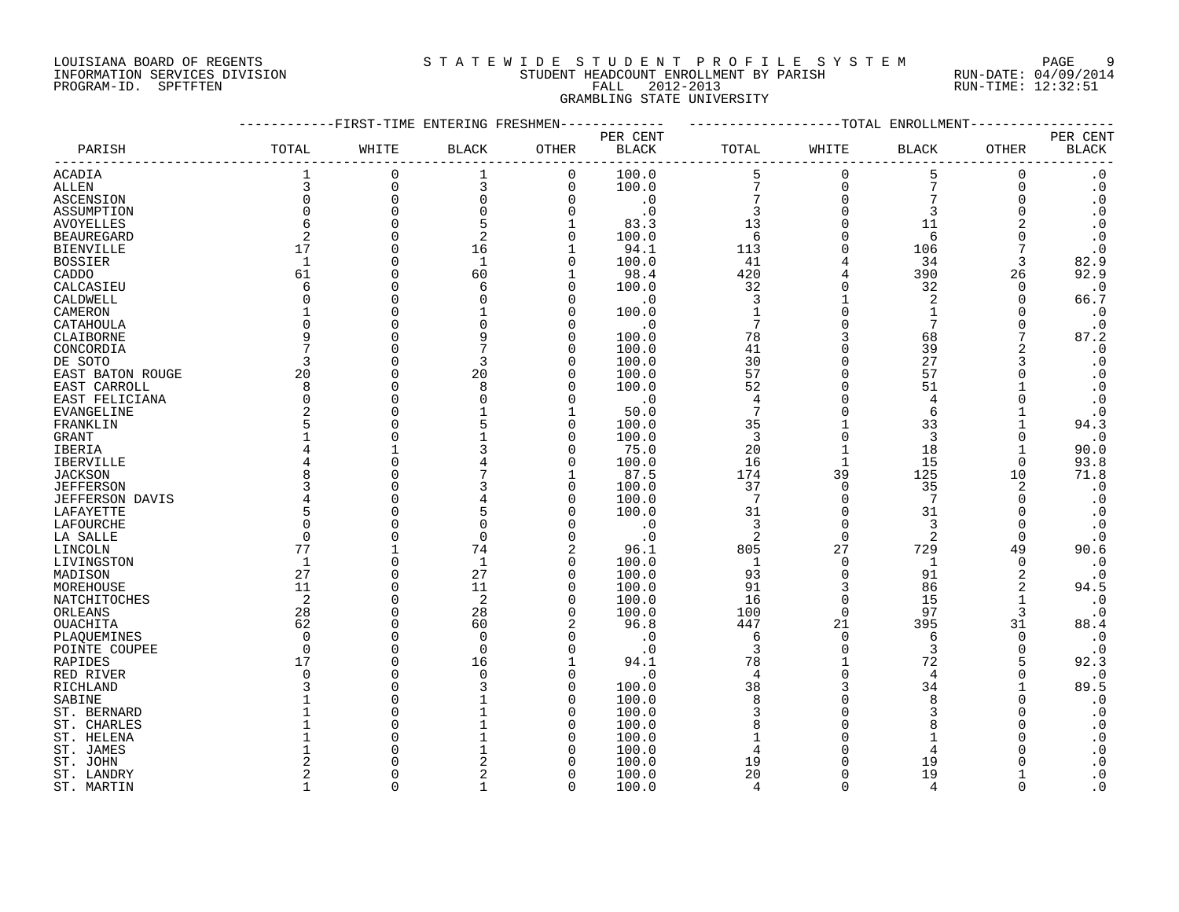LOUISIANA BOARD OF REGENTS
INFORMATION SERVICES DIVISION
PROGRAM-ID. SPFTFTEN

STATEWIDE STUDENT PROFILE SYSTEM
STUDENT HEADCOUNT ENROLLMENT BY PARISH
FALL 2012-2013
GRAMBLING STATE UNIVERSITY

RUN-DATE: 04/09/2014
RUN-TIME: 12:32:51

| PARISH | FIRST-TIME ENTERING FRESHMEN TOTAL | WHITE | BLACK | OTHER | PER CENT BLACK | TOTAL ENROLLMENT TOTAL | WHITE | BLACK | OTHER | PER CENT BLACK |
|---|---|---|---|---|---|---|---|---|---|---|
| ACADIA | 1 | 0 | 1 | 0 | 100.0 | 5 | 0 | 5 | 0 | .0 |
| ALLEN | 3 | 0 | 3 | 0 | 100.0 | 7 | 0 | 7 | 0 | .0 |
| ASCENSION | 0 | 0 | 0 | 0 | .0 | 7 | 0 | 7 | 0 | .0 |
| ASSUMPTION | 0 | 0 | 0 | 0 | .0 | 3 | 0 | 3 | 0 | .0 |
| AVOYELLES | 6 | 0 | 5 | 1 | 83.3 | 13 | 0 | 11 | 2 | .0 |
| BEAUREGARD | 2 | 0 | 2 | 0 | 100.0 | 6 | 0 | 6 | 0 | .0 |
| BIENVILLE | 17 | 0 | 16 | 1 | 94.1 | 113 | 0 | 106 | 7 | .0 |
| BOSSIER | 1 | 0 | 1 | 0 | 100.0 | 41 | 4 | 34 | 3 | 82.9 |
| CADDO | 61 | 0 | 60 | 1 | 98.4 | 420 | 4 | 390 | 26 | 92.9 |
| CALCASIEU | 6 | 0 | 6 | 0 | 100.0 | 32 | 0 | 32 | 0 | .0 |
| CALDWELL | 0 | 0 | 0 | 0 | .0 | 3 | 1 | 2 | 0 | 66.7 |
| CAMERON | 1 | 0 | 1 | 0 | 100.0 | 1 | 0 | 1 | 0 | .0 |
| CATAHOULA | 0 | 0 | 0 | 0 | .0 | 7 | 0 | 7 | 0 | .0 |
| CLAIBORNE | 9 | 0 | 9 | 0 | 100.0 | 78 | 3 | 68 | 7 | 87.2 |
| CONCORDIA | 7 | 0 | 7 | 0 | 100.0 | 41 | 0 | 39 | 2 | .0 |
| DE SOTO | 3 | 0 | 3 | 0 | 100.0 | 30 | 0 | 27 | 3 | .0 |
| EAST BATON ROUGE | 20 | 0 | 20 | 0 | 100.0 | 57 | 0 | 57 | 0 | .0 |
| EAST CARROLL | 8 | 0 | 8 | 0 | 100.0 | 52 | 0 | 51 | 1 | .0 |
| EAST FELICIANA | 0 | 0 | 0 | 0 | .0 | 4 | 0 | 4 | 0 | .0 |
| EVANGELINE | 2 | 0 | 1 | 1 | 50.0 | 7 | 0 | 6 | 1 | .0 |
| FRANKLIN | 5 | 0 | 5 | 0 | 100.0 | 35 | 1 | 33 | 1 | 94.3 |
| GRANT | 1 | 0 | 1 | 0 | 100.0 | 3 | 0 | 3 | 0 | .0 |
| IBERIA | 4 | 1 | 3 | 0 | 75.0 | 20 | 1 | 18 | 1 | 90.0 |
| IBERVILLE | 4 | 0 | 4 | 0 | 100.0 | 16 | 1 | 15 | 0 | 93.8 |
| JACKSON | 8 | 0 | 7 | 1 | 87.5 | 174 | 39 | 125 | 10 | 71.8 |
| JEFFERSON | 3 | 0 | 3 | 0 | 100.0 | 37 | 0 | 35 | 2 | .0 |
| JEFFERSON DAVIS | 4 | 0 | 4 | 0 | 100.0 | 7 | 0 | 7 | 0 | .0 |
| LAFAYETTE | 5 | 0 | 5 | 0 | 100.0 | 31 | 0 | 31 | 0 | .0 |
| LAFOURCHE | 0 | 0 | 0 | 0 | .0 | 3 | 0 | 3 | 0 | .0 |
| LA SALLE | 0 | 0 | 0 | 0 | .0 | 2 | 0 | 2 | 0 | .0 |
| LINCOLN | 77 | 1 | 74 | 2 | 96.1 | 805 | 27 | 729 | 49 | 90.6 |
| LIVINGSTON | 1 | 0 | 1 | 0 | 100.0 | 1 | 0 | 1 | 0 | .0 |
| MADISON | 27 | 0 | 27 | 0 | 100.0 | 93 | 0 | 91 | 2 | .0 |
| MOREHOUSE | 11 | 0 | 11 | 0 | 100.0 | 91 | 3 | 86 | 2 | 94.5 |
| NATCHITOCHES | 2 | 0 | 2 | 0 | 100.0 | 16 | 0 | 15 | 1 | .0 |
| ORLEANS | 28 | 0 | 28 | 0 | 100.0 | 100 | 0 | 97 | 3 | .0 |
| OUACHITA | 62 | 0 | 60 | 2 | 96.8 | 447 | 21 | 395 | 31 | 88.4 |
| PLAQUEMINES | 0 | 0 | 0 | 0 | .0 | 6 | 0 | 6 | 0 | .0 |
| POINTE COUPEE | 0 | 0 | 0 | 0 | .0 | 3 | 0 | 3 | 0 | .0 |
| RAPIDES | 17 | 0 | 16 | 1 | 94.1 | 78 | 1 | 72 | 5 | 92.3 |
| RED RIVER | 0 | 0 | 0 | 0 | .0 | 4 | 0 | 4 | 0 | .0 |
| RICHLAND | 3 | 0 | 3 | 0 | 100.0 | 38 | 3 | 34 | 1 | 89.5 |
| SABINE | 1 | 0 | 1 | 0 | 100.0 | 8 | 0 | 8 | 0 | .0 |
| ST. BERNARD | 1 | 0 | 1 | 0 | 100.0 | 3 | 0 | 3 | 0 | .0 |
| ST. CHARLES | 1 | 0 | 1 | 0 | 100.0 | 8 | 0 | 8 | 0 | .0 |
| ST. HELENA | 1 | 0 | 1 | 0 | 100.0 | 1 | 0 | 1 | 0 | .0 |
| ST. JAMES | 1 | 0 | 1 | 0 | 100.0 | 4 | 0 | 4 | 0 | .0 |
| ST. JOHN | 2 | 0 | 2 | 0 | 100.0 | 19 | 0 | 19 | 0 | .0 |
| ST. LANDRY | 2 | 0 | 2 | 0 | 100.0 | 20 | 0 | 19 | 1 | .0 |
| ST. MARTIN | 1 | 0 | 1 | 0 | 100.0 | 4 | 0 | 4 | 0 | .0 |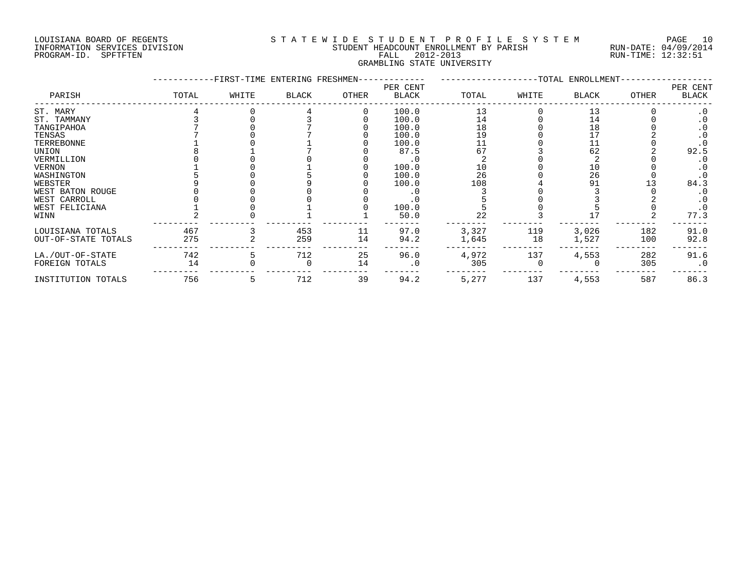LOUISIANA BOARD OF REGENTS
INFORMATION SERVICES DIVISION
PROGRAM-ID. SPFTFTEN

STATEWIDE STUDENT PROFILE SYSTEM
STUDENT HEADCOUNT ENROLLMENT BY PARISH
FALL 2012-2013
GRAMBLING STATE UNIVERSITY

RUN-DATE: 04/09/2014
RUN-TIME: 12:32:51

| PARISH | FIRST-TIME ENTERING FRESHMEN TOTAL | WHITE | BLACK | OTHER | PER CENT BLACK | TOTAL ENROLLMENT TOTAL | WHITE | BLACK | OTHER | PER CENT BLACK |
|---|---|---|---|---|---|---|---|---|---|---|
| ST. MARY | 4 | 0 | 4 | 0 | 100.0 | 13 | 0 | 13 | 0 | .0 |
| ST. TAMMANY | 3 | 0 | 3 | 0 | 100.0 | 14 | 0 | 14 | 0 | .0 |
| TANGIPAHOA | 7 | 0 | 7 | 0 | 100.0 | 18 | 0 | 18 | 0 | .0 |
| TENSAS | 7 | 0 | 7 | 0 | 100.0 | 19 | 0 | 17 | 2 | .0 |
| TERREBONNE | 1 | 0 | 1 | 0 | 100.0 | 11 | 0 | 11 | 0 | .0 |
| UNION | 8 | 1 | 7 | 0 | 87.5 | 67 | 3 | 62 | 2 | 92.5 |
| VERMILLION | 0 | 0 | 0 | 0 | .0 | 2 | 0 | 2 | 0 | .0 |
| VERNON | 1 | 0 | 1 | 0 | 100.0 | 10 | 0 | 10 | 0 | .0 |
| WASHINGTON | 5 | 0 | 5 | 0 | 100.0 | 26 | 0 | 26 | 0 | .0 |
| WEBSTER | 9 | 0 | 9 | 0 | 100.0 | 108 | 4 | 91 | 13 | 84.3 |
| WEST BATON ROUGE | 0 | 0 | 0 | 0 | .0 | 3 | 0 | 3 | 0 | .0 |
| WEST CARROLL | 0 | 0 | 0 | 0 | .0 | 5 | 0 | 3 | 2 | .0 |
| WEST FELICIANA | 1 | 0 | 1 | 0 | 100.0 | 5 | 0 | 5 | 0 | .0 |
| WINN | 2 | 0 | 1 | 1 | 50.0 | 22 | 3 | 17 | 2 | 77.3 |
| LOUISIANA TOTALS | 467 | 3 | 453 | 11 | 97.0 | 3,327 | 119 | 3,026 | 182 | 91.0 |
| OUT-OF-STATE TOTALS | 275 | 2 | 259 | 14 | 94.2 | 1,645 | 18 | 1,527 | 100 | 92.8 |
| LA./OUT-OF-STATE | 742 | 5 | 712 | 25 | 96.0 | 4,972 | 137 | 4,553 | 282 | 91.6 |
| FOREIGN TOTALS | 14 | 0 | 0 | 14 | .0 | 305 | 0 | 0 | 305 | .0 |
| INSTITUTION TOTALS | 756 | 5 | 712 | 39 | 94.2 | 5,277 | 137 | 4,553 | 587 | 86.3 |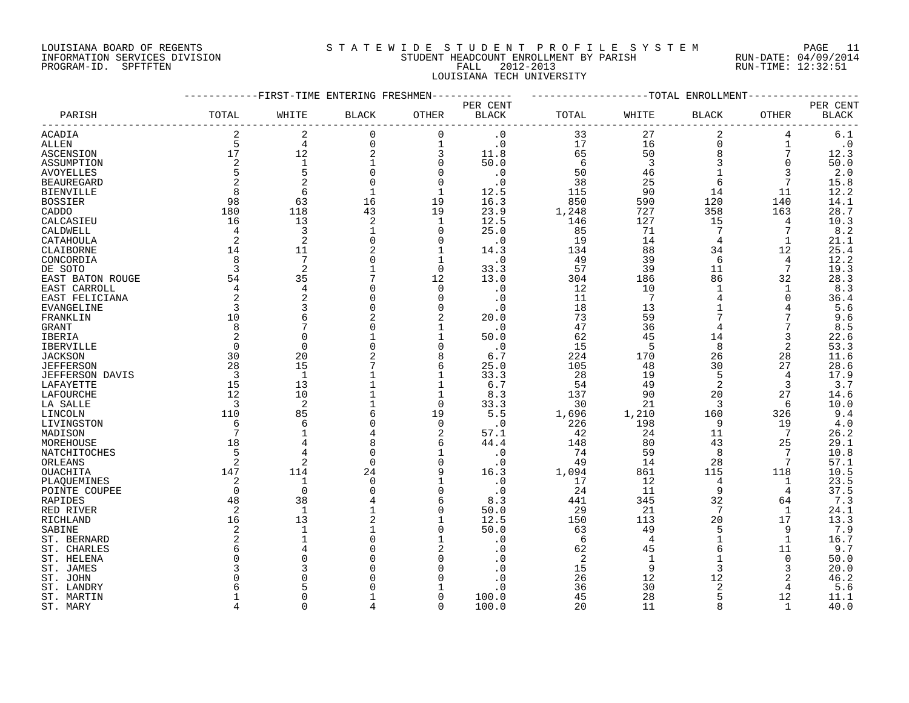LOUISIANA BOARD OF REGENTS
INFORMATION SERVICES DIVISION
PROGRAM-ID. SPFTFTEN

STATEWIDE STUDENT PROFILE SYSTEM
STUDENT HEADCOUNT ENROLLMENT BY PARISH
FALL 2012-2013
LOUISIANA TECH UNIVERSITY

RUN-DATE: 04/09/2014
RUN-TIME: 12:32:51

| PARISH | FIRST-TIME ENTERING FRESHMEN TOTAL | WHITE | BLACK | OTHER | PER CENT BLACK | TOTAL ENROLLMENT TOTAL | WHITE | BLACK | OTHER | PER CENT BLACK |
|---|---|---|---|---|---|---|---|---|---|---|
| ACADIA | 2 | 2 | 0 | 0 | .0 | 33 | 27 | 2 | 4 | 6.1 |
| ALLEN | 5 | 4 | 0 | 1 | .0 | 17 | 16 | 0 | 1 | .0 |
| ASCENSION | 17 | 12 | 2 | 3 | 11.8 | 65 | 50 | 8 | 7 | 12.3 |
| ASSUMPTION | 2 | 1 | 1 | 0 | 50.0 | 6 | 3 | 3 | 0 | 50.0 |
| AVOYELLES | 5 | 5 | 0 | 0 | .0 | 50 | 46 | 1 | 3 | 2.0 |
| BEAUREGARD | 2 | 2 | 0 | 0 | .0 | 38 | 25 | 6 | 7 | 15.8 |
| BIENVILLE | 8 | 6 | 1 | 1 | 12.5 | 115 | 90 | 14 | 11 | 12.2 |
| BOSSIER | 98 | 63 | 16 | 19 | 16.3 | 850 | 590 | 120 | 140 | 14.1 |
| CADDO | 180 | 118 | 43 | 19 | 23.9 | 1,248 | 727 | 358 | 163 | 28.7 |
| CALCASIEU | 16 | 13 | 2 | 1 | 12.5 | 146 | 127 | 15 | 4 | 10.3 |
| CALDWELL | 4 | 3 | 1 | 0 | 25.0 | 85 | 71 | 7 | 7 | 8.2 |
| CATAHOULA | 2 | 2 | 0 | 0 | .0 | 19 | 14 | 4 | 1 | 21.1 |
| CLAIBORNE | 14 | 11 | 2 | 1 | 14.3 | 134 | 88 | 34 | 12 | 25.4 |
| CONCORDIA | 8 | 7 | 0 | 1 | .0 | 49 | 39 | 6 | 4 | 12.2 |
| DE SOTO | 3 | 2 | 1 | 0 | 33.3 | 57 | 39 | 11 | 7 | 19.3 |
| EAST BATON ROUGE | 54 | 35 | 7 | 12 | 13.0 | 304 | 186 | 86 | 32 | 28.3 |
| EAST CARROLL | 4 | 4 | 0 | 0 | .0 | 12 | 10 | 1 | 1 | 8.3 |
| EAST FELICIANA | 2 | 2 | 0 | 0 | .0 | 11 | 7 | 4 | 0 | 36.4 |
| EVANGELINE | 3 | 3 | 0 | 0 | .0 | 18 | 13 | 1 | 4 | 5.6 |
| FRANKLIN | 10 | 6 | 2 | 2 | 20.0 | 73 | 59 | 7 | 7 | 9.6 |
| GRANT | 8 | 7 | 0 | 1 | .0 | 47 | 36 | 4 | 7 | 8.5 |
| IBERIA | 2 | 0 | 1 | 1 | 50.0 | 62 | 45 | 14 | 3 | 22.6 |
| IBERVILLE | 0 | 0 | 0 | 0 | .0 | 15 | 5 | 8 | 2 | 53.3 |
| JACKSON | 30 | 20 | 2 | 8 | 6.7 | 224 | 170 | 26 | 28 | 11.6 |
| JEFFERSON | 28 | 15 | 7 | 6 | 25.0 | 105 | 48 | 30 | 27 | 28.6 |
| JEFFERSON DAVIS | 3 | 1 | 1 | 1 | 33.3 | 28 | 19 | 5 | 4 | 17.9 |
| LAFAYETTE | 15 | 13 | 1 | 1 | 6.7 | 54 | 49 | 2 | 3 | 3.7 |
| LAFOURCHE | 12 | 10 | 1 | 1 | 8.3 | 137 | 90 | 20 | 27 | 14.6 |
| LA SALLE | 3 | 2 | 1 | 0 | 33.3 | 30 | 21 | 3 | 6 | 10.0 |
| LINCOLN | 110 | 85 | 6 | 19 | 5.5 | 1,696 | 1,210 | 160 | 326 | 9.4 |
| LIVINGSTON | 6 | 6 | 0 | 0 | .0 | 226 | 198 | 9 | 19 | 4.0 |
| MADISON | 7 | 1 | 4 | 2 | 57.1 | 42 | 24 | 11 | 7 | 26.2 |
| MOREHOUSE | 18 | 4 | 8 | 6 | 44.4 | 148 | 80 | 43 | 25 | 29.1 |
| NATCHITOCHES | 5 | 4 | 0 | 1 | .0 | 74 | 59 | 8 | 7 | 10.8 |
| ORLEANS | 2 | 2 | 0 | 0 | .0 | 49 | 14 | 28 | 7 | 57.1 |
| OUACHITA | 147 | 114 | 24 | 9 | 16.3 | 1,094 | 861 | 115 | 118 | 10.5 |
| PLAQUEMINES | 2 | 1 | 0 | 1 | .0 | 17 | 12 | 4 | 1 | 23.5 |
| POINTE COUPEE | 0 | 0 | 0 | 0 | .0 | 24 | 11 | 9 | 4 | 37.5 |
| RAPIDES | 48 | 38 | 4 | 6 | 8.3 | 441 | 345 | 32 | 64 | 7.3 |
| RED RIVER | 2 | 1 | 1 | 0 | 50.0 | 29 | 21 | 7 | 1 | 24.1 |
| RICHLAND | 16 | 13 | 2 | 1 | 12.5 | 150 | 113 | 20 | 17 | 13.3 |
| SABINE | 2 | 1 | 1 | 0 | 50.0 | 63 | 49 | 5 | 9 | 7.9 |
| ST. BERNARD | 2 | 1 | 0 | 1 | .0 | 6 | 4 | 1 | 1 | 16.7 |
| ST. CHARLES | 6 | 4 | 0 | 2 | .0 | 62 | 45 | 6 | 11 | 9.7 |
| ST. HELENA | 0 | 0 | 0 | 0 | .0 | 2 | 1 | 1 | 0 | 50.0 |
| ST. JAMES | 3 | 3 | 0 | 0 | .0 | 15 | 9 | 3 | 3 | 20.0 |
| ST. JOHN | 0 | 0 | 0 | 0 | .0 | 26 | 12 | 12 | 2 | 46.2 |
| ST. LANDRY | 6 | 5 | 0 | 1 | .0 | 36 | 30 | 2 | 4 | 5.6 |
| ST. MARTIN | 1 | 0 | 1 | 0 | 100.0 | 45 | 28 | 5 | 12 | 11.1 |
| ST. MARY | 4 | 0 | 4 | 0 | 100.0 | 20 | 11 | 8 | 1 | 40.0 |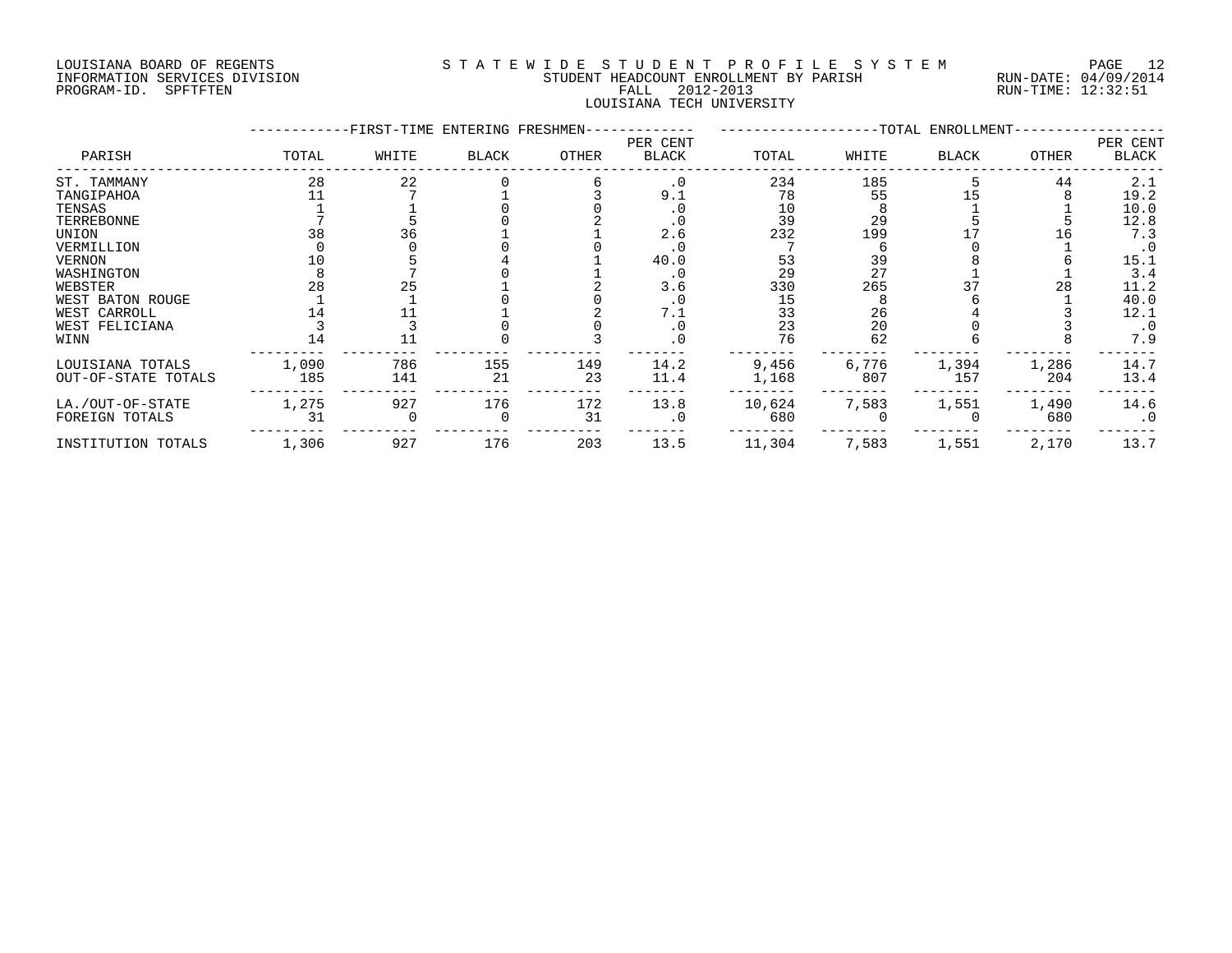LOUISIANA BOARD OF REGENTS
INFORMATION SERVICES DIVISION
PROGRAM-ID. SPFTFTEN

STATEWIDE STUDENT PROFILE SYSTEM
STUDENT HEADCOUNT ENROLLMENT BY PARISH
FALL 2012-2013
LOUISIANA TECH UNIVERSITY

RUN-DATE: 04/09/2014
RUN-TIME: 12:32:51

| PARISH | FIRST-TIME ENTERING FRESHMEN TOTAL | WHITE | BLACK | OTHER | PER CENT BLACK | TOTAL ENROLLMENT TOTAL | WHITE | BLACK | OTHER | PER CENT BLACK |
|---|---|---|---|---|---|---|---|---|---|---|
| ST. TAMMANY | 28 | 22 | 0 | 6 | .0 | 234 | 185 | 5 | 44 | 2.1 |
| TANGIPAHOA | 11 | 7 | 1 | 3 | 9.1 | 78 | 55 | 15 | 8 | 19.2 |
| TENSAS | 1 | 1 | 0 | 0 | .0 | 10 | 8 | 1 | 1 | 10.0 |
| TERREBONNE | 7 | 5 | 0 | 2 | .0 | 39 | 29 | 5 | 5 | 12.8 |
| UNION | 38 | 36 | 1 | 1 | 2.6 | 232 | 199 | 17 | 16 | 7.3 |
| VERMILLION | 0 | 0 | 0 | 0 | .0 | 7 | 6 | 0 | 1 | .0 |
| VERNON | 10 | 5 | 4 | 1 | 40.0 | 53 | 39 | 8 | 6 | 15.1 |
| WASHINGTON | 8 | 7 | 0 | 1 | .0 | 29 | 27 | 1 | 1 | 3.4 |
| WEBSTER | 28 | 25 | 1 | 2 | 3.6 | 330 | 265 | 37 | 28 | 11.2 |
| WEST BATON ROUGE | 1 | 1 | 0 | 0 | .0 | 15 | 8 | 6 | 1 | 40.0 |
| WEST CARROLL | 14 | 11 | 1 | 2 | 7.1 | 33 | 26 | 4 | 3 | 12.1 |
| WEST FELICIANA | 3 | 3 | 0 | 0 | .0 | 23 | 20 | 0 | 3 | .0 |
| WINN | 14 | 11 | 0 | 3 | .0 | 76 | 62 | 6 | 8 | 7.9 |
| LOUISIANA TOTALS | 1,090 | 786 | 155 | 149 | 14.2 | 9,456 | 6,776 | 1,394 | 1,286 | 14.7 |
| OUT-OF-STATE TOTALS | 185 | 141 | 21 | 23 | 11.4 | 1,168 | 807 | 157 | 204 | 13.4 |
| LA./OUT-OF-STATE | 1,275 | 927 | 176 | 172 | 13.8 | 10,624 | 7,583 | 1,551 | 1,490 | 14.6 |
| FOREIGN TOTALS | 31 | 0 | 0 | 31 | .0 | 680 | 0 | 0 | 680 | .0 |
| INSTITUTION TOTALS | 1,306 | 927 | 176 | 203 | 13.5 | 11,304 | 7,583 | 1,551 | 2,170 | 13.7 |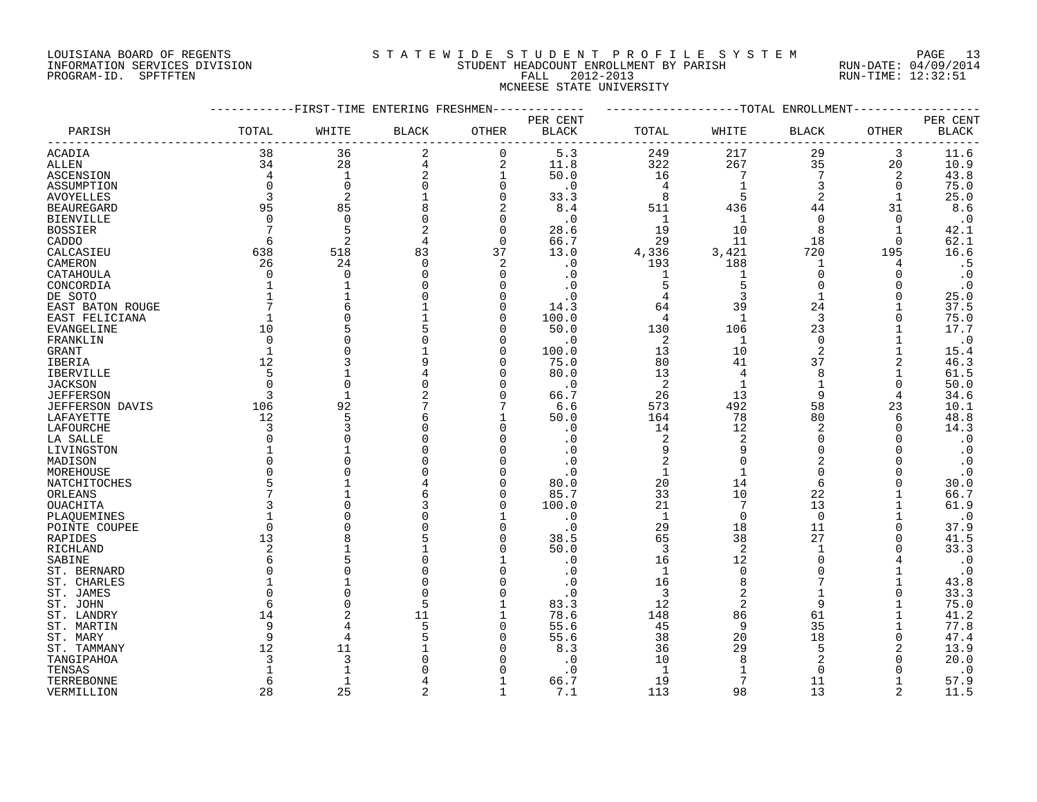LOUISIANA BOARD OF REGENTS
INFORMATION SERVICES DIVISION
PROGRAM-ID. SPFTFTEN

# STATEWIDE STUDENT PROFILE SYSTEM
## STUDENT HEADCOUNT ENROLLMENT BY PARISH
## FALL 2012-2013
## MCNEESE STATE UNIVERSITY

RUN-DATE: 04/09/2014
RUN-TIME: 12:32:51

| PARISH | FIRST-TIME ENTERING FRESHMEN TOTAL | WHITE | BLACK | OTHER | PER CENT BLACK | TOTAL ENROLLMENT TOTAL | WHITE | BLACK | OTHER | PER CENT BLACK |
|---|---|---|---|---|---|---|---|---|---|---|
| ACADIA | 38 | 36 | 2 | 0 | 5.3 | 249 | 217 | 29 | 3 | 11.6 |
| ALLEN | 34 | 28 | 4 | 2 | 11.8 | 322 | 267 | 35 | 20 | 10.9 |
| ASCENSION | 4 | 1 | 2 | 1 | 50.0 | 16 | 7 | 7 | 2 | 43.8 |
| ASSUMPTION | 0 | 0 | 0 | 0 | .0 | 4 | 1 | 3 | 0 | 75.0 |
| AVOYELLES | 3 | 2 | 1 | 0 | 33.3 | 8 | 5 | 2 | 1 | 25.0 |
| BEAUREGARD | 95 | 85 | 8 | 2 | 8.4 | 511 | 436 | 44 | 31 | 8.6 |
| BIENVILLE | 0 | 0 | 0 | 0 | .0 | 1 | 1 | 0 | 0 | .0 |
| BOSSIER | 7 | 5 | 2 | 0 | 28.6 | 19 | 10 | 8 | 1 | 42.1 |
| CADDO | 6 | 2 | 4 | 0 | 66.7 | 29 | 11 | 18 | 0 | 62.1 |
| CALCASIEU | 638 | 518 | 83 | 37 | 13.0 | 4,336 | 3,421 | 720 | 195 | 16.6 |
| CAMERON | 26 | 24 | 0 | 2 | .0 | 193 | 188 | 1 | 4 | .5 |
| CATAHOULA | 0 | 0 | 0 | 0 | .0 | 1 | 1 | 0 | 0 | .0 |
| CONCORDIA | 1 | 1 | 0 | 0 | .0 | 5 | 5 | 0 | 0 | .0 |
| DE SOTO | 1 | 1 | 0 | 0 | .0 | 4 | 3 | 1 | 0 | 25.0 |
| EAST BATON ROUGE | 7 | 6 | 1 | 0 | 14.3 | 64 | 39 | 24 | 1 | 37.5 |
| EAST FELICIANA | 1 | 0 | 1 | 0 | 100.0 | 4 | 1 | 3 | 0 | 75.0 |
| EVANGELINE | 10 | 5 | 5 | 0 | 50.0 | 130 | 106 | 23 | 1 | 17.7 |
| FRANKLIN | 0 | 0 | 0 | 0 | .0 | 2 | 1 | 0 | 1 | .0 |
| GRANT | 1 | 0 | 1 | 0 | 100.0 | 13 | 10 | 2 | 1 | 15.4 |
| IBERIA | 12 | 3 | 9 | 0 | 75.0 | 80 | 41 | 37 | 2 | 46.3 |
| IBERVILLE | 5 | 1 | 4 | 0 | 80.0 | 13 | 4 | 8 | 1 | 61.5 |
| JACKSON | 0 | 0 | 0 | 0 | .0 | 2 | 1 | 1 | 0 | 50.0 |
| JEFFERSON | 3 | 1 | 2 | 0 | 66.7 | 26 | 13 | 9 | 4 | 34.6 |
| JEFFERSON DAVIS | 106 | 92 | 7 | 7 | 6.6 | 573 | 492 | 58 | 23 | 10.1 |
| LAFAYETTE | 12 | 5 | 6 | 1 | 50.0 | 164 | 78 | 80 | 6 | 48.8 |
| LAFOURCHE | 3 | 3 | 0 | 0 | .0 | 14 | 12 | 2 | 0 | 14.3 |
| LA SALLE | 0 | 0 | 0 | 0 | .0 | 2 | 2 | 0 | 0 | .0 |
| LIVINGSTON | 1 | 1 | 0 | 0 | .0 | 9 | 9 | 0 | 0 | .0 |
| MADISON | 0 | 0 | 0 | 0 | .0 | 2 | 0 | 2 | 0 | .0 |
| MOREHOUSE | 0 | 0 | 0 | 0 | .0 | 1 | 1 | 0 | 0 | .0 |
| NATCHITOCHES | 5 | 1 | 4 | 0 | 80.0 | 20 | 14 | 6 | 0 | 30.0 |
| ORLEANS | 7 | 1 | 6 | 0 | 85.7 | 33 | 10 | 22 | 1 | 66.7 |
| OUACHITA | 3 | 0 | 3 | 0 | 100.0 | 21 | 7 | 13 | 1 | 61.9 |
| PLAQUEMINES | 1 | 0 | 0 | 1 | .0 | 1 | 0 | 0 | 1 | .0 |
| POINTE COUPEE | 0 | 0 | 0 | 0 | .0 | 29 | 18 | 11 | 0 | 37.9 |
| RAPIDES | 13 | 8 | 5 | 0 | 38.5 | 65 | 38 | 27 | 0 | 41.5 |
| RICHLAND | 2 | 1 | 1 | 0 | 50.0 | 3 | 2 | 1 | 0 | 33.3 |
| SABINE | 6 | 5 | 0 | 1 | .0 | 16 | 12 | 0 | 4 | .0 |
| ST. BERNARD | 0 | 0 | 0 | 0 | .0 | 1 | 0 | 0 | 1 | .0 |
| ST. CHARLES | 1 | 1 | 0 | 0 | .0 | 16 | 8 | 7 | 1 | 43.8 |
| ST. JAMES | 0 | 0 | 0 | 0 | .0 | 3 | 2 | 1 | 0 | 33.3 |
| ST. JOHN | 6 | 0 | 5 | 1 | 83.3 | 12 | 2 | 9 | 1 | 75.0 |
| ST. LANDRY | 14 | 2 | 11 | 1 | 78.6 | 148 | 86 | 61 | 1 | 41.2 |
| ST. MARTIN | 9 | 4 | 5 | 0 | 55.6 | 45 | 9 | 35 | 1 | 77.8 |
| ST. MARY | 9 | 4 | 5 | 0 | 55.6 | 38 | 20 | 18 | 0 | 47.4 |
| ST. TAMMANY | 12 | 11 | 1 | 0 | 8.3 | 36 | 29 | 5 | 2 | 13.9 |
| TANGIPAHOA | 3 | 3 | 0 | 0 | .0 | 10 | 8 | 2 | 0 | 20.0 |
| TENSAS | 1 | 1 | 0 | 0 | .0 | 1 | 1 | 0 | 0 | .0 |
| TERREBONNE | 6 | 1 | 4 | 1 | 66.7 | 19 | 7 | 11 | 1 | 57.9 |
| VERMILLION | 28 | 25 | 2 | 1 | 7.1 | 113 | 98 | 13 | 2 | 11.5 |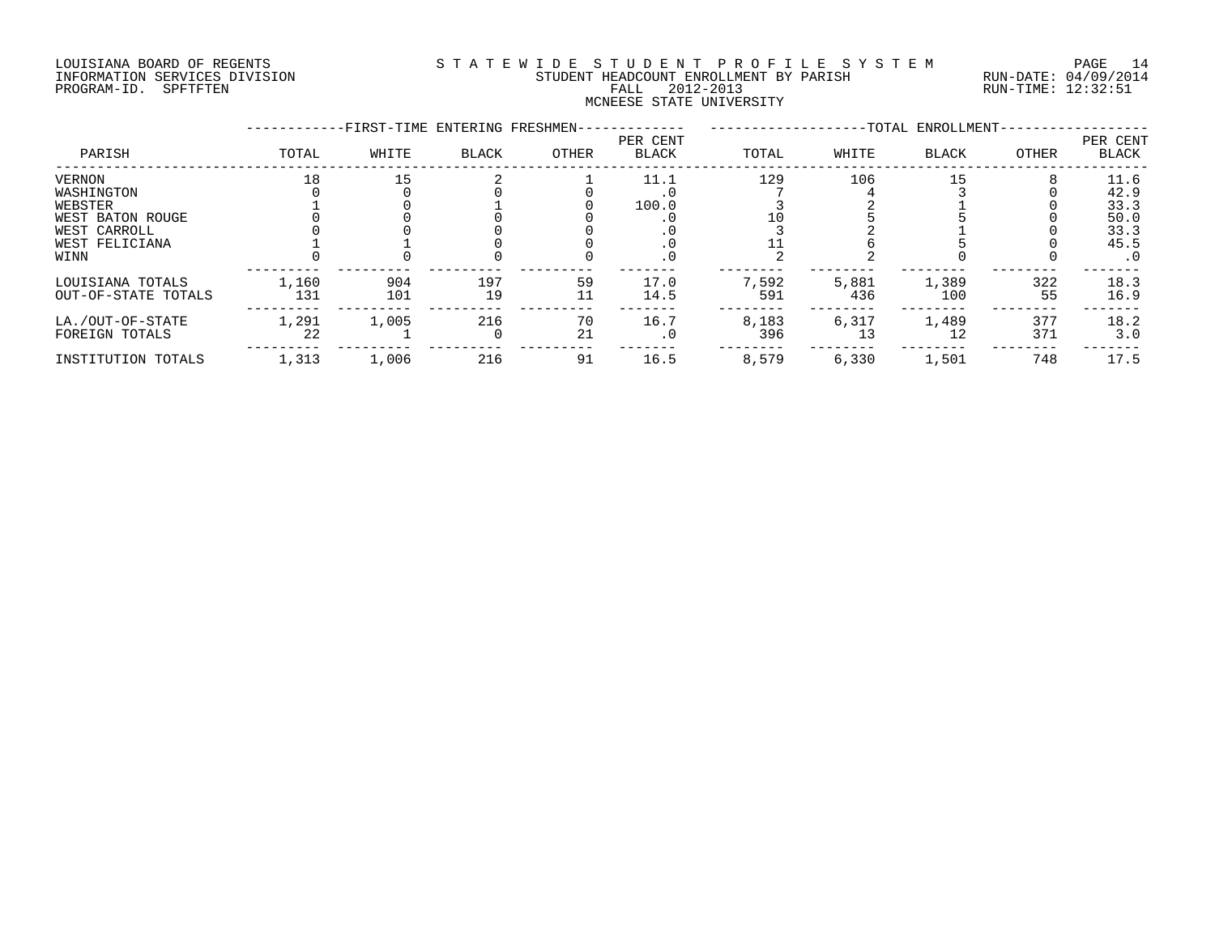LOUISIANA BOARD OF REGENTS
INFORMATION SERVICES DIVISION
PROGRAM-ID. SPFTFTEN

STATEWIDE STUDENT PROFILE SYSTEM
STUDENT HEADCOUNT ENROLLMENT BY PARISH
FALL 2012-2013
MCNEESE STATE UNIVERSITY

RUN-DATE: 04/09/2014
RUN-TIME: 12:32:51

| PARISH | FIRST-TIME ENTERING FRESHMEN | | | | | TOTAL ENROLLMENT | | | | |
|---|---|---|---|---|---|---|---|---|---|---|
| | TOTAL | WHITE | BLACK | OTHER | PER CENT BLACK | TOTAL | WHITE | BLACK | OTHER | PER CENT BLACK |
| VERNON | 18 | 15 | 2 | 1 | 11.1 | 129 | 106 | 15 | 8 | 11.6 |
| WASHINGTON | 0 | 0 | 0 | 0 | .0 | 7 | 4 | 3 | 0 | 42.9 |
| WEBSTER | 1 | 0 | 1 | 0 | 100.0 | 3 | 2 | 1 | 0 | 33.3 |
| WEST BATON ROUGE | 0 | 0 | 0 | 0 | .0 | 10 | 5 | 5 | 0 | 50.0 |
| WEST CARROLL | 0 | 0 | 0 | 0 | .0 | 3 | 2 | 1 | 0 | 33.3 |
| WEST FELICIANA | 1 | 1 | 0 | 0 | .0 | 11 | 6 | 5 | 0 | 45.5 |
| WINN | 0 | 0 | 0 | 0 | .0 | 2 | 2 | 0 | 0 | .0 |
| LOUISIANA TOTALS | 1,160 | 904 | 197 | 59 | 17.0 | 7,592 | 5,881 | 1,389 | 322 | 18.3 |
| OUT-OF-STATE TOTALS | 131 | 101 | 19 | 11 | 14.5 | 591 | 436 | 100 | 55 | 16.9 |
| LA./OUT-OF-STATE | 1,291 | 1,005 | 216 | 70 | 16.7 | 8,183 | 6,317 | 1,489 | 377 | 18.2 |
| FOREIGN TOTALS | 22 | 1 | 0 | 21 | .0 | 396 | 13 | 12 | 371 | 3.0 |
| INSTITUTION TOTALS | 1,313 | 1,006 | 216 | 91 | 16.5 | 8,579 | 6,330 | 1,501 | 748 | 17.5 |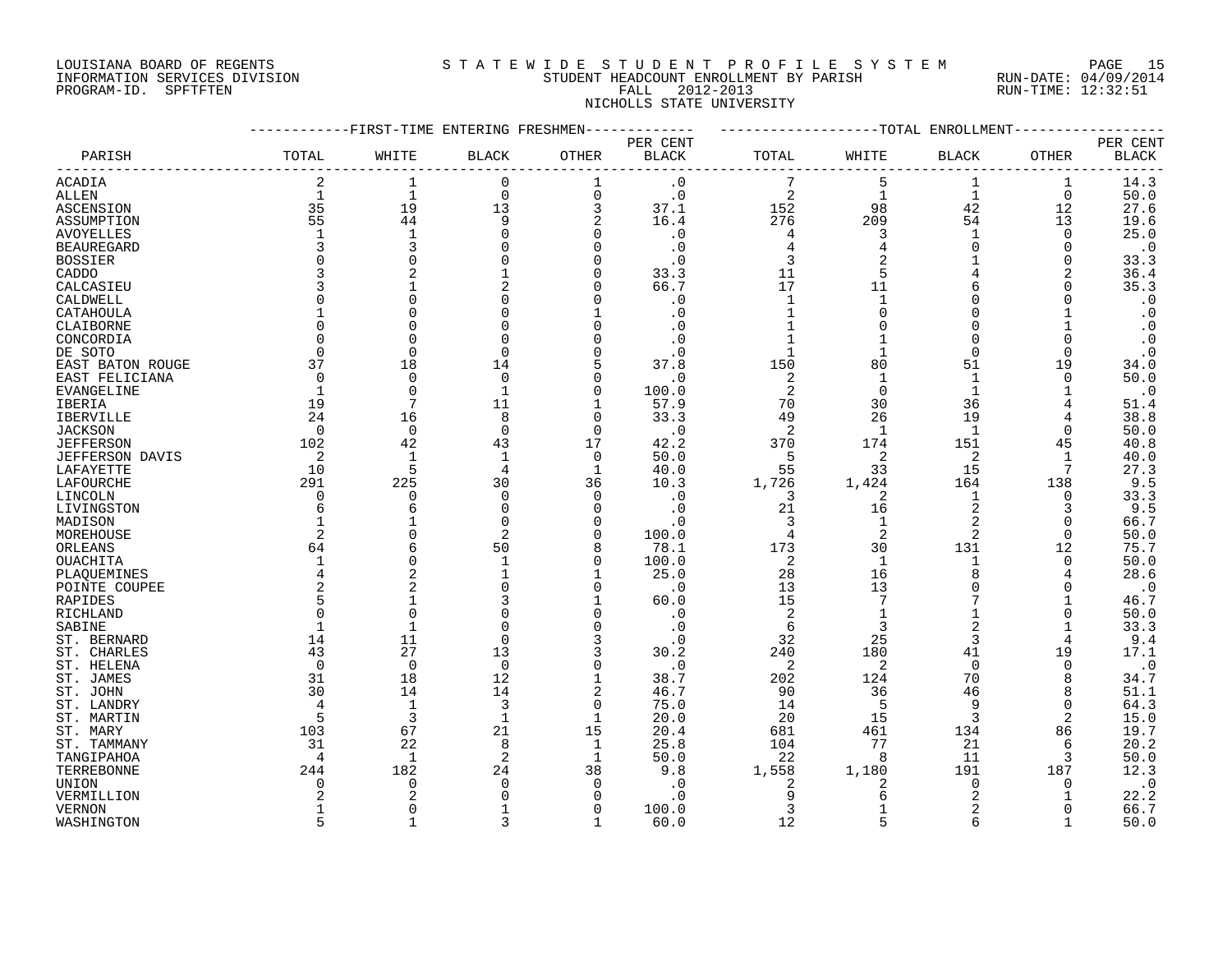LOUISIANA BOARD OF REGENTS
INFORMATION SERVICES DIVISION
PROGRAM-ID. SPFTFTEN

STATEWIDE STUDENT PROFILE SYSTEM
STUDENT HEADCOUNT ENROLLMENT BY PARISH
FALL 2012-2013
NICHOLLS STATE UNIVERSITY

RUN-DATE: 04/09/2014
RUN-TIME: 12:32:51

| PARISH | FIRST-TIME ENTERING FRESHMEN | | | | | TOTAL ENROLLMENT | | | | |
|---|---|---|---|---|---|---|---|---|---|---|
| | TOTAL | WHITE | BLACK | OTHER | PER CENT BLACK | TOTAL | WHITE | BLACK | OTHER | PER CENT BLACK |
| ACADIA | 2 | 1 | 0 | 1 | .0 | 7 | 5 | 1 | 1 | 14.3 |
| ALLEN | 1 | 1 | 0 | 0 | .0 | 2 | 1 | 1 | 0 | 50.0 |
| ASCENSION | 35 | 19 | 13 | 3 | 37.1 | 152 | 98 | 42 | 12 | 27.6 |
| ASSUMPTION | 55 | 44 | 9 | 2 | 16.4 | 276 | 209 | 54 | 13 | 19.6 |
| AVOYELLES | 1 | 1 | 0 | 0 | .0 | 4 | 3 | 1 | 0 | 25.0 |
| BEAUREGARD | 3 | 3 | 0 | 0 | .0 | 4 | 4 | 0 | 0 | .0 |
| BOSSIER | 0 | 0 | 0 | 0 | .0 | 3 | 2 | 1 | 0 | 33.3 |
| CADDO | 3 | 2 | 1 | 0 | 33.3 | 11 | 5 | 4 | 2 | 36.4 |
| CALCASIEU | 3 | 1 | 2 | 0 | 66.7 | 17 | 11 | 6 | 0 | 35.3 |
| CALDWELL | 0 | 0 | 0 | 0 | .0 | 1 | 1 | 0 | 0 | .0 |
| CATAHOULA | 1 | 0 | 0 | 1 | .0 | 1 | 0 | 0 | 1 | .0 |
| CLAIBORNE | 0 | 0 | 0 | 0 | .0 | 1 | 0 | 0 | 1 | .0 |
| CONCORDIA | 0 | 0 | 0 | 0 | .0 | 1 | 1 | 0 | 0 | .0 |
| DE SOTO | 0 | 0 | 0 | 0 | .0 | 1 | 1 | 0 | 0 | .0 |
| EAST BATON ROUGE | 37 | 18 | 14 | 5 | 37.8 | 150 | 80 | 51 | 19 | 34.0 |
| EAST FELICIANA | 0 | 0 | 0 | 0 | .0 | 2 | 1 | 1 | 0 | 50.0 |
| EVANGELINE | 1 | 0 | 1 | 0 | 100.0 | 2 | 0 | 1 | 1 | .0 |
| IBERIA | 19 | 7 | 11 | 1 | 57.9 | 70 | 30 | 36 | 4 | 51.4 |
| IBERVILLE | 24 | 16 | 8 | 0 | 33.3 | 49 | 26 | 19 | 4 | 38.8 |
| JACKSON | 0 | 0 | 0 | 0 | .0 | 2 | 1 | 1 | 0 | 50.0 |
| JEFFERSON | 102 | 42 | 43 | 17 | 42.2 | 370 | 174 | 151 | 45 | 40.8 |
| JEFFERSON DAVIS | 2 | 1 | 1 | 0 | 50.0 | 5 | 2 | 2 | 1 | 40.0 |
| LAFAYETTE | 10 | 5 | 4 | 1 | 40.0 | 55 | 33 | 15 | 7 | 27.3 |
| LAFOURCHE | 291 | 225 | 30 | 36 | 10.3 | 1,726 | 1,424 | 164 | 138 | 9.5 |
| LINCOLN | 0 | 0 | 0 | 0 | .0 | 3 | 2 | 1 | 0 | 33.3 |
| LIVINGSTON | 6 | 6 | 0 | 0 | .0 | 21 | 16 | 2 | 3 | 9.5 |
| MADISON | 1 | 1 | 0 | 0 | .0 | 3 | 1 | 2 | 0 | 66.7 |
| MOREHOUSE | 2 | 0 | 2 | 0 | 100.0 | 4 | 2 | 2 | 0 | 50.0 |
| ORLEANS | 64 | 6 | 50 | 8 | 78.1 | 173 | 30 | 131 | 12 | 75.7 |
| OUACHITA | 1 | 0 | 1 | 0 | 100.0 | 2 | 1 | 1 | 0 | 50.0 |
| PLAQUEMINES | 4 | 2 | 1 | 1 | 25.0 | 28 | 16 | 8 | 4 | 28.6 |
| POINTE COUPEE | 2 | 2 | 0 | 0 | .0 | 13 | 13 | 0 | 0 | .0 |
| RAPIDES | 5 | 1 | 3 | 1 | 60.0 | 15 | 7 | 7 | 1 | 46.7 |
| RICHLAND | 0 | 0 | 0 | 0 | .0 | 2 | 1 | 1 | 0 | 50.0 |
| SABINE | 1 | 1 | 0 | 0 | .0 | 6 | 3 | 2 | 1 | 33.3 |
| ST. BERNARD | 14 | 11 | 0 | 3 | .0 | 32 | 25 | 3 | 4 | 9.4 |
| ST. CHARLES | 43 | 27 | 13 | 3 | 30.2 | 240 | 180 | 41 | 19 | 17.1 |
| ST. HELENA | 0 | 0 | 0 | 0 | .0 | 2 | 2 | 0 | 0 | .0 |
| ST. JAMES | 31 | 18 | 12 | 1 | 38.7 | 202 | 124 | 70 | 8 | 34.7 |
| ST. JOHN | 30 | 14 | 14 | 2 | 46.7 | 90 | 36 | 46 | 8 | 51.1 |
| ST. LANDRY | 4 | 1 | 3 | 0 | 75.0 | 14 | 5 | 9 | 0 | 64.3 |
| ST. MARTIN | 5 | 3 | 1 | 1 | 20.0 | 20 | 15 | 3 | 2 | 15.0 |
| ST. MARY | 103 | 67 | 21 | 15 | 20.4 | 681 | 461 | 134 | 86 | 19.7 |
| ST. TAMMANY | 31 | 22 | 8 | 1 | 25.8 | 104 | 77 | 21 | 6 | 20.2 |
| TANGIPAHOA | 4 | 1 | 2 | 1 | 50.0 | 22 | 8 | 11 | 3 | 50.0 |
| TERREBONNE | 244 | 182 | 24 | 38 | 9.8 | 1,558 | 1,180 | 191 | 187 | 12.3 |
| UNION | 0 | 0 | 0 | 0 | .0 | 2 | 2 | 0 | 0 | .0 |
| VERMILLION | 2 | 2 | 0 | 0 | .0 | 9 | 6 | 2 | 1 | 22.2 |
| VERNON | 1 | 0 | 1 | 0 | 100.0 | 3 | 1 | 2 | 0 | 66.7 |
| WASHINGTON | 5 | 1 | 3 | 1 | 60.0 | 12 | 5 | 6 | 1 | 50.0 |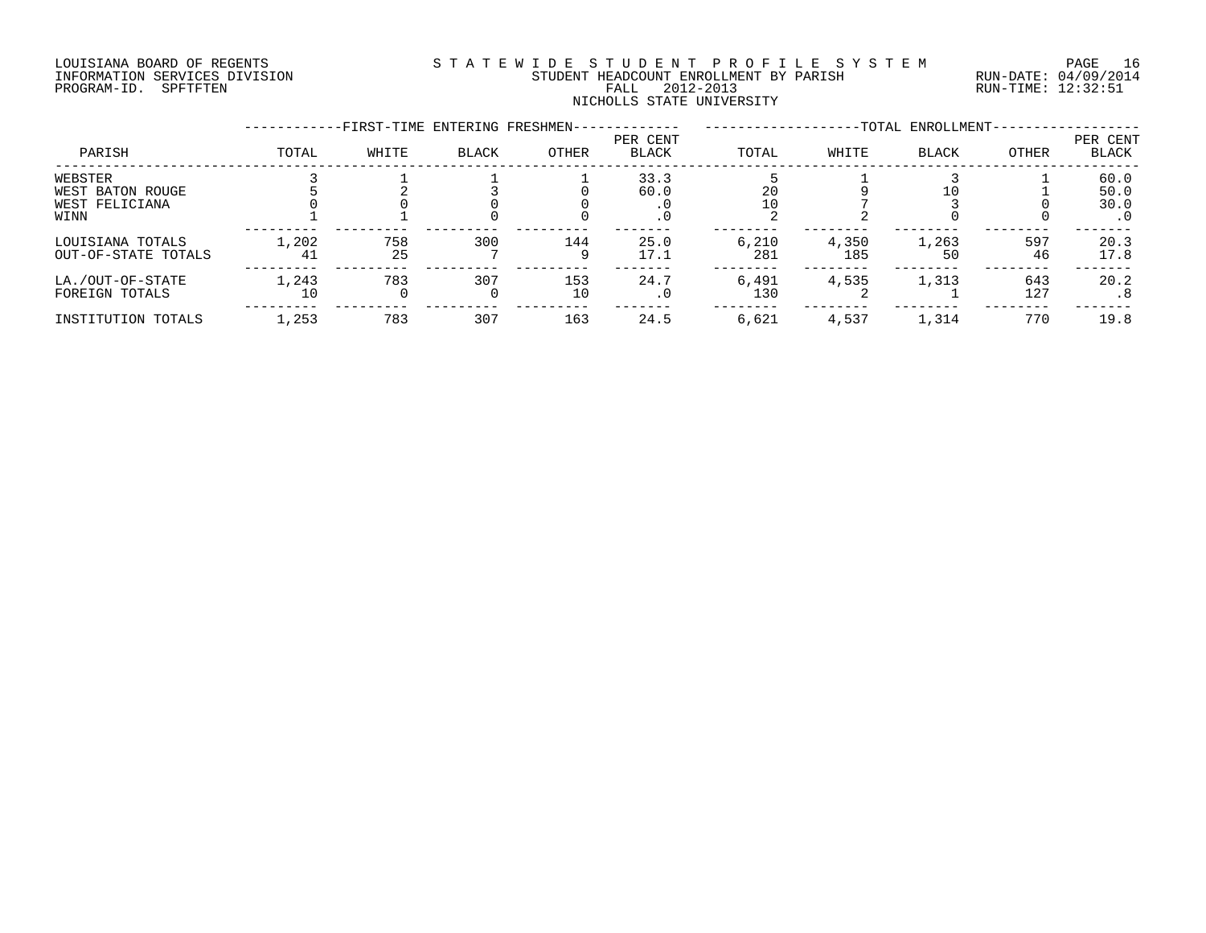LOUISIANA BOARD OF REGENTS
INFORMATION SERVICES DIVISION
PROGRAM-ID. SPFTFTEN

STATEWIDE STUDENT PROFILE SYSTEM
STUDENT HEADCOUNT ENROLLMENT BY PARISH
FALL 2012-2013
NICHOLLS STATE UNIVERSITY

RUN-DATE: 04/09/2014
RUN-TIME: 12:32:51

| PARISH | FIRST-TIME ENTERING FRESHMEN TOTAL | WHITE | BLACK | OTHER | PER CENT BLACK | TOTAL ENROLLMENT TOTAL | WHITE | BLACK | OTHER | PER CENT BLACK |
|---|---|---|---|---|---|---|---|---|---|---|
| WEBSTER | 3 | 1 | 1 | 1 | 33.3 | 5 | 1 | 3 | 1 | 60.0 |
| WEST BATON ROUGE | 5 | 2 | 3 | 0 | 60.0 | 20 | 9 | 10 | 1 | 50.0 |
| WEST FELICIANA | 0 | 0 | 0 | 0 | .0 | 10 | 7 | 3 | 0 | 30.0 |
| WINN | 1 | 1 | 0 | 0 | .0 | 2 | 2 | 0 | 0 | .0 |
| LOUISIANA TOTALS | 1,202 | 758 | 300 | 144 | 25.0 | 6,210 | 4,350 | 1,263 | 597 | 20.3 |
| OUT-OF-STATE TOTALS | 41 | 25 | 7 | 9 | 17.1 | 281 | 185 | 50 | 46 | 17.8 |
| LA./OUT-OF-STATE | 1,243 | 783 | 307 | 153 | 24.7 | 6,491 | 4,535 | 1,313 | 643 | 20.2 |
| FOREIGN TOTALS | 10 | 0 | 0 | 10 | .0 | 130 | 2 | 1 | 127 | .8 |
| INSTITUTION TOTALS | 1,253 | 783 | 307 | 163 | 24.5 | 6,621 | 4,537 | 1,314 | 770 | 19.8 |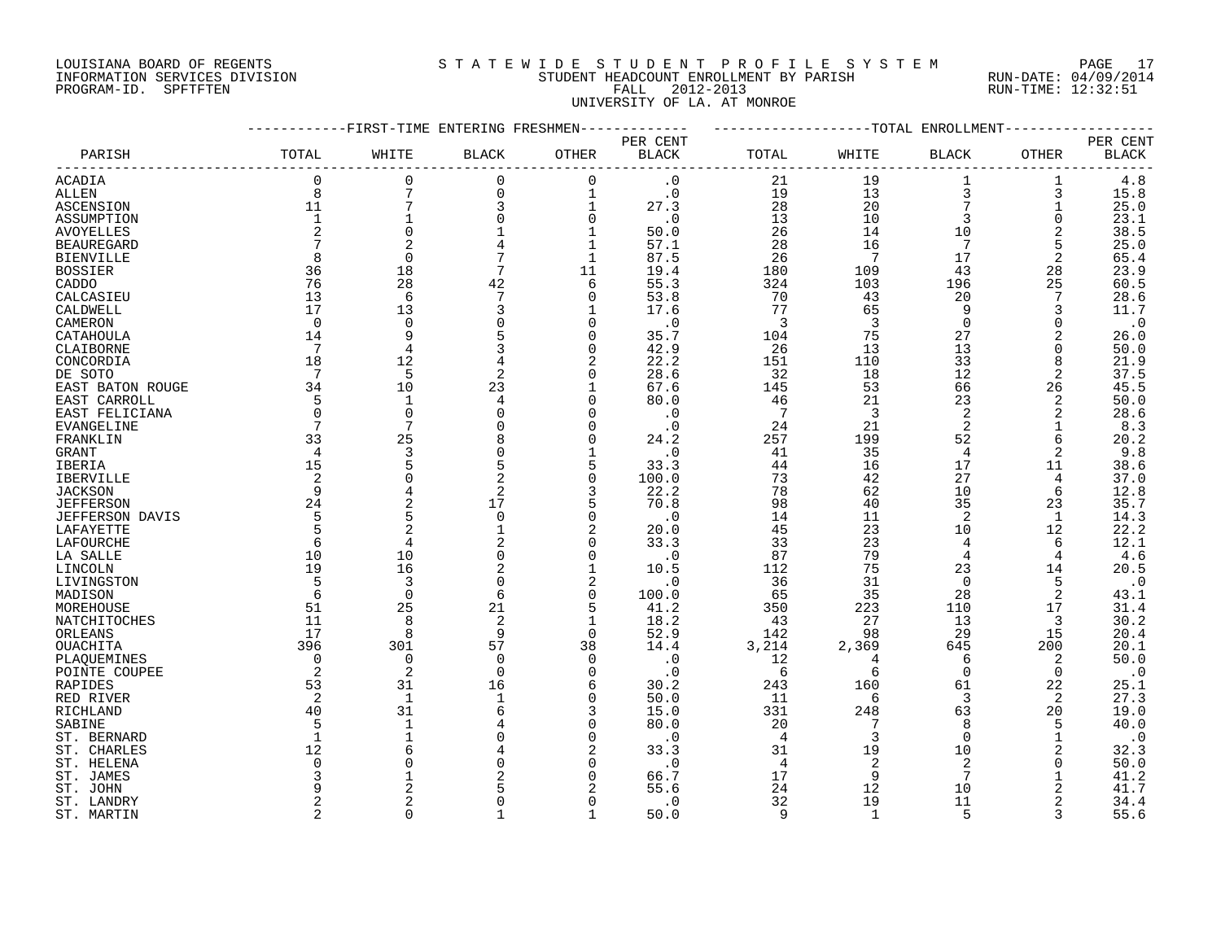LOUISIANA BOARD OF REGENTS
INFORMATION SERVICES DIVISION
PROGRAM-ID. SPFTFTEN

STATEWIDE STUDENT PROFILE SYSTEM
STUDENT HEADCOUNT ENROLLMENT BY PARISH
FALL 2012-2013
UNIVERSITY OF LA. AT MONROE

RUN-DATE: 04/09/2014
RUN-TIME: 12:32:51

| PARISH | FIRST-TIME ENTERING FRESHMEN TOTAL | WHITE | BLACK | OTHER | PER CENT BLACK | TOTAL ENROLLMENT TOTAL | WHITE | BLACK | OTHER | PER CENT BLACK |
|---|---|---|---|---|---|---|---|---|---|---|
| ACADIA | 0 | 0 | 0 | 0 | .0 | 21 | 19 | 1 | 1 | 4.8 |
| ALLEN | 8 | 7 | 0 | 1 | .0 | 19 | 13 | 3 | 3 | 15.8 |
| ASCENSION | 11 | 7 | 3 | 1 | 27.3 | 28 | 20 | 7 | 1 | 25.0 |
| ASSUMPTION | 1 | 1 | 0 | 0 | .0 | 13 | 10 | 3 | 0 | 23.1 |
| AVOYELLES | 2 | 0 | 1 | 1 | 50.0 | 26 | 14 | 10 | 2 | 38.5 |
| BEAUREGARD | 7 | 2 | 4 | 1 | 57.1 | 28 | 16 | 7 | 5 | 25.0 |
| BIENVILLE | 8 | 0 | 7 | 1 | 87.5 | 26 | 7 | 17 | 2 | 65.4 |
| BOSSIER | 36 | 18 | 7 | 11 | 19.4 | 180 | 109 | 43 | 28 | 23.9 |
| CADDO | 76 | 28 | 42 | 6 | 55.3 | 324 | 103 | 196 | 25 | 60.5 |
| CALCASIEU | 13 | 6 | 7 | 0 | 53.8 | 70 | 43 | 20 | 7 | 28.6 |
| CALDWELL | 17 | 13 | 3 | 1 | 17.6 | 77 | 65 | 9 | 3 | 11.7 |
| CAMERON | 0 | 0 | 0 | 0 | .0 | 3 | 3 | 0 | 0 | .0 |
| CATAHOULA | 14 | 9 | 5 | 0 | 35.7 | 104 | 75 | 27 | 2 | 26.0 |
| CLAIBORNE | 7 | 4 | 3 | 0 | 42.9 | 26 | 13 | 13 | 0 | 50.0 |
| CONCORDIA | 18 | 12 | 4 | 2 | 22.2 | 151 | 110 | 33 | 8 | 21.9 |
| DE SOTO | 7 | 5 | 2 | 0 | 28.6 | 32 | 18 | 12 | 2 | 37.5 |
| EAST BATON ROUGE | 34 | 10 | 23 | 1 | 67.6 | 145 | 53 | 66 | 26 | 45.5 |
| EAST CARROLL | 5 | 1 | 4 | 0 | 80.0 | 46 | 21 | 23 | 2 | 50.0 |
| EAST FELICIANA | 0 | 0 | 0 | 0 | .0 | 7 | 3 | 2 | 2 | 28.6 |
| EVANGELINE | 7 | 7 | 0 | 0 | .0 | 24 | 21 | 2 | 1 | 8.3 |
| FRANKLIN | 33 | 25 | 8 | 0 | 24.2 | 257 | 199 | 52 | 6 | 20.2 |
| GRANT | 4 | 3 | 0 | 1 | .0 | 41 | 35 | 4 | 2 | 9.8 |
| IBERIA | 15 | 5 | 5 | 5 | 33.3 | 44 | 16 | 17 | 11 | 38.6 |
| IBERVILLE | 2 | 0 | 2 | 0 | 100.0 | 73 | 42 | 27 | 4 | 37.0 |
| JACKSON | 9 | 4 | 2 | 3 | 22.2 | 78 | 62 | 10 | 6 | 12.8 |
| JEFFERSON | 24 | 2 | 17 | 5 | 70.8 | 98 | 40 | 35 | 23 | 35.7 |
| JEFFERSON DAVIS | 5 | 5 | 0 | 0 | .0 | 14 | 11 | 2 | 1 | 14.3 |
| LAFAYETTE | 5 | 2 | 1 | 2 | 20.0 | 45 | 23 | 10 | 12 | 22.2 |
| LAFOURCHE | 6 | 4 | 2 | 0 | 33.3 | 33 | 23 | 4 | 6 | 12.1 |
| LA SALLE | 10 | 10 | 0 | 0 | .0 | 87 | 79 | 4 | 4 | 4.6 |
| LINCOLN | 19 | 16 | 2 | 1 | 10.5 | 112 | 75 | 23 | 14 | 20.5 |
| LIVINGSTON | 5 | 3 | 0 | 2 | .0 | 36 | 31 | 0 | 5 | .0 |
| MADISON | 6 | 0 | 6 | 0 | 100.0 | 65 | 35 | 28 | 2 | 43.1 |
| MOREHOUSE | 51 | 25 | 21 | 5 | 41.2 | 350 | 223 | 110 | 17 | 31.4 |
| NATCHITOCHES | 11 | 8 | 2 | 1 | 18.2 | 43 | 27 | 13 | 3 | 30.2 |
| ORLEANS | 17 | 8 | 9 | 0 | 52.9 | 142 | 98 | 29 | 15 | 20.4 |
| OUACHITA | 396 | 301 | 57 | 38 | 14.4 | 3,214 | 2,369 | 645 | 200 | 20.1 |
| PLAQUEMINES | 0 | 0 | 0 | 0 | .0 | 12 | 4 | 6 | 2 | 50.0 |
| POINTE COUPEE | 2 | 2 | 0 | 0 | .0 | 6 | 6 | 0 | 0 | .0 |
| RAPIDES | 53 | 31 | 16 | 6 | 30.2 | 243 | 160 | 61 | 22 | 25.1 |
| RED RIVER | 2 | 1 | 1 | 0 | 50.0 | 11 | 6 | 3 | 2 | 27.3 |
| RICHLAND | 40 | 31 | 6 | 3 | 15.0 | 331 | 248 | 63 | 20 | 19.0 |
| SABINE | 5 | 1 | 4 | 0 | 80.0 | 20 | 7 | 8 | 5 | 40.0 |
| ST. BERNARD | 1 | 1 | 0 | 0 | .0 | 4 | 3 | 0 | 1 | .0 |
| ST. CHARLES | 12 | 6 | 4 | 2 | 33.3 | 31 | 19 | 10 | 2 | 32.3 |
| ST. HELENA | 0 | 0 | 0 | 0 | .0 | 4 | 2 | 2 | 0 | 50.0 |
| ST. JAMES | 3 | 1 | 2 | 0 | 66.7 | 17 | 9 | 7 | 1 | 41.2 |
| ST. JOHN | 9 | 2 | 5 | 2 | 55.6 | 24 | 12 | 10 | 2 | 41.7 |
| ST. LANDRY | 2 | 2 | 0 | 0 | .0 | 32 | 19 | 11 | 2 | 34.4 |
| ST. MARTIN | 2 | 0 | 1 | 1 | 50.0 | 9 | 1 | 5 | 3 | 55.6 |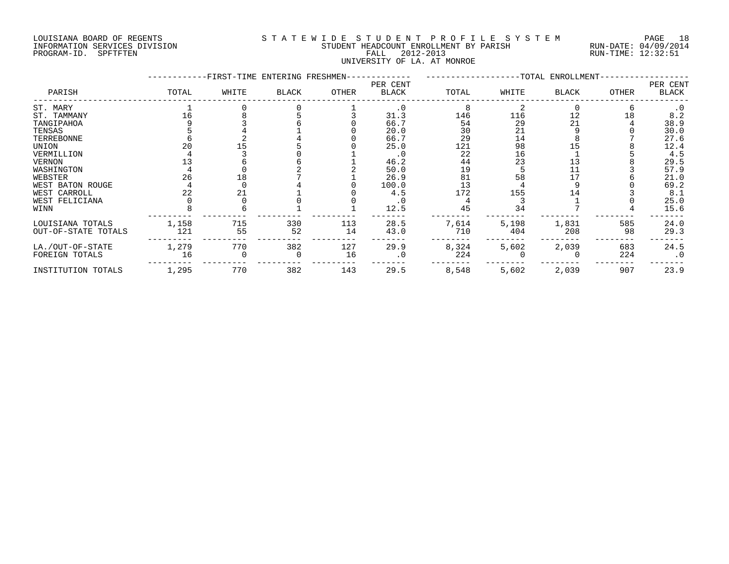LOUISIANA BOARD OF REGENTS
INFORMATION SERVICES DIVISION
PROGRAM-ID. SPFTFTEN

STATEWIDE STUDENT PROFILE SYSTEM
STUDENT HEADCOUNT ENROLLMENT BY PARISH
FALL 2012-2013
UNIVERSITY OF LA. AT MONROE

RUN-DATE: 04/09/2014
RUN-TIME: 12:32:51

| PARISH | FIRST-TIME ENTERING FRESHMEN TOTAL | WHITE | BLACK | OTHER | PER CENT BLACK | TOTAL ENROLLMENT TOTAL | WHITE | BLACK | OTHER | PER CENT BLACK |
|---|---|---|---|---|---|---|---|---|---|---|
| ST. MARY | 1 | 0 | 0 | 1 | .0 | 8 | 2 | 0 | 6 | .0 |
| ST. TAMMANY | 16 | 8 | 5 | 3 | 31.3 | 146 | 116 | 12 | 18 | 8.2 |
| TANGIPAHOA | 9 | 3 | 6 | 0 | 66.7 | 54 | 29 | 21 | 4 | 38.9 |
| TENSAS | 5 | 4 | 1 | 0 | 20.0 | 30 | 21 | 9 | 0 | 30.0 |
| TERREBONNE | 6 | 2 | 4 | 0 | 66.7 | 29 | 14 | 8 | 7 | 27.6 |
| UNION | 20 | 15 | 5 | 0 | 25.0 | 121 | 98 | 15 | 8 | 12.4 |
| VERMILLION | 4 | 3 | 0 | 1 | .0 | 22 | 16 | 1 | 5 | 4.5 |
| VERNON | 13 | 6 | 6 | 1 | 46.2 | 44 | 23 | 13 | 8 | 29.5 |
| WASHINGTON | 4 | 0 | 2 | 2 | 50.0 | 19 | 5 | 11 | 3 | 57.9 |
| WEBSTER | 26 | 18 | 7 | 1 | 26.9 | 81 | 58 | 17 | 6 | 21.0 |
| WEST BATON ROUGE | 4 | 0 | 4 | 0 | 100.0 | 13 | 4 | 9 | 0 | 69.2 |
| WEST CARROLL | 22 | 21 | 1 | 0 | 4.5 | 172 | 155 | 14 | 3 | 8.1 |
| WEST FELICIANA | 0 | 0 | 0 | 0 | .0 | 4 | 3 | 1 | 0 | 25.0 |
| WINN | 8 | 6 | 1 | 1 | 12.5 | 45 | 34 | 7 | 4 | 15.6 |
| LOUISIANA TOTALS | 1,158 | 715 | 330 | 113 | 28.5 | 7,614 | 5,198 | 1,831 | 585 | 24.0 |
| OUT-OF-STATE TOTALS | 121 | 55 | 52 | 14 | 43.0 | 710 | 404 | 208 | 98 | 29.3 |
| LA./OUT-OF-STATE | 1,279 | 770 | 382 | 127 | 29.9 | 8,324 | 5,602 | 2,039 | 683 | 24.5 |
| FOREIGN TOTALS | 16 | 0 | 0 | 16 | .0 | 224 | 0 | 0 | 224 | .0 |
| INSTITUTION TOTALS | 1,295 | 770 | 382 | 143 | 29.5 | 8,548 | 5,602 | 2,039 | 907 | 23.9 |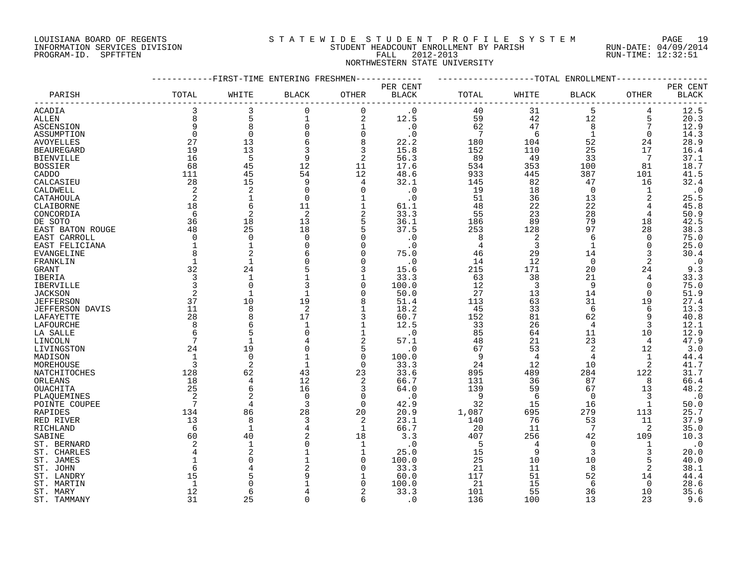LOUISIANA BOARD OF REGENTS
INFORMATION SERVICES DIVISION
PROGRAM-ID. SPFTFTEN

# STATEWIDE STUDENT PROFILE SYSTEM

STUDENT HEADCOUNT ENROLLMENT BY PARISH
FALL 2012-2013
NORTHWESTERN STATE UNIVERSITY

RUN-DATE: 04/09/2014
RUN-TIME: 12:32:51

| PARISH | FIRST-TIME ENTERING FRESHMEN TOTAL | WHITE | BLACK | OTHER | PER CENT BLACK | TOTAL ENROLLMENT TOTAL | WHITE | BLACK | OTHER | PER CENT BLACK |
|---|---|---|---|---|---|---|---|---|---|---|
| ACADIA | 3 | 3 | 0 | 0 | .0 | 40 | 31 | 5 | 4 | 12.5 |
| ALLEN | 8 | 5 | 1 | 2 | 12.5 | 59 | 42 | 12 | 5 | 20.3 |
| ASCENSION | 9 | 8 | 0 | 1 | .0 | 62 | 47 | 8 | 7 | 12.9 |
| ASSUMPTION | 0 | 0 | 0 | 0 | .0 | 7 | 6 | 1 | 0 | 14.3 |
| AVOYELLES | 27 | 13 | 6 | 8 | 22.2 | 180 | 104 | 52 | 24 | 28.9 |
| BEAUREGARD | 19 | 13 | 3 | 3 | 15.8 | 152 | 110 | 25 | 17 | 16.4 |
| BIENVILLE | 16 | 5 | 9 | 2 | 56.3 | 89 | 49 | 33 | 7 | 37.1 |
| BOSSIER | 68 | 45 | 12 | 11 | 17.6 | 534 | 353 | 100 | 81 | 18.7 |
| CADDO | 111 | 45 | 54 | 12 | 48.6 | 933 | 445 | 387 | 101 | 41.5 |
| CALCASIEU | 28 | 15 | 9 | 4 | 32.1 | 145 | 82 | 47 | 16 | 32.4 |
| CALDWELL | 2 | 2 | 0 | 0 | .0 | 19 | 18 | 0 | 1 | .0 |
| CATAHOULA | 2 | 1 | 0 | 1 | .0 | 51 | 36 | 13 | 2 | 25.5 |
| CLAIBORNE | 18 | 6 | 11 | 1 | 61.1 | 48 | 22 | 22 | 4 | 45.8 |
| CONCORDIA | 6 | 2 | 2 | 2 | 33.3 | 55 | 23 | 28 | 4 | 50.9 |
| DE SOTO | 36 | 18 | 13 | 5 | 36.1 | 186 | 89 | 79 | 18 | 42.5 |
| EAST BATON ROUGE | 48 | 25 | 18 | 5 | 37.5 | 253 | 128 | 97 | 28 | 38.3 |
| EAST CARROLL | 0 | 0 | 0 | 0 | .0 | 8 | 2 | 6 | 0 | 75.0 |
| EAST FELICIANA | 1 | 1 | 0 | 0 | .0 | 4 | 3 | 1 | 0 | 25.0 |
| EVANGELINE | 8 | 2 | 6 | 0 | 75.0 | 46 | 29 | 14 | 3 | 30.4 |
| FRANKLIN | 1 | 1 | 0 | 0 | .0 | 14 | 12 | 0 | 2 | .0 |
| GRANT | 32 | 24 | 5 | 3 | 15.6 | 215 | 171 | 20 | 24 | 9.3 |
| IBERIA | 3 | 1 | 1 | 1 | 33.3 | 63 | 38 | 21 | 4 | 33.3 |
| IBERVILLE | 3 | 0 | 3 | 0 | 100.0 | 12 | 3 | 9 | 0 | 75.0 |
| JACKSON | 2 | 1 | 1 | 0 | 50.0 | 27 | 13 | 14 | 0 | 51.9 |
| JEFFERSON | 37 | 10 | 19 | 8 | 51.4 | 113 | 63 | 31 | 19 | 27.4 |
| JEFFERSON DAVIS | 11 | 8 | 2 | 1 | 18.2 | 45 | 33 | 6 | 6 | 13.3 |
| LAFAYETTE | 28 | 8 | 17 | 3 | 60.7 | 152 | 81 | 62 | 9 | 40.8 |
| LAFOURCHE | 8 | 6 | 1 | 1 | 12.5 | 33 | 26 | 4 | 3 | 12.1 |
| LA SALLE | 6 | 5 | 0 | 1 | .0 | 85 | 64 | 11 | 10 | 12.9 |
| LINCOLN | 7 | 1 | 4 | 2 | 57.1 | 48 | 21 | 23 | 4 | 47.9 |
| LIVINGSTON | 24 | 19 | 0 | 5 | .0 | 67 | 53 | 2 | 12 | 3.0 |
| MADISON | 1 | 0 | 1 | 0 | 100.0 | 9 | 4 | 4 | 1 | 44.4 |
| MOREHOUSE | 3 | 2 | 1 | 0 | 33.3 | 24 | 12 | 10 | 2 | 41.7 |
| NATCHITOCHES | 128 | 62 | 43 | 23 | 33.6 | 895 | 489 | 284 | 122 | 31.7 |
| ORLEANS | 18 | 4 | 12 | 2 | 66.7 | 131 | 36 | 87 | 8 | 66.4 |
| OUACHITA | 25 | 6 | 16 | 3 | 64.0 | 139 | 59 | 67 | 13 | 48.2 |
| PLAQUEMINES | 2 | 2 | 0 | 0 | .0 | 9 | 6 | 0 | 3 | .0 |
| POINTE COUPEE | 7 | 4 | 3 | 0 | 42.9 | 32 | 15 | 16 | 1 | 50.0 |
| RAPIDES | 134 | 86 | 28 | 20 | 20.9 | 1,087 | 695 | 279 | 113 | 25.7 |
| RED RIVER | 13 | 8 | 3 | 2 | 23.1 | 140 | 76 | 53 | 11 | 37.9 |
| RICHLAND | 6 | 1 | 4 | 1 | 66.7 | 20 | 11 | 7 | 2 | 35.0 |
| SABINE | 60 | 40 | 2 | 18 | 3.3 | 407 | 256 | 42 | 109 | 10.3 |
| ST. BERNARD | 2 | 1 | 0 | 1 | .0 | 5 | 4 | 0 | 1 | .0 |
| ST. CHARLES | 4 | 2 | 1 | 1 | 25.0 | 15 | 9 | 3 | 3 | 20.0 |
| ST. JAMES | 1 | 0 | 1 | 0 | 100.0 | 25 | 10 | 10 | 5 | 40.0 |
| ST. JOHN | 6 | 4 | 2 | 0 | 33.3 | 21 | 11 | 8 | 2 | 38.1 |
| ST. LANDRY | 15 | 5 | 9 | 1 | 60.0 | 117 | 51 | 52 | 14 | 44.4 |
| ST. MARTIN | 1 | 0 | 1 | 0 | 100.0 | 21 | 15 | 6 | 0 | 28.6 |
| ST. MARY | 12 | 6 | 4 | 2 | 33.3 | 101 | 55 | 36 | 10 | 35.6 |
| ST. TAMMANY | 31 | 25 | 0 | 6 | .0 | 136 | 100 | 13 | 23 | 9.6 |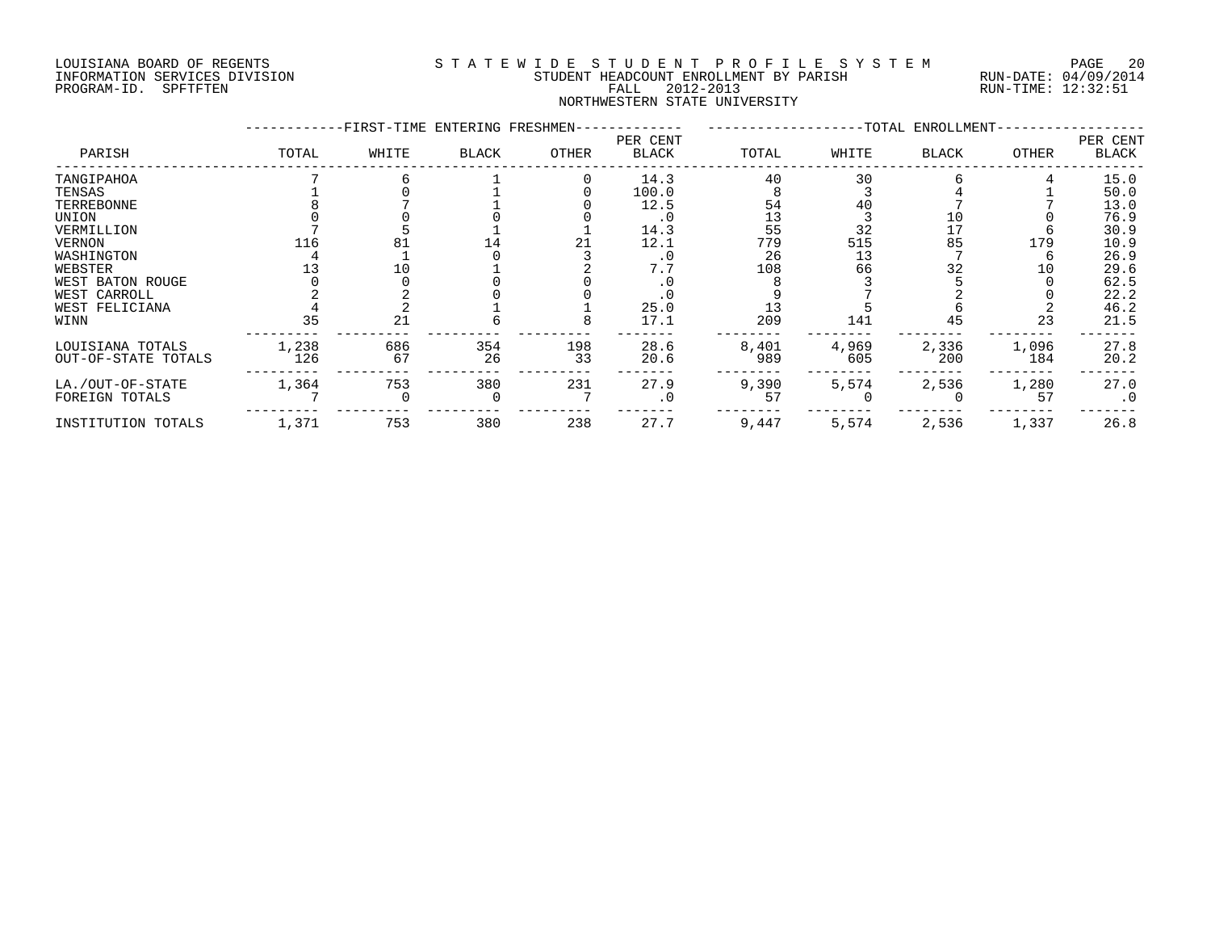LOUISIANA BOARD OF REGENTS
INFORMATION SERVICES DIVISION
PROGRAM-ID. SPFTFTEN

STATEWIDE STUDENT PROFILE SYSTEM
STUDENT HEADCOUNT ENROLLMENT BY PARISH
FALL 2012-2013
NORTHWESTERN STATE UNIVERSITY

RUN-DATE: 04/09/2014
RUN-TIME: 12:32:51

| PARISH | FIRST-TIME ENTERING FRESHMEN TOTAL | WHITE | BLACK | OTHER | PER CENT BLACK | TOTAL ENROLLMENT TOTAL | WHITE | BLACK | OTHER | PER CENT BLACK |
|---|---|---|---|---|---|---|---|---|---|---|
| TANGIPAHOA | 7 | 6 | 1 | 0 | 14.3 | 40 | 30 | 6 | 4 | 15.0 |
| TENSAS | 1 | 0 | 1 | 0 | 100.0 | 8 | 3 | 4 | 1 | 50.0 |
| TERREBONNE | 8 | 7 | 1 | 0 | 12.5 | 54 | 40 | 7 | 7 | 13.0 |
| UNION | 0 | 0 | 0 | 0 | .0 | 13 | 3 | 10 | 0 | 76.9 |
| VERMILLION | 7 | 5 | 1 | 1 | 14.3 | 55 | 32 | 17 | 6 | 30.9 |
| VERNON | 116 | 81 | 14 | 21 | 12.1 | 779 | 515 | 85 | 179 | 10.9 |
| WASHINGTON | 4 | 1 | 0 | 3 | .0 | 26 | 13 | 7 | 6 | 26.9 |
| WEBSTER | 13 | 10 | 1 | 2 | 7.7 | 108 | 66 | 32 | 10 | 29.6 |
| WEST BATON ROUGE | 0 | 0 | 0 | 0 | .0 | 8 | 3 | 5 | 0 | 62.5 |
| WEST CARROLL | 2 | 2 | 0 | 0 | .0 | 9 | 7 | 2 | 0 | 22.2 |
| WEST FELICIANA | 4 | 2 | 1 | 1 | 25.0 | 13 | 5 | 6 | 2 | 46.2 |
| WINN | 35 | 21 | 6 | 8 | 17.1 | 209 | 141 | 45 | 23 | 21.5 |
| LOUISIANA TOTALS | 1,238 | 686 | 354 | 198 | 28.6 | 8,401 | 4,969 | 2,336 | 1,096 | 27.8 |
| OUT-OF-STATE TOTALS | 126 | 67 | 26 | 33 | 20.6 | 989 | 605 | 200 | 184 | 20.2 |
| LA./OUT-OF-STATE | 1,364 | 753 | 380 | 231 | 27.9 | 9,390 | 5,574 | 2,536 | 1,280 | 27.0 |
| FOREIGN TOTALS | 7 | 0 | 0 | 7 | .0 | 57 | 0 | 0 | 57 | .0 |
| INSTITUTION TOTALS | 1,371 | 753 | 380 | 238 | 27.7 | 9,447 | 5,574 | 2,536 | 1,337 | 26.8 |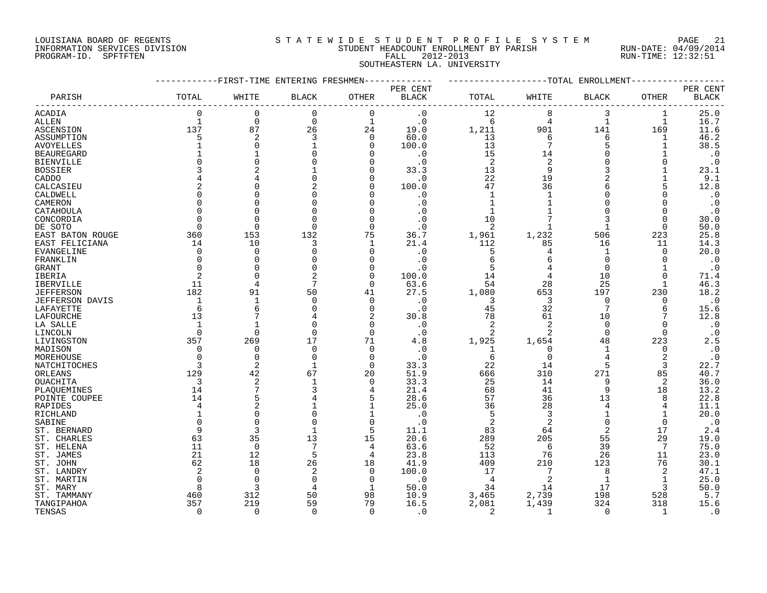LOUISIANA BOARD OF REGENTS
INFORMATION SERVICES DIVISION
PROGRAM-ID. SPFTFTEN

STATEWIDE STUDENT PROFILE SYSTEM
STUDENT HEADCOUNT ENROLLMENT BY PARISH
FALL 2012-2013
SOUTHEASTERN LA. UNIVERSITY

RUN-DATE: 04/09/2014
RUN-TIME: 12:32:51

| PARISH | FIRST-TIME ENTERING FRESHMEN TOTAL | WHITE | BLACK | OTHER | PER CENT BLACK | TOTAL ENROLLMENT TOTAL | WHITE | BLACK | OTHER | PER CENT BLACK |
|---|---|---|---|---|---|---|---|---|---|---|
| ACADIA | 0 | 0 | 0 | 0 | .0 | 12 | 8 | 3 | 1 | 25.0 |
| ALLEN | 1 | 0 | 0 | 1 | .0 | 6 | 4 | 1 | 1 | 16.7 |
| ASCENSION | 137 | 87 | 26 | 24 | 19.0 | 1,211 | 901 | 141 | 169 | 11.6 |
| ASSUMPTION | 5 | 2 | 3 | 0 | 60.0 | 13 | 6 | 6 | 1 | 46.2 |
| AVOYELLES | 1 | 0 | 1 | 0 | 100.0 | 13 | 7 | 5 | 1 | 38.5 |
| BEAUREGARD | 1 | 1 | 0 | 0 | .0 | 15 | 14 | 0 | 1 | .0 |
| BIENVILLE | 0 | 0 | 0 | 0 | .0 | 2 | 2 | 0 | 0 | .0 |
| BOSSIER | 3 | 2 | 1 | 0 | 33.3 | 13 | 9 | 3 | 1 | 23.1 |
| CADDO | 4 | 4 | 0 | 0 | .0 | 22 | 19 | 2 | 1 | 9.1 |
| CALCASIEU | 2 | 0 | 2 | 0 | 100.0 | 47 | 36 | 6 | 5 | 12.8 |
| CALDWELL | 0 | 0 | 0 | 0 | .0 | 1 | 1 | 0 | 0 | .0 |
| CAMERON | 0 | 0 | 0 | 0 | .0 | 1 | 1 | 0 | 0 | .0 |
| CATAHOULA | 0 | 0 | 0 | 0 | .0 | 1 | 1 | 0 | 0 | .0 |
| CONCORDIA | 0 | 0 | 0 | 0 | .0 | 10 | 7 | 3 | 0 | 30.0 |
| DE SOTO | 0 | 0 | 0 | 0 | .0 | 2 | 1 | 1 | 0 | 50.0 |
| EAST BATON ROUGE | 360 | 153 | 132 | 75 | 36.7 | 1,961 | 1,232 | 506 | 223 | 25.8 |
| EAST FELICIANA | 14 | 10 | 3 | 1 | 21.4 | 112 | 85 | 16 | 11 | 14.3 |
| EVANGELINE | 0 | 0 | 0 | 0 | .0 | 5 | 4 | 1 | 0 | 20.0 |
| FRANKLIN | 0 | 0 | 0 | 0 | .0 | 6 | 6 | 0 | 0 | .0 |
| GRANT | 0 | 0 | 0 | 0 | .0 | 5 | 4 | 0 | 1 | .0 |
| IBERIA | 2 | 0 | 2 | 0 | 100.0 | 14 | 4 | 10 | 0 | 71.4 |
| IBERVILLE | 11 | 4 | 7 | 0 | 63.6 | 54 | 28 | 25 | 1 | 46.3 |
| JEFFERSON | 182 | 91 | 50 | 41 | 27.5 | 1,080 | 653 | 197 | 230 | 18.2 |
| JEFFERSON DAVIS | 1 | 1 | 0 | 0 | .0 | 3 | 3 | 0 | 0 | .0 |
| LAFAYETTE | 6 | 6 | 0 | 0 | .0 | 45 | 32 | 7 | 6 | 15.6 |
| LAFOURCHE | 13 | 7 | 4 | 2 | 30.8 | 78 | 61 | 10 | 7 | 12.8 |
| LA SALLE | 1 | 1 | 0 | 0 | .0 | 2 | 2 | 0 | 0 | .0 |
| LINCOLN | 0 | 0 | 0 | 0 | .0 | 2 | 2 | 0 | 0 | .0 |
| LIVINGSTON | 357 | 269 | 17 | 71 | 4.8 | 1,925 | 1,654 | 48 | 223 | 2.5 |
| MADISON | 0 | 0 | 0 | 0 | .0 | 1 | 0 | 1 | 0 | .0 |
| MOREHOUSE | 0 | 0 | 0 | 0 | .0 | 6 | 0 | 4 | 2 | .0 |
| NATCHITOCHES | 3 | 2 | 1 | 0 | 33.3 | 22 | 14 | 5 | 3 | 22.7 |
| ORLEANS | 129 | 42 | 67 | 20 | 51.9 | 666 | 310 | 271 | 85 | 40.7 |
| OUACHITA | 3 | 2 | 1 | 0 | 33.3 | 25 | 14 | 9 | 2 | 36.0 |
| PLAQUEMINES | 14 | 7 | 3 | 4 | 21.4 | 68 | 41 | 9 | 18 | 13.2 |
| POINTE COUPEE | 14 | 5 | 4 | 5 | 28.6 | 57 | 36 | 13 | 8 | 22.8 |
| RAPIDES | 4 | 2 | 1 | 1 | 25.0 | 36 | 28 | 4 | 4 | 11.1 |
| RICHLAND | 1 | 0 | 0 | 1 | .0 | 5 | 3 | 1 | 1 | 20.0 |
| SABINE | 0 | 0 | 0 | 0 | .0 | 2 | 2 | 0 | 0 | .0 |
| ST. BERNARD | 9 | 3 | 1 | 5 | 11.1 | 83 | 64 | 2 | 17 | 2.4 |
| ST. CHARLES | 63 | 35 | 13 | 15 | 20.6 | 289 | 205 | 55 | 29 | 19.0 |
| ST. HELENA | 11 | 0 | 7 | 4 | 63.6 | 52 | 6 | 39 | 7 | 75.0 |
| ST. JAMES | 21 | 12 | 5 | 4 | 23.8 | 113 | 76 | 26 | 11 | 23.0 |
| ST. JOHN | 62 | 18 | 26 | 18 | 41.9 | 409 | 210 | 123 | 76 | 30.1 |
| ST. LANDRY | 2 | 0 | 2 | 0 | 100.0 | 17 | 7 | 8 | 2 | 47.1 |
| ST. MARTIN | 0 | 0 | 0 | 0 | .0 | 4 | 2 | 1 | 1 | 25.0 |
| ST. MARY | 8 | 3 | 4 | 1 | 50.0 | 34 | 14 | 17 | 3 | 50.0 |
| ST. TAMMANY | 460 | 312 | 50 | 98 | 10.9 | 3,465 | 2,739 | 198 | 528 | 5.7 |
| TANGIPAHOA | 357 | 219 | 59 | 79 | 16.5 | 2,081 | 1,439 | 324 | 318 | 15.6 |
| TENSAS | 0 | 0 | 0 | 0 | .0 | 2 | 1 | 0 | 1 | .0 |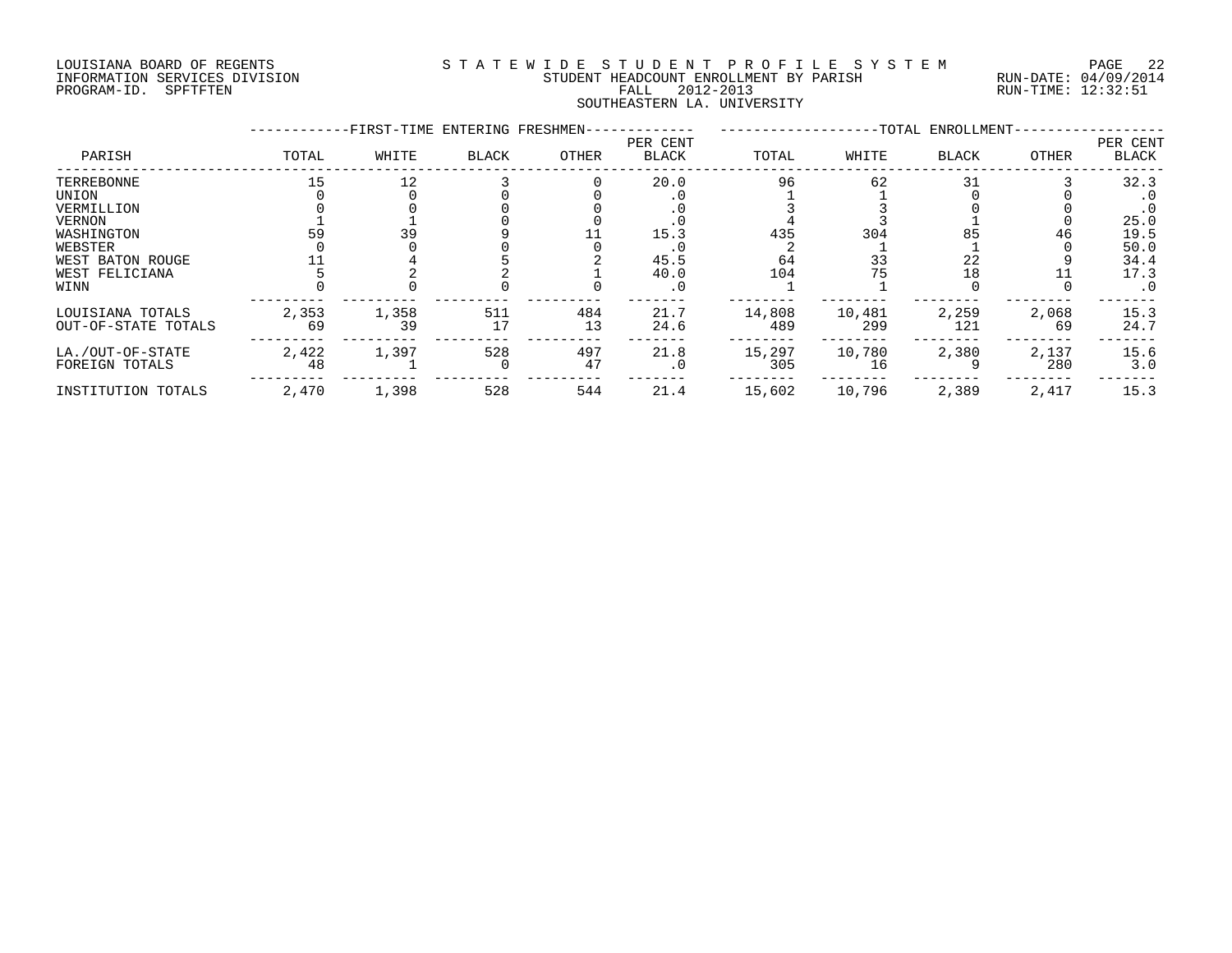LOUISIANA BOARD OF REGENTS
INFORMATION SERVICES DIVISION
PROGRAM-ID. SPFTFTEN

STATEWIDE STUDENT PROFILE SYSTEM
STUDENT HEADCOUNT ENROLLMENT BY PARISH
FALL 2012-2013
SOUTHEASTERN LA. UNIVERSITY

RUN-DATE: 04/09/2014
RUN-TIME: 12:32:51

| PARISH | FIRST-TIME ENTERING FRESHMEN TOTAL | WHITE | BLACK | OTHER | PER CENT BLACK | TOTAL ENROLLMENT TOTAL | WHITE | BLACK | OTHER | PER CENT BLACK |
|---|---|---|---|---|---|---|---|---|---|---|
| TERREBONNE | 15 | 12 | 3 | 0 | 20.0 | 96 | 62 | 31 | 3 | 32.3 |
| UNION | 0 | 0 | 0 | 0 | .0 | 1 | 1 | 0 | 0 | .0 |
| VERMILLION | 0 | 0 | 0 | 0 | .0 | 3 | 3 | 0 | 0 | .0 |
| VERNON | 1 | 1 | 0 | 0 | .0 | 4 | 3 | 1 | 0 | 25.0 |
| WASHINGTON | 59 | 39 | 9 | 11 | 15.3 | 435 | 304 | 85 | 46 | 19.5 |
| WEBSTER | 0 | 0 | 0 | 0 | .0 | 2 | 1 | 1 | 0 | 50.0 |
| WEST BATON ROUGE | 11 | 4 | 5 | 2 | 45.5 | 64 | 33 | 22 | 9 | 34.4 |
| WEST FELICIANA | 5 | 2 | 2 | 1 | 40.0 | 104 | 75 | 18 | 11 | 17.3 |
| WINN | 0 | 0 | 0 | 0 | .0 | 1 | 1 | 0 | 0 | .0 |
| LOUISIANA TOTALS | 2,353 | 1,358 | 511 | 484 | 21.7 | 14,808 | 10,481 | 2,259 | 2,068 | 15.3 |
| OUT-OF-STATE TOTALS | 69 | 39 | 17 | 13 | 24.6 | 489 | 299 | 121 | 69 | 24.7 |
| LA./OUT-OF-STATE | 2,422 | 1,397 | 528 | 497 | 21.8 | 15,297 | 10,780 | 2,380 | 2,137 | 15.6 |
| FOREIGN TOTALS | 48 | 1 | 0 | 47 | .0 | 305 | 16 | 9 | 280 | 3.0 |
| INSTITUTION TOTALS | 2,470 | 1,398 | 528 | 544 | 21.4 | 15,602 | 10,796 | 2,389 | 2,417 | 15.3 |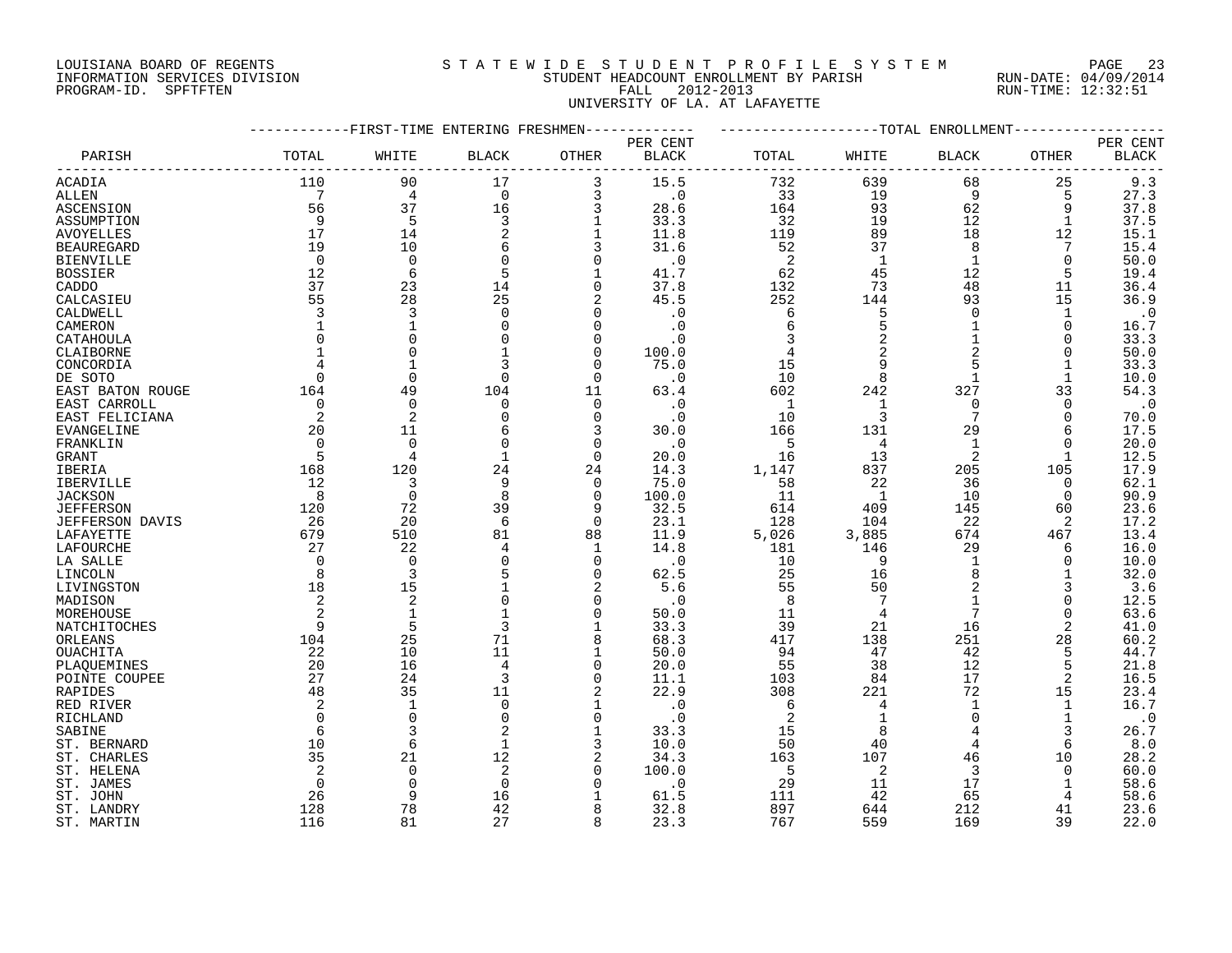LOUISIANA BOARD OF REGENTS
INFORMATION SERVICES DIVISION
PROGRAM-ID. SPFTFTEN

# STATEWIDE STUDENT PROFILE SYSTEM

STUDENT HEADCOUNT ENROLLMENT BY PARISH
FALL 2012-2013
UNIVERSITY OF LA. AT LAFAYETTE

RUN-DATE: 04/09/2014
RUN-TIME: 12:32:51

| PARISH | FIRST-TIME ENTERING FRESHMEN TOTAL | WHITE | BLACK | OTHER | PER CENT BLACK | TOTAL ENROLLMENT TOTAL | WHITE | BLACK | OTHER | PER CENT BLACK |
|---|---|---|---|---|---|---|---|---|---|---|
| ACADIA | 110 | 90 | 17 | 3 | 15.5 | 732 | 639 | 68 | 25 | 9.3 |
| ALLEN | 7 | 4 | 0 | 3 | .0 | 33 | 19 | 9 | 5 | 27.3 |
| ASCENSION | 56 | 37 | 16 | 3 | 28.6 | 164 | 93 | 62 | 9 | 37.8 |
| ASSUMPTION | 9 | 5 | 3 | 1 | 33.3 | 32 | 19 | 12 | 1 | 37.5 |
| AVOYELLES | 17 | 14 | 2 | 1 | 11.8 | 119 | 89 | 18 | 12 | 15.1 |
| BEAUREGARD | 19 | 10 | 6 | 3 | 31.6 | 52 | 37 | 8 | 7 | 15.4 |
| BIENVILLE | 0 | 0 | 0 | 0 | .0 | 2 | 1 | 1 | 0 | 50.0 |
| BOSSIER | 12 | 6 | 5 | 1 | 41.7 | 62 | 45 | 12 | 5 | 19.4 |
| CADDO | 37 | 23 | 14 | 0 | 37.8 | 132 | 73 | 48 | 11 | 36.4 |
| CALCASIEU | 55 | 28 | 25 | 2 | 45.5 | 252 | 144 | 93 | 15 | 36.9 |
| CALDWELL | 3 | 3 | 0 | 0 | .0 | 6 | 5 | 0 | 1 | .0 |
| CAMERON | 1 | 1 | 0 | 0 | .0 | 6 | 5 | 1 | 0 | 16.7 |
| CATAHOULA | 0 | 0 | 0 | 0 | .0 | 3 | 2 | 1 | 0 | 33.3 |
| CLAIBORNE | 1 | 0 | 1 | 0 | 100.0 | 4 | 2 | 2 | 0 | 50.0 |
| CONCORDIA | 4 | 1 | 3 | 0 | 75.0 | 15 | 9 | 5 | 1 | 33.3 |
| DE SOTO | 0 | 0 | 0 | 0 | .0 | 10 | 8 | 1 | 1 | 10.0 |
| EAST BATON ROUGE | 164 | 49 | 104 | 11 | 63.4 | 602 | 242 | 327 | 33 | 54.3 |
| EAST CARROLL | 0 | 0 | 0 | 0 | .0 | 1 | 1 | 0 | 0 | .0 |
| EAST FELICIANA | 2 | 2 | 0 | 0 | .0 | 10 | 3 | 7 | 0 | 70.0 |
| EVANGELINE | 20 | 11 | 6 | 3 | 30.0 | 166 | 131 | 29 | 6 | 17.5 |
| FRANKLIN | 0 | 0 | 0 | 0 | .0 | 5 | 4 | 1 | 0 | 20.0 |
| GRANT | 5 | 4 | 1 | 0 | 20.0 | 16 | 13 | 2 | 1 | 12.5 |
| IBERIA | 168 | 120 | 24 | 24 | 14.3 | 1,147 | 837 | 205 | 105 | 17.9 |
| IBERVILLE | 12 | 3 | 9 | 0 | 75.0 | 58 | 22 | 36 | 0 | 62.1 |
| JACKSON | 8 | 0 | 8 | 0 | 100.0 | 11 | 1 | 10 | 0 | 90.9 |
| JEFFERSON | 120 | 72 | 39 | 9 | 32.5 | 614 | 409 | 145 | 60 | 23.6 |
| JEFFERSON DAVIS | 26 | 20 | 6 | 0 | 23.1 | 128 | 104 | 22 | 2 | 17.2 |
| LAFAYETTE | 679 | 510 | 81 | 88 | 11.9 | 5,026 | 3,885 | 674 | 467 | 13.4 |
| LAFOURCHE | 27 | 22 | 4 | 1 | 14.8 | 181 | 146 | 29 | 6 | 16.0 |
| LA SALLE | 0 | 0 | 0 | 0 | .0 | 10 | 9 | 1 | 0 | 10.0 |
| LINCOLN | 8 | 3 | 5 | 0 | 62.5 | 25 | 16 | 8 | 1 | 32.0 |
| LIVINGSTON | 18 | 15 | 1 | 2 | 5.6 | 55 | 50 | 2 | 3 | 3.6 |
| MADISON | 2 | 2 | 0 | 0 | .0 | 8 | 7 | 1 | 0 | 12.5 |
| MOREHOUSE | 2 | 1 | 1 | 0 | 50.0 | 11 | 4 | 7 | 0 | 63.6 |
| NATCHITOCHES | 9 | 5 | 3 | 1 | 33.3 | 39 | 21 | 16 | 2 | 41.0 |
| ORLEANS | 104 | 25 | 71 | 8 | 68.3 | 417 | 138 | 251 | 28 | 60.2 |
| OUACHITA | 22 | 10 | 11 | 1 | 50.0 | 94 | 47 | 42 | 5 | 44.7 |
| PLAQUEMINES | 20 | 16 | 4 | 0 | 20.0 | 55 | 38 | 12 | 5 | 21.8 |
| POINTE COUPEE | 27 | 24 | 3 | 0 | 11.1 | 103 | 84 | 17 | 2 | 16.5 |
| RAPIDES | 48 | 35 | 11 | 2 | 22.9 | 308 | 221 | 72 | 15 | 23.4 |
| RED RIVER | 2 | 1 | 0 | 1 | .0 | 6 | 4 | 1 | 1 | 16.7 |
| RICHLAND | 0 | 0 | 0 | 0 | .0 | 2 | 1 | 0 | 1 | .0 |
| SABINE | 6 | 3 | 2 | 1 | 33.3 | 15 | 8 | 4 | 3 | 26.7 |
| ST. BERNARD | 10 | 6 | 1 | 3 | 10.0 | 50 | 40 | 4 | 6 | 8.0 |
| ST. CHARLES | 35 | 21 | 12 | 2 | 34.3 | 163 | 107 | 46 | 10 | 28.2 |
| ST. HELENA | 2 | 0 | 2 | 0 | 100.0 | 5 | 2 | 3 | 0 | 60.0 |
| ST. JAMES | 0 | 0 | 0 | 0 | .0 | 29 | 11 | 17 | 1 | 58.6 |
| ST. JOHN | 26 | 9 | 16 | 1 | 61.5 | 111 | 42 | 65 | 4 | 58.6 |
| ST. LANDRY | 128 | 78 | 42 | 8 | 32.8 | 897 | 644 | 212 | 41 | 23.6 |
| ST. MARTIN | 116 | 81 | 27 | 8 | 23.3 | 767 | 559 | 169 | 39 | 22.0 |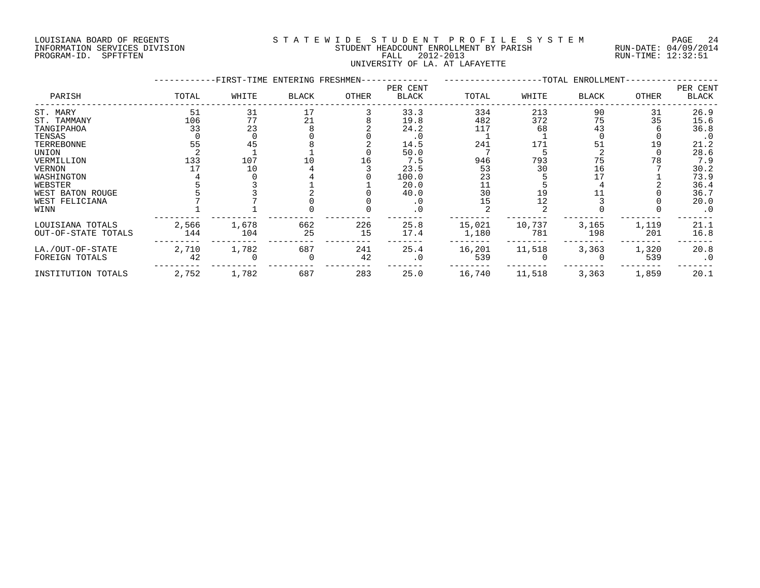LOUISIANA BOARD OF REGENTS
INFORMATION SERVICES DIVISION
PROGRAM-ID. SPFTFTEN

STATEWIDE STUDENT PROFILE SYSTEM
STUDENT HEADCOUNT ENROLLMENT BY PARISH
FALL 2012-2013
UNIVERSITY OF LA. AT LAFAYETTE

RUN-DATE: 04/09/2014
RUN-TIME: 12:32:51

| PARISH | FIRST-TIME ENTERING FRESHMEN TOTAL | WHITE | BLACK | OTHER | PER CENT BLACK | TOTAL ENROLLMENT TOTAL | WHITE | BLACK | OTHER | PER CENT BLACK |
|---|---|---|---|---|---|---|---|---|---|---|
| ST. MARY | 51 | 31 | 17 | 3 | 33.3 | 334 | 213 | 90 | 31 | 26.9 |
| ST. TAMMANY | 106 | 77 | 21 | 8 | 19.8 | 482 | 372 | 75 | 35 | 15.6 |
| TANGIPAHOA | 33 | 23 | 8 | 2 | 24.2 | 117 | 68 | 43 | 6 | 36.8 |
| TENSAS | 0 | 0 | 0 | 0 | .0 | 1 | 1 | 0 | 0 | .0 |
| TERREBONNE | 55 | 45 | 8 | 2 | 14.5 | 241 | 171 | 51 | 19 | 21.2 |
| UNION | 2 | 1 | 1 | 0 | 50.0 | 7 | 5 | 2 | 0 | 28.6 |
| VERMILLION | 133 | 107 | 10 | 16 | 7.5 | 946 | 793 | 75 | 78 | 7.9 |
| VERNON | 17 | 10 | 4 | 3 | 23.5 | 53 | 30 | 16 | 7 | 30.2 |
| WASHINGTON | 4 | 0 | 4 | 0 | 100.0 | 23 | 5 | 17 | 1 | 73.9 |
| WEBSTER | 5 | 3 | 1 | 1 | 20.0 | 11 | 5 | 4 | 2 | 36.4 |
| WEST BATON ROUGE | 5 | 3 | 2 | 0 | 40.0 | 30 | 19 | 11 | 0 | 36.7 |
| WEST FELICIANA | 7 | 7 | 0 | 0 | .0 | 15 | 12 | 3 | 0 | 20.0 |
| WINN | 1 | 1 | 0 | 0 | .0 | 2 | 2 | 0 | 0 | .0 |
| LOUISIANA TOTALS | 2,566 | 1,678 | 662 | 226 | 25.8 | 15,021 | 10,737 | 3,165 | 1,119 | 21.1 |
| OUT-OF-STATE TOTALS | 144 | 104 | 25 | 15 | 17.4 | 1,180 | 781 | 198 | 201 | 16.8 |
| LA./OUT-OF-STATE | 2,710 | 1,782 | 687 | 241 | 25.4 | 16,201 | 11,518 | 3,363 | 1,320 | 20.8 |
| FOREIGN TOTALS | 42 | 0 | 0 | 42 | .0 | 539 | 0 | 0 | 539 | .0 |
| INSTITUTION TOTALS | 2,752 | 1,782 | 687 | 283 | 25.0 | 16,740 | 11,518 | 3,363 | 1,859 | 20.1 |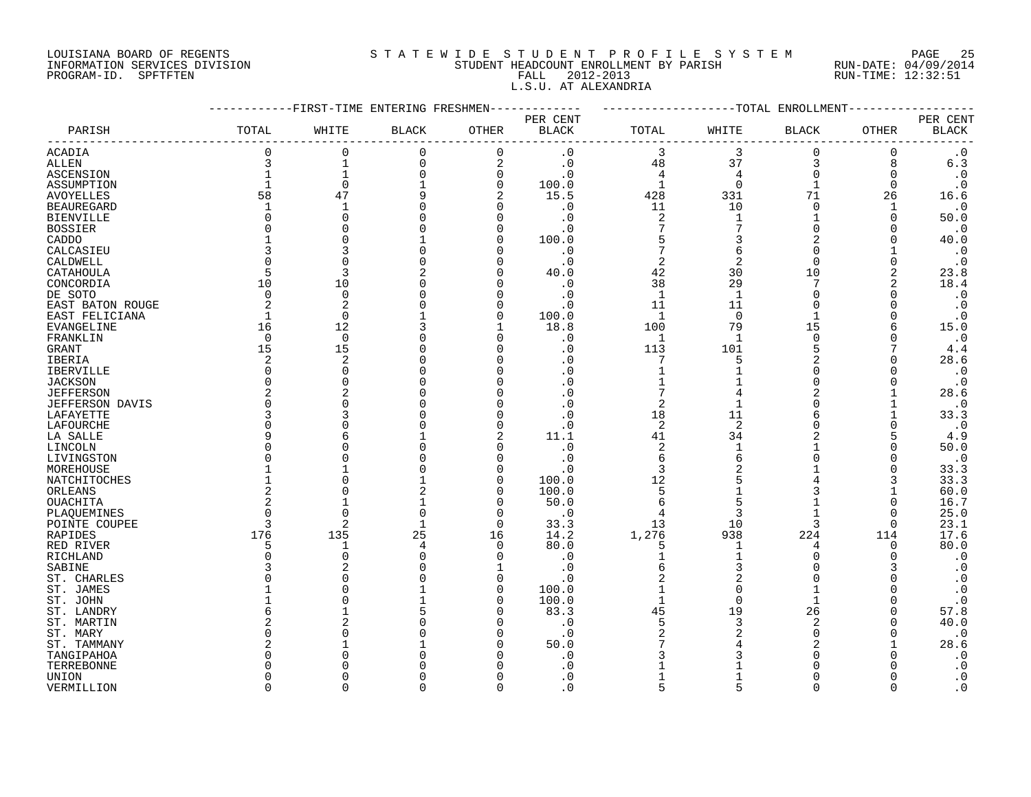LOUISIANA BOARD OF REGENTS
INFORMATION SERVICES DIVISION
PROGRAM-ID. SPFTFTEN

# S T A T E W I D E  S T U D E N T  P R O F I L E  S Y S T E M

STUDENT HEADCOUNT ENROLLMENT BY PARISH
FALL 2012-2013
L.S.U. AT ALEXANDRIA

RUN-DATE: 04/09/2014
RUN-TIME: 12:32:51

| PARISH | FIRST-TIME ENTERING FRESHMEN TOTAL | WHITE | BLACK | OTHER | PER CENT BLACK | TOTAL ENROLLMENT TOTAL | WHITE | BLACK | OTHER | PER CENT BLACK |
|---|---|---|---|---|---|---|---|---|---|---|
| ACADIA | 0 | 0 | 0 | 0 | .0 | 3 | 3 | 0 | 0 | .0 |
| ALLEN | 3 | 1 | 0 | 2 | .0 | 48 | 37 | 3 | 8 | 6.3 |
| ASCENSION | 1 | 1 | 0 | 0 | .0 | 4 | 4 | 0 | 0 | .0 |
| ASSUMPTION | 1 | 0 | 1 | 0 | 100.0 | 1 | 0 | 1 | 0 | .0 |
| AVOYELLES | 58 | 47 | 9 | 2 | 15.5 | 428 | 331 | 71 | 26 | 16.6 |
| BEAUREGARD | 1 | 1 | 0 | 0 | .0 | 11 | 10 | 0 | 1 | .0 |
| BIENVILLE | 0 | 0 | 0 | 0 | .0 | 2 | 1 | 1 | 0 | 50.0 |
| BOSSIER | 0 | 0 | 0 | 0 | .0 | 7 | 7 | 0 | 0 | .0 |
| CADDO | 1 | 0 | 1 | 0 | 100.0 | 5 | 3 | 2 | 0 | 40.0 |
| CALCASIEU | 3 | 3 | 0 | 0 | .0 | 7 | 6 | 0 | 1 | .0 |
| CALDWELL | 0 | 0 | 0 | 0 | .0 | 2 | 2 | 0 | 0 | .0 |
| CATAHOULA | 5 | 3 | 2 | 0 | 40.0 | 42 | 30 | 10 | 2 | 23.8 |
| CONCORDIA | 10 | 10 | 0 | 0 | .0 | 38 | 29 | 7 | 2 | 18.4 |
| DE SOTO | 0 | 0 | 0 | 0 | .0 | 1 | 1 | 0 | 0 | .0 |
| EAST BATON ROUGE | 2 | 2 | 0 | 0 | .0 | 11 | 11 | 0 | 0 | .0 |
| EAST FELICIANA | 1 | 0 | 1 | 0 | 100.0 | 1 | 0 | 1 | 0 | .0 |
| EVANGELINE | 16 | 12 | 3 | 1 | 18.8 | 100 | 79 | 15 | 6 | 15.0 |
| FRANKLIN | 0 | 0 | 0 | 0 | .0 | 1 | 1 | 0 | 0 | .0 |
| GRANT | 15 | 15 | 0 | 0 | .0 | 113 | 101 | 5 | 7 | 4.4 |
| IBERIA | 2 | 2 | 0 | 0 | .0 | 7 | 5 | 2 | 0 | 28.6 |
| IBERVILLE | 0 | 0 | 0 | 0 | .0 | 1 | 1 | 0 | 0 | .0 |
| JACKSON | 0 | 0 | 0 | 0 | .0 | 1 | 1 | 0 | 0 | .0 |
| JEFFERSON | 2 | 2 | 0 | 0 | .0 | 7 | 4 | 2 | 1 | 28.6 |
| JEFFERSON DAVIS | 0 | 0 | 0 | 0 | .0 | 2 | 1 | 0 | 1 | .0 |
| LAFAYETTE | 3 | 3 | 0 | 0 | .0 | 18 | 11 | 6 | 1 | 33.3 |
| LAFOURCHE | 0 | 0 | 0 | 0 | .0 | 2 | 2 | 0 | 0 | .0 |
| LA SALLE | 9 | 6 | 1 | 2 | 11.1 | 41 | 34 | 2 | 5 | 4.9 |
| LINCOLN | 0 | 0 | 0 | 0 | .0 | 2 | 1 | 1 | 0 | 50.0 |
| LIVINGSTON | 0 | 0 | 0 | 0 | .0 | 6 | 6 | 0 | 0 | .0 |
| MOREHOUSE | 1 | 1 | 0 | 0 | .0 | 3 | 2 | 1 | 0 | 33.3 |
| NATCHITOCHES | 1 | 0 | 1 | 0 | 100.0 | 12 | 5 | 4 | 3 | 33.3 |
| ORLEANS | 2 | 0 | 2 | 0 | 100.0 | 5 | 1 | 3 | 1 | 60.0 |
| OUACHITA | 2 | 1 | 1 | 0 | 50.0 | 6 | 5 | 1 | 0 | 16.7 |
| PLAQUEMINES | 0 | 0 | 0 | 0 | .0 | 4 | 3 | 1 | 0 | 25.0 |
| POINTE COUPEE | 3 | 2 | 1 | 0 | 33.3 | 13 | 10 | 3 | 0 | 23.1 |
| RAPIDES | 176 | 135 | 25 | 16 | 14.2 | 1,276 | 938 | 224 | 114 | 17.6 |
| RED RIVER | 5 | 1 | 4 | 0 | 80.0 | 5 | 1 | 4 | 0 | 80.0 |
| RICHLAND | 0 | 0 | 0 | 0 | .0 | 1 | 1 | 0 | 0 | .0 |
| SABINE | 3 | 2 | 0 | 1 | .0 | 6 | 3 | 0 | 3 | .0 |
| ST. CHARLES | 0 | 0 | 0 | 0 | .0 | 2 | 2 | 0 | 0 | .0 |
| ST. JAMES | 1 | 0 | 1 | 0 | 100.0 | 1 | 0 | 1 | 0 | .0 |
| ST. JOHN | 1 | 0 | 1 | 0 | 100.0 | 1 | 0 | 1 | 0 | .0 |
| ST. LANDRY | 6 | 1 | 5 | 0 | 83.3 | 45 | 19 | 26 | 0 | 57.8 |
| ST. MARTIN | 2 | 2 | 0 | 0 | .0 | 5 | 3 | 2 | 0 | 40.0 |
| ST. MARY | 0 | 0 | 0 | 0 | .0 | 2 | 2 | 0 | 0 | .0 |
| ST. TAMMANY | 2 | 1 | 1 | 0 | 50.0 | 7 | 4 | 2 | 1 | 28.6 |
| TANGIPAHOA | 0 | 0 | 0 | 0 | .0 | 3 | 3 | 0 | 0 | .0 |
| TERREBONNE | 0 | 0 | 0 | 0 | .0 | 1 | 1 | 0 | 0 | .0 |
| UNION | 0 | 0 | 0 | 0 | .0 | 1 | 1 | 0 | 0 | .0 |
| VERMILLION | 0 | 0 | 0 | 0 | .0 | 5 | 5 | 0 | 0 | .0 |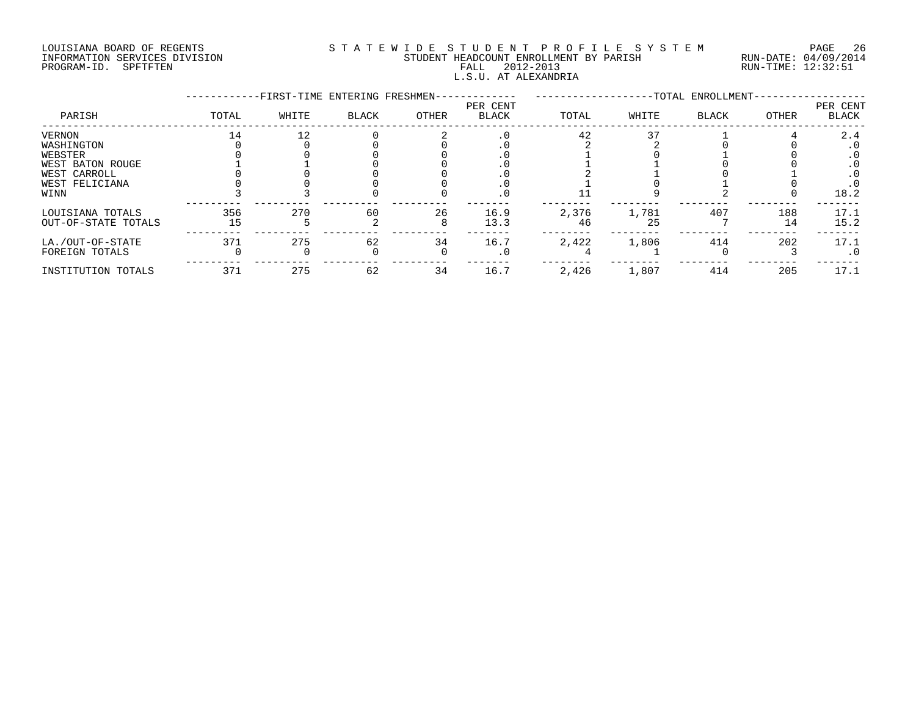LOUISIANA BOARD OF REGENTS
INFORMATION SERVICES DIVISION
PROGRAM-ID. SPFTFTEN

STATEWIDE STUDENT PROFILE SYSTEM
STUDENT HEADCOUNT ENROLLMENT BY PARISH
FALL 2012-2013
L.S.U. AT ALEXANDRIA

RUN-DATE: 04/09/2014
RUN-TIME: 12:32:51

| PARISH | FIRST-TIME ENTERING FRESHMEN TOTAL | WHITE | BLACK | OTHER | PER CENT BLACK | TOTAL ENROLLMENT TOTAL | WHITE | BLACK | OTHER | PER CENT BLACK |
|---|---|---|---|---|---|---|---|---|---|---|
| VERNON | 14 | 12 | 0 | 2 | .0 | 42 | 37 | 1 | 4 | 2.4 |
| WASHINGTON | 0 | 0 | 0 | 0 | .0 | 2 | 2 | 0 | 0 | .0 |
| WEBSTER | 0 | 0 | 0 | 0 | .0 | 1 | 0 | 1 | 0 | .0 |
| WEST BATON ROUGE | 1 | 1 | 0 | 0 | .0 | 1 | 1 | 0 | 0 | .0 |
| WEST CARROLL | 0 | 0 | 0 | 0 | .0 | 2 | 1 | 0 | 1 | .0 |
| WEST FELICIANA | 0 | 0 | 0 | 0 | .0 | 1 | 0 | 1 | 0 | .0 |
| WINN | 3 | 3 | 0 | 0 | .0 | 11 | 9 | 2 | 0 | 18.2 |
| LOUISIANA TOTALS | 356 | 270 | 60 | 26 | 16.9 | 2,376 | 1,781 | 407 | 188 | 17.1 |
| OUT-OF-STATE TOTALS | 15 | 5 | 2 | 8 | 13.3 | 46 | 25 | 7 | 14 | 15.2 |
| LA./OUT-OF-STATE | 371 | 275 | 62 | 34 | 16.7 | 2,422 | 1,806 | 414 | 202 | 17.1 |
| FOREIGN TOTALS | 0 | 0 | 0 | 0 | .0 | 4 | 1 | 0 | 3 | .0 |
| INSTITUTION TOTALS | 371 | 275 | 62 | 34 | 16.7 | 2,426 | 1,807 | 414 | 205 | 17.1 |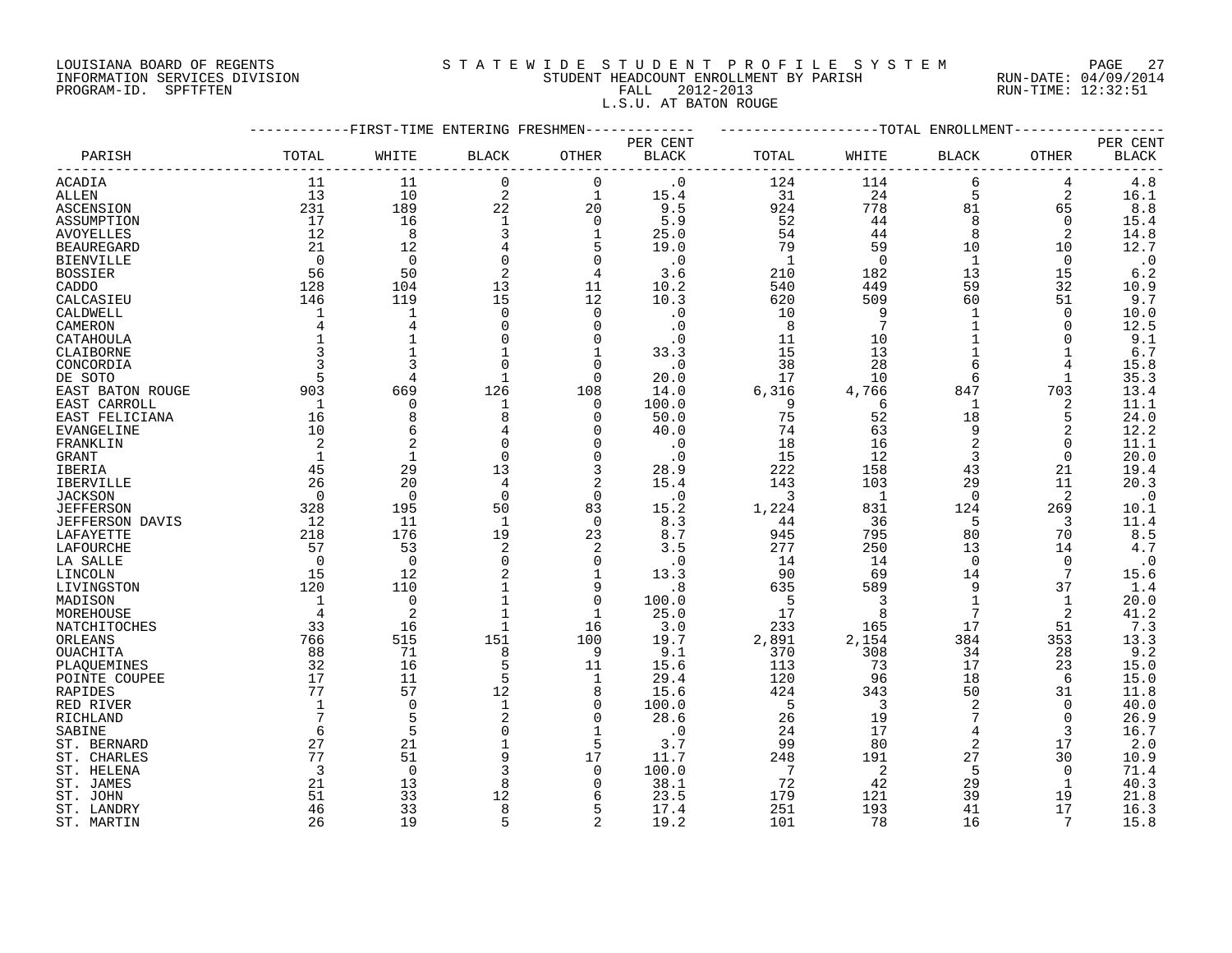LOUISIANA BOARD OF REGENTS
INFORMATION SERVICES DIVISION
PROGRAM-ID. SPFTFTEN

# S T A T E W I D E S T U D E N T P R O F I L E S Y S T E M
## STUDENT HEADCOUNT ENROLLMENT BY PARISH
FALL 2012-2013
L.S.U. AT BATON ROUGE

RUN-DATE: 04/09/2014
RUN-TIME: 12:32:51

| PARISH | FIRST-TIME ENTERING FRESHMEN TOTAL | WHITE | BLACK | OTHER | PER CENT BLACK | TOTAL ENROLLMENT TOTAL | WHITE | BLACK | OTHER | PER CENT BLACK |
|---|---|---|---|---|---|---|---|---|---|---|
| ACADIA | 11 | 11 | 0 | 0 | .0 | 124 | 114 | 6 | 4 | 4.8 |
| ALLEN | 13 | 10 | 2 | 1 | 15.4 | 31 | 24 | 5 | 2 | 16.1 |
| ASCENSION | 231 | 189 | 22 | 20 | 9.5 | 924 | 778 | 81 | 65 | 8.8 |
| ASSUMPTION | 17 | 16 | 1 | 0 | 5.9 | 52 | 44 | 8 | 0 | 15.4 |
| AVOYELLES | 12 | 8 | 3 | 1 | 25.0 | 54 | 44 | 8 | 2 | 14.8 |
| BEAUREGARD | 21 | 12 | 4 | 5 | 19.0 | 79 | 59 | 10 | 10 | 12.7 |
| BIENVILLE | 0 | 0 | 0 | 0 | .0 | 1 | 0 | 1 | 0 | .0 |
| BOSSIER | 56 | 50 | 2 | 4 | 3.6 | 210 | 182 | 13 | 15 | 6.2 |
| CADDO | 128 | 104 | 13 | 11 | 10.2 | 540 | 449 | 59 | 32 | 10.9 |
| CALCASIEU | 146 | 119 | 15 | 12 | 10.3 | 620 | 509 | 60 | 51 | 9.7 |
| CALDWELL | 1 | 1 | 0 | 0 | .0 | 10 | 9 | 1 | 0 | 10.0 |
| CAMERON | 4 | 4 | 0 | 0 | .0 | 8 | 7 | 1 | 0 | 12.5 |
| CATAHOULA | 1 | 1 | 0 | 0 | .0 | 11 | 10 | 1 | 0 | 9.1 |
| CLAIBORNE | 3 | 1 | 1 | 1 | 33.3 | 15 | 13 | 1 | 1 | 6.7 |
| CONCORDIA | 3 | 3 | 0 | 0 | .0 | 38 | 28 | 6 | 4 | 15.8 |
| DE SOTO | 5 | 4 | 1 | 0 | 20.0 | 17 | 10 | 6 | 1 | 35.3 |
| EAST BATON ROUGE | 903 | 669 | 126 | 108 | 14.0 | 6,316 | 4,766 | 847 | 703 | 13.4 |
| EAST CARROLL | 1 | 0 | 1 | 0 | 100.0 | 9 | 6 | 1 | 2 | 11.1 |
| EAST FELICIANA | 16 | 8 | 8 | 0 | 50.0 | 75 | 52 | 18 | 5 | 24.0 |
| EVANGELINE | 10 | 6 | 4 | 0 | 40.0 | 74 | 63 | 9 | 2 | 12.2 |
| FRANKLIN | 2 | 2 | 0 | 0 | .0 | 18 | 16 | 2 | 0 | 11.1 |
| GRANT | 1 | 1 | 0 | 0 | .0 | 15 | 12 | 3 | 0 | 20.0 |
| IBERIA | 45 | 29 | 13 | 3 | 28.9 | 222 | 158 | 43 | 21 | 19.4 |
| IBERVILLE | 26 | 20 | 4 | 2 | 15.4 | 143 | 103 | 29 | 11 | 20.3 |
| JACKSON | 0 | 0 | 0 | 0 | .0 | 3 | 1 | 0 | 2 | .0 |
| JEFFERSON | 328 | 195 | 50 | 83 | 15.2 | 1,224 | 831 | 124 | 269 | 10.1 |
| JEFFERSON DAVIS | 12 | 11 | 1 | 0 | 8.3 | 44 | 36 | 5 | 3 | 11.4 |
| LAFAYETTE | 218 | 176 | 19 | 23 | 8.7 | 945 | 795 | 80 | 70 | 8.5 |
| LAFOURCHE | 57 | 53 | 2 | 2 | 3.5 | 277 | 250 | 13 | 14 | 4.7 |
| LA SALLE | 0 | 0 | 0 | 0 | .0 | 14 | 14 | 0 | 0 | .0 |
| LINCOLN | 15 | 12 | 2 | 1 | 13.3 | 90 | 69 | 14 | 7 | 15.6 |
| LIVINGSTON | 120 | 110 | 1 | 9 | .8 | 635 | 589 | 9 | 37 | 1.4 |
| MADISON | 1 | 0 | 1 | 0 | 100.0 | 5 | 3 | 1 | 1 | 20.0 |
| MOREHOUSE | 4 | 2 | 1 | 1 | 25.0 | 17 | 8 | 7 | 2 | 41.2 |
| NATCHITOCHES | 33 | 16 | 1 | 16 | 3.0 | 233 | 165 | 17 | 51 | 7.3 |
| ORLEANS | 766 | 515 | 151 | 100 | 19.7 | 2,891 | 2,154 | 384 | 353 | 13.3 |
| OUACHITA | 88 | 71 | 8 | 9 | 9.1 | 370 | 308 | 34 | 28 | 9.2 |
| PLAQUEMINES | 32 | 16 | 5 | 11 | 15.6 | 113 | 73 | 17 | 23 | 15.0 |
| POINTE COUPEE | 17 | 11 | 5 | 1 | 29.4 | 120 | 96 | 18 | 6 | 15.0 |
| RAPIDES | 77 | 57 | 12 | 8 | 15.6 | 424 | 343 | 50 | 31 | 11.8 |
| RED RIVER | 1 | 0 | 1 | 0 | 100.0 | 5 | 3 | 2 | 0 | 40.0 |
| RICHLAND | 7 | 5 | 2 | 0 | 28.6 | 26 | 19 | 7 | 0 | 26.9 |
| SABINE | 6 | 5 | 0 | 1 | .0 | 24 | 17 | 4 | 3 | 16.7 |
| ST. BERNARD | 27 | 21 | 1 | 5 | 3.7 | 99 | 80 | 2 | 17 | 2.0 |
| ST. CHARLES | 77 | 51 | 9 | 17 | 11.7 | 248 | 191 | 27 | 30 | 10.9 |
| ST. HELENA | 3 | 0 | 3 | 0 | 100.0 | 7 | 2 | 5 | 0 | 71.4 |
| ST. JAMES | 21 | 13 | 8 | 0 | 38.1 | 72 | 42 | 29 | 1 | 40.3 |
| ST. JOHN | 51 | 33 | 12 | 6 | 23.5 | 179 | 121 | 39 | 19 | 21.8 |
| ST. LANDRY | 46 | 33 | 8 | 5 | 17.4 | 251 | 193 | 41 | 17 | 16.3 |
| ST. MARTIN | 26 | 19 | 5 | 2 | 19.2 | 101 | 78 | 16 | 7 | 15.8 |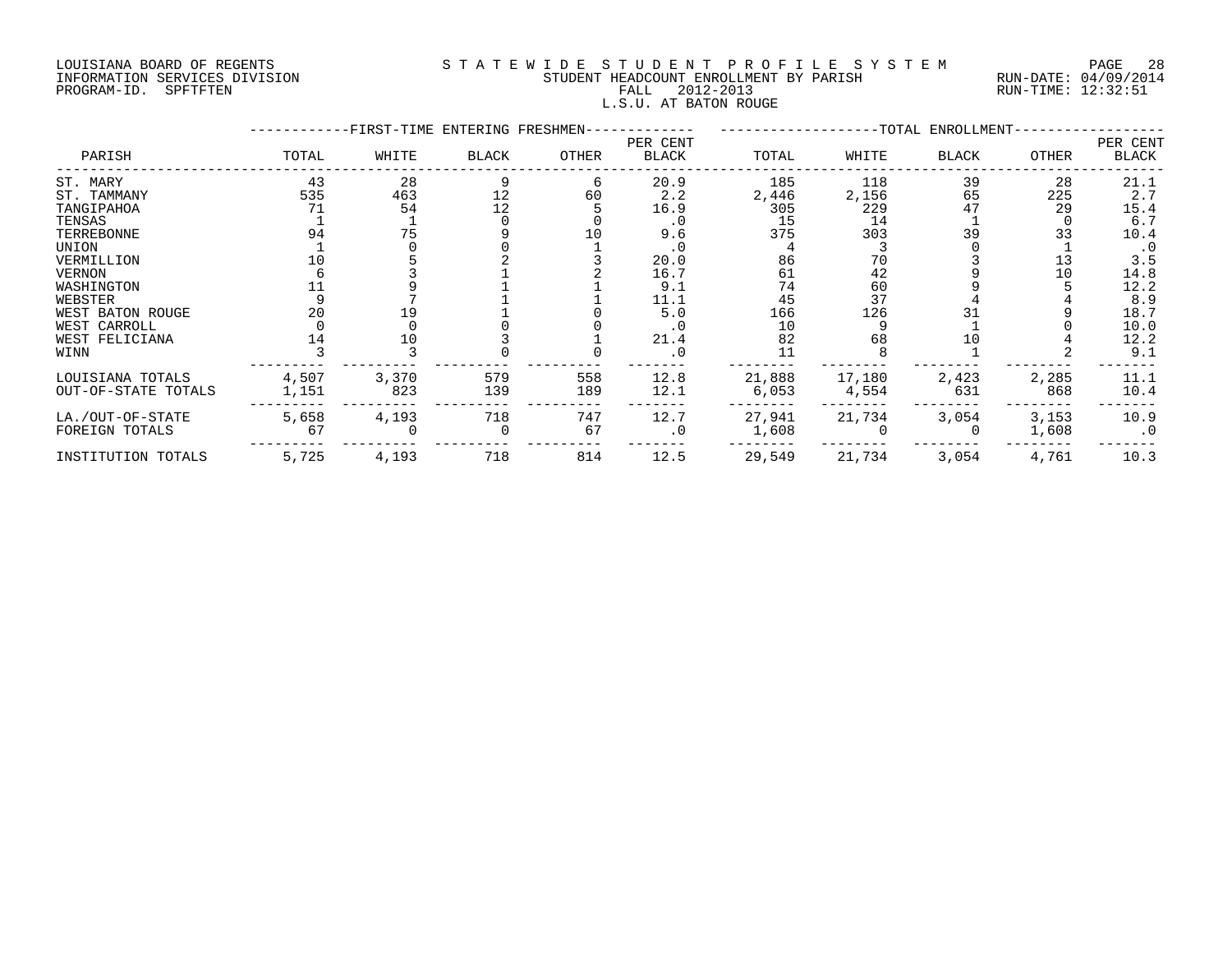LOUISIANA BOARD OF REGENTS
INFORMATION SERVICES DIVISION
PROGRAM-ID. SPFTFTEN

STATEWIDE STUDENT PROFILE SYSTEM
STUDENT HEADCOUNT ENROLLMENT BY PARISH
FALL 2012-2013
L.S.U. AT BATON ROUGE

RUN-DATE: 04/09/2014
RUN-TIME: 12:32:51

| PARISH | FIRST-TIME ENTERING FRESHMEN | | | | | TOTAL ENROLLMENT | | | | |
|---|---|---|---|---|---|---|---|---|---|---|
| | TOTAL | WHITE | BLACK | OTHER | PER CENT BLACK | TOTAL | WHITE | BLACK | OTHER | PER CENT BLACK |
| ST. MARY | 43 | 28 | 9 | 6 | 20.9 | 185 | 118 | 39 | 28 | 21.1 |
| ST. TAMMANY | 535 | 463 | 12 | 60 | 2.2 | 2,446 | 2,156 | 65 | 225 | 2.7 |
| TANGIPAHOA | 71 | 54 | 12 | 5 | 16.9 | 305 | 229 | 47 | 29 | 15.4 |
| TENSAS | 1 | 1 | 0 | 0 | .0 | 15 | 14 | 1 | 0 | 6.7 |
| TERREBONNE | 94 | 75 | 9 | 10 | 9.6 | 375 | 303 | 39 | 33 | 10.4 |
| UNION | 1 | 0 | 0 | 1 | .0 | 4 | 3 | 0 | 1 | .0 |
| VERMILLION | 10 | 5 | 2 | 3 | 20.0 | 86 | 70 | 3 | 13 | 3.5 |
| VERNON | 6 | 3 | 1 | 2 | 16.7 | 61 | 42 | 9 | 10 | 14.8 |
| WASHINGTON | 11 | 9 | 1 | 1 | 9.1 | 74 | 60 | 9 | 5 | 12.2 |
| WEBSTER | 9 | 7 | 1 | 1 | 11.1 | 45 | 37 | 4 | 4 | 8.9 |
| WEST BATON ROUGE | 20 | 19 | 1 | 0 | 5.0 | 166 | 126 | 31 | 9 | 18.7 |
| WEST CARROLL | 0 | 0 | 0 | 0 | .0 | 10 | 9 | 1 | 0 | 10.0 |
| WEST FELICIANA | 14 | 10 | 3 | 1 | 21.4 | 82 | 68 | 10 | 4 | 12.2 |
| WINN | 3 | 3 | 0 | 0 | .0 | 11 | 8 | 1 | 2 | 9.1 |
| LOUISIANA TOTALS | 4,507 | 3,370 | 579 | 558 | 12.8 | 21,888 | 17,180 | 2,423 | 2,285 | 11.1 |
| OUT-OF-STATE TOTALS | 1,151 | 823 | 139 | 189 | 12.1 | 6,053 | 4,554 | 631 | 868 | 10.4 |
| LA./OUT-OF-STATE | 5,658 | 4,193 | 718 | 747 | 12.7 | 27,941 | 21,734 | 3,054 | 3,153 | 10.9 |
| FOREIGN TOTALS | 67 | 0 | 0 | 67 | .0 | 1,608 | 0 | 0 | 1,608 | .0 |
| INSTITUTION TOTALS | 5,725 | 4,193 | 718 | 814 | 12.5 | 29,549 | 21,734 | 3,054 | 4,761 | 10.3 |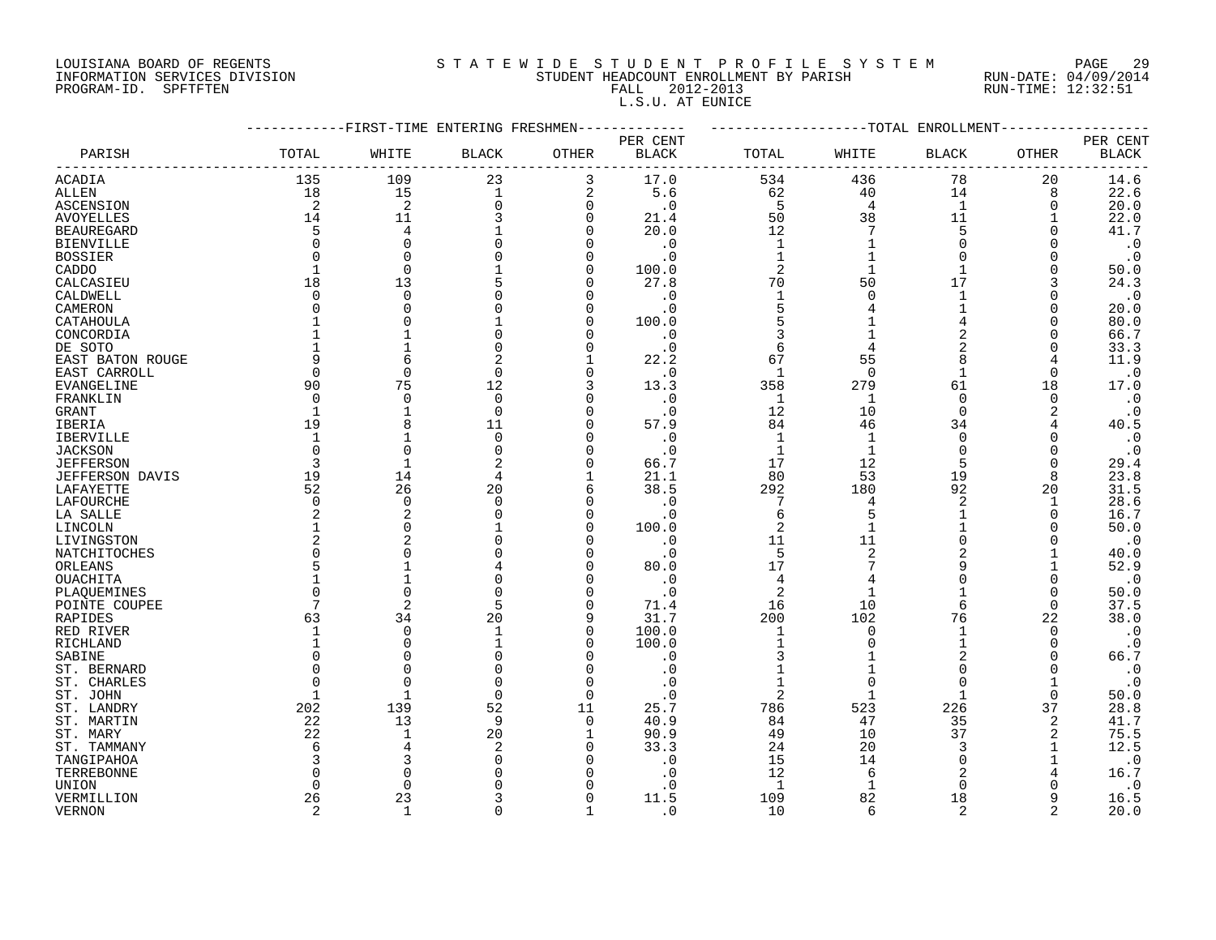LOUISIANA BOARD OF REGENTS
INFORMATION SERVICES DIVISION
PROGRAM-ID. SPFTFTEN

# S T A T E W I D E  S T U D E N T  P R O F I L E  S Y S T E M

STUDENT HEADCOUNT ENROLLMENT BY PARISH
FALL 2012-2013
L.S.U. AT EUNICE

RUN-DATE: 04/09/2014
RUN-TIME: 12:32:51

| PARISH | FIRST-TIME ENTERING FRESHMEN TOTAL | WHITE | BLACK | OTHER | PER CENT BLACK | TOTAL ENROLLMENT TOTAL | WHITE | BLACK | OTHER | PER CENT BLACK |
|---|---|---|---|---|---|---|---|---|---|---|
| ACADIA | 135 | 109 | 23 | 3 | 17.0 | 534 | 436 | 78 | 20 | 14.6 |
| ALLEN | 18 | 15 | 1 | 2 | 5.6 | 62 | 40 | 14 | 8 | 22.6 |
| ASCENSION | 2 | 2 | 0 | 0 | .0 | 5 | 4 | 1 | 0 | 20.0 |
| AVOYELLES | 14 | 11 | 3 | 0 | 21.4 | 50 | 38 | 11 | 1 | 22.0 |
| BEAUREGARD | 5 | 4 | 1 | 0 | 20.0 | 12 | 7 | 5 | 0 | 41.7 |
| BIENVILLE | 0 | 0 | 0 | 0 | .0 | 1 | 1 | 0 | 0 | .0 |
| BOSSIER | 0 | 0 | 0 | 0 | .0 | 1 | 1 | 0 | 0 | .0 |
| CADDO | 1 | 0 | 1 | 0 | 100.0 | 2 | 1 | 1 | 0 | 50.0 |
| CALCASIEU | 18 | 13 | 5 | 0 | 27.8 | 70 | 50 | 17 | 3 | 24.3 |
| CALDWELL | 0 | 0 | 0 | 0 | .0 | 1 | 0 | 1 | 0 | .0 |
| CAMERON | 0 | 0 | 0 | 0 | .0 | 5 | 4 | 1 | 0 | 20.0 |
| CATAHOULA | 1 | 0 | 1 | 0 | 100.0 | 5 | 1 | 4 | 0 | 80.0 |
| CONCORDIA | 1 | 1 | 0 | 0 | .0 | 3 | 1 | 2 | 0 | 66.7 |
| DE SOTO | 1 | 1 | 0 | 0 | .0 | 6 | 4 | 2 | 0 | 33.3 |
| EAST BATON ROUGE | 9 | 6 | 2 | 1 | 22.2 | 67 | 55 | 8 | 4 | 11.9 |
| EAST CARROLL | 0 | 0 | 0 | 0 | .0 | 1 | 0 | 1 | 0 | .0 |
| EVANGELINE | 90 | 75 | 12 | 3 | 13.3 | 358 | 279 | 61 | 18 | 17.0 |
| FRANKLIN | 0 | 0 | 0 | 0 | .0 | 1 | 1 | 0 | 0 | .0 |
| GRANT | 1 | 1 | 0 | 0 | .0 | 12 | 10 | 0 | 2 | .0 |
| IBERIA | 19 | 8 | 11 | 0 | 57.9 | 84 | 46 | 34 | 4 | 40.5 |
| IBERVILLE | 1 | 1 | 0 | 0 | .0 | 1 | 1 | 0 | 0 | .0 |
| JACKSON | 0 | 0 | 0 | 0 | .0 | 1 | 1 | 0 | 0 | .0 |
| JEFFERSON | 3 | 1 | 2 | 0 | 66.7 | 17 | 12 | 5 | 0 | 29.4 |
| JEFFERSON DAVIS | 19 | 14 | 4 | 1 | 21.1 | 80 | 53 | 19 | 8 | 23.8 |
| LAFAYETTE | 52 | 26 | 20 | 6 | 38.5 | 292 | 180 | 92 | 20 | 31.5 |
| LAFOURCHE | 0 | 0 | 0 | 0 | .0 | 7 | 4 | 2 | 1 | 28.6 |
| LA SALLE | 2 | 2 | 0 | 0 | .0 | 6 | 5 | 1 | 0 | 16.7 |
| LINCOLN | 1 | 0 | 1 | 0 | 100.0 | 2 | 1 | 1 | 0 | 50.0 |
| LIVINGSTON | 2 | 2 | 0 | 0 | .0 | 11 | 11 | 0 | 0 | .0 |
| NATCHITOCHES | 0 | 0 | 0 | 0 | .0 | 5 | 2 | 2 | 1 | 40.0 |
| ORLEANS | 5 | 1 | 4 | 0 | 80.0 | 17 | 7 | 9 | 1 | 52.9 |
| OUACHITA | 1 | 1 | 0 | 0 | .0 | 4 | 4 | 0 | 0 | .0 |
| PLAQUEMINES | 0 | 0 | 0 | 0 | .0 | 2 | 1 | 1 | 0 | 50.0 |
| POINTE COUPEE | 7 | 2 | 5 | 0 | 71.4 | 16 | 10 | 6 | 0 | 37.5 |
| RAPIDES | 63 | 34 | 20 | 9 | 31.7 | 200 | 102 | 76 | 22 | 38.0 |
| RED RIVER | 1 | 0 | 1 | 0 | 100.0 | 1 | 0 | 1 | 0 | .0 |
| RICHLAND | 1 | 0 | 1 | 0 | 100.0 | 1 | 0 | 1 | 0 | .0 |
| SABINE | 0 | 0 | 0 | 0 | .0 | 3 | 1 | 2 | 0 | 66.7 |
| ST. BERNARD | 0 | 0 | 0 | 0 | .0 | 1 | 1 | 0 | 0 | .0 |
| ST. CHARLES | 0 | 0 | 0 | 0 | .0 | 1 | 0 | 0 | 1 | .0 |
| ST. JOHN | 1 | 1 | 0 | 0 | .0 | 2 | 1 | 1 | 0 | 50.0 |
| ST. LANDRY | 202 | 139 | 52 | 11 | 25.7 | 786 | 523 | 226 | 37 | 28.8 |
| ST. MARTIN | 22 | 13 | 9 | 0 | 40.9 | 84 | 47 | 35 | 2 | 41.7 |
| ST. MARY | 22 | 1 | 20 | 1 | 90.9 | 49 | 10 | 37 | 2 | 75.5 |
| ST. TAMMANY | 6 | 4 | 2 | 0 | 33.3 | 24 | 20 | 3 | 1 | 12.5 |
| TANGIPAHOA | 3 | 3 | 0 | 0 | .0 | 15 | 14 | 0 | 1 | .0 |
| TERREBONNE | 0 | 0 | 0 | 0 | .0 | 12 | 6 | 2 | 4 | 16.7 |
| UNION | 0 | 0 | 0 | 0 | .0 | 1 | 1 | 0 | 0 | .0 |
| VERMILLION | 26 | 23 | 3 | 0 | 11.5 | 109 | 82 | 18 | 9 | 16.5 |
| VERNON | 2 | 1 | 0 | 1 | .0 | 10 | 6 | 2 | 2 | 20.0 |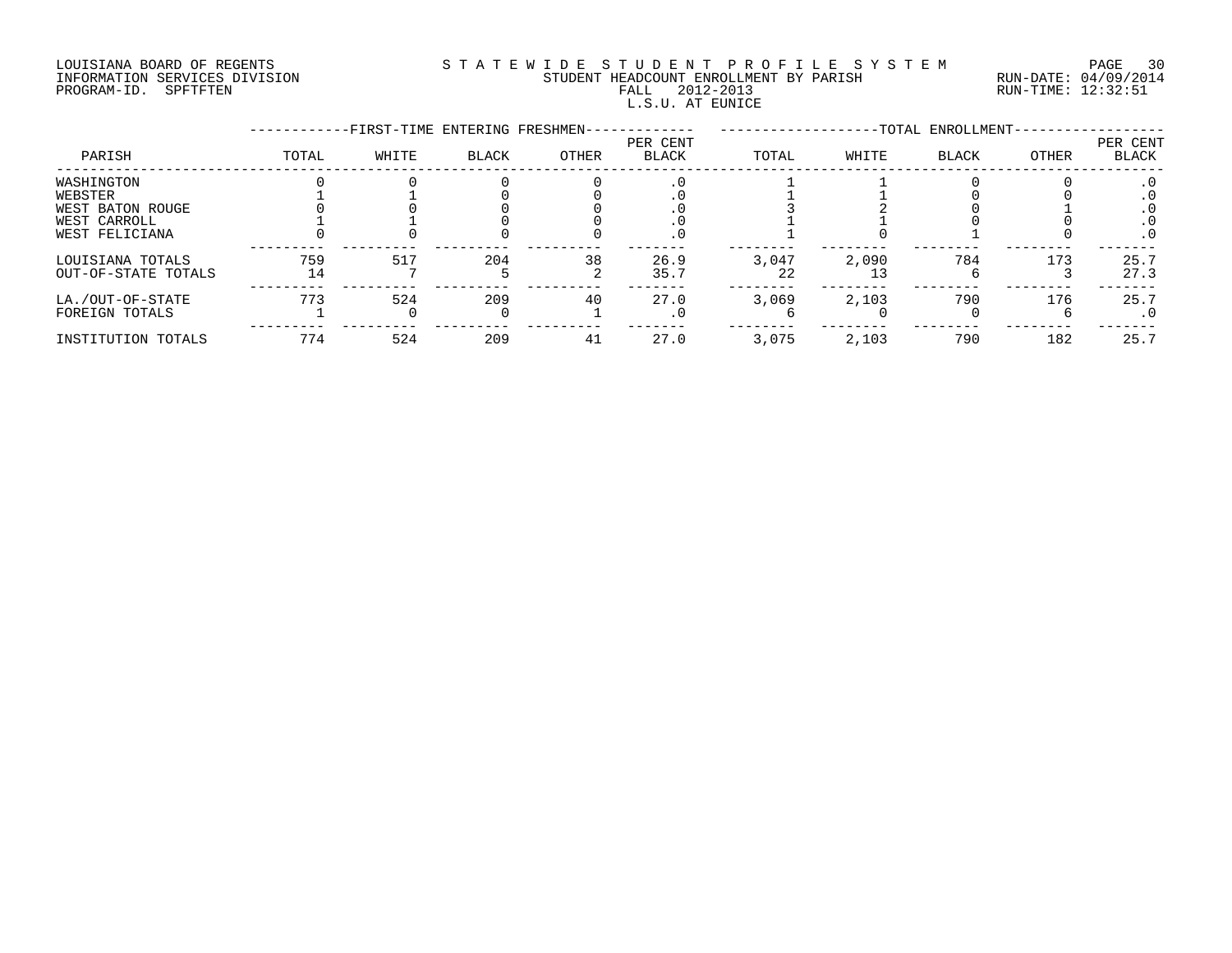LOUISIANA BOARD OF REGENTS
INFORMATION SERVICES DIVISION
PROGRAM-ID. SPFTFTEN

STATEWIDE STUDENT PROFILE SYSTEM
STUDENT HEADCOUNT ENROLLMENT BY PARISH
FALL 2012-2013
L.S.U. AT EUNICE

RUN-DATE: 04/09/2014
RUN-TIME: 12:32:51

| | FIRST-TIME ENTERING FRESHMEN | | | | | TOTAL ENROLLMENT | | | | |
|---|---|---|---|---|---|---|---|---|---|---|
| PARISH | TOTAL | WHITE | BLACK | OTHER | PER CENT BLACK | TOTAL | WHITE | BLACK | OTHER | PER CENT BLACK |
| WASHINGTON | 0 | 0 | 0 | 0 | .0 | 1 | 1 | 0 | 0 | .0 |
| WEBSTER | 1 | 1 | 0 | 0 | .0 | 1 | 1 | 0 | 0 | .0 |
| WEST BATON ROUGE | 0 | 0 | 0 | 0 | .0 | 3 | 2 | 0 | 1 | .0 |
| WEST CARROLL | 1 | 1 | 0 | 0 | .0 | 1 | 1 | 0 | 0 | .0 |
| WEST FELICIANA | 0 | 0 | 0 | 0 | .0 | 1 | 0 | 1 | 0 | .0 |
| LOUISIANA TOTALS | 759 | 517 | 204 | 38 | 26.9 | 3,047 | 2,090 | 784 | 173 | 25.7 |
| OUT-OF-STATE TOTALS | 14 | 7 | 5 | 2 | 35.7 | 22 | 13 | 6 | 3 | 27.3 |
| LA./OUT-OF-STATE | 773 | 524 | 209 | 40 | 27.0 | 3,069 | 2,103 | 790 | 176 | 25.7 |
| FOREIGN TOTALS | 1 | 0 | 0 | 1 | .0 | 6 | 0 | 0 | 6 | .0 |
| INSTITUTION TOTALS | 774 | 524 | 209 | 41 | 27.0 | 3,075 | 2,103 | 790 | 182 | 25.7 |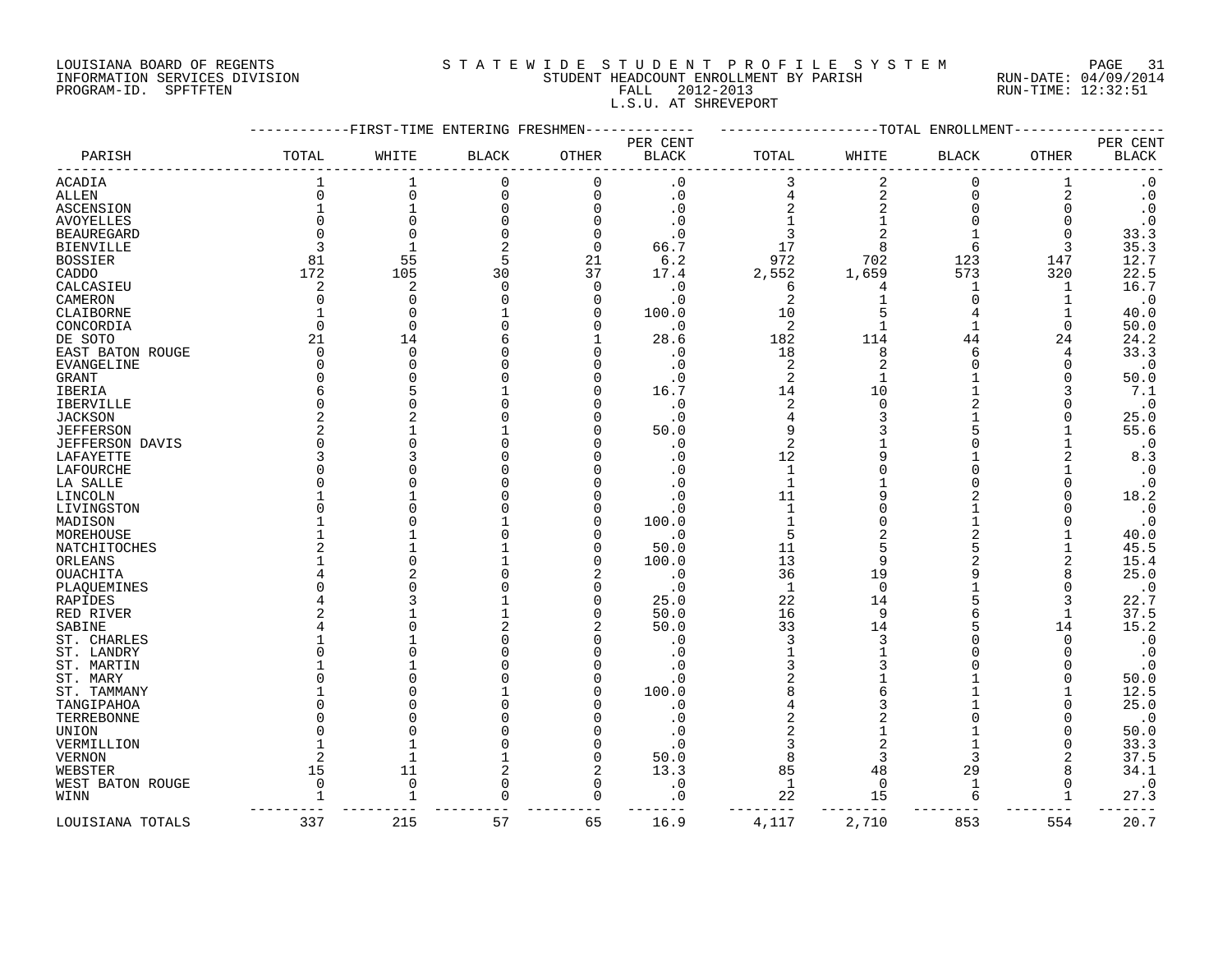LOUISIANA BOARD OF REGENTS
INFORMATION SERVICES DIVISION
PROGRAM-ID. SPFTFTEN

STATEWIDE STUDENT PROFILE SYSTEM
STUDENT HEADCOUNT ENROLLMENT BY PARISH
FALL 2012-2013
L.S.U. AT SHREVEPORT

RUN-DATE: 04/09/2014
RUN-TIME: 12:32:51

| PARISH | FIRST-TIME ENTERING FRESHMEN | | | | | TOTAL ENROLLMENT | | | | |
|---|---|---|---|---|---|---|---|---|---|---|
| | TOTAL | WHITE | BLACK | OTHER | PER CENT BLACK | TOTAL | WHITE | BLACK | OTHER | PER CENT BLACK |
| ACADIA | 1 | 1 | 0 | 0 | .0 | 3 | 2 | 0 | 1 | .0 |
| ALLEN | 0 | 0 | 0 | 0 | .0 | 4 | 2 | 0 | 2 | .0 |
| ASCENSION | 1 | 1 | 0 | 0 | .0 | 2 | 2 | 0 | 0 | .0 |
| AVOYELLES | 0 | 0 | 0 | 0 | .0 | 1 | 1 | 0 | 0 | .0 |
| BEAUREGARD | 0 | 0 | 0 | 0 | .0 | 3 | 2 | 1 | 0 | 33.3 |
| BIENVILLE | 3 | 1 | 2 | 0 | 66.7 | 17 | 8 | 6 | 3 | 35.3 |
| BOSSIER | 81 | 55 | 5 | 21 | 6.2 | 972 | 702 | 123 | 147 | 12.7 |
| CADDO | 172 | 105 | 30 | 37 | 17.4 | 2,552 | 1,659 | 573 | 320 | 22.5 |
| CALCASIEU | 2 | 2 | 0 | 0 | .0 | 6 | 4 | 1 | 1 | 16.7 |
| CAMERON | 0 | 0 | 0 | 0 | .0 | 2 | 1 | 0 | 1 | .0 |
| CLAIBORNE | 1 | 0 | 1 | 0 | 100.0 | 10 | 5 | 4 | 1 | 40.0 |
| CONCORDIA | 0 | 0 | 0 | 0 | .0 | 2 | 1 | 1 | 0 | 50.0 |
| DE SOTO | 21 | 14 | 6 | 1 | 28.6 | 182 | 114 | 44 | 24 | 24.2 |
| EAST BATON ROUGE | 0 | 0 | 0 | 0 | .0 | 18 | 8 | 6 | 4 | 33.3 |
| EVANGELINE | 0 | 0 | 0 | 0 | .0 | 2 | 2 | 0 | 0 | .0 |
| GRANT | 0 | 0 | 0 | 0 | .0 | 2 | 1 | 1 | 0 | 50.0 |
| IBERIA | 6 | 5 | 1 | 0 | 16.7 | 14 | 10 | 1 | 3 | 7.1 |
| IBERVILLE | 0 | 0 | 0 | 0 | .0 | 2 | 0 | 2 | 0 | .0 |
| JACKSON | 2 | 2 | 0 | 0 | .0 | 4 | 3 | 1 | 0 | 25.0 |
| JEFFERSON | 2 | 1 | 1 | 0 | 50.0 | 9 | 3 | 5 | 1 | 55.6 |
| JEFFERSON DAVIS | 0 | 0 | 0 | 0 | .0 | 2 | 1 | 0 | 1 | .0 |
| LAFAYETTE | 3 | 3 | 0 | 0 | .0 | 12 | 9 | 1 | 2 | 8.3 |
| LAFOURCHE | 0 | 0 | 0 | 0 | .0 | 1 | 0 | 0 | 1 | .0 |
| LA SALLE | 0 | 0 | 0 | 0 | .0 | 1 | 1 | 0 | 0 | .0 |
| LINCOLN | 1 | 1 | 0 | 0 | .0 | 11 | 9 | 2 | 0 | 18.2 |
| LIVINGSTON | 0 | 0 | 0 | 0 | .0 | 1 | 0 | 1 | 0 | .0 |
| MADISON | 1 | 0 | 1 | 0 | 100.0 | 1 | 0 | 1 | 0 | .0 |
| MOREHOUSE | 1 | 1 | 0 | 0 | .0 | 5 | 2 | 2 | 1 | 40.0 |
| NATCHITOCHES | 2 | 1 | 1 | 0 | 50.0 | 11 | 5 | 5 | 1 | 45.5 |
| ORLEANS | 1 | 0 | 1 | 0 | 100.0 | 13 | 9 | 2 | 2 | 15.4 |
| OUACHITA | 4 | 2 | 0 | 2 | .0 | 36 | 19 | 9 | 8 | 25.0 |
| PLAQUEMINES | 0 | 0 | 0 | 0 | .0 | 1 | 0 | 1 | 0 | .0 |
| RAPIDES | 4 | 3 | 1 | 0 | 25.0 | 22 | 14 | 5 | 3 | 22.7 |
| RED RIVER | 2 | 1 | 1 | 0 | 50.0 | 16 | 9 | 6 | 1 | 37.5 |
| SABINE | 4 | 0 | 2 | 2 | 50.0 | 33 | 14 | 5 | 14 | 15.2 |
| ST. CHARLES | 1 | 1 | 0 | 0 | .0 | 3 | 3 | 0 | 0 | .0 |
| ST. LANDRY | 0 | 0 | 0 | 0 | .0 | 1 | 1 | 0 | 0 | .0 |
| ST. MARTIN | 1 | 1 | 0 | 0 | .0 | 3 | 3 | 0 | 0 | .0 |
| ST. MARY | 0 | 0 | 0 | 0 | .0 | 2 | 1 | 1 | 0 | 50.0 |
| ST. TAMMANY | 1 | 0 | 1 | 0 | 100.0 | 8 | 6 | 1 | 1 | 12.5 |
| TANGIPAHOA | 0 | 0 | 0 | 0 | .0 | 4 | 3 | 1 | 0 | 25.0 |
| TERREBONNE | 0 | 0 | 0 | 0 | .0 | 2 | 2 | 0 | 0 | .0 |
| UNION | 0 | 0 | 0 | 0 | .0 | 2 | 1 | 1 | 0 | 50.0 |
| VERMILLION | 1 | 1 | 0 | 0 | .0 | 3 | 2 | 1 | 0 | 33.3 |
| VERNON | 2 | 1 | 1 | 0 | 50.0 | 8 | 3 | 3 | 2 | 37.5 |
| WEBSTER | 15 | 11 | 2 | 2 | 13.3 | 85 | 48 | 29 | 8 | 34.1 |
| WEST BATON ROUGE | 0 | 0 | 0 | 0 | .0 | 1 | 0 | 1 | 0 | .0 |
| WINN | 1 | 1 | 0 | 0 | .0 | 22 | 15 | 6 | 1 | 27.3 |
| LOUISIANA TOTALS | 337 | 215 | 57 | 65 | 16.9 | 4,117 | 2,710 | 853 | 554 | 20.7 |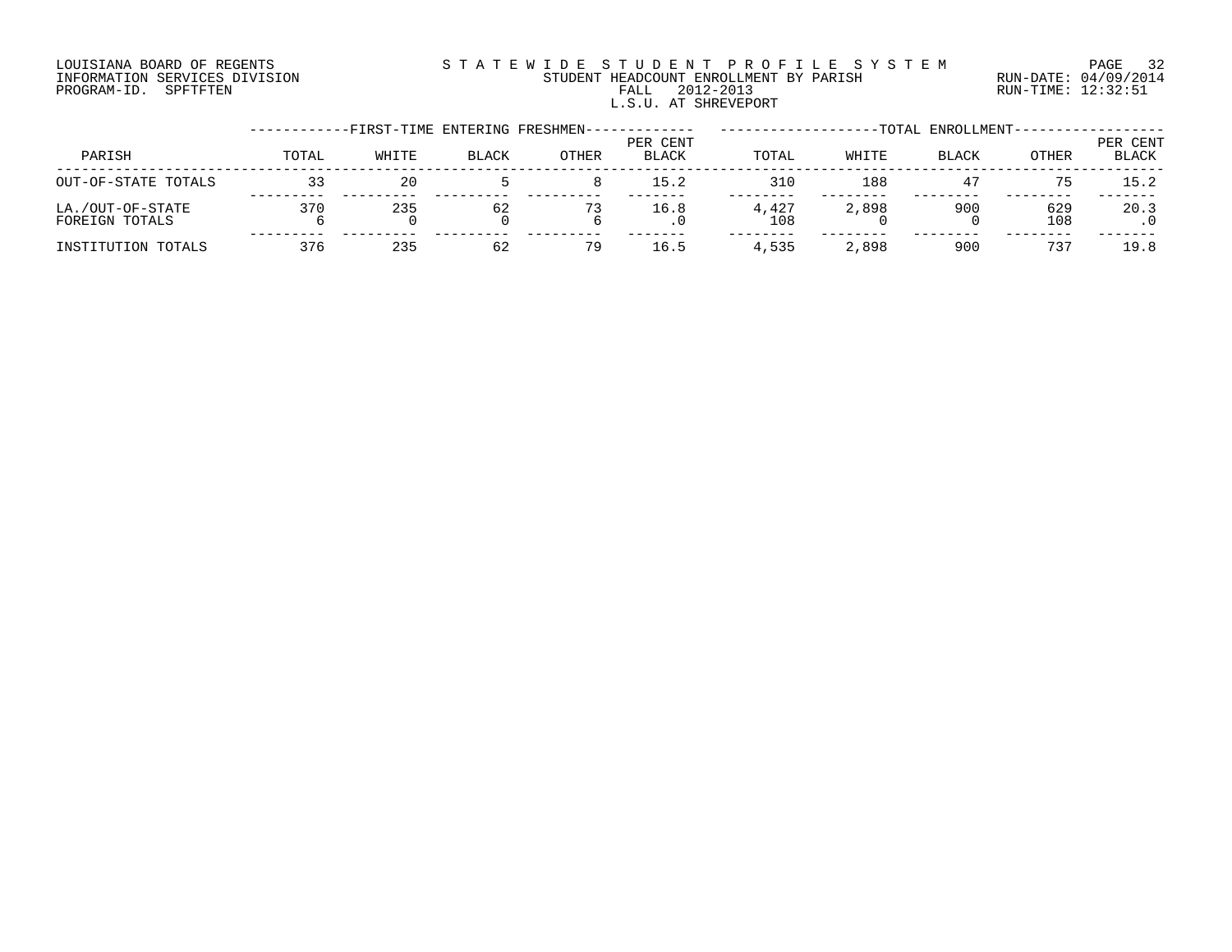LOUISIANA BOARD OF REGENTS
INFORMATION SERVICES DIVISION
PROGRAM-ID. SPFTFTEN

STATEWIDE STUDENT PROFILE SYSTEM
STUDENT HEADCOUNT ENROLLMENT BY PARISH
FALL 2012-2013
L.S.U. AT SHREVEPORT

RUN-DATE: 04/09/2014
RUN-TIME: 12:32:51

| PARISH | FIRST-TIME ENTERING FRESHMEN TOTAL | WHITE | BLACK | OTHER | PER CENT BLACK | TOTAL ENROLLMENT TOTAL | WHITE | BLACK | OTHER | PER CENT BLACK |
|---|---|---|---|---|---|---|---|---|---|---|
| OUT-OF-STATE TOTALS | 33 | 20 | 5 | 8 | 15.2 | 310 | 188 | 47 | 75 | 15.2 |
| LA./OUT-OF-STATE | 370 | 235 | 62 | 73 | 16.8 | 4,427 | 2,898 | 900 | 629 | 20.3 |
| FOREIGN TOTALS | 6 | 0 | 0 | 6 | .0 | 108 | 0 | 0 | 108 | .0 |
| INSTITUTION TOTALS | 376 | 235 | 62 | 79 | 16.5 | 4,535 | 2,898 | 900 | 737 | 19.8 |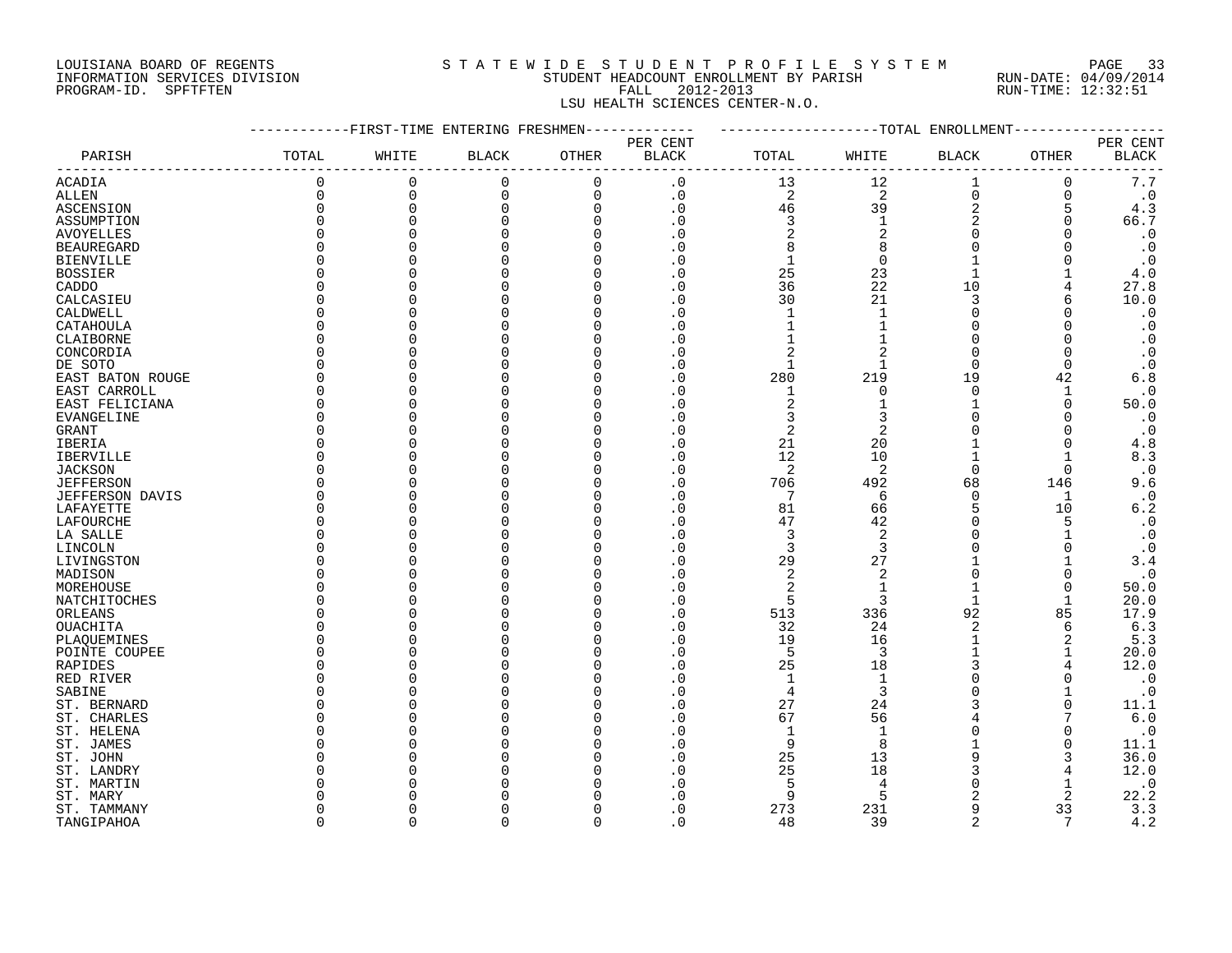LOUISIANA BOARD OF REGENTS
INFORMATION SERVICES DIVISION
PROGRAM-ID. SPFTFTEN

STATEWIDE STUDENT PROFILE SYSTEM
STUDENT HEADCOUNT ENROLLMENT BY PARISH
FALL 2012-2013
LSU HEALTH SCIENCES CENTER-N.O.

RUN-DATE: 04/09/2014
RUN-TIME: 12:32:51

| PARISH | FIRST-TIME ENTERING FRESHMEN TOTAL | WHITE | BLACK | OTHER | PER CENT BLACK | TOTAL ENROLLMENT TOTAL | WHITE | BLACK | OTHER | PER CENT BLACK |
|---|---|---|---|---|---|---|---|---|---|---|
| ACADIA | 0 | 0 | 0 | 0 | .0 | 13 | 12 | 1 | 0 | 7.7 |
| ALLEN | 0 | 0 | 0 | 0 | .0 | 2 | 2 | 0 | 0 | .0 |
| ASCENSION | 0 | 0 | 0 | 0 | .0 | 46 | 39 | 2 | 5 | 4.3 |
| ASSUMPTION | 0 | 0 | 0 | 0 | .0 | 3 | 1 | 2 | 0 | 66.7 |
| AVOYELLES | 0 | 0 | 0 | 0 | .0 | 2 | 2 | 0 | 0 | .0 |
| BEAUREGARD | 0 | 0 | 0 | 0 | .0 | 8 | 8 | 0 | 0 | .0 |
| BIENVILLE | 0 | 0 | 0 | 0 | .0 | 1 | 0 | 1 | 0 | .0 |
| BOSSIER | 0 | 0 | 0 | 0 | .0 | 25 | 23 | 1 | 1 | 4.0 |
| CADDO | 0 | 0 | 0 | 0 | .0 | 36 | 22 | 10 | 4 | 27.8 |
| CALCASIEU | 0 | 0 | 0 | 0 | .0 | 30 | 21 | 3 | 6 | 10.0 |
| CALDWELL | 0 | 0 | 0 | 0 | .0 | 1 | 1 | 0 | 0 | .0 |
| CATAHOULA | 0 | 0 | 0 | 0 | .0 | 1 | 1 | 0 | 0 | .0 |
| CLAIBORNE | 0 | 0 | 0 | 0 | .0 | 1 | 1 | 0 | 0 | .0 |
| CONCORDIA | 0 | 0 | 0 | 0 | .0 | 2 | 2 | 0 | 0 | .0 |
| DE SOTO | 0 | 0 | 0 | 0 | .0 | 1 | 1 | 0 | 0 | .0 |
| EAST BATON ROUGE | 0 | 0 | 0 | 0 | .0 | 280 | 219 | 19 | 42 | 6.8 |
| EAST CARROLL | 0 | 0 | 0 | 0 | .0 | 1 | 0 | 0 | 1 | .0 |
| EAST FELICIANA | 0 | 0 | 0 | 0 | .0 | 2 | 1 | 1 | 0 | 50.0 |
| EVANGELINE | 0 | 0 | 0 | 0 | .0 | 3 | 3 | 0 | 0 | .0 |
| GRANT | 0 | 0 | 0 | 0 | .0 | 2 | 2 | 0 | 0 | .0 |
| IBERIA | 0 | 0 | 0 | 0 | .0 | 21 | 20 | 1 | 0 | 4.8 |
| IBERVILLE | 0 | 0 | 0 | 0 | .0 | 12 | 10 | 1 | 1 | 8.3 |
| JACKSON | 0 | 0 | 0 | 0 | .0 | 2 | 2 | 0 | 0 | .0 |
| JEFFERSON | 0 | 0 | 0 | 0 | .0 | 706 | 492 | 68 | 146 | 9.6 |
| JEFFERSON DAVIS | 0 | 0 | 0 | 0 | .0 | 7 | 6 | 0 | 1 | .0 |
| LAFAYETTE | 0 | 0 | 0 | 0 | .0 | 81 | 66 | 5 | 10 | 6.2 |
| LAFOURCHE | 0 | 0 | 0 | 0 | .0 | 47 | 42 | 0 | 5 | .0 |
| LA SALLE | 0 | 0 | 0 | 0 | .0 | 3 | 2 | 0 | 1 | .0 |
| LINCOLN | 0 | 0 | 0 | 0 | .0 | 3 | 3 | 0 | 0 | .0 |
| LIVINGSTON | 0 | 0 | 0 | 0 | .0 | 29 | 27 | 1 | 1 | 3.4 |
| MADISON | 0 | 0 | 0 | 0 | .0 | 2 | 2 | 0 | 0 | .0 |
| MOREHOUSE | 0 | 0 | 0 | 0 | .0 | 2 | 1 | 1 | 0 | 50.0 |
| NATCHITOCHES | 0 | 0 | 0 | 0 | .0 | 5 | 3 | 1 | 1 | 20.0 |
| ORLEANS | 0 | 0 | 0 | 0 | .0 | 513 | 336 | 92 | 85 | 17.9 |
| OUACHITA | 0 | 0 | 0 | 0 | .0 | 32 | 24 | 2 | 6 | 6.3 |
| PLAQUEMINES | 0 | 0 | 0 | 0 | .0 | 19 | 16 | 1 | 2 | 5.3 |
| POINTE COUPEE | 0 | 0 | 0 | 0 | .0 | 5 | 3 | 1 | 1 | 20.0 |
| RAPIDES | 0 | 0 | 0 | 0 | .0 | 25 | 18 | 3 | 4 | 12.0 |
| RED RIVER | 0 | 0 | 0 | 0 | .0 | 1 | 1 | 0 | 0 | .0 |
| SABINE | 0 | 0 | 0 | 0 | .0 | 4 | 3 | 0 | 1 | .0 |
| ST. BERNARD | 0 | 0 | 0 | 0 | .0 | 27 | 24 | 3 | 0 | 11.1 |
| ST. CHARLES | 0 | 0 | 0 | 0 | .0 | 67 | 56 | 4 | 7 | 6.0 |
| ST. HELENA | 0 | 0 | 0 | 0 | .0 | 1 | 1 | 0 | 0 | .0 |
| ST. JAMES | 0 | 0 | 0 | 0 | .0 | 9 | 8 | 1 | 0 | 11.1 |
| ST. JOHN | 0 | 0 | 0 | 0 | .0 | 25 | 13 | 9 | 3 | 36.0 |
| ST. LANDRY | 0 | 0 | 0 | 0 | .0 | 25 | 18 | 3 | 4 | 12.0 |
| ST. MARTIN | 0 | 0 | 0 | 0 | .0 | 5 | 4 | 0 | 1 | .0 |
| ST. MARY | 0 | 0 | 0 | 0 | .0 | 9 | 5 | 2 | 2 | 22.2 |
| ST. TAMMANY | 0 | 0 | 0 | 0 | .0 | 273 | 231 | 9 | 33 | 3.3 |
| TANGIPAHOA | 0 | 0 | 0 | 0 | .0 | 48 | 39 | 2 | 7 | 4.2 |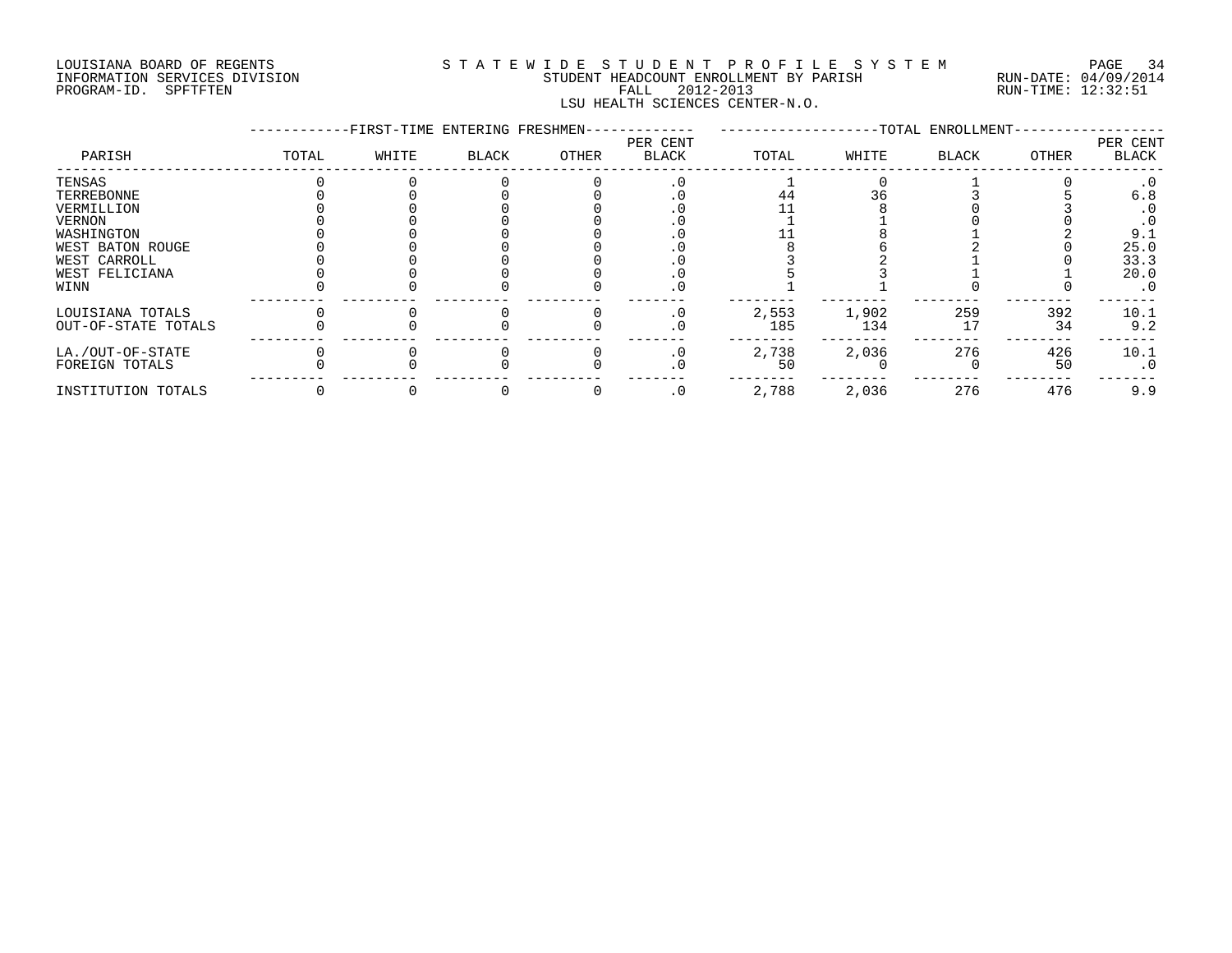LOUISIANA BOARD OF REGENTS
INFORMATION SERVICES DIVISION
PROGRAM-ID. SPFTFTEN

# STATEWIDE STUDENT PROFILE SYSTEM

STUDENT HEADCOUNT ENROLLMENT BY PARISH
FALL 2012-2013
LSU HEALTH SCIENCES CENTER-N.O.

RUN-DATE: 04/09/2014
RUN-TIME: 12:32:51

| PARISH | FIRST-TIME ENTERING FRESHMEN | | | | | TOTAL ENROLLMENT | | | | |
|---|---|---|---|---|---|---|---|---|---|---|
| | TOTAL | WHITE | BLACK | OTHER | PER CENT BLACK | TOTAL | WHITE | BLACK | OTHER | PER CENT BLACK |
| TENSAS | 0 | 0 | 0 | 0 | .0 | 1 | 0 | 1 | 0 | .0 |
| TERREBONNE | 0 | 0 | 0 | 0 | .0 | 44 | 36 | 3 | 5 | 6.8 |
| VERMILLION | 0 | 0 | 0 | 0 | .0 | 11 | 8 | 0 | 3 | .0 |
| VERNON | 0 | 0 | 0 | 0 | .0 | 1 | 1 | 0 | 0 | .0 |
| WASHINGTON | 0 | 0 | 0 | 0 | .0 | 11 | 8 | 1 | 2 | 9.1 |
| WEST BATON ROUGE | 0 | 0 | 0 | 0 | .0 | 8 | 6 | 2 | 0 | 25.0 |
| WEST CARROLL | 0 | 0 | 0 | 0 | .0 | 3 | 2 | 1 | 0 | 33.3 |
| WEST FELICIANA | 0 | 0 | 0 | 0 | .0 | 5 | 3 | 1 | 1 | 20.0 |
| WINN | 0 | 0 | 0 | 0 | .0 | 1 | 1 | 0 | 0 | .0 |
| LOUISIANA TOTALS | 0 | 0 | 0 | 0 | .0 | 2,553 | 1,902 | 259 | 392 | 10.1 |
| OUT-OF-STATE TOTALS | 0 | 0 | 0 | 0 | .0 | 185 | 134 | 17 | 34 | 9.2 |
| LA./OUT-OF-STATE | 0 | 0 | 0 | 0 | .0 | 2,738 | 2,036 | 276 | 426 | 10.1 |
| FOREIGN TOTALS | 0 | 0 | 0 | 0 | .0 | 50 | 0 | 0 | 50 | .0 |
| INSTITUTION TOTALS | 0 | 0 | 0 | 0 | .0 | 2,788 | 2,036 | 276 | 476 | 9.9 |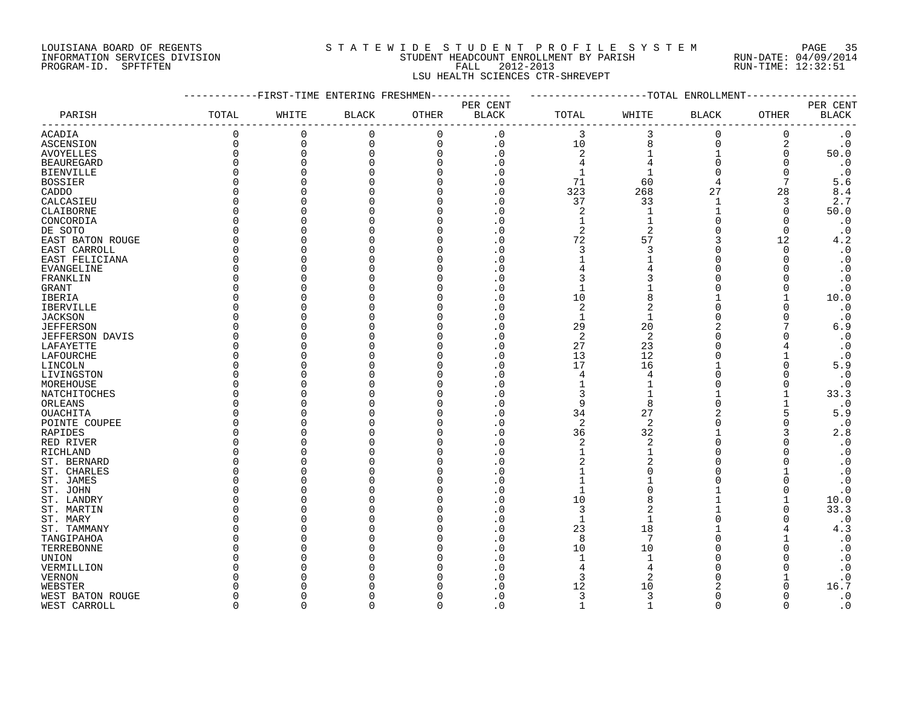LOUISIANA BOARD OF REGENTS
INFORMATION SERVICES DIVISION
PROGRAM-ID. SPFTFTEN

STATEWIDE STUDENT PROFILE SYSTEM
STUDENT HEADCOUNT ENROLLMENT BY PARISH
FALL 2012-2013
LSU HEALTH SCIENCES CTR-SHREVEPT

RUN-DATE: 04/09/2014
RUN-TIME: 12:32:51

| PARISH | FIRST-TIME ENTERING FRESHMEN | | | | | TOTAL ENROLLMENT | | | | |
|---|---|---|---|---|---|---|---|---|---|---|
| | TOTAL | WHITE | BLACK | OTHER | PER CENT BLACK | TOTAL | WHITE | BLACK | OTHER | PER CENT BLACK |
| ACADIA | 0 | 0 | 0 | 0 | .0 | 3 | 3 | 0 | 0 | .0 |
| ASCENSION | 0 | 0 | 0 | 0 | .0 | 10 | 8 | 0 | 2 | .0 |
| AVOYELLES | 0 | 0 | 0 | 0 | .0 | 2 | 1 | 1 | 0 | 50.0 |
| BEAUREGARD | 0 | 0 | 0 | 0 | .0 | 4 | 4 | 0 | 0 | .0 |
| BIENVILLE | 0 | 0 | 0 | 0 | .0 | 1 | 1 | 0 | 0 | .0 |
| BOSSIER | 0 | 0 | 0 | 0 | .0 | 71 | 60 | 4 | 7 | 5.6 |
| CADDO | 0 | 0 | 0 | 0 | .0 | 323 | 268 | 27 | 28 | 8.4 |
| CALCASIEU | 0 | 0 | 0 | 0 | .0 | 37 | 33 | 1 | 3 | 2.7 |
| CLAIBORNE | 0 | 0 | 0 | 0 | .0 | 2 | 1 | 1 | 0 | 50.0 |
| CONCORDIA | 0 | 0 | 0 | 0 | .0 | 1 | 1 | 0 | 0 | .0 |
| DE SOTO | 0 | 0 | 0 | 0 | .0 | 2 | 2 | 0 | 0 | .0 |
| EAST BATON ROUGE | 0 | 0 | 0 | 0 | .0 | 72 | 57 | 3 | 12 | 4.2 |
| EAST CARROLL | 0 | 0 | 0 | 0 | .0 | 3 | 3 | 0 | 0 | .0 |
| EAST FELICIANA | 0 | 0 | 0 | 0 | .0 | 1 | 1 | 0 | 0 | .0 |
| EVANGELINE | 0 | 0 | 0 | 0 | .0 | 4 | 4 | 0 | 0 | .0 |
| FRANKLIN | 0 | 0 | 0 | 0 | .0 | 3 | 3 | 0 | 0 | .0 |
| GRANT | 0 | 0 | 0 | 0 | .0 | 1 | 1 | 0 | 0 | .0 |
| IBERIA | 0 | 0 | 0 | 0 | .0 | 10 | 8 | 1 | 1 | 10.0 |
| IBERVILLE | 0 | 0 | 0 | 0 | .0 | 2 | 2 | 0 | 0 | .0 |
| JACKSON | 0 | 0 | 0 | 0 | .0 | 1 | 1 | 0 | 0 | .0 |
| JEFFERSON | 0 | 0 | 0 | 0 | .0 | 29 | 20 | 2 | 7 | 6.9 |
| JEFFERSON DAVIS | 0 | 0 | 0 | 0 | .0 | 2 | 2 | 0 | 0 | .0 |
| LAFAYETTE | 0 | 0 | 0 | 0 | .0 | 27 | 23 | 0 | 4 | .0 |
| LAFOURCHE | 0 | 0 | 0 | 0 | .0 | 13 | 12 | 0 | 1 | .0 |
| LINCOLN | 0 | 0 | 0 | 0 | .0 | 17 | 16 | 1 | 0 | 5.9 |
| LIVINGSTON | 0 | 0 | 0 | 0 | .0 | 4 | 4 | 0 | 0 | .0 |
| MOREHOUSE | 0 | 0 | 0 | 0 | .0 | 1 | 1 | 0 | 0 | .0 |
| NATCHITOCHES | 0 | 0 | 0 | 0 | .0 | 3 | 1 | 1 | 1 | 33.3 |
| ORLEANS | 0 | 0 | 0 | 0 | .0 | 9 | 8 | 0 | 1 | .0 |
| OUACHITA | 0 | 0 | 0 | 0 | .0 | 34 | 27 | 2 | 5 | 5.9 |
| POINTE COUPEE | 0 | 0 | 0 | 0 | .0 | 2 | 2 | 0 | 0 | .0 |
| RAPIDES | 0 | 0 | 0 | 0 | .0 | 36 | 32 | 1 | 3 | 2.8 |
| RED RIVER | 0 | 0 | 0 | 0 | .0 | 2 | 2 | 0 | 0 | .0 |
| RICHLAND | 0 | 0 | 0 | 0 | .0 | 1 | 1 | 0 | 0 | .0 |
| ST. BERNARD | 0 | 0 | 0 | 0 | .0 | 2 | 2 | 0 | 0 | .0 |
| ST. CHARLES | 0 | 0 | 0 | 0 | .0 | 1 | 0 | 0 | 1 | .0 |
| ST. JAMES | 0 | 0 | 0 | 0 | .0 | 1 | 1 | 0 | 0 | .0 |
| ST. JOHN | 0 | 0 | 0 | 0 | .0 | 1 | 0 | 1 | 0 | .0 |
| ST. LANDRY | 0 | 0 | 0 | 0 | .0 | 10 | 8 | 1 | 1 | 10.0 |
| ST. MARTIN | 0 | 0 | 0 | 0 | .0 | 3 | 2 | 1 | 0 | 33.3 |
| ST. MARY | 0 | 0 | 0 | 0 | .0 | 1 | 1 | 0 | 0 | .0 |
| ST. TAMMANY | 0 | 0 | 0 | 0 | .0 | 23 | 18 | 1 | 4 | 4.3 |
| TANGIPAHOA | 0 | 0 | 0 | 0 | .0 | 8 | 7 | 0 | 1 | .0 |
| TERREBONNE | 0 | 0 | 0 | 0 | .0 | 10 | 10 | 0 | 0 | .0 |
| UNION | 0 | 0 | 0 | 0 | .0 | 1 | 1 | 0 | 0 | .0 |
| VERMILLION | 0 | 0 | 0 | 0 | .0 | 4 | 4 | 0 | 0 | .0 |
| VERNON | 0 | 0 | 0 | 0 | .0 | 3 | 2 | 0 | 1 | .0 |
| WEBSTER | 0 | 0 | 0 | 0 | .0 | 12 | 10 | 2 | 0 | 16.7 |
| WEST BATON ROUGE | 0 | 0 | 0 | 0 | .0 | 3 | 3 | 0 | 0 | .0 |
| WEST CARROLL | 0 | 0 | 0 | 0 | .0 | 1 | 1 | 0 | 0 | .0 |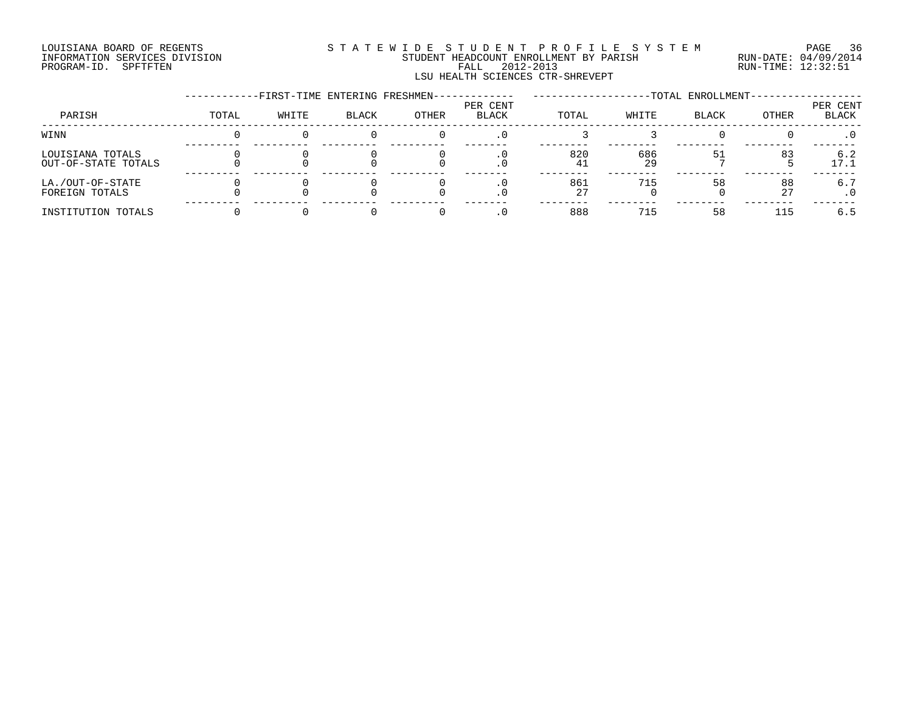LOUISIANA BOARD OF REGENTS
INFORMATION SERVICES DIVISION
PROGRAM-ID. SPFTFTEN

STATEWIDE STUDENT PROFILE SYSTEM
STUDENT HEADCOUNT ENROLLMENT BY PARISH
FALL 2012-2013
LSU HEALTH SCIENCES CTR-SHREVEPT

RUN-DATE: 04/09/2014
RUN-TIME: 12:32:51

| PARISH | FIRST-TIME ENTERING FRESHMEN TOTAL | WHITE | BLACK | OTHER | PER CENT BLACK | TOTAL ENROLLMENT TOTAL | WHITE | BLACK | OTHER | PER CENT BLACK |
|---|---|---|---|---|---|---|---|---|---|---|
| WINN | 0 | 0 | 0 | 0 | .0 | 3 | 3 | 0 | 0 | .0 |
| LOUISIANA TOTALS | 0 | 0 | 0 | 0 | .0 | 820 | 686 | 51 | 83 | 6.2 |
| OUT-OF-STATE TOTALS | 0 | 0 | 0 | 0 | .0 | 41 | 29 | 7 | 5 | 17.1 |
| LA./OUT-OF-STATE | 0 | 0 | 0 | 0 | .0 | 861 | 715 | 58 | 88 | 6.7 |
| FOREIGN TOTALS | 0 | 0 | 0 | 0 | .0 | 27 | 0 | 0 | 27 | .0 |
| INSTITUTION TOTALS | 0 | 0 | 0 | 0 | .0 | 888 | 715 | 58 | 115 | 6.5 |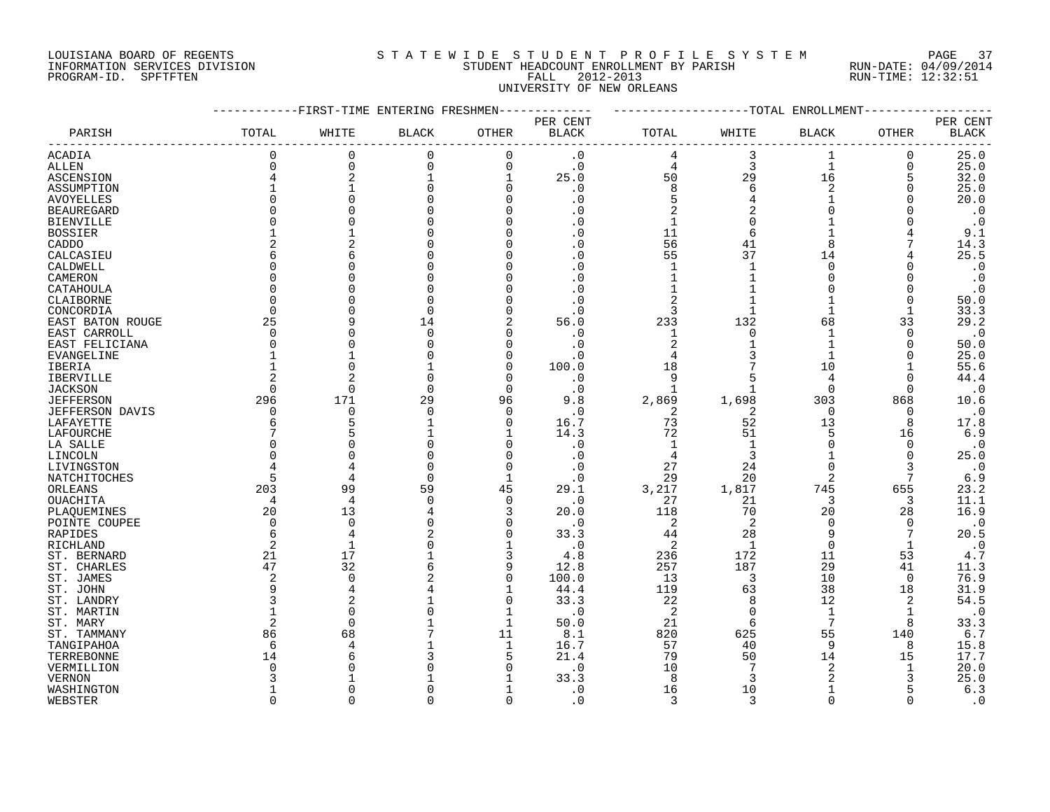LOUISIANA BOARD OF REGENTS
INFORMATION SERVICES DIVISION
PROGRAM-ID. SPFTFTEN

STATEWIDE STUDENT PROFILE SYSTEM
STUDENT HEADCOUNT ENROLLMENT BY PARISH
FALL 2012-2013
UNIVERSITY OF NEW ORLEANS

RUN-DATE: 04/09/2014
RUN-TIME: 12:32:51

| PARISH | FIRST-TIME ENTERING FRESHMEN TOTAL | WHITE | BLACK | OTHER | PER CENT BLACK | TOTAL ENROLLMENT TOTAL | WHITE | BLACK | OTHER | PER CENT BLACK |
|---|---|---|---|---|---|---|---|---|---|---|
| ACADIA | 0 | 0 | 0 | 0 | .0 | 4 | 3 | 1 | 0 | 25.0 |
| ALLEN | 0 | 0 | 0 | 0 | .0 | 4 | 3 | 1 | 0 | 25.0 |
| ASCENSION | 4 | 2 | 1 | 1 | 25.0 | 50 | 29 | 16 | 5 | 32.0 |
| ASSUMPTION | 1 | 1 | 0 | 0 | .0 | 8 | 6 | 2 | 0 | 25.0 |
| AVOYELLES | 0 | 0 | 0 | 0 | .0 | 5 | 4 | 1 | 0 | 20.0 |
| BEAUREGARD | 0 | 0 | 0 | 0 | .0 | 2 | 2 | 0 | 0 | .0 |
| BIENVILLE | 0 | 0 | 0 | 0 | .0 | 1 | 0 | 1 | 0 | .0 |
| BOSSIER | 1 | 1 | 0 | 0 | .0 | 11 | 6 | 1 | 4 | 9.1 |
| CADDO | 2 | 2 | 0 | 0 | .0 | 56 | 41 | 8 | 7 | 14.3 |
| CALCASIEU | 6 | 6 | 0 | 0 | .0 | 55 | 37 | 14 | 4 | 25.5 |
| CALDWELL | 0 | 0 | 0 | 0 | .0 | 1 | 1 | 0 | 0 | .0 |
| CAMERON | 0 | 0 | 0 | 0 | .0 | 1 | 1 | 0 | 0 | .0 |
| CATAHOULA | 0 | 0 | 0 | 0 | .0 | 1 | 1 | 0 | 0 | .0 |
| CLAIBORNE | 0 | 0 | 0 | 0 | .0 | 2 | 1 | 1 | 0 | 50.0 |
| CONCORDIA | 0 | 0 | 0 | 0 | .0 | 3 | 1 | 1 | 1 | 33.3 |
| EAST BATON ROUGE | 25 | 9 | 14 | 2 | 56.0 | 233 | 132 | 68 | 33 | 29.2 |
| EAST CARROLL | 0 | 0 | 0 | 0 | .0 | 1 | 0 | 1 | 0 | .0 |
| EAST FELICIANA | 0 | 0 | 0 | 0 | .0 | 2 | 1 | 1 | 0 | 50.0 |
| EVANGELINE | 1 | 1 | 0 | 0 | .0 | 4 | 3 | 1 | 0 | 25.0 |
| IBERIA | 1 | 0 | 1 | 0 | 100.0 | 18 | 7 | 10 | 1 | 55.6 |
| IBERVILLE | 2 | 2 | 0 | 0 | .0 | 9 | 5 | 4 | 0 | 44.4 |
| JACKSON | 0 | 0 | 0 | 0 | .0 | 1 | 1 | 0 | 0 | .0 |
| JEFFERSON | 296 | 171 | 29 | 96 | 9.8 | 2,869 | 1,698 | 303 | 868 | 10.6 |
| JEFFERSON DAVIS | 0 | 0 | 0 | 0 | .0 | 2 | 2 | 0 | 0 | .0 |
| LAFAYETTE | 6 | 5 | 1 | 0 | 16.7 | 73 | 52 | 13 | 8 | 17.8 |
| LAFOURCHE | 7 | 5 | 1 | 1 | 14.3 | 72 | 51 | 5 | 16 | 6.9 |
| LA SALLE | 0 | 0 | 0 | 0 | .0 | 1 | 1 | 0 | 0 | .0 |
| LINCOLN | 0 | 0 | 0 | 0 | .0 | 4 | 3 | 1 | 0 | 25.0 |
| LIVINGSTON | 4 | 4 | 0 | 0 | .0 | 27 | 24 | 0 | 3 | .0 |
| NATCHITOCHES | 5 | 4 | 0 | 1 | .0 | 29 | 20 | 2 | 7 | 6.9 |
| ORLEANS | 203 | 99 | 59 | 45 | 29.1 | 3,217 | 1,817 | 745 | 655 | 23.2 |
| OUACHITA | 4 | 4 | 0 | 0 | .0 | 27 | 21 | 3 | 3 | 11.1 |
| PLAQUEMINES | 20 | 13 | 4 | 3 | 20.0 | 118 | 70 | 20 | 28 | 16.9 |
| POINTE COUPEE | 0 | 0 | 0 | 0 | .0 | 2 | 2 | 0 | 0 | .0 |
| RAPIDES | 6 | 4 | 2 | 0 | 33.3 | 44 | 28 | 9 | 7 | 20.5 |
| RICHLAND | 2 | 1 | 0 | 1 | .0 | 2 | 1 | 0 | 1 | .0 |
| ST. BERNARD | 21 | 17 | 1 | 3 | 4.8 | 236 | 172 | 11 | 53 | 4.7 |
| ST. CHARLES | 47 | 32 | 6 | 9 | 12.8 | 257 | 187 | 29 | 41 | 11.3 |
| ST. JAMES | 2 | 0 | 2 | 0 | 100.0 | 13 | 3 | 10 | 0 | 76.9 |
| ST. JOHN | 9 | 4 | 4 | 1 | 44.4 | 119 | 63 | 38 | 18 | 31.9 |
| ST. LANDRY | 3 | 2 | 1 | 0 | 33.3 | 22 | 8 | 12 | 2 | 54.5 |
| ST. MARTIN | 1 | 0 | 0 | 1 | .0 | 2 | 0 | 1 | 1 | .0 |
| ST. MARY | 2 | 0 | 1 | 1 | 50.0 | 21 | 6 | 7 | 8 | 33.3 |
| ST. TAMMANY | 86 | 68 | 7 | 11 | 8.1 | 820 | 625 | 55 | 140 | 6.7 |
| TANGIPAHOA | 6 | 4 | 1 | 1 | 16.7 | 57 | 40 | 9 | 8 | 15.8 |
| TERREBONNE | 14 | 6 | 3 | 5 | 21.4 | 79 | 50 | 14 | 15 | 17.7 |
| VERMILLION | 0 | 0 | 0 | 0 | .0 | 10 | 7 | 2 | 1 | 20.0 |
| VERNON | 3 | 1 | 1 | 1 | 33.3 | 8 | 3 | 2 | 3 | 25.0 |
| WASHINGTON | 1 | 0 | 0 | 1 | .0 | 16 | 10 | 1 | 5 | 6.3 |
| WEBSTER | 0 | 0 | 0 | 0 | .0 | 3 | 3 | 0 | 0 | .0 |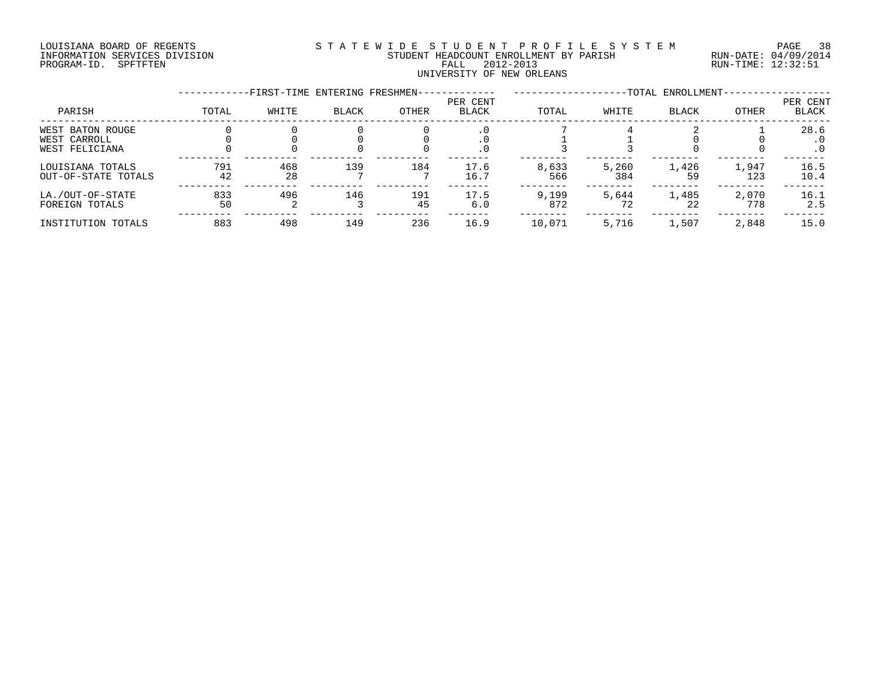LOUISIANA BOARD OF REGENTS
INFORMATION SERVICES DIVISION
PROGRAM-ID. SPFTFTEN

STATEWIDE STUDENT PROFILE SYSTEM
STUDENT HEADCOUNT ENROLLMENT BY PARISH
FALL 2012-2013
UNIVERSITY OF NEW ORLEANS

RUN-DATE: 04/09/2014
RUN-TIME: 12:32:51

| PARISH | FIRST-TIME ENTERING FRESHMEN TOTAL | WHITE | BLACK | OTHER | PER CENT BLACK | TOTAL ENROLLMENT TOTAL | WHITE | BLACK | OTHER | PER CENT BLACK |
|---|---|---|---|---|---|---|---|---|---|---|
| WEST BATON ROUGE | 0 | 0 | 0 | 0 | .0 | 7 | 4 | 2 | 1 | 28.6 |
| WEST CARROLL | 0 | 0 | 0 | 0 | .0 | 1 | 1 | 0 | 0 | .0 |
| WEST FELICIANA | 0 | 0 | 0 | 0 | .0 | 3 | 3 | 0 | 0 | .0 |
| LOUISIANA TOTALS | 791 | 468 | 139 | 184 | 17.6 | 8,633 | 5,260 | 1,426 | 1,947 | 16.5 |
| OUT-OF-STATE TOTALS | 42 | 28 | 7 | 7 | 16.7 | 566 | 384 | 59 | 123 | 10.4 |
| LA./OUT-OF-STATE | 833 | 496 | 146 | 191 | 17.5 | 9,199 | 5,644 | 1,485 | 2,070 | 16.1 |
| FOREIGN TOTALS | 50 | 2 | 3 | 45 | 6.0 | 872 | 72 | 22 | 778 | 2.5 |
| INSTITUTION TOTALS | 883 | 498 | 149 | 236 | 16.9 | 10,071 | 5,716 | 1,507 | 2,848 | 15.0 |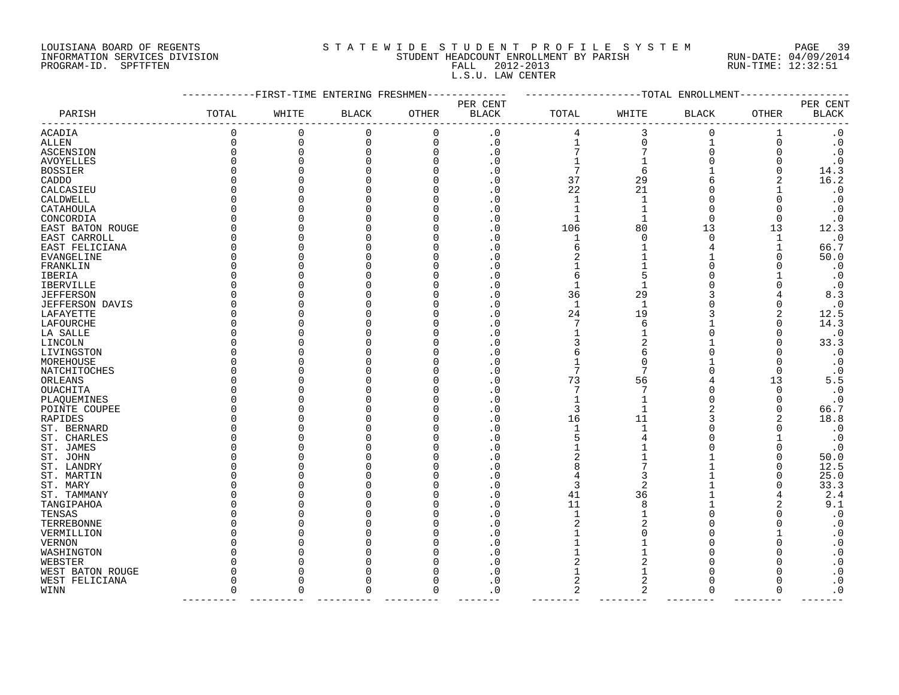LOUISIANA BOARD OF REGENTS
INFORMATION SERVICES DIVISION
PROGRAM-ID. SPFTFTEN

STATEWIDE STUDENT PROFILE SYSTEM
STUDENT HEADCOUNT ENROLLMENT BY PARISH
FALL 2012-2013
L.S.U. LAW CENTER

RUN-DATE: 04/09/2014
RUN-TIME: 12:32:51

| PARISH | FIRST-TIME ENTERING FRESHMEN TOTAL | WHITE | BLACK | OTHER | PER CENT BLACK | TOTAL ENROLLMENT TOTAL | WHITE | BLACK | OTHER | PER CENT BLACK |
|---|---|---|---|---|---|---|---|---|---|---|
| ACADIA | 0 | 0 | 0 | 0 | .0 | 4 | 3 | 0 | 1 | .0 |
| ALLEN | 0 | 0 | 0 | 0 | .0 | 1 | 0 | 1 | 0 | .0 |
| ASCENSION | 0 | 0 | 0 | 0 | .0 | 7 | 7 | 0 | 0 | .0 |
| AVOYELLES | 0 | 0 | 0 | 0 | .0 | 1 | 1 | 0 | 0 | .0 |
| BOSSIER | 0 | 0 | 0 | 0 | .0 | 7 | 6 | 1 | 0 | 14.3 |
| CADDO | 0 | 0 | 0 | 0 | .0 | 37 | 29 | 6 | 2 | 16.2 |
| CALCASIEU | 0 | 0 | 0 | 0 | .0 | 22 | 21 | 0 | 1 | .0 |
| CALDWELL | 0 | 0 | 0 | 0 | .0 | 1 | 1 | 0 | 0 | .0 |
| CATAHOULA | 0 | 0 | 0 | 0 | .0 | 1 | 1 | 0 | 0 | .0 |
| CONCORDIA | 0 | 0 | 0 | 0 | .0 | 1 | 1 | 0 | 0 | .0 |
| EAST BATON ROUGE | 0 | 0 | 0 | 0 | .0 | 106 | 80 | 13 | 13 | 12.3 |
| EAST CARROLL | 0 | 0 | 0 | 0 | .0 | 1 | 0 | 0 | 1 | .0 |
| EAST FELICIANA | 0 | 0 | 0 | 0 | .0 | 6 | 1 | 4 | 1 | 66.7 |
| EVANGELINE | 0 | 0 | 0 | 0 | .0 | 2 | 1 | 1 | 0 | 50.0 |
| FRANKLIN | 0 | 0 | 0 | 0 | .0 | 1 | 1 | 0 | 0 | .0 |
| IBERIA | 0 | 0 | 0 | 0 | .0 | 6 | 5 | 0 | 1 | .0 |
| IBERVILLE | 0 | 0 | 0 | 0 | .0 | 1 | 1 | 0 | 0 | .0 |
| JEFFERSON | 0 | 0 | 0 | 0 | .0 | 36 | 29 | 3 | 4 | 8.3 |
| JEFFERSON DAVIS | 0 | 0 | 0 | 0 | .0 | 1 | 1 | 0 | 0 | .0 |
| LAFAYETTE | 0 | 0 | 0 | 0 | .0 | 24 | 19 | 3 | 2 | 12.5 |
| LAFOURCHE | 0 | 0 | 0 | 0 | .0 | 7 | 6 | 1 | 0 | 14.3 |
| LA SALLE | 0 | 0 | 0 | 0 | .0 | 1 | 1 | 0 | 0 | .0 |
| LINCOLN | 0 | 0 | 0 | 0 | .0 | 3 | 2 | 1 | 0 | 33.3 |
| LIVINGSTON | 0 | 0 | 0 | 0 | .0 | 6 | 6 | 0 | 0 | .0 |
| MOREHOUSE | 0 | 0 | 0 | 0 | .0 | 1 | 0 | 1 | 0 | .0 |
| NATCHITOCHES | 0 | 0 | 0 | 0 | .0 | 7 | 7 | 0 | 0 | .0 |
| ORLEANS | 0 | 0 | 0 | 0 | .0 | 73 | 56 | 4 | 13 | 5.5 |
| OUACHITA | 0 | 0 | 0 | 0 | .0 | 7 | 7 | 0 | 0 | .0 |
| PLAQUEMINES | 0 | 0 | 0 | 0 | .0 | 1 | 1 | 0 | 0 | .0 |
| POINTE COUPEE | 0 | 0 | 0 | 0 | .0 | 3 | 1 | 2 | 0 | 66.7 |
| RAPIDES | 0 | 0 | 0 | 0 | .0 | 16 | 11 | 3 | 2 | 18.8 |
| ST. BERNARD | 0 | 0 | 0 | 0 | .0 | 1 | 1 | 0 | 0 | .0 |
| ST. CHARLES | 0 | 0 | 0 | 0 | .0 | 5 | 4 | 0 | 1 | .0 |
| ST. JAMES | 0 | 0 | 0 | 0 | .0 | 1 | 1 | 0 | 0 | .0 |
| ST. JOHN | 0 | 0 | 0 | 0 | .0 | 2 | 1 | 1 | 0 | 50.0 |
| ST. LANDRY | 0 | 0 | 0 | 0 | .0 | 8 | 7 | 1 | 0 | 12.5 |
| ST. MARTIN | 0 | 0 | 0 | 0 | .0 | 4 | 3 | 1 | 0 | 25.0 |
| ST. MARY | 0 | 0 | 0 | 0 | .0 | 3 | 2 | 1 | 0 | 33.3 |
| ST. TAMMANY | 0 | 0 | 0 | 0 | .0 | 41 | 36 | 1 | 4 | 2.4 |
| TANGIPAHOA | 0 | 0 | 0 | 0 | .0 | 11 | 8 | 1 | 2 | 9.1 |
| TENSAS | 0 | 0 | 0 | 0 | .0 | 1 | 1 | 0 | 0 | .0 |
| TERREBONNE | 0 | 0 | 0 | 0 | .0 | 2 | 2 | 0 | 0 | .0 |
| VERMILLION | 0 | 0 | 0 | 0 | .0 | 1 | 0 | 0 | 1 | .0 |
| VERNON | 0 | 0 | 0 | 0 | .0 | 1 | 1 | 0 | 0 | .0 |
| WASHINGTON | 0 | 0 | 0 | 0 | .0 | 1 | 1 | 0 | 0 | .0 |
| WEBSTER | 0 | 0 | 0 | 0 | .0 | 2 | 2 | 0 | 0 | .0 |
| WEST BATON ROUGE | 0 | 0 | 0 | 0 | .0 | 1 | 1 | 0 | 0 | .0 |
| WEST FELICIANA | 0 | 0 | 0 | 0 | .0 | 2 | 2 | 0 | 0 | .0 |
| WINN | 0 | 0 | 0 | 0 | .0 | 2 | 2 | 0 | 0 | .0 |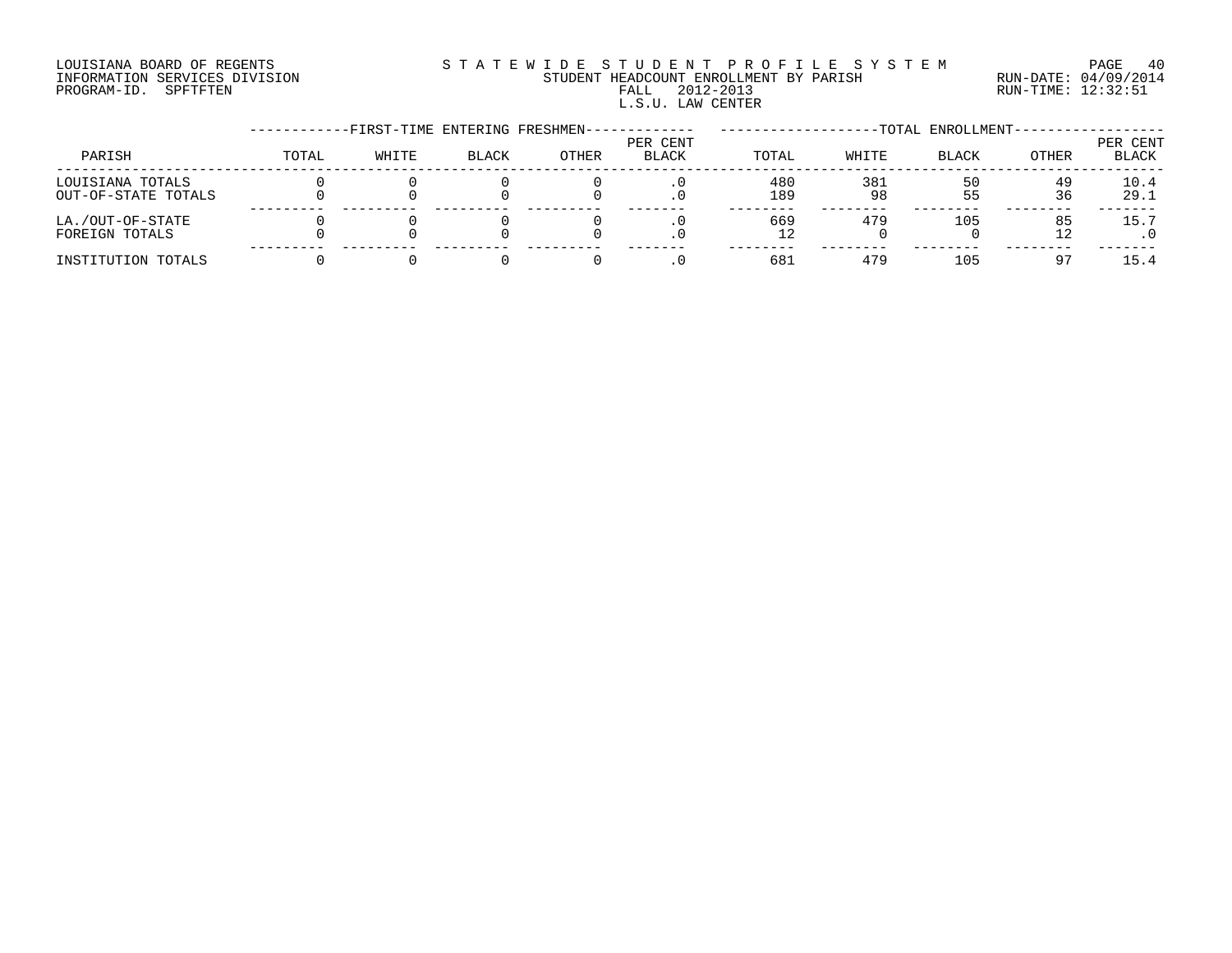LOUISIANA BOARD OF REGENTS
INFORMATION SERVICES DIVISION
PROGRAM-ID. SPFTFTEN

STATEWIDE STUDENT PROFILE SYSTEM
STUDENT HEADCOUNT ENROLLMENT BY PARISH
FALL 2012-2013
L.S.U. LAW CENTER

RUN-DATE: 04/09/2014
RUN-TIME: 12:32:51

| | FIRST-TIME ENTERING FRESHMEN | | | | | TOTAL ENROLLMENT | | | | |
|---|---|---|---|---|---|---|---|---|---|---|
| PARISH | TOTAL | WHITE | BLACK | OTHER | PER CENT BLACK | TOTAL | WHITE | BLACK | OTHER | PER CENT BLACK |
| LOUISIANA TOTALS | 0 | 0 | 0 | 0 | .0 | 480 | 381 | 50 | 49 | 10.4 |
| OUT-OF-STATE TOTALS | 0 | 0 | 0 | 0 | .0 | 189 | 98 | 55 | 36 | 29.1 |
| LA./OUT-OF-STATE | 0 | 0 | 0 | 0 | .0 | 669 | 479 | 105 | 85 | 15.7 |
| FOREIGN TOTALS | 0 | 0 | 0 | 0 | .0 | 12 | 0 | 0 | 12 | .0 |
| INSTITUTION TOTALS | 0 | 0 | 0 | 0 | .0 | 681 | 479 | 105 | 97 | 15.4 |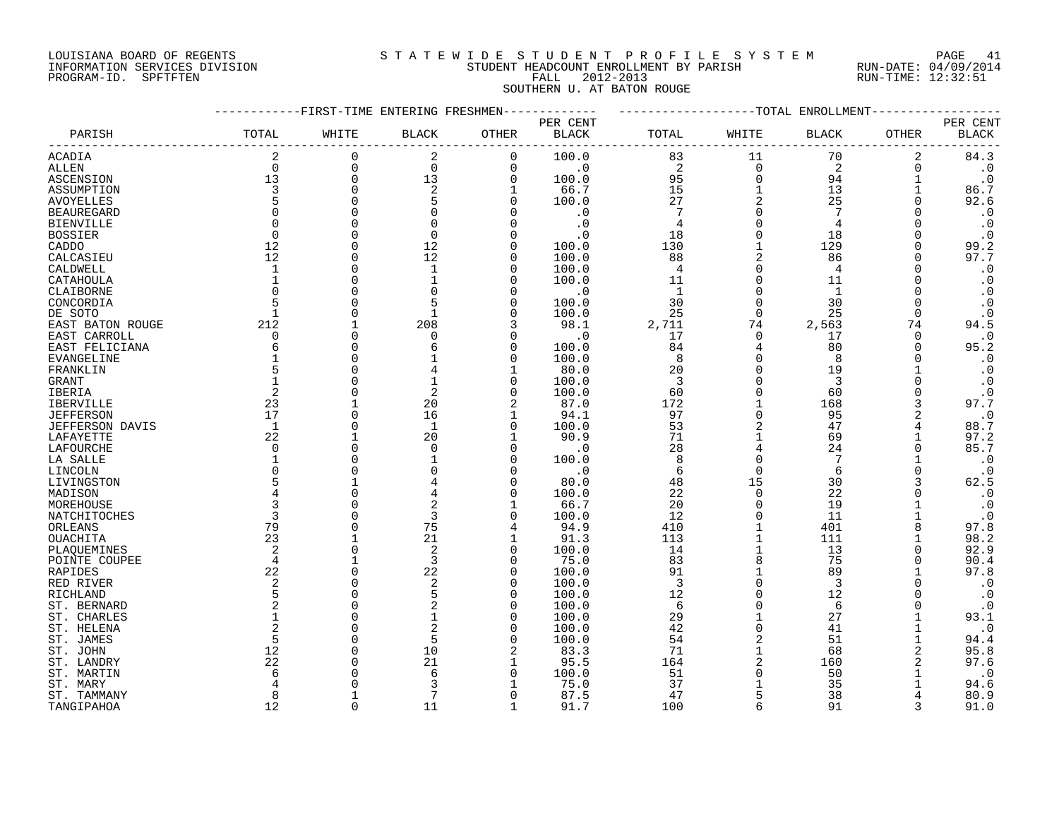LOUISIANA BOARD OF REGENTS
INFORMATION SERVICES DIVISION
PROGRAM-ID. SPFTFTEN

# STATEWIDE STUDENT PROFILE SYSTEM
## STUDENT HEADCOUNT ENROLLMENT BY PARISH
FALL 2012-2013
SOUTHERN U. AT BATON ROUGE

RUN-DATE: 04/09/2014
RUN-TIME: 12:32:51

| PARISH | FIRST-TIME ENTERING FRESHMEN TOTAL | WHITE | BLACK | OTHER | PER CENT BLACK | TOTAL ENROLLMENT TOTAL | WHITE | BLACK | OTHER | PER CENT BLACK |
|---|---|---|---|---|---|---|---|---|---|---|
| ACADIA | 2 | 0 | 2 | 0 | 100.0 | 83 | 11 | 70 | 2 | 84.3 |
| ALLEN | 0 | 0 | 0 | 0 | .0 | 2 | 0 | 2 | 0 | .0 |
| ASCENSION | 13 | 0 | 13 | 0 | 100.0 | 95 | 0 | 94 | 1 | .0 |
| ASSUMPTION | 3 | 0 | 2 | 1 | 66.7 | 15 | 1 | 13 | 1 | 86.7 |
| AVOYELLES | 5 | 0 | 5 | 0 | 100.0 | 27 | 2 | 25 | 0 | 92.6 |
| BEAUREGARD | 0 | 0 | 0 | 0 | .0 | 7 | 0 | 7 | 0 | .0 |
| BIENVILLE | 0 | 0 | 0 | 0 | .0 | 4 | 0 | 4 | 0 | .0 |
| BOSSIER | 0 | 0 | 0 | 0 | .0 | 18 | 0 | 18 | 0 | .0 |
| CADDO | 12 | 0 | 12 | 0 | 100.0 | 130 | 1 | 129 | 0 | 99.2 |
| CALCASIEU | 12 | 0 | 12 | 0 | 100.0 | 88 | 2 | 86 | 0 | 97.7 |
| CALDWELL | 1 | 0 | 1 | 0 | 100.0 | 4 | 0 | 4 | 0 | .0 |
| CATAHOULA | 1 | 0 | 1 | 0 | 100.0 | 11 | 0 | 11 | 0 | .0 |
| CLAIBORNE | 0 | 0 | 0 | 0 | .0 | 1 | 0 | 1 | 0 | .0 |
| CONCORDIA | 5 | 0 | 5 | 0 | 100.0 | 30 | 0 | 30 | 0 | .0 |
| DE SOTO | 1 | 0 | 1 | 0 | 100.0 | 25 | 0 | 25 | 0 | .0 |
| EAST BATON ROUGE | 212 | 1 | 208 | 3 | 98.1 | 2,711 | 74 | 2,563 | 74 | 94.5 |
| EAST CARROLL | 0 | 0 | 0 | 0 | .0 | 17 | 0 | 17 | 0 | .0 |
| EAST FELICIANA | 6 | 0 | 6 | 0 | 100.0 | 84 | 4 | 80 | 0 | 95.2 |
| EVANGELINE | 1 | 0 | 1 | 0 | 100.0 | 8 | 0 | 8 | 0 | .0 |
| FRANKLIN | 5 | 0 | 4 | 1 | 80.0 | 20 | 0 | 19 | 1 | .0 |
| GRANT | 1 | 0 | 1 | 0 | 100.0 | 3 | 0 | 3 | 0 | .0 |
| IBERIA | 2 | 0 | 2 | 0 | 100.0 | 60 | 0 | 60 | 0 | .0 |
| IBERVILLE | 23 | 1 | 20 | 2 | 87.0 | 172 | 1 | 168 | 3 | 97.7 |
| JEFFERSON | 17 | 0 | 16 | 1 | 94.1 | 97 | 0 | 95 | 2 | .0 |
| JEFFERSON DAVIS | 1 | 0 | 1 | 0 | 100.0 | 53 | 2 | 47 | 4 | 88.7 |
| LAFAYETTE | 22 | 1 | 20 | 1 | 90.9 | 71 | 1 | 69 | 1 | 97.2 |
| LAFOURCHE | 0 | 0 | 0 | 0 | .0 | 28 | 4 | 24 | 0 | 85.7 |
| LA SALLE | 1 | 0 | 1 | 0 | 100.0 | 8 | 0 | 7 | 1 | .0 |
| LINCOLN | 0 | 0 | 0 | 0 | .0 | 6 | 0 | 6 | 0 | .0 |
| LIVINGSTON | 5 | 1 | 4 | 0 | 80.0 | 48 | 15 | 30 | 3 | 62.5 |
| MADISON | 4 | 0 | 4 | 0 | 100.0 | 22 | 0 | 22 | 0 | .0 |
| MOREHOUSE | 3 | 0 | 2 | 1 | 66.7 | 20 | 0 | 19 | 1 | .0 |
| NATCHITOCHES | 3 | 0 | 3 | 0 | 100.0 | 12 | 0 | 11 | 1 | .0 |
| ORLEANS | 79 | 0 | 75 | 4 | 94.9 | 410 | 1 | 401 | 8 | 97.8 |
| OUACHITA | 23 | 1 | 21 | 1 | 91.3 | 113 | 1 | 111 | 1 | 98.2 |
| PLAQUEMINES | 2 | 0 | 2 | 0 | 100.0 | 14 | 1 | 13 | 0 | 92.9 |
| POINTE COUPEE | 4 | 1 | 3 | 0 | 75.0 | 83 | 8 | 75 | 0 | 90.4 |
| RAPIDES | 22 | 0 | 22 | 0 | 100.0 | 91 | 1 | 89 | 1 | 97.8 |
| RED RIVER | 2 | 0 | 2 | 0 | 100.0 | 3 | 0 | 3 | 0 | .0 |
| RICHLAND | 5 | 0 | 5 | 0 | 100.0 | 12 | 0 | 12 | 0 | .0 |
| ST. BERNARD | 2 | 0 | 2 | 0 | 100.0 | 6 | 0 | 6 | 0 | .0 |
| ST. CHARLES | 1 | 0 | 1 | 0 | 100.0 | 29 | 1 | 27 | 1 | 93.1 |
| ST. HELENA | 2 | 0 | 2 | 0 | 100.0 | 42 | 0 | 41 | 1 | .0 |
| ST. JAMES | 5 | 0 | 5 | 0 | 100.0 | 54 | 2 | 51 | 1 | 94.4 |
| ST. JOHN | 12 | 0 | 10 | 2 | 83.3 | 71 | 1 | 68 | 2 | 95.8 |
| ST. LANDRY | 22 | 0 | 21 | 1 | 95.5 | 164 | 2 | 160 | 2 | 97.6 |
| ST. MARTIN | 6 | 0 | 6 | 0 | 100.0 | 51 | 0 | 50 | 1 | .0 |
| ST. MARY | 4 | 0 | 3 | 1 | 75.0 | 37 | 1 | 35 | 1 | 94.6 |
| ST. TAMMANY | 8 | 1 | 7 | 0 | 87.5 | 47 | 5 | 38 | 4 | 80.9 |
| TANGIPAHOA | 12 | 0 | 11 | 1 | 91.7 | 100 | 6 | 91 | 3 | 91.0 |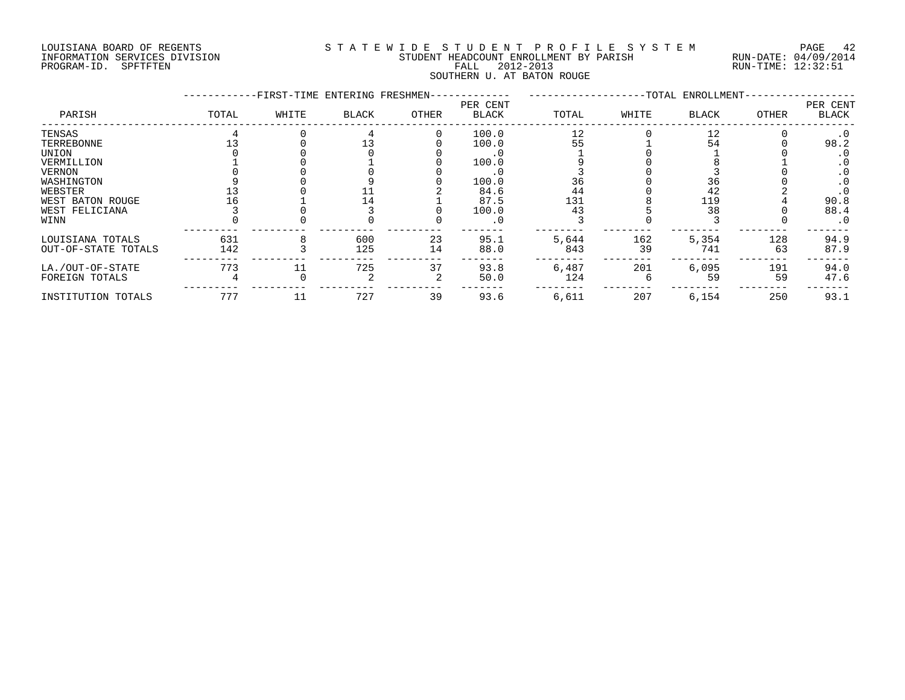LOUISIANA BOARD OF REGENTS
INFORMATION SERVICES DIVISION
PROGRAM-ID. SPFTFTEN

STATEWIDE STUDENT PROFILE SYSTEM
STUDENT HEADCOUNT ENROLLMENT BY PARISH
FALL 2012-2013
SOUTHERN U. AT BATON ROUGE

RUN-DATE: 04/09/2014
RUN-TIME: 12:32:51

| PARISH | FIRST-TIME ENTERING FRESHMEN | | | | | TOTAL ENROLLMENT | | | | |
|---|---|---|---|---|---|---|---|---|---|---|
| | TOTAL | WHITE | BLACK | OTHER | PER CENT BLACK | TOTAL | WHITE | BLACK | OTHER | PER CENT BLACK |
| TENSAS | 4 | 0 | 4 | 0 | 100.0 | 12 | 0 | 12 | 0 | .0 |
| TERREBONNE | 13 | 0 | 13 | 0 | 100.0 | 55 | 1 | 54 | 0 | 98.2 |
| UNION | 0 | 0 | 0 | 0 | .0 | 1 | 0 | 1 | 0 | .0 |
| VERMILLION | 1 | 0 | 1 | 0 | 100.0 | 9 | 0 | 8 | 1 | .0 |
| VERNON | 0 | 0 | 0 | 0 | .0 | 3 | 0 | 3 | 0 | .0 |
| WASHINGTON | 9 | 0 | 9 | 0 | 100.0 | 36 | 0 | 36 | 0 | .0 |
| WEBSTER | 13 | 0 | 11 | 2 | 84.6 | 44 | 0 | 42 | 2 | .0 |
| WEST BATON ROUGE | 16 | 1 | 14 | 1 | 87.5 | 131 | 8 | 119 | 4 | 90.8 |
| WEST FELICIANA | 3 | 0 | 3 | 0 | 100.0 | 43 | 5 | 38 | 0 | 88.4 |
| WINN | 0 | 0 | 0 | 0 | .0 | 3 | 0 | 3 | 0 | .0 |
| LOUISIANA TOTALS | 631 | 8 | 600 | 23 | 95.1 | 5,644 | 162 | 5,354 | 128 | 94.9 |
| OUT-OF-STATE TOTALS | 142 | 3 | 125 | 14 | 88.0 | 843 | 39 | 741 | 63 | 87.9 |
| LA./OUT-OF-STATE | 773 | 11 | 725 | 37 | 93.8 | 6,487 | 201 | 6,095 | 191 | 94.0 |
| FOREIGN TOTALS | 4 | 0 | 2 | 2 | 50.0 | 124 | 6 | 59 | 59 | 47.6 |
| INSTITUTION TOTALS | 777 | 11 | 727 | 39 | 93.6 | 6,611 | 207 | 6,154 | 250 | 93.1 |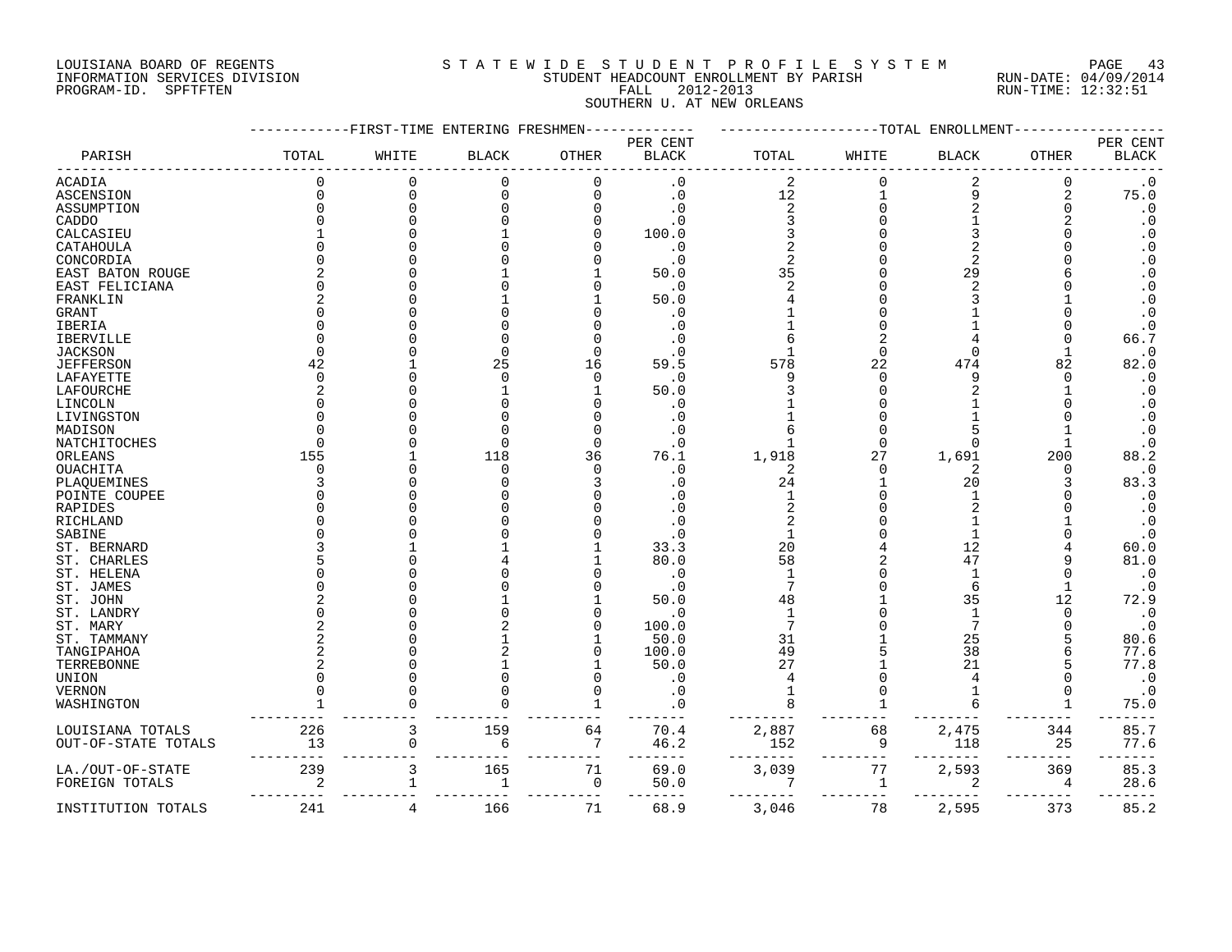LOUISIANA BOARD OF REGENTS
INFORMATION SERVICES DIVISION
PROGRAM-ID. SPFTFTEN

# STATEWIDE STUDENT PROFILE SYSTEM

STUDENT HEADCOUNT ENROLLMENT BY PARISH
FALL 2012-2013
SOUTHERN U. AT NEW ORLEANS

RUN-DATE: 04/09/2014
RUN-TIME: 12:32:51

| PARISH | FIRST-TIME ENTERING FRESHMEN TOTAL | WHITE | BLACK | OTHER | PER CENT BLACK | TOTAL ENROLLMENT TOTAL | WHITE | BLACK | OTHER | PER CENT BLACK |
|---|---|---|---|---|---|---|---|---|---|---|
| ACADIA | 0 | 0 | 0 | 0 | .0 | 2 | 0 | 2 | 0 | .0 |
| ASCENSION | 0 | 0 | 0 | 0 | .0 | 12 | 1 | 9 | 2 | 75.0 |
| ASSUMPTION | 0 | 0 | 0 | 0 | .0 | 2 | 0 | 2 | 0 | .0 |
| CADDO | 0 | 0 | 0 | 0 | .0 | 3 | 0 | 1 | 2 | .0 |
| CALCASIEU | 1 | 0 | 1 | 0 | 100.0 | 3 | 0 | 3 | 0 | .0 |
| CATAHOULA | 0 | 0 | 0 | 0 | .0 | 2 | 0 | 2 | 0 | .0 |
| CONCORDIA | 0 | 0 | 0 | 0 | .0 | 2 | 0 | 2 | 0 | .0 |
| EAST BATON ROUGE | 2 | 0 | 1 | 1 | 50.0 | 35 | 0 | 29 | 6 | .0 |
| EAST FELICIANA | 0 | 0 | 0 | 0 | .0 | 2 | 0 | 2 | 0 | .0 |
| FRANKLIN | 2 | 0 | 1 | 1 | 50.0 | 4 | 0 | 3 | 1 | .0 |
| GRANT | 0 | 0 | 0 | 0 | .0 | 1 | 0 | 1 | 0 | .0 |
| IBERIA | 0 | 0 | 0 | 0 | .0 | 1 | 0 | 1 | 0 | .0 |
| IBERVILLE | 0 | 0 | 0 | 0 | .0 | 6 | 2 | 4 | 0 | 66.7 |
| JACKSON | 0 | 0 | 0 | 0 | .0 | 1 | 0 | 0 | 1 | .0 |
| JEFFERSON | 42 | 1 | 25 | 16 | 59.5 | 578 | 22 | 474 | 82 | 82.0 |
| LAFAYETTE | 0 | 0 | 0 | 0 | .0 | 9 | 0 | 9 | 0 | .0 |
| LAFOURCHE | 2 | 0 | 1 | 1 | 50.0 | 3 | 0 | 2 | 1 | .0 |
| LINCOLN | 0 | 0 | 0 | 0 | .0 | 1 | 0 | 1 | 0 | .0 |
| LIVINGSTON | 0 | 0 | 0 | 0 | .0 | 1 | 0 | 1 | 0 | .0 |
| MADISON | 0 | 0 | 0 | 0 | .0 | 6 | 0 | 5 | 1 | .0 |
| NATCHITOCHES | 0 | 0 | 0 | 0 | .0 | 1 | 0 | 0 | 1 | .0 |
| ORLEANS | 155 | 1 | 118 | 36 | 76.1 | 1,918 | 27 | 1,691 | 200 | 88.2 |
| OUACHITA | 0 | 0 | 0 | 0 | .0 | 2 | 0 | 2 | 0 | .0 |
| PLAQUEMINES | 3 | 0 | 0 | 3 | .0 | 24 | 1 | 20 | 3 | 83.3 |
| POINTE COUPEE | 0 | 0 | 0 | 0 | .0 | 1 | 0 | 1 | 0 | .0 |
| RAPIDES | 0 | 0 | 0 | 0 | .0 | 2 | 0 | 2 | 0 | .0 |
| RICHLAND | 0 | 0 | 0 | 0 | .0 | 2 | 0 | 1 | 1 | .0 |
| SABINE | 0 | 0 | 0 | 0 | .0 | 1 | 0 | 1 | 0 | .0 |
| ST. BERNARD | 3 | 1 | 1 | 1 | 33.3 | 20 | 4 | 12 | 4 | 60.0 |
| ST. CHARLES | 5 | 0 | 4 | 1 | 80.0 | 58 | 2 | 47 | 9 | 81.0 |
| ST. HELENA | 0 | 0 | 0 | 0 | .0 | 1 | 0 | 1 | 0 | .0 |
| ST. JAMES | 0 | 0 | 0 | 0 | .0 | 7 | 0 | 6 | 1 | .0 |
| ST. JOHN | 2 | 0 | 1 | 1 | 50.0 | 48 | 1 | 35 | 12 | 72.9 |
| ST. LANDRY | 0 | 0 | 0 | 0 | .0 | 1 | 0 | 1 | 0 | .0 |
| ST. MARY | 2 | 0 | 2 | 0 | 100.0 | 7 | 0 | 7 | 0 | .0 |
| ST. TAMMANY | 2 | 0 | 1 | 1 | 50.0 | 31 | 1 | 25 | 5 | 80.6 |
| TANGIPAHOA | 2 | 0 | 2 | 0 | 100.0 | 49 | 5 | 38 | 6 | 77.6 |
| TERREBONNE | 2 | 0 | 1 | 1 | 50.0 | 27 | 1 | 21 | 5 | 77.8 |
| UNION | 0 | 0 | 0 | 0 | .0 | 4 | 0 | 4 | 0 | .0 |
| VERNON | 0 | 0 | 0 | 0 | .0 | 1 | 0 | 1 | 0 | .0 |
| WASHINGTON | 1 | 0 | 0 | 1 | .0 | 8 | 1 | 6 | 1 | 75.0 |
| LOUISIANA TOTALS | 226 | 3 | 159 | 64 | 70.4 | 2,887 | 68 | 2,475 | 344 | 85.7 |
| OUT-OF-STATE TOTALS | 13 | 0 | 6 | 7 | 46.2 | 152 | 9 | 118 | 25 | 77.6 |
| LA./OUT-OF-STATE | 239 | 3 | 165 | 71 | 69.0 | 3,039 | 77 | 2,593 | 369 | 85.3 |
| FOREIGN TOTALS | 2 | 1 | 1 | 0 | 50.0 | 7 | 1 | 2 | 4 | 28.6 |
| INSTITUTION TOTALS | 241 | 4 | 166 | 71 | 68.9 | 3,046 | 78 | 2,595 | 373 | 85.2 |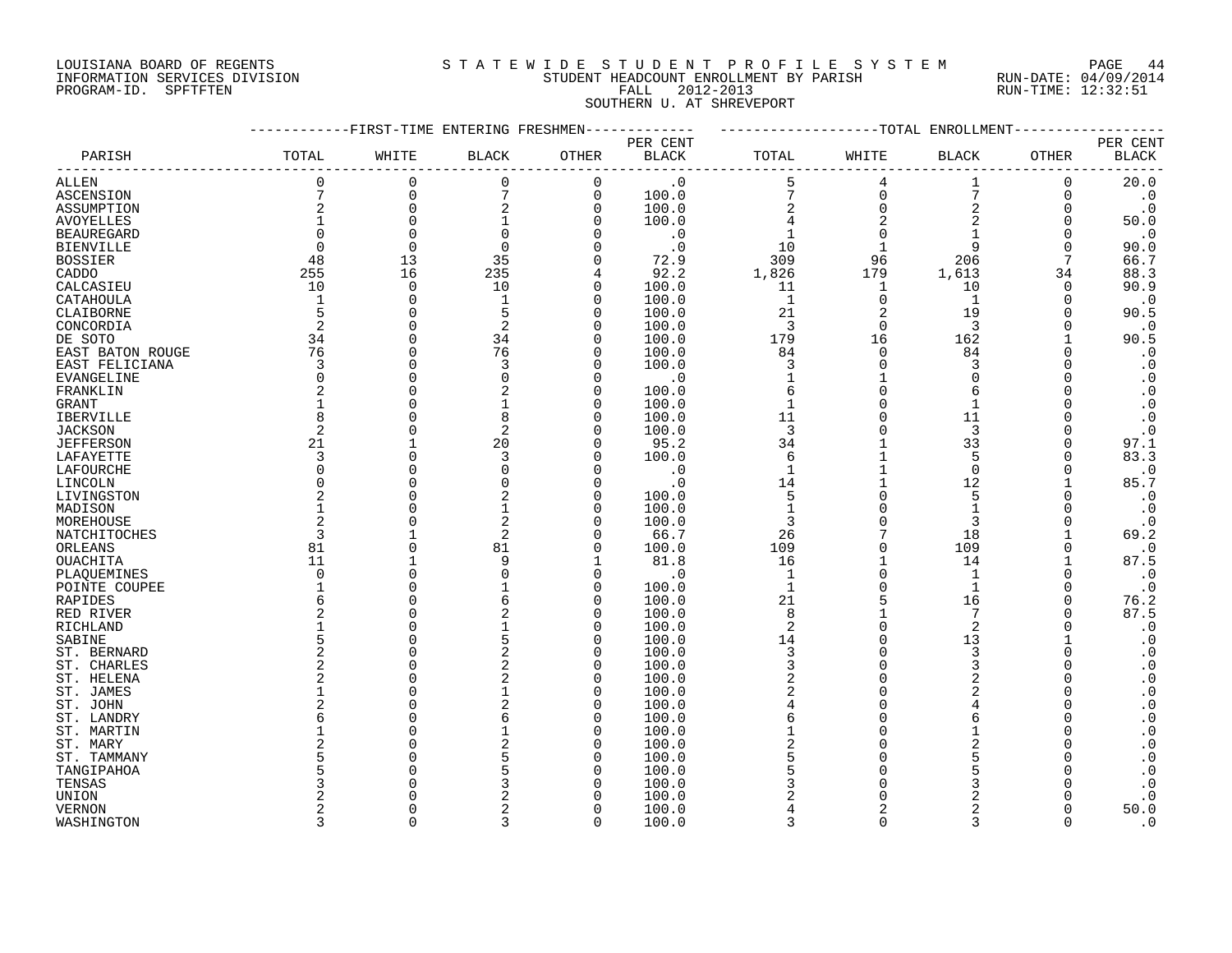LOUISIANA BOARD OF REGENTS
INFORMATION SERVICES DIVISION
PROGRAM-ID. SPFTFTEN

STATEWIDE STUDENT PROFILE SYSTEM
STUDENT HEADCOUNT ENROLLMENT BY PARISH
FALL 2012-2013
SOUTHERN U. AT SHREVEPORT

RUN-DATE: 04/09/2014
RUN-TIME: 12:32:51

| PARISH | FIRST-TIME ENTERING FRESHMEN TOTAL | WHITE | BLACK | OTHER | PER CENT BLACK | TOTAL ENROLLMENT TOTAL | WHITE | BLACK | OTHER | PER CENT BLACK |
|---|---|---|---|---|---|---|---|---|---|---|
| ALLEN | 0 | 0 | 0 | 0 | .0 | 5 | 4 | 1 | 0 | 20.0 |
| ASCENSION | 7 | 0 | 7 | 0 | 100.0 | 7 | 0 | 7 | 0 | .0 |
| ASSUMPTION | 2 | 0 | 2 | 0 | 100.0 | 2 | 0 | 2 | 0 | .0 |
| AVOYELLES | 1 | 0 | 1 | 0 | 100.0 | 4 | 2 | 2 | 0 | 50.0 |
| BEAUREGARD | 0 | 0 | 0 | 0 | .0 | 1 | 0 | 1 | 0 | .0 |
| BIENVILLE | 0 | 0 | 0 | 0 | .0 | 10 | 1 | 9 | 0 | 90.0 |
| BOSSIER | 48 | 13 | 35 | 0 | 72.9 | 309 | 96 | 206 | 7 | 66.7 |
| CADDO | 255 | 16 | 235 | 4 | 92.2 | 1,826 | 179 | 1,613 | 34 | 88.3 |
| CALCASIEU | 10 | 0 | 10 | 0 | 100.0 | 11 | 1 | 10 | 0 | 90.9 |
| CATAHOULA | 1 | 0 | 1 | 0 | 100.0 | 1 | 0 | 1 | 0 | .0 |
| CLAIBORNE | 5 | 0 | 5 | 0 | 100.0 | 21 | 2 | 19 | 0 | 90.5 |
| CONCORDIA | 2 | 0 | 2 | 0 | 100.0 | 3 | 0 | 3 | 0 | .0 |
| DE SOTO | 34 | 0 | 34 | 0 | 100.0 | 179 | 16 | 162 | 1 | 90.5 |
| EAST BATON ROUGE | 76 | 0 | 76 | 0 | 100.0 | 84 | 0 | 84 | 0 | .0 |
| EAST FELICIANA | 3 | 0 | 3 | 0 | 100.0 | 3 | 0 | 3 | 0 | .0 |
| EVANGELINE | 0 | 0 | 0 | 0 | .0 | 1 | 1 | 0 | 0 | .0 |
| FRANKLIN | 2 | 0 | 2 | 0 | 100.0 | 6 | 0 | 6 | 0 | .0 |
| GRANT | 1 | 0 | 1 | 0 | 100.0 | 1 | 0 | 1 | 0 | .0 |
| IBERVILLE | 8 | 0 | 8 | 0 | 100.0 | 11 | 0 | 11 | 0 | .0 |
| JACKSON | 2 | 0 | 2 | 0 | 100.0 | 3 | 0 | 3 | 0 | .0 |
| JEFFERSON | 21 | 1 | 20 | 0 | 95.2 | 34 | 1 | 33 | 0 | 97.1 |
| LAFAYETTE | 3 | 0 | 3 | 0 | 100.0 | 6 | 1 | 5 | 0 | 83.3 |
| LAFOURCHE | 0 | 0 | 0 | 0 | .0 | 1 | 1 | 0 | 0 | .0 |
| LINCOLN | 0 | 0 | 0 | 0 | .0 | 14 | 1 | 12 | 1 | 85.7 |
| LIVINGSTON | 2 | 0 | 2 | 0 | 100.0 | 5 | 0 | 5 | 0 | .0 |
| MADISON | 1 | 0 | 1 | 0 | 100.0 | 1 | 0 | 1 | 0 | .0 |
| MOREHOUSE | 2 | 0 | 2 | 0 | 100.0 | 3 | 0 | 3 | 0 | .0 |
| NATCHITOCHES | 3 | 1 | 2 | 0 | 66.7 | 26 | 7 | 18 | 1 | 69.2 |
| ORLEANS | 81 | 0 | 81 | 0 | 100.0 | 109 | 0 | 109 | 0 | .0 |
| OUACHITA | 11 | 1 | 9 | 1 | 81.8 | 16 | 1 | 14 | 1 | 87.5 |
| PLAQUEMINES | 0 | 0 | 0 | 0 | .0 | 1 | 0 | 1 | 0 | .0 |
| POINTE COUPEE | 1 | 0 | 1 | 0 | 100.0 | 1 | 0 | 1 | 0 | .0 |
| RAPIDES | 6 | 0 | 6 | 0 | 100.0 | 21 | 5 | 16 | 0 | 76.2 |
| RED RIVER | 2 | 0 | 2 | 0 | 100.0 | 8 | 1 | 7 | 0 | 87.5 |
| RICHLAND | 1 | 0 | 1 | 0 | 100.0 | 2 | 0 | 2 | 0 | .0 |
| SABINE | 5 | 0 | 5 | 0 | 100.0 | 14 | 0 | 13 | 1 | .0 |
| ST. BERNARD | 2 | 0 | 2 | 0 | 100.0 | 3 | 0 | 3 | 0 | .0 |
| ST. CHARLES | 2 | 0 | 2 | 0 | 100.0 | 3 | 0 | 3 | 0 | .0 |
| ST. HELENA | 2 | 0 | 2 | 0 | 100.0 | 2 | 0 | 2 | 0 | .0 |
| ST. JAMES | 1 | 0 | 1 | 0 | 100.0 | 2 | 0 | 2 | 0 | .0 |
| ST. JOHN | 2 | 0 | 2 | 0 | 100.0 | 4 | 0 | 4 | 0 | .0 |
| ST. LANDRY | 6 | 0 | 6 | 0 | 100.0 | 6 | 0 | 6 | 0 | .0 |
| ST. MARTIN | 1 | 0 | 1 | 0 | 100.0 | 1 | 0 | 1 | 0 | .0 |
| ST. MARY | 2 | 0 | 2 | 0 | 100.0 | 2 | 0 | 2 | 0 | .0 |
| ST. TAMMANY | 5 | 0 | 5 | 0 | 100.0 | 5 | 0 | 5 | 0 | .0 |
| TANGIPAHOA | 5 | 0 | 5 | 0 | 100.0 | 5 | 0 | 5 | 0 | .0 |
| TENSAS | 3 | 0 | 3 | 0 | 100.0 | 3 | 0 | 3 | 0 | .0 |
| UNION | 2 | 0 | 2 | 0 | 100.0 | 2 | 0 | 2 | 0 | .0 |
| VERNON | 2 | 0 | 2 | 0 | 100.0 | 4 | 2 | 2 | 0 | 50.0 |
| WASHINGTON | 3 | 0 | 3 | 0 | 100.0 | 3 | 0 | 3 | 0 | .0 |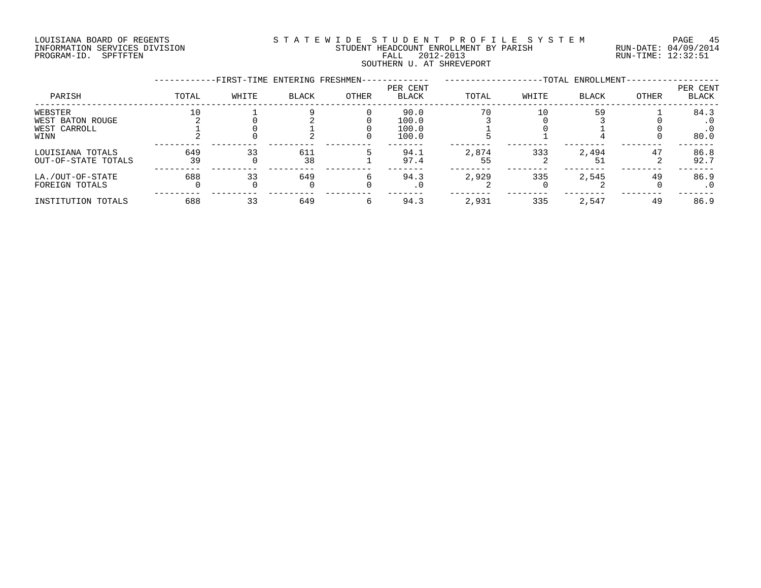LOUISIANA BOARD OF REGENTS
INFORMATION SERVICES DIVISION
PROGRAM-ID. SPFTFTEN

# STATEWIDE STUDENT PROFILE SYSTEM
## STUDENT HEADCOUNT ENROLLMENT BY PARISH
### FALL 2012-2013
### SOUTHERN U. AT SHREVEPORT

RUN-DATE: 04/09/2014
RUN-TIME: 12:32:51

| | FIRST-TIME ENTERING FRESHMEN | | | | | TOTAL ENROLLMENT | | | | |
|---|---|---|---|---|---|---|---|---|---|---|
| PARISH | TOTAL | WHITE | BLACK | OTHER | PER CENT BLACK | TOTAL | WHITE | BLACK | OTHER | PER CENT BLACK |
| WEBSTER | 10 | 1 | 9 | 0 | 90.0 | 70 | 10 | 59 | 1 | 84.3 |
| WEST BATON ROUGE | 2 | 0 | 2 | 0 | 100.0 | 3 | 0 | 3 | 0 | .0 |
| WEST CARROLL | 1 | 0 | 1 | 0 | 100.0 | 1 | 0 | 1 | 0 | .0 |
| WINN | 2 | 0 | 2 | 0 | 100.0 | 5 | 1 | 4 | 0 | 80.0 |
| LOUISIANA TOTALS | 649 | 33 | 611 | 5 | 94.1 | 2,874 | 333 | 2,494 | 47 | 86.8 |
| OUT-OF-STATE TOTALS | 39 | 0 | 38 | 1 | 97.4 | 55 | 2 | 51 | 2 | 92.7 |
| LA./OUT-OF-STATE | 688 | 33 | 649 | 6 | 94.3 | 2,929 | 335 | 2,545 | 49 | 86.9 |
| FOREIGN TOTALS | 0 | 0 | 0 | 0 | .0 | 2 | 0 | 2 | 0 | .0 |
| INSTITUTION TOTALS | 688 | 33 | 649 | 6 | 94.3 | 2,931 | 335 | 2,547 | 49 | 86.9 |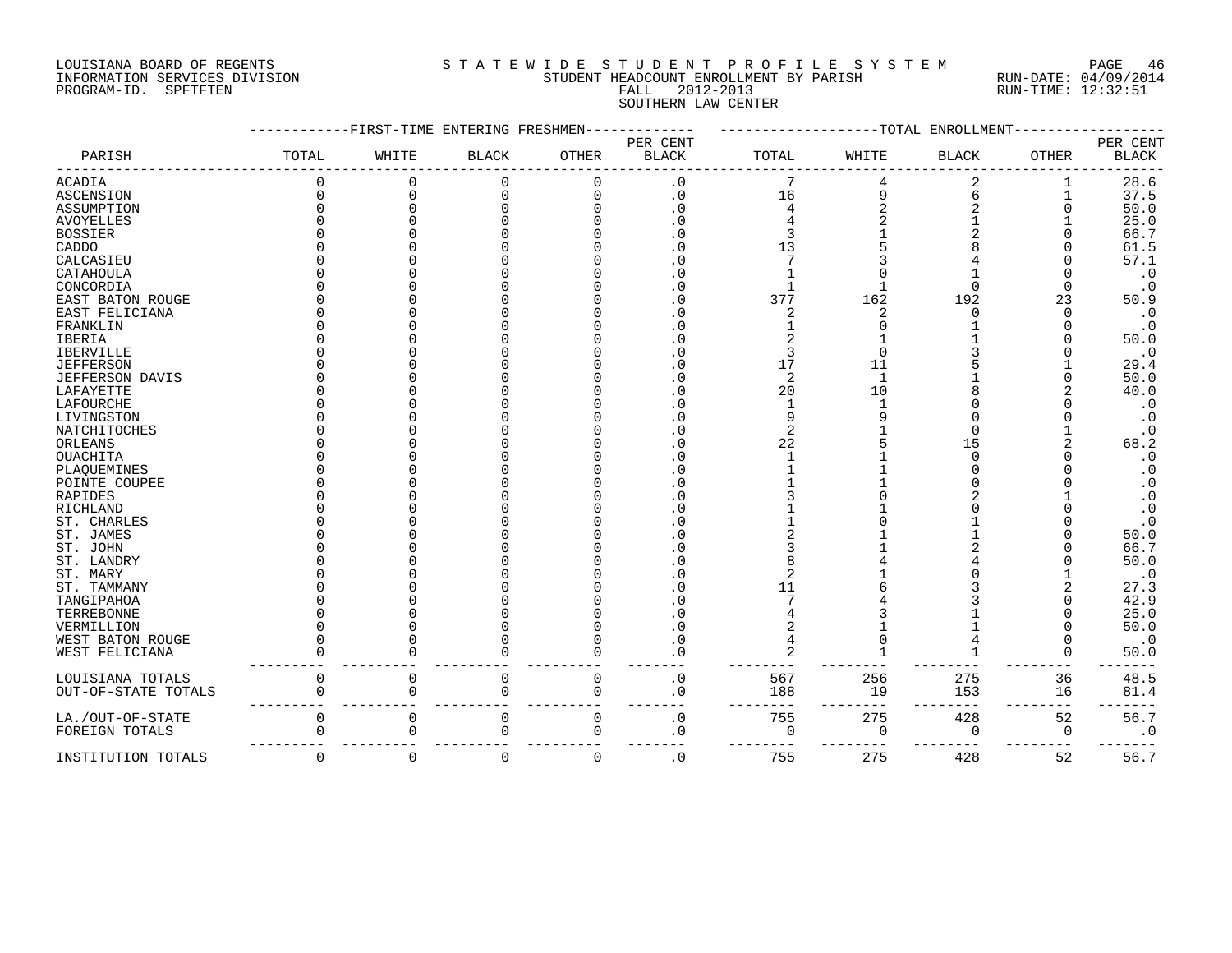LOUISIANA BOARD OF REGENTS
INFORMATION SERVICES DIVISION
PROGRAM-ID. SPFTFTEN

STATEWIDE STUDENT PROFILE SYSTEM
STUDENT HEADCOUNT ENROLLMENT BY PARISH
FALL 2012-2013
SOUTHERN LAW CENTER

RUN-DATE: 04/09/2014
RUN-TIME: 12:32:51

| PARISH | FIRST-TIME ENTERING FRESHMEN TOTAL | WHITE | BLACK | OTHER | PER CENT BLACK | TOTAL ENROLLMENT TOTAL | WHITE | BLACK | OTHER | PER CENT BLACK |
|---|---|---|---|---|---|---|---|---|---|---|
| ACADIA | 0 | 0 | 0 | 0 | .0 | 7 | 4 | 2 | 1 | 28.6 |
| ASCENSION | 0 | 0 | 0 | 0 | .0 | 16 | 9 | 6 | 1 | 37.5 |
| ASSUMPTION | 0 | 0 | 0 | 0 | .0 | 4 | 2 | 2 | 0 | 50.0 |
| AVOYELLES | 0 | 0 | 0 | 0 | .0 | 4 | 2 | 1 | 1 | 25.0 |
| BOSSIER | 0 | 0 | 0 | 0 | .0 | 3 | 1 | 2 | 0 | 66.7 |
| CADDO | 0 | 0 | 0 | 0 | .0 | 13 | 5 | 8 | 0 | 61.5 |
| CALCASIEU | 0 | 0 | 0 | 0 | .0 | 7 | 3 | 4 | 0 | 57.1 |
| CATAHOULA | 0 | 0 | 0 | 0 | .0 | 1 | 0 | 1 | 0 | .0 |
| CONCORDIA | 0 | 0 | 0 | 0 | .0 | 1 | 1 | 0 | 0 | .0 |
| EAST BATON ROUGE | 0 | 0 | 0 | 0 | .0 | 377 | 162 | 192 | 23 | 50.9 |
| EAST FELICIANA | 0 | 0 | 0 | 0 | .0 | 2 | 2 | 0 | 0 | .0 |
| FRANKLIN | 0 | 0 | 0 | 0 | .0 | 1 | 0 | 1 | 0 | .0 |
| IBERIA | 0 | 0 | 0 | 0 | .0 | 2 | 1 | 1 | 0 | 50.0 |
| IBERVILLE | 0 | 0 | 0 | 0 | .0 | 3 | 0 | 3 | 0 | .0 |
| JEFFERSON | 0 | 0 | 0 | 0 | .0 | 17 | 11 | 5 | 1 | 29.4 |
| JEFFERSON DAVIS | 0 | 0 | 0 | 0 | .0 | 2 | 1 | 1 | 0 | 50.0 |
| LAFAYETTE | 0 | 0 | 0 | 0 | .0 | 20 | 10 | 8 | 2 | 40.0 |
| LAFOURCHE | 0 | 0 | 0 | 0 | .0 | 1 | 1 | 0 | 0 | .0 |
| LIVINGSTON | 0 | 0 | 0 | 0 | .0 | 9 | 9 | 0 | 0 | .0 |
| NATCHITOCHES | 0 | 0 | 0 | 0 | .0 | 2 | 1 | 0 | 1 | .0 |
| ORLEANS | 0 | 0 | 0 | 0 | .0 | 22 | 5 | 15 | 2 | 68.2 |
| OUACHITA | 0 | 0 | 0 | 0 | .0 | 1 | 1 | 0 | 0 | .0 |
| PLAQUEMINES | 0 | 0 | 0 | 0 | .0 | 1 | 1 | 0 | 0 | .0 |
| POINTE COUPEE | 0 | 0 | 0 | 0 | .0 | 1 | 1 | 0 | 0 | .0 |
| RAPIDES | 0 | 0 | 0 | 0 | .0 | 3 | 0 | 2 | 1 | .0 |
| RICHLAND | 0 | 0 | 0 | 0 | .0 | 1 | 1 | 0 | 0 | .0 |
| ST. CHARLES | 0 | 0 | 0 | 0 | .0 | 1 | 0 | 1 | 0 | .0 |
| ST. JAMES | 0 | 0 | 0 | 0 | .0 | 2 | 1 | 1 | 0 | 50.0 |
| ST. JOHN | 0 | 0 | 0 | 0 | .0 | 3 | 1 | 2 | 0 | 66.7 |
| ST. LANDRY | 0 | 0 | 0 | 0 | .0 | 8 | 4 | 4 | 0 | 50.0 |
| ST. MARY | 0 | 0 | 0 | 0 | .0 | 2 | 1 | 0 | 1 | .0 |
| ST. TAMMANY | 0 | 0 | 0 | 0 | .0 | 11 | 6 | 3 | 2 | 27.3 |
| TANGIPAHOA | 0 | 0 | 0 | 0 | .0 | 7 | 4 | 3 | 0 | 42.9 |
| TERREBONNE | 0 | 0 | 0 | 0 | .0 | 4 | 3 | 1 | 0 | 25.0 |
| VERMILLION | 0 | 0 | 0 | 0 | .0 | 2 | 1 | 1 | 0 | 50.0 |
| WEST BATON ROUGE | 0 | 0 | 0 | 0 | .0 | 4 | 0 | 4 | 0 | .0 |
| WEST FELICIANA | 0 | 0 | 0 | 0 | .0 | 2 | 1 | 1 | 0 | 50.0 |
| LOUISIANA TOTALS | 0 | 0 | 0 | 0 | .0 | 567 | 256 | 275 | 36 | 48.5 |
| OUT-OF-STATE TOTALS | 0 | 0 | 0 | 0 | .0 | 188 | 19 | 153 | 16 | 81.4 |
| LA./OUT-OF-STATE | 0 | 0 | 0 | 0 | .0 | 755 | 275 | 428 | 52 | 56.7 |
| FOREIGN TOTALS | 0 | 0 | 0 | 0 | .0 | 0 | 0 | 0 | 0 | .0 |
| INSTITUTION TOTALS | 0 | 0 | 0 | 0 | .0 | 755 | 275 | 428 | 52 | 56.7 |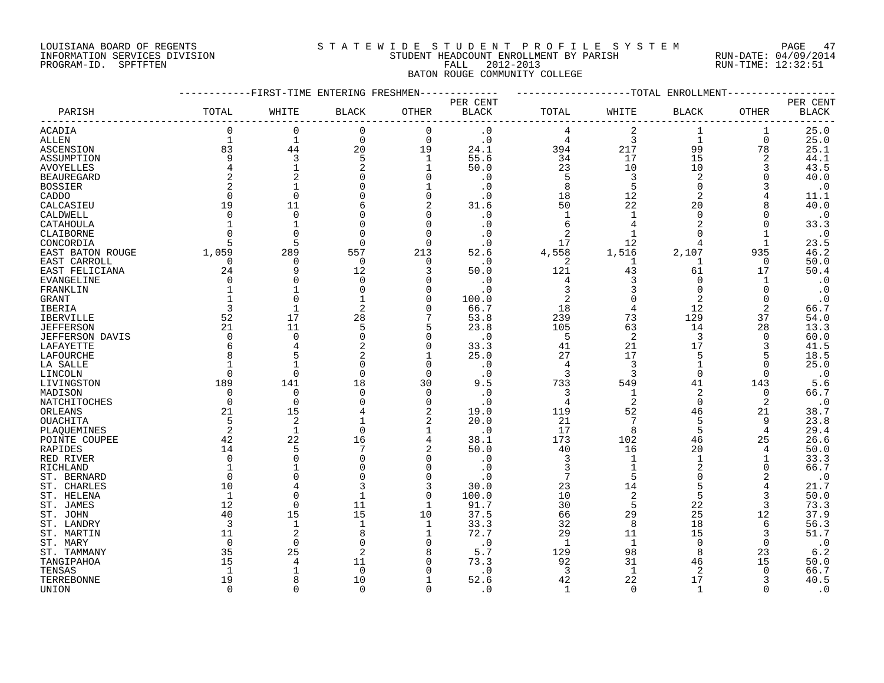LOUISIANA BOARD OF REGENTS
INFORMATION SERVICES DIVISION
PROGRAM-ID. SPFTFTEN

STATEWIDE STUDENT PROFILE SYSTEM
STUDENT HEADCOUNT ENROLLMENT BY PARISH
FALL 2012-2013
BATON ROUGE COMMUNITY COLLEGE

RUN-DATE: 04/09/2014
RUN-TIME: 12:32:51

| PARISH | FIRST-TIME ENTERING FRESHMEN TOTAL | WHITE | BLACK | OTHER | PER CENT BLACK | TOTAL ENROLLMENT TOTAL | WHITE | BLACK | OTHER | PER CENT BLACK |
|---|---|---|---|---|---|---|---|---|---|---|
| ACADIA | 0 | 0 | 0 | 0 | .0 | 4 | 2 | 1 | 1 | 25.0 |
| ALLEN | 1 | 1 | 0 | 0 | .0 | 4 | 3 | 1 | 0 | 25.0 |
| ASCENSION | 83 | 44 | 20 | 19 | 24.1 | 394 | 217 | 99 | 78 | 25.1 |
| ASSUMPTION | 9 | 3 | 5 | 1 | 55.6 | 34 | 17 | 15 | 2 | 44.1 |
| AVOYELLES | 4 | 1 | 2 | 1 | 50.0 | 23 | 10 | 10 | 3 | 43.5 |
| BEAUREGARD | 2 | 2 | 0 | 0 | .0 | 5 | 3 | 2 | 0 | 40.0 |
| BOSSIER | 2 | 1 | 0 | 1 | .0 | 8 | 5 | 0 | 3 | .0 |
| CADDO | 0 | 0 | 0 | 0 | .0 | 18 | 12 | 2 | 4 | 11.1 |
| CALCASIEU | 19 | 11 | 6 | 2 | 31.6 | 50 | 22 | 20 | 8 | 40.0 |
| CALDWELL | 0 | 0 | 0 | 0 | .0 | 1 | 1 | 0 | 0 | .0 |
| CATAHOULA | 1 | 1 | 0 | 0 | .0 | 6 | 4 | 2 | 0 | 33.3 |
| CLAIBORNE | 0 | 0 | 0 | 0 | .0 | 2 | 1 | 0 | 1 | .0 |
| CONCORDIA | 5 | 5 | 0 | 0 | .0 | 17 | 12 | 4 | 1 | 23.5 |
| EAST BATON ROUGE | 1,059 | 289 | 557 | 213 | 52.6 | 4,558 | 1,516 | 2,107 | 935 | 46.2 |
| EAST CARROLL | 0 | 0 | 0 | 0 | .0 | 2 | 1 | 1 | 0 | 50.0 |
| EAST FELICIANA | 24 | 9 | 12 | 3 | 50.0 | 121 | 43 | 61 | 17 | 50.4 |
| EVANGELINE | 0 | 0 | 0 | 0 | .0 | 4 | 3 | 0 | 1 | .0 |
| FRANKLIN | 1 | 1 | 0 | 0 | .0 | 3 | 3 | 0 | 0 | .0 |
| GRANT | 1 | 0 | 1 | 0 | 100.0 | 2 | 0 | 2 | 0 | .0 |
| IBERIA | 3 | 1 | 2 | 0 | 66.7 | 18 | 4 | 12 | 2 | 66.7 |
| IBERVILLE | 52 | 17 | 28 | 7 | 53.8 | 239 | 73 | 129 | 37 | 54.0 |
| JEFFERSON | 21 | 11 | 5 | 5 | 23.8 | 105 | 63 | 14 | 28 | 13.3 |
| JEFFERSON DAVIS | 0 | 0 | 0 | 0 | .0 | 5 | 2 | 3 | 0 | 60.0 |
| LAFAYETTE | 6 | 4 | 2 | 0 | 33.3 | 41 | 21 | 17 | 3 | 41.5 |
| LAFOURCHE | 8 | 5 | 2 | 1 | 25.0 | 27 | 17 | 5 | 5 | 18.5 |
| LA SALLE | 1 | 1 | 0 | 0 | .0 | 4 | 3 | 1 | 0 | 25.0 |
| LINCOLN | 0 | 0 | 0 | 0 | .0 | 3 | 3 | 0 | 0 | .0 |
| LIVINGSTON | 189 | 141 | 18 | 30 | 9.5 | 733 | 549 | 41 | 143 | 5.6 |
| MADISON | 0 | 0 | 0 | 0 | .0 | 3 | 1 | 2 | 0 | 66.7 |
| NATCHITOCHES | 0 | 0 | 0 | 0 | .0 | 4 | 2 | 0 | 2 | .0 |
| ORLEANS | 21 | 15 | 4 | 2 | 19.0 | 119 | 52 | 46 | 21 | 38.7 |
| OUACHITA | 5 | 2 | 1 | 2 | 20.0 | 21 | 7 | 5 | 9 | 23.8 |
| PLAQUEMINES | 2 | 1 | 0 | 1 | .0 | 17 | 8 | 5 | 4 | 29.4 |
| POINTE COUPEE | 42 | 22 | 16 | 4 | 38.1 | 173 | 102 | 46 | 25 | 26.6 |
| RAPIDES | 14 | 5 | 7 | 2 | 50.0 | 40 | 16 | 20 | 4 | 50.0 |
| RED RIVER | 0 | 0 | 0 | 0 | .0 | 3 | 1 | 1 | 1 | 33.3 |
| RICHLAND | 1 | 1 | 0 | 0 | .0 | 3 | 1 | 2 | 0 | 66.7 |
| ST. BERNARD | 0 | 0 | 0 | 0 | .0 | 7 | 5 | 0 | 2 | .0 |
| ST. CHARLES | 10 | 4 | 3 | 3 | 30.0 | 23 | 14 | 5 | 4 | 21.7 |
| ST. HELENA | 1 | 0 | 1 | 0 | 100.0 | 10 | 2 | 5 | 3 | 50.0 |
| ST. JAMES | 12 | 0 | 11 | 1 | 91.7 | 30 | 5 | 22 | 3 | 73.3 |
| ST. JOHN | 40 | 15 | 15 | 10 | 37.5 | 66 | 29 | 25 | 12 | 37.9 |
| ST. LANDRY | 3 | 1 | 1 | 1 | 33.3 | 32 | 8 | 18 | 6 | 56.3 |
| ST. MARTIN | 11 | 2 | 8 | 1 | 72.7 | 29 | 11 | 15 | 3 | 51.7 |
| ST. MARY | 0 | 0 | 0 | 0 | .0 | 1 | 1 | 0 | 0 | .0 |
| ST. TAMMANY | 35 | 25 | 2 | 8 | 5.7 | 129 | 98 | 8 | 23 | 6.2 |
| TANGIPAHOA | 15 | 4 | 11 | 0 | 73.3 | 92 | 31 | 46 | 15 | 50.0 |
| TENSAS | 1 | 1 | 0 | 0 | .0 | 3 | 1 | 2 | 0 | 66.7 |
| TERREBONNE | 19 | 8 | 10 | 1 | 52.6 | 42 | 22 | 17 | 3 | 40.5 |
| UNION | 0 | 0 | 0 | 0 | .0 | 1 | 0 | 1 | 0 | .0 |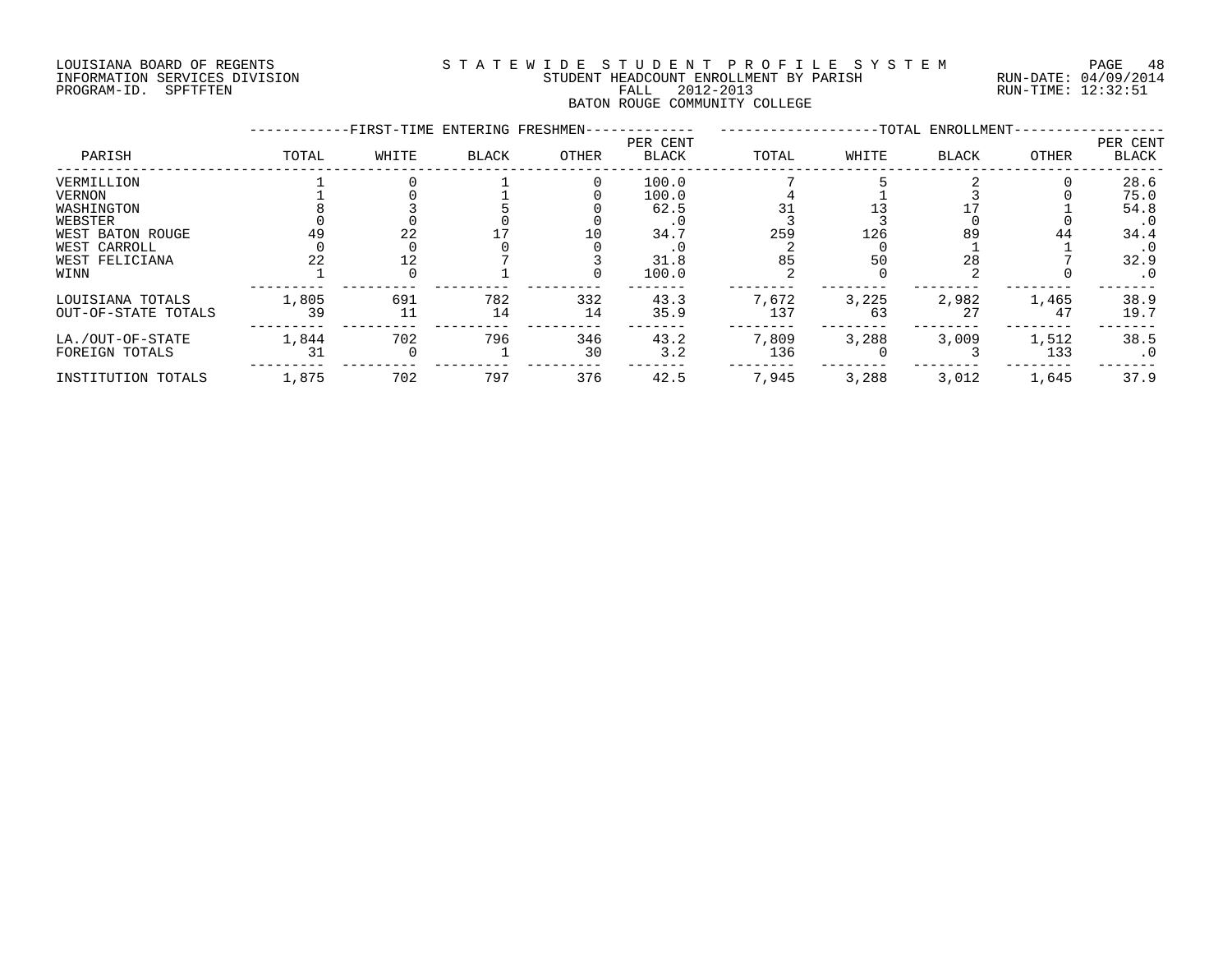LOUISIANA BOARD OF REGENTS
INFORMATION SERVICES DIVISION
PROGRAM-ID. SPFTFTEN

STATEWIDE STUDENT PROFILE SYSTEM
STUDENT HEADCOUNT ENROLLMENT BY PARISH
FALL 2012-2013
BATON ROUGE COMMUNITY COLLEGE

RUN-DATE: 04/09/2014
RUN-TIME: 12:32:51

| PARISH | FIRST-TIME ENTERING FRESHMEN | | | | | TOTAL ENROLLMENT | | | | |
|---|---|---|---|---|---|---|---|---|---|---|
| | TOTAL | WHITE | BLACK | OTHER | PER CENT BLACK | TOTAL | WHITE | BLACK | OTHER | PER CENT BLACK |
| VERMILLION | 1 | 0 | 1 | 0 | 100.0 | 7 | 5 | 2 | 0 | 28.6 |
| VERNON | 1 | 0 | 1 | 0 | 100.0 | 4 | 1 | 3 | 0 | 75.0 |
| WASHINGTON | 8 | 3 | 5 | 0 | 62.5 | 31 | 13 | 17 | 1 | 54.8 |
| WEBSTER | 0 | 0 | 0 | 0 | .0 | 3 | 3 | 0 | 0 | .0 |
| WEST BATON ROUGE | 49 | 22 | 17 | 10 | 34.7 | 259 | 126 | 89 | 44 | 34.4 |
| WEST CARROLL | 0 | 0 | 0 | 0 | .0 | 2 | 0 | 1 | 1 | .0 |
| WEST FELICIANA | 22 | 12 | 7 | 3 | 31.8 | 85 | 50 | 28 | 7 | 32.9 |
| WINN | 1 | 0 | 1 | 0 | 100.0 | 2 | 0 | 2 | 0 | .0 |
| LOUISIANA TOTALS | 1,805 | 691 | 782 | 332 | 43.3 | 7,672 | 3,225 | 2,982 | 1,465 | 38.9 |
| OUT-OF-STATE TOTALS | 39 | 11 | 14 | 14 | 35.9 | 137 | 63 | 27 | 47 | 19.7 |
| LA./OUT-OF-STATE | 1,844 | 702 | 796 | 346 | 43.2 | 7,809 | 3,288 | 3,009 | 1,512 | 38.5 |
| FOREIGN TOTALS | 31 | 0 | 1 | 30 | 3.2 | 136 | 0 | 3 | 133 | .0 |
| INSTITUTION TOTALS | 1,875 | 702 | 797 | 376 | 42.5 | 7,945 | 3,288 | 3,012 | 1,645 | 37.9 |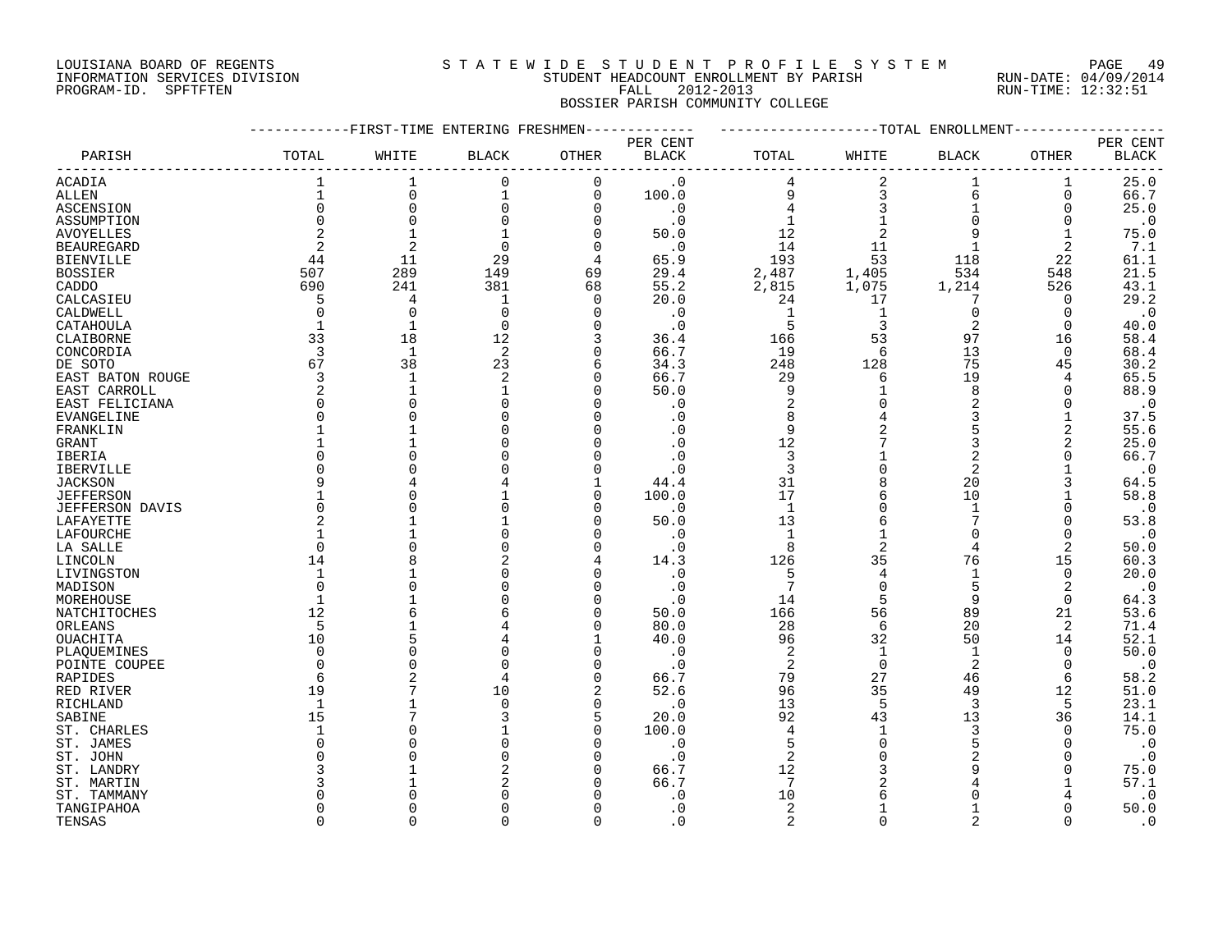LOUISIANA BOARD OF REGENTS
INFORMATION SERVICES DIVISION
PROGRAM-ID. SPFTFTEN

STATEWIDE STUDENT PROFILE SYSTEM
STUDENT HEADCOUNT ENROLLMENT BY PARISH
FALL 2012-2013
BOSSIER PARISH COMMUNITY COLLEGE

RUN-DATE: 04/09/2014
RUN-TIME: 12:32:51

| PARISH | FIRST-TIME ENTERING FRESHMEN TOTAL | WHITE | BLACK | OTHER | PER CENT BLACK | TOTAL ENROLLMENT TOTAL | WHITE | BLACK | OTHER | PER CENT BLACK |
|---|---|---|---|---|---|---|---|---|---|---|
| ACADIA | 1 | 1 | 0 | 0 | .0 | 4 | 2 | 1 | 1 | 25.0 |
| ALLEN | 1 | 0 | 1 | 0 | 100.0 | 9 | 3 | 6 | 0 | 66.7 |
| ASCENSION | 0 | 0 | 0 | 0 | .0 | 4 | 3 | 1 | 0 | 25.0 |
| ASSUMPTION | 0 | 0 | 0 | 0 | .0 | 1 | 1 | 0 | 0 | .0 |
| AVOYELLES | 2 | 1 | 1 | 0 | 50.0 | 12 | 2 | 9 | 1 | 75.0 |
| BEAUREGARD | 2 | 2 | 0 | 0 | .0 | 14 | 11 | 1 | 2 | 7.1 |
| BIENVILLE | 44 | 11 | 29 | 4 | 65.9 | 193 | 53 | 118 | 22 | 61.1 |
| BOSSIER | 507 | 289 | 149 | 69 | 29.4 | 2,487 | 1,405 | 534 | 548 | 21.5 |
| CADDO | 690 | 241 | 381 | 68 | 55.2 | 2,815 | 1,075 | 1,214 | 526 | 43.1 |
| CALCASIEU | 5 | 4 | 1 | 0 | 20.0 | 24 | 17 | 7 | 0 | 29.2 |
| CALDWELL | 0 | 0 | 0 | 0 | .0 | 1 | 1 | 0 | 0 | .0 |
| CATAHOULA | 1 | 1 | 0 | 0 | .0 | 5 | 3 | 2 | 0 | 40.0 |
| CLAIBORNE | 33 | 18 | 12 | 3 | 36.4 | 166 | 53 | 97 | 16 | 58.4 |
| CONCORDIA | 3 | 1 | 2 | 0 | 66.7 | 19 | 6 | 13 | 0 | 68.4 |
| DE SOTO | 67 | 38 | 23 | 6 | 34.3 | 248 | 128 | 75 | 45 | 30.2 |
| EAST BATON ROUGE | 3 | 1 | 2 | 0 | 66.7 | 29 | 6 | 19 | 4 | 65.5 |
| EAST CARROLL | 2 | 1 | 1 | 0 | 50.0 | 9 | 1 | 8 | 0 | 88.9 |
| EAST FELICIANA | 0 | 0 | 0 | 0 | .0 | 2 | 0 | 2 | 0 | .0 |
| EVANGELINE | 0 | 0 | 0 | 0 | .0 | 8 | 4 | 3 | 1 | 37.5 |
| FRANKLIN | 1 | 1 | 0 | 0 | .0 | 9 | 2 | 5 | 2 | 55.6 |
| GRANT | 1 | 1 | 0 | 0 | .0 | 12 | 7 | 3 | 2 | 25.0 |
| IBERIA | 0 | 0 | 0 | 0 | .0 | 3 | 1 | 2 | 0 | 66.7 |
| IBERVILLE | 0 | 0 | 0 | 0 | .0 | 3 | 0 | 2 | 1 | .0 |
| JACKSON | 9 | 4 | 4 | 1 | 44.4 | 31 | 8 | 20 | 3 | 64.5 |
| JEFFERSON | 1 | 0 | 1 | 0 | 100.0 | 17 | 6 | 10 | 1 | 58.8 |
| JEFFERSON DAVIS | 0 | 0 | 0 | 0 | .0 | 1 | 0 | 1 | 0 | .0 |
| LAFAYETTE | 2 | 1 | 1 | 0 | 50.0 | 13 | 6 | 7 | 0 | 53.8 |
| LAFOURCHE | 1 | 1 | 0 | 0 | .0 | 1 | 1 | 0 | 0 | .0 |
| LA SALLE | 0 | 0 | 0 | 0 | .0 | 8 | 2 | 4 | 2 | 50.0 |
| LINCOLN | 14 | 8 | 2 | 4 | 14.3 | 126 | 35 | 76 | 15 | 60.3 |
| LIVINGSTON | 1 | 1 | 0 | 0 | .0 | 5 | 4 | 1 | 0 | 20.0 |
| MADISON | 0 | 0 | 0 | 0 | .0 | 7 | 0 | 5 | 2 | .0 |
| MOREHOUSE | 1 | 1 | 0 | 0 | .0 | 14 | 5 | 9 | 0 | 64.3 |
| NATCHITOCHES | 12 | 6 | 6 | 0 | 50.0 | 166 | 56 | 89 | 21 | 53.6 |
| ORLEANS | 5 | 1 | 4 | 0 | 80.0 | 28 | 6 | 20 | 2 | 71.4 |
| OUACHITA | 10 | 5 | 4 | 1 | 40.0 | 96 | 32 | 50 | 14 | 52.1 |
| PLAQUEMINES | 0 | 0 | 0 | 0 | .0 | 2 | 1 | 1 | 0 | 50.0 |
| POINTE COUPEE | 0 | 0 | 0 | 0 | .0 | 2 | 0 | 2 | 0 | .0 |
| RAPIDES | 6 | 2 | 4 | 0 | 66.7 | 79 | 27 | 46 | 6 | 58.2 |
| RED RIVER | 19 | 7 | 10 | 2 | 52.6 | 96 | 35 | 49 | 12 | 51.0 |
| RICHLAND | 1 | 1 | 0 | 0 | .0 | 13 | 5 | 3 | 5 | 23.1 |
| SABINE | 15 | 7 | 3 | 5 | 20.0 | 92 | 43 | 13 | 36 | 14.1 |
| ST. CHARLES | 1 | 0 | 1 | 0 | 100.0 | 4 | 1 | 3 | 0 | 75.0 |
| ST. JAMES | 0 | 0 | 0 | 0 | .0 | 5 | 0 | 5 | 0 | .0 |
| ST. JOHN | 0 | 0 | 0 | 0 | .0 | 2 | 0 | 2 | 0 | .0 |
| ST. LANDRY | 3 | 1 | 2 | 0 | 66.7 | 12 | 3 | 9 | 0 | 75.0 |
| ST. MARTIN | 3 | 1 | 2 | 0 | 66.7 | 7 | 2 | 4 | 1 | 57.1 |
| ST. TAMMANY | 0 | 0 | 0 | 0 | .0 | 10 | 6 | 0 | 4 | .0 |
| TANGIPAHOA | 0 | 0 | 0 | 0 | .0 | 2 | 1 | 1 | 0 | 50.0 |
| TENSAS | 0 | 0 | 0 | 0 | .0 | 2 | 0 | 2 | 0 | .0 |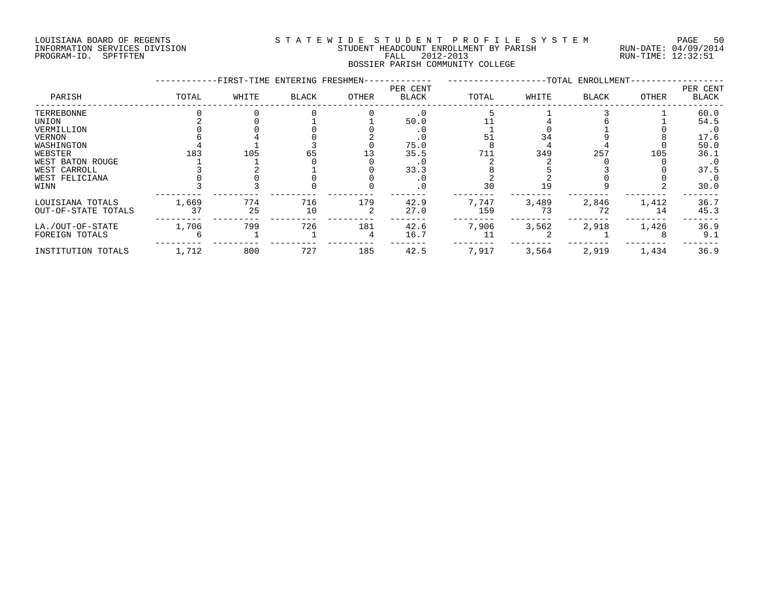LOUISIANA BOARD OF REGENTS
INFORMATION SERVICES DIVISION
PROGRAM-ID. SPFTFTEN

STATEWIDE STUDENT PROFILE SYSTEM
STUDENT HEADCOUNT ENROLLMENT BY PARISH
FALL 2012-2013
BOSSIER PARISH COMMUNITY COLLEGE

RUN-DATE: 04/09/2014
RUN-TIME: 12:32:51

| PARISH | FIRST-TIME ENTERING FRESHMEN TOTAL | WHITE | BLACK | OTHER | PER CENT BLACK | TOTAL ENROLLMENT TOTAL | WHITE | BLACK | OTHER | PER CENT BLACK |
|---|---|---|---|---|---|---|---|---|---|---|
| TERREBONNE | 0 | 0 | 0 | 0 | .0 | 5 | 1 | 3 | 1 | 60.0 |
| UNION | 2 | 0 | 1 | 1 | 50.0 | 11 | 4 | 6 | 1 | 54.5 |
| VERMILLION | 0 | 0 | 0 | 0 | .0 | 1 | 0 | 1 | 0 | .0 |
| VERNON | 6 | 4 | 0 | 2 | .0 | 51 | 34 | 9 | 8 | 17.6 |
| WASHINGTON | 4 | 1 | 3 | 0 | 75.0 | 8 | 4 | 4 | 0 | 50.0 |
| WEBSTER | 183 | 105 | 65 | 13 | 35.5 | 711 | 349 | 257 | 105 | 36.1 |
| WEST BATON ROUGE | 1 | 1 | 0 | 0 | .0 | 2 | 2 | 0 | 0 | .0 |
| WEST CARROLL | 3 | 2 | 1 | 0 | 33.3 | 8 | 5 | 3 | 0 | 37.5 |
| WEST FELICIANA | 0 | 0 | 0 | 0 | .0 | 2 | 2 | 0 | 0 | .0 |
| WINN | 3 | 3 | 0 | 0 | .0 | 30 | 19 | 9 | 2 | 30.0 |
| LOUISIANA TOTALS | 1,669 | 774 | 716 | 179 | 42.9 | 7,747 | 3,489 | 2,846 | 1,412 | 36.7 |
| OUT-OF-STATE TOTALS | 37 | 25 | 10 | 2 | 27.0 | 159 | 73 | 72 | 14 | 45.3 |
| LA./OUT-OF-STATE | 1,706 | 799 | 726 | 181 | 42.6 | 7,906 | 3,562 | 2,918 | 1,426 | 36.9 |
| FOREIGN TOTALS | 6 | 1 | 1 | 4 | 16.7 | 11 | 2 | 1 | 8 | 9.1 |
| INSTITUTION TOTALS | 1,712 | 800 | 727 | 185 | 42.5 | 7,917 | 3,564 | 2,919 | 1,434 | 36.9 |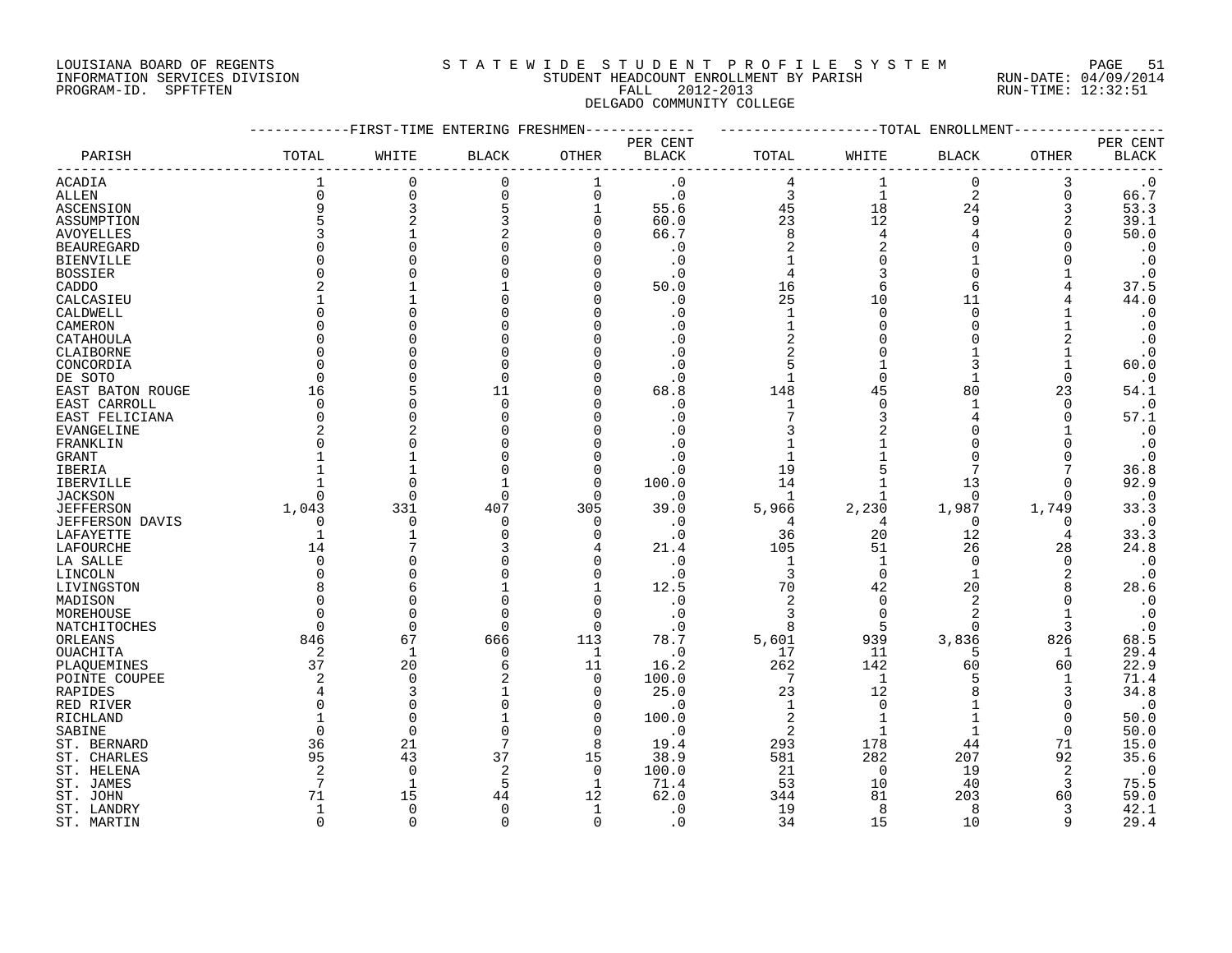LOUISIANA BOARD OF REGENTS
INFORMATION SERVICES DIVISION
PROGRAM-ID. SPFTFTEN

STATEWIDE STUDENT PROFILE SYSTEM
STUDENT HEADCOUNT ENROLLMENT BY PARISH
FALL 2012-2013
DELGADO COMMUNITY COLLEGE

RUN-DATE: 04/09/2014
RUN-TIME: 12:32:51

| | FIRST-TIME ENTERING FRESHMEN | | | | | TOTAL ENROLLMENT | | | | |
|---|---|---|---|---|---|---|---|---|---|---|
| PARISH | TOTAL | WHITE | BLACK | OTHER | PER CENT BLACK | TOTAL | WHITE | BLACK | OTHER | PER CENT BLACK |
| ACADIA | 1 | 0 | 0 | 1 | .0 | 4 | 1 | 0 | 3 | .0 |
| ALLEN | 0 | 0 | 0 | 0 | .0 | 3 | 1 | 2 | 0 | 66.7 |
| ASCENSION | 9 | 3 | 5 | 1 | 55.6 | 45 | 18 | 24 | 3 | 53.3 |
| ASSUMPTION | 5 | 2 | 3 | 0 | 60.0 | 23 | 12 | 9 | 2 | 39.1 |
| AVOYELLES | 3 | 1 | 2 | 0 | 66.7 | 8 | 4 | 4 | 0 | 50.0 |
| BEAUREGARD | 0 | 0 | 0 | 0 | .0 | 2 | 2 | 0 | 0 | .0 |
| BIENVILLE | 0 | 0 | 0 | 0 | .0 | 1 | 0 | 1 | 0 | .0 |
| BOSSIER | 0 | 0 | 0 | 0 | .0 | 4 | 3 | 0 | 1 | .0 |
| CADDO | 2 | 1 | 1 | 0 | 50.0 | 16 | 6 | 6 | 4 | 37.5 |
| CALCASIEU | 1 | 1 | 0 | 0 | .0 | 25 | 10 | 11 | 4 | 44.0 |
| CALDWELL | 0 | 0 | 0 | 0 | .0 | 1 | 0 | 0 | 1 | .0 |
| CAMERON | 0 | 0 | 0 | 0 | .0 | 1 | 0 | 0 | 1 | .0 |
| CATAHOULA | 0 | 0 | 0 | 0 | .0 | 2 | 0 | 0 | 2 | .0 |
| CLAIBORNE | 0 | 0 | 0 | 0 | .0 | 2 | 0 | 1 | 1 | .0 |
| CONCORDIA | 0 | 0 | 0 | 0 | .0 | 5 | 1 | 3 | 1 | 60.0 |
| DE SOTO | 0 | 0 | 0 | 0 | .0 | 1 | 0 | 1 | 0 | .0 |
| EAST BATON ROUGE | 16 | 5 | 11 | 0 | 68.8 | 148 | 45 | 80 | 23 | 54.1 |
| EAST CARROLL | 0 | 0 | 0 | 0 | .0 | 1 | 0 | 1 | 0 | .0 |
| EAST FELICIANA | 0 | 0 | 0 | 0 | .0 | 7 | 3 | 4 | 0 | 57.1 |
| EVANGELINE | 2 | 2 | 0 | 0 | .0 | 3 | 2 | 0 | 1 | .0 |
| FRANKLIN | 0 | 0 | 0 | 0 | .0 | 1 | 1 | 0 | 0 | .0 |
| GRANT | 1 | 1 | 0 | 0 | .0 | 1 | 1 | 0 | 0 | .0 |
| IBERIA | 1 | 1 | 0 | 0 | .0 | 19 | 5 | 7 | 7 | 36.8 |
| IBERVILLE | 1 | 0 | 1 | 0 | 100.0 | 14 | 1 | 13 | 0 | 92.9 |
| JACKSON | 0 | 0 | 0 | 0 | .0 | 1 | 1 | 0 | 0 | .0 |
| JEFFERSON | 1,043 | 331 | 407 | 305 | 39.0 | 5,966 | 2,230 | 1,987 | 1,749 | 33.3 |
| JEFFERSON DAVIS | 0 | 0 | 0 | 0 | .0 | 4 | 4 | 0 | 0 | .0 |
| LAFAYETTE | 1 | 1 | 0 | 0 | .0 | 36 | 20 | 12 | 4 | 33.3 |
| LAFOURCHE | 14 | 7 | 3 | 4 | 21.4 | 105 | 51 | 26 | 28 | 24.8 |
| LA SALLE | 0 | 0 | 0 | 0 | .0 | 1 | 1 | 0 | 0 | .0 |
| LINCOLN | 0 | 0 | 0 | 0 | .0 | 3 | 0 | 1 | 2 | .0 |
| LIVINGSTON | 8 | 6 | 1 | 1 | 12.5 | 70 | 42 | 20 | 8 | 28.6 |
| MADISON | 0 | 0 | 0 | 0 | .0 | 2 | 0 | 2 | 0 | .0 |
| MOREHOUSE | 0 | 0 | 0 | 0 | .0 | 3 | 0 | 2 | 1 | .0 |
| NATCHITOCHES | 0 | 0 | 0 | 0 | .0 | 8 | 5 | 0 | 3 | .0 |
| ORLEANS | 846 | 67 | 666 | 113 | 78.7 | 5,601 | 939 | 3,836 | 826 | 68.5 |
| OUACHITA | 2 | 1 | 0 | 1 | .0 | 17 | 11 | 5 | 1 | 29.4 |
| PLAQUEMINES | 37 | 20 | 6 | 11 | 16.2 | 262 | 142 | 60 | 60 | 22.9 |
| POINTE COUPEE | 2 | 0 | 2 | 0 | 100.0 | 7 | 1 | 5 | 1 | 71.4 |
| RAPIDES | 4 | 3 | 1 | 0 | 25.0 | 23 | 12 | 8 | 3 | 34.8 |
| RED RIVER | 0 | 0 | 0 | 0 | .0 | 1 | 0 | 1 | 0 | .0 |
| RICHLAND | 1 | 0 | 1 | 0 | 100.0 | 2 | 1 | 1 | 0 | 50.0 |
| SABINE | 0 | 0 | 0 | 0 | .0 | 2 | 1 | 1 | 0 | 50.0 |
| ST. BERNARD | 36 | 21 | 7 | 8 | 19.4 | 293 | 178 | 44 | 71 | 15.0 |
| ST. CHARLES | 95 | 43 | 37 | 15 | 38.9 | 581 | 282 | 207 | 92 | 35.6 |
| ST. HELENA | 2 | 0 | 2 | 0 | 100.0 | 21 | 0 | 19 | 2 | .0 |
| ST. JAMES | 7 | 1 | 5 | 1 | 71.4 | 53 | 10 | 40 | 3 | 75.5 |
| ST. JOHN | 71 | 15 | 44 | 12 | 62.0 | 344 | 81 | 203 | 60 | 59.0 |
| ST. LANDRY | 1 | 0 | 0 | 1 | .0 | 19 | 8 | 8 | 3 | 42.1 |
| ST. MARTIN | 0 | 0 | 0 | 0 | .0 | 34 | 15 | 10 | 9 | 29.4 |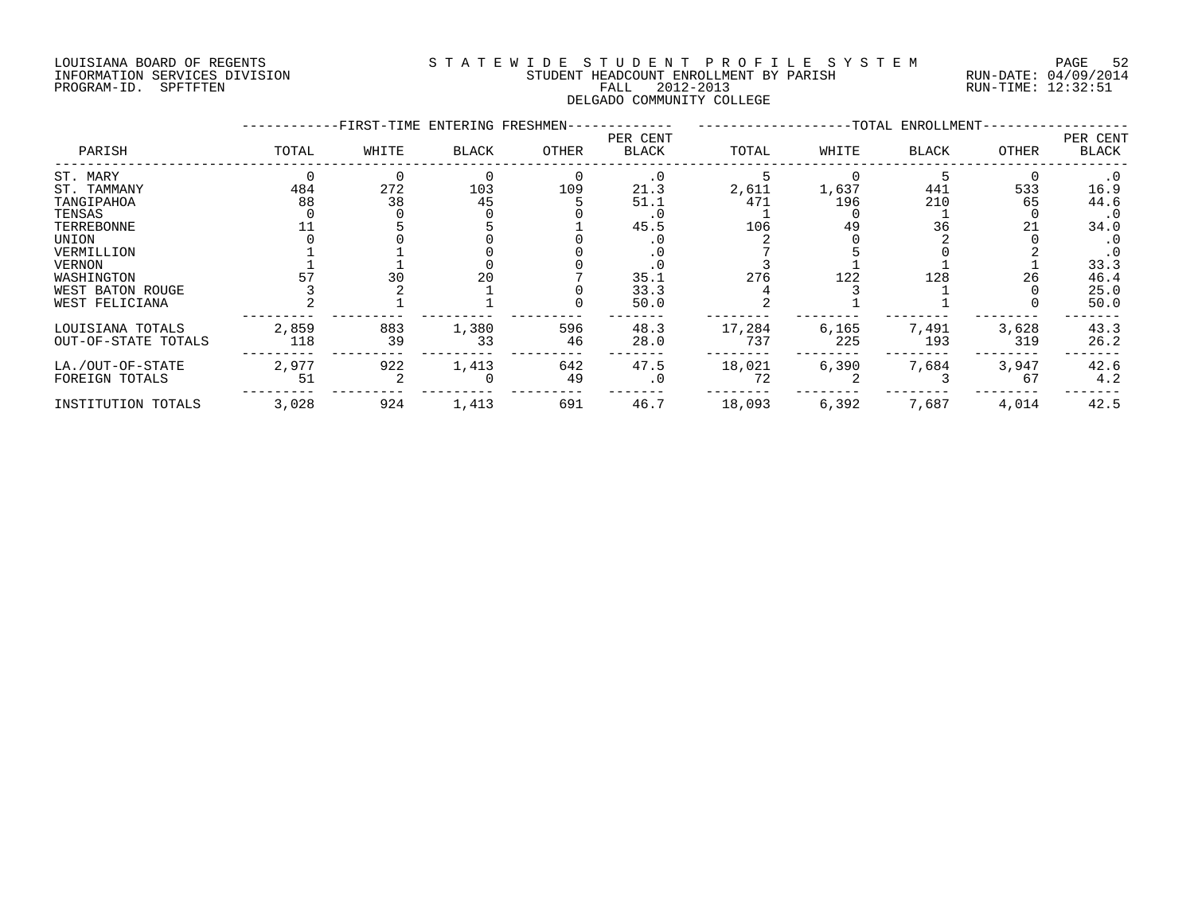LOUISIANA BOARD OF REGENTS
INFORMATION SERVICES DIVISION
PROGRAM-ID. SPFTFTEN

STATEWIDE STUDENT PROFILE SYSTEM
STUDENT HEADCOUNT ENROLLMENT BY PARISH
FALL 2012-2013
DELGADO COMMUNITY COLLEGE

RUN-DATE: 04/09/2014
RUN-TIME: 12:32:51

| PARISH | FIRST-TIME ENTERING FRESHMEN | | | | | TOTAL ENROLLMENT | | | | |
|---|---|---|---|---|---|---|---|---|---|---|
| | TOTAL | WHITE | BLACK | OTHER | PER CENT BLACK | TOTAL | WHITE | BLACK | OTHER | PER CENT BLACK |
| ST. MARY | 0 | 0 | 0 | 0 | .0 | 5 | 0 | 5 | 0 | .0 |
| ST. TAMMANY | 484 | 272 | 103 | 109 | 21.3 | 2,611 | 1,637 | 441 | 533 | 16.9 |
| TANGIPAHOA | 88 | 38 | 45 | 5 | 51.1 | 471 | 196 | 210 | 65 | 44.6 |
| TENSAS | 0 | 0 | 0 | 0 | .0 | 1 | 0 | 1 | 0 | .0 |
| TERREBONNE | 11 | 5 | 5 | 1 | 45.5 | 106 | 49 | 36 | 21 | 34.0 |
| UNION | 0 | 0 | 0 | 0 | .0 | 2 | 0 | 2 | 0 | .0 |
| VERMILLION | 1 | 1 | 0 | 0 | .0 | 7 | 5 | 0 | 2 | .0 |
| VERNON | 1 | 1 | 0 | 0 | .0 | 3 | 1 | 1 | 1 | 33.3 |
| WASHINGTON | 57 | 30 | 20 | 7 | 35.1 | 276 | 122 | 128 | 26 | 46.4 |
| WEST BATON ROUGE | 3 | 2 | 1 | 0 | 33.3 | 4 | 3 | 1 | 0 | 25.0 |
| WEST FELICIANA | 2 | 1 | 1 | 0 | 50.0 | 2 | 1 | 1 | 0 | 50.0 |
| LOUISIANA TOTALS | 2,859 | 883 | 1,380 | 596 | 48.3 | 17,284 | 6,165 | 7,491 | 3,628 | 43.3 |
| OUT-OF-STATE TOTALS | 118 | 39 | 33 | 46 | 28.0 | 737 | 225 | 193 | 319 | 26.2 |
| LA./OUT-OF-STATE | 2,977 | 922 | 1,413 | 642 | 47.5 | 18,021 | 6,390 | 7,684 | 3,947 | 42.6 |
| FOREIGN TOTALS | 51 | 2 | 0 | 49 | .0 | 72 | 2 | 3 | 67 | 4.2 |
| INSTITUTION TOTALS | 3,028 | 924 | 1,413 | 691 | 46.7 | 18,093 | 6,392 | 7,687 | 4,014 | 42.5 |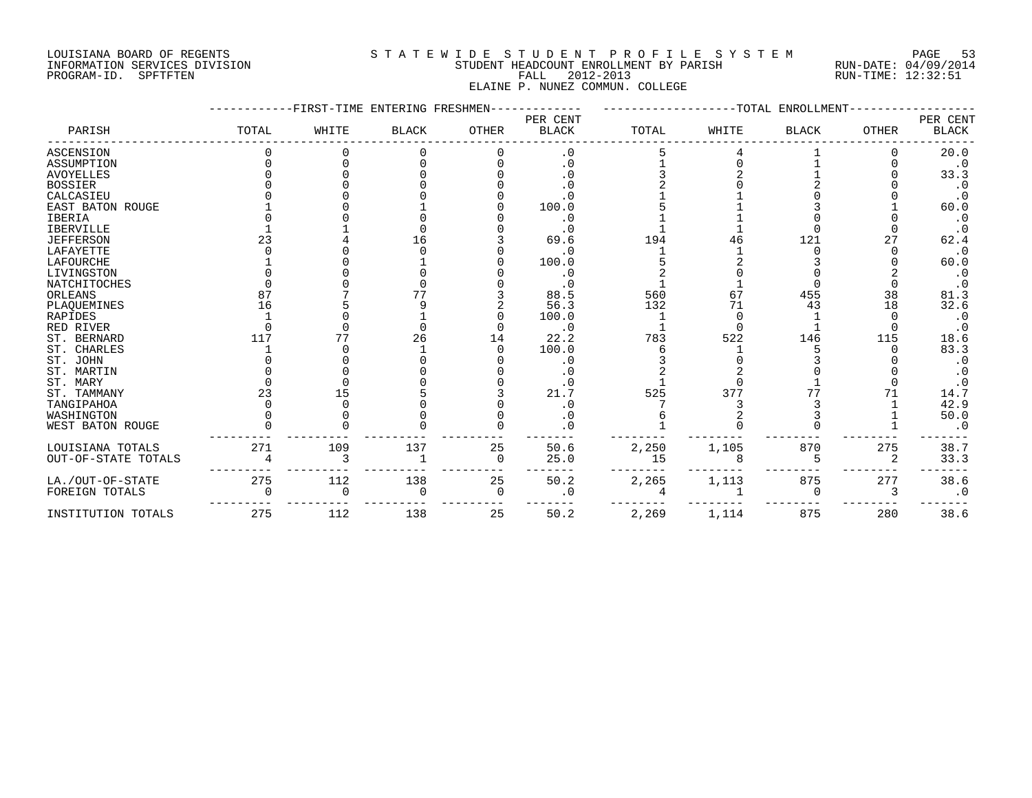LOUISIANA BOARD OF REGENTS
INFORMATION SERVICES DIVISION
PROGRAM-ID. SPFTFTEN

STATEWIDE STUDENT PROFILE SYSTEM
STUDENT HEADCOUNT ENROLLMENT BY PARISH
FALL 2012-2013
ELAINE P. NUNEZ COMMUN. COLLEGE

RUN-DATE: 04/09/2014
RUN-TIME: 12:32:51

| PARISH | FIRST-TIME ENTERING FRESHMEN TOTAL | WHITE | BLACK | OTHER | PER CENT BLACK | TOTAL ENROLLMENT TOTAL | WHITE | BLACK | OTHER | PER CENT BLACK |
|---|---|---|---|---|---|---|---|---|---|---|
| ASCENSION | 0 | 0 | 0 | 0 | .0 | 5 | 4 | 1 | 0 | 20.0 |
| ASSUMPTION | 0 | 0 | 0 | 0 | .0 | 1 | 0 | 1 | 0 | .0 |
| AVOYELLES | 0 | 0 | 0 | 0 | .0 | 3 | 2 | 1 | 0 | 33.3 |
| BOSSIER | 0 | 0 | 0 | 0 | .0 | 2 | 0 | 2 | 0 | .0 |
| CALCASIEU | 0 | 0 | 0 | 0 | .0 | 1 | 1 | 0 | 0 | .0 |
| EAST BATON ROUGE | 1 | 0 | 1 | 0 | 100.0 | 5 | 1 | 3 | 1 | 60.0 |
| IBERIA | 0 | 0 | 0 | 0 | .0 | 1 | 1 | 0 | 0 | .0 |
| IBERVILLE | 1 | 1 | 0 | 0 | .0 | 1 | 1 | 0 | 0 | .0 |
| JEFFERSON | 23 | 4 | 16 | 3 | 69.6 | 194 | 46 | 121 | 27 | 62.4 |
| LAFAYETTE | 0 | 0 | 0 | 0 | .0 | 1 | 1 | 0 | 0 | .0 |
| LAFOURCHE | 1 | 0 | 1 | 0 | 100.0 | 5 | 2 | 3 | 0 | 60.0 |
| LIVINGSTON | 0 | 0 | 0 | 0 | .0 | 2 | 0 | 0 | 2 | .0 |
| NATCHITOCHES | 0 | 0 | 0 | 0 | .0 | 1 | 1 | 0 | 0 | .0 |
| ORLEANS | 87 | 7 | 77 | 3 | 88.5 | 560 | 67 | 455 | 38 | 81.3 |
| PLAQUEMINES | 16 | 5 | 9 | 2 | 56.3 | 132 | 71 | 43 | 18 | 32.6 |
| RAPIDES | 1 | 0 | 1 | 0 | 100.0 | 1 | 0 | 1 | 0 | .0 |
| RED RIVER | 0 | 0 | 0 | 0 | .0 | 1 | 0 | 1 | 0 | .0 |
| ST. BERNARD | 117 | 77 | 26 | 14 | 22.2 | 783 | 522 | 146 | 115 | 18.6 |
| ST. CHARLES | 1 | 0 | 1 | 0 | 100.0 | 6 | 1 | 5 | 0 | 83.3 |
| ST. JOHN | 0 | 0 | 0 | 0 | .0 | 3 | 0 | 3 | 0 | .0 |
| ST. MARTIN | 0 | 0 | 0 | 0 | .0 | 2 | 2 | 0 | 0 | .0 |
| ST. MARY | 0 | 0 | 0 | 0 | .0 | 1 | 0 | 1 | 0 | .0 |
| ST. TAMMANY | 23 | 15 | 5 | 3 | 21.7 | 525 | 377 | 77 | 71 | 14.7 |
| TANGIPAHOA | 0 | 0 | 0 | 0 | .0 | 7 | 3 | 3 | 1 | 42.9 |
| WASHINGTON | 0 | 0 | 0 | 0 | .0 | 6 | 2 | 3 | 1 | 50.0 |
| WEST BATON ROUGE | 0 | 0 | 0 | 0 | .0 | 1 | 0 | 0 | 1 | .0 |
| LOUISIANA TOTALS | 271 | 109 | 137 | 25 | 50.6 | 2,250 | 1,105 | 870 | 275 | 38.7 |
| OUT-OF-STATE TOTALS | 4 | 3 | 1 | 0 | 25.0 | 15 | 8 | 5 | 2 | 33.3 |
| LA./OUT-OF-STATE | 275 | 112 | 138 | 25 | 50.2 | 2,265 | 1,113 | 875 | 277 | 38.6 |
| FOREIGN TOTALS | 0 | 0 | 0 | 0 | .0 | 4 | 1 | 0 | 3 | .0 |
| INSTITUTION TOTALS | 275 | 112 | 138 | 25 | 50.2 | 2,269 | 1,114 | 875 | 280 | 38.6 |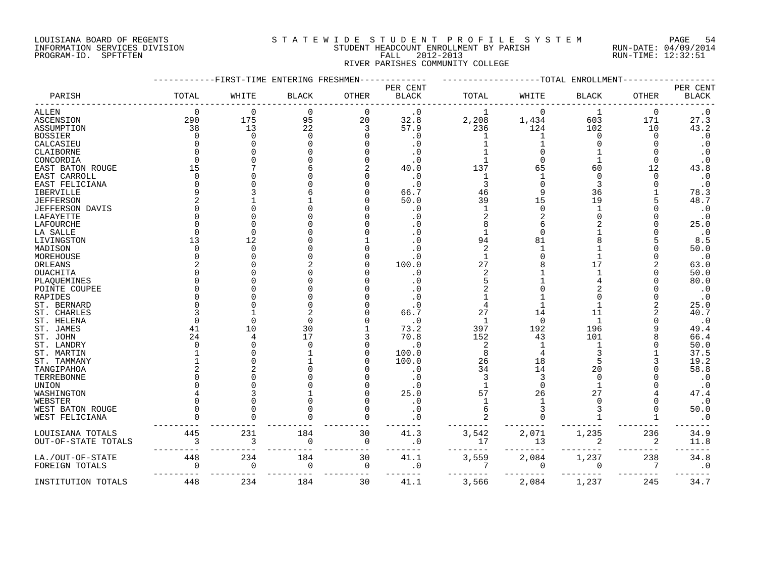LOUISIANA BOARD OF REGENTS
INFORMATION SERVICES DIVISION
PROGRAM-ID. SPFTFTEN

STATEWIDE STUDENT PROFILE SYSTEM
STUDENT HEADCOUNT ENROLLMENT BY PARISH
FALL 2012-2013
RIVER PARISHES COMMUNITY COLLEGE

RUN-DATE: 04/09/2014
RUN-TIME: 12:32:51

| PARISH | FIRST-TIME ENTERING FRESHMEN TOTAL | WHITE | BLACK | OTHER | PER CENT BLACK | TOTAL ENROLLMENT TOTAL | WHITE | BLACK | OTHER | PER CENT BLACK |
|---|---|---|---|---|---|---|---|---|---|---|
| ALLEN | 0 | 0 | 0 | 0 | .0 | 1 | 0 | 1 | 0 | .0 |
| ASCENSION | 290 | 175 | 95 | 20 | 32.8 | 2,208 | 1,434 | 603 | 171 | 27.3 |
| ASSUMPTION | 38 | 13 | 22 | 3 | 57.9 | 236 | 124 | 102 | 10 | 43.2 |
| BOSSIER | 0 | 0 | 0 | 0 | .0 | 1 | 1 | 0 | 0 | .0 |
| CALCASIEU | 0 | 0 | 0 | 0 | .0 | 1 | 1 | 0 | 0 | .0 |
| CLAIBORNE | 0 | 0 | 0 | 0 | .0 | 1 | 0 | 1 | 0 | .0 |
| CONCORDIA | 0 | 0 | 0 | 0 | .0 | 1 | 0 | 1 | 0 | .0 |
| EAST BATON ROUGE | 15 | 7 | 6 | 2 | 40.0 | 137 | 65 | 60 | 12 | 43.8 |
| EAST CARROLL | 0 | 0 | 0 | 0 | .0 | 1 | 1 | 0 | 0 | .0 |
| EAST FELICIANA | 0 | 0 | 0 | 0 | .0 | 3 | 0 | 3 | 0 | .0 |
| IBERVILLE | 9 | 3 | 6 | 0 | 66.7 | 46 | 9 | 36 | 1 | 78.3 |
| JEFFERSON | 2 | 1 | 1 | 0 | 50.0 | 39 | 15 | 19 | 5 | 48.7 |
| JEFFERSON DAVIS | 0 | 0 | 0 | 0 | .0 | 1 | 0 | 1 | 0 | .0 |
| LAFAYETTE | 0 | 0 | 0 | 0 | .0 | 2 | 2 | 0 | 0 | .0 |
| LAFOURCHE | 0 | 0 | 0 | 0 | .0 | 8 | 6 | 2 | 0 | 25.0 |
| LA SALLE | 0 | 0 | 0 | 0 | .0 | 1 | 0 | 1 | 0 | .0 |
| LIVINGSTON | 13 | 12 | 0 | 1 | .0 | 94 | 81 | 8 | 5 | 8.5 |
| MADISON | 0 | 0 | 0 | 0 | .0 | 2 | 1 | 1 | 0 | 50.0 |
| MOREHOUSE | 0 | 0 | 0 | 0 | .0 | 1 | 0 | 1 | 0 | .0 |
| ORLEANS | 2 | 0 | 2 | 0 | 100.0 | 27 | 8 | 17 | 2 | 63.0 |
| OUACHITA | 0 | 0 | 0 | 0 | .0 | 2 | 1 | 1 | 0 | 50.0 |
| PLAQUEMINES | 0 | 0 | 0 | 0 | .0 | 5 | 1 | 4 | 0 | 80.0 |
| POINTE COUPEE | 0 | 0 | 0 | 0 | .0 | 2 | 0 | 2 | 0 | .0 |
| RAPIDES | 0 | 0 | 0 | 0 | .0 | 1 | 1 | 0 | 0 | .0 |
| ST. BERNARD | 0 | 0 | 0 | 0 | .0 | 4 | 1 | 1 | 2 | 25.0 |
| ST. CHARLES | 3 | 1 | 2 | 0 | 66.7 | 27 | 14 | 11 | 2 | 40.7 |
| ST. HELENA | 0 | 0 | 0 | 0 | .0 | 1 | 0 | 1 | 0 | .0 |
| ST. JAMES | 41 | 10 | 30 | 1 | 73.2 | 397 | 192 | 196 | 9 | 49.4 |
| ST. JOHN | 24 | 4 | 17 | 3 | 70.8 | 152 | 43 | 101 | 8 | 66.4 |
| ST. LANDRY | 0 | 0 | 0 | 0 | .0 | 2 | 1 | 1 | 0 | 50.0 |
| ST. MARTIN | 1 | 0 | 1 | 0 | 100.0 | 8 | 4 | 3 | 1 | 37.5 |
| ST. TAMMANY | 1 | 0 | 1 | 0 | 100.0 | 26 | 18 | 5 | 3 | 19.2 |
| TANGIPAHOA | 2 | 2 | 0 | 0 | .0 | 34 | 14 | 20 | 0 | 58.8 |
| TERREBONNE | 0 | 0 | 0 | 0 | .0 | 3 | 3 | 0 | 0 | .0 |
| UNION | 0 | 0 | 0 | 0 | .0 | 1 | 0 | 1 | 0 | .0 |
| WASHINGTON | 4 | 3 | 1 | 0 | 25.0 | 57 | 26 | 27 | 4 | 47.4 |
| WEBSTER | 0 | 0 | 0 | 0 | .0 | 1 | 1 | 0 | 0 | .0 |
| WEST BATON ROUGE | 0 | 0 | 0 | 0 | .0 | 6 | 3 | 3 | 0 | 50.0 |
| WEST FELICIANA | 0 | 0 | 0 | 0 | .0 | 2 | 0 | 1 | 1 | .0 |
| LOUISIANA TOTALS | 445 | 231 | 184 | 30 | 41.3 | 3,542 | 2,071 | 1,235 | 236 | 34.9 |
| OUT-OF-STATE TOTALS | 3 | 3 | 0 | 0 | .0 | 17 | 13 | 2 | 2 | 11.8 |
| LA./OUT-OF-STATE | 448 | 234 | 184 | 30 | 41.1 | 3,559 | 2,084 | 1,237 | 238 | 34.8 |
| FOREIGN TOTALS | 0 | 0 | 0 | 0 | .0 | 7 | 0 | 0 | 7 | .0 |
| INSTITUTION TOTALS | 448 | 234 | 184 | 30 | 41.1 | 3,566 | 2,084 | 1,237 | 245 | 34.7 |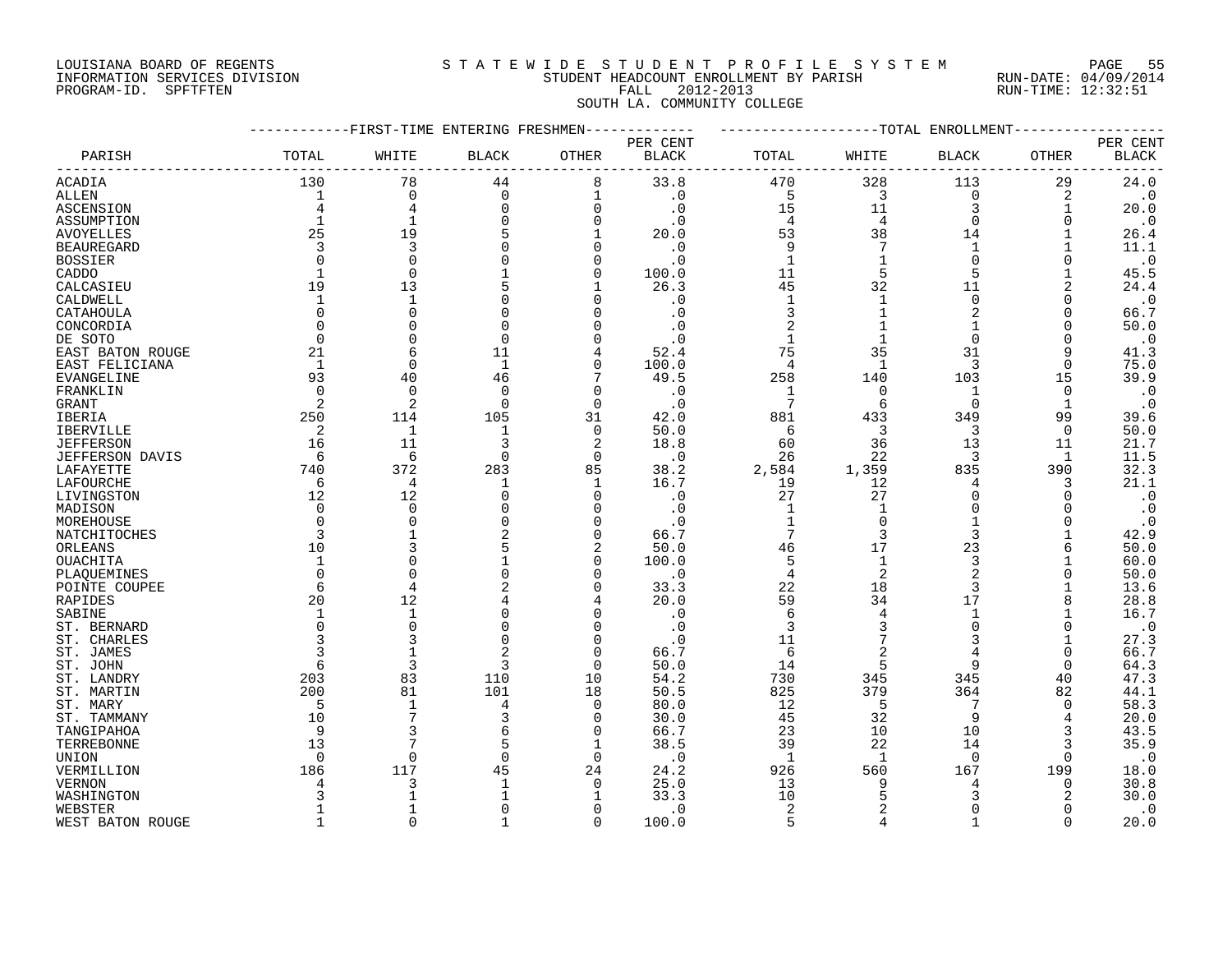LOUISIANA BOARD OF REGENTS
INFORMATION SERVICES DIVISION
PROGRAM-ID. SPFTFTEN

# STATEWIDE STUDENT PROFILE SYSTEM
## STUDENT HEADCOUNT ENROLLMENT BY PARISH
### FALL 2012-2013
### SOUTH LA. COMMUNITY COLLEGE

RUN-DATE: 04/09/2014
RUN-TIME: 12:32:51

| PARISH | FIRST-TIME ENTERING FRESHMEN TOTAL | WHITE | BLACK | OTHER | PER CENT BLACK | TOTAL ENROLLMENT TOTAL | WHITE | BLACK | OTHER | PER CENT BLACK |
|---|---|---|---|---|---|---|---|---|---|---|
| ACADIA | 130 | 78 | 44 | 8 | 33.8 | 470 | 328 | 113 | 29 | 24.0 |
| ALLEN | 1 | 0 | 0 | 1 | .0 | 5 | 3 | 0 | 2 | .0 |
| ASCENSION | 4 | 4 | 0 | 0 | .0 | 15 | 11 | 3 | 1 | 20.0 |
| ASSUMPTION | 1 | 1 | 0 | 0 | .0 | 4 | 4 | 0 | 0 | .0 |
| AVOYELLES | 25 | 19 | 5 | 1 | 20.0 | 53 | 38 | 14 | 1 | 26.4 |
| BEAUREGARD | 3 | 3 | 0 | 0 | .0 | 9 | 7 | 1 | 1 | 11.1 |
| BOSSIER | 0 | 0 | 0 | 0 | .0 | 1 | 1 | 0 | 0 | .0 |
| CADDO | 1 | 0 | 1 | 0 | 100.0 | 11 | 5 | 5 | 1 | 45.5 |
| CALCASIEU | 19 | 13 | 5 | 1 | 26.3 | 45 | 32 | 11 | 2 | 24.4 |
| CALDWELL | 1 | 1 | 0 | 0 | .0 | 1 | 1 | 0 | 0 | .0 |
| CATAHOULA | 0 | 0 | 0 | 0 | .0 | 3 | 1 | 2 | 0 | 66.7 |
| CONCORDIA | 0 | 0 | 0 | 0 | .0 | 2 | 1 | 1 | 0 | 50.0 |
| DE SOTO | 0 | 0 | 0 | 0 | .0 | 1 | 1 | 0 | 0 | .0 |
| EAST BATON ROUGE | 21 | 6 | 11 | 4 | 52.4 | 75 | 35 | 31 | 9 | 41.3 |
| EAST FELICIANA | 1 | 0 | 1 | 0 | 100.0 | 4 | 1 | 3 | 0 | 75.0 |
| EVANGELINE | 93 | 40 | 46 | 7 | 49.5 | 258 | 140 | 103 | 15 | 39.9 |
| FRANKLIN | 0 | 0 | 0 | 0 | .0 | 1 | 0 | 1 | 0 | .0 |
| GRANT | 2 | 2 | 0 | 0 | .0 | 7 | 6 | 0 | 1 | .0 |
| IBERIA | 250 | 114 | 105 | 31 | 42.0 | 881 | 433 | 349 | 99 | 39.6 |
| IBERVILLE | 2 | 1 | 1 | 0 | 50.0 | 6 | 3 | 3 | 0 | 50.0 |
| JEFFERSON | 16 | 11 | 3 | 2 | 18.8 | 60 | 36 | 13 | 11 | 21.7 |
| JEFFERSON DAVIS | 6 | 6 | 0 | 0 | .0 | 26 | 22 | 3 | 1 | 11.5 |
| LAFAYETTE | 740 | 372 | 283 | 85 | 38.2 | 2,584 | 1,359 | 835 | 390 | 32.3 |
| LAFOURCHE | 6 | 4 | 1 | 1 | 16.7 | 19 | 12 | 4 | 3 | 21.1 |
| LIVINGSTON | 12 | 12 | 0 | 0 | .0 | 27 | 27 | 0 | 0 | .0 |
| MADISON | 0 | 0 | 0 | 0 | .0 | 1 | 1 | 0 | 0 | .0 |
| MOREHOUSE | 0 | 0 | 0 | 0 | .0 | 1 | 0 | 1 | 0 | .0 |
| NATCHITOCHES | 3 | 1 | 2 | 0 | 66.7 | 7 | 3 | 3 | 1 | 42.9 |
| ORLEANS | 10 | 3 | 5 | 2 | 50.0 | 46 | 17 | 23 | 6 | 50.0 |
| OUACHITA | 1 | 0 | 1 | 0 | 100.0 | 5 | 1 | 3 | 1 | 60.0 |
| PLAQUEMINES | 0 | 0 | 0 | 0 | .0 | 4 | 2 | 2 | 0 | 50.0 |
| POINTE COUPEE | 6 | 4 | 2 | 0 | 33.3 | 22 | 18 | 3 | 1 | 13.6 |
| RAPIDES | 20 | 12 | 4 | 4 | 20.0 | 59 | 34 | 17 | 8 | 28.8 |
| SABINE | 1 | 1 | 0 | 0 | .0 | 6 | 4 | 1 | 1 | 16.7 |
| ST. BERNARD | 0 | 0 | 0 | 0 | .0 | 3 | 3 | 0 | 0 | .0 |
| ST. CHARLES | 3 | 3 | 0 | 0 | .0 | 11 | 7 | 3 | 1 | 27.3 |
| ST. JAMES | 3 | 1 | 2 | 0 | 66.7 | 6 | 2 | 4 | 0 | 66.7 |
| ST. JOHN | 6 | 3 | 3 | 0 | 50.0 | 14 | 5 | 9 | 0 | 64.3 |
| ST. LANDRY | 203 | 83 | 110 | 10 | 54.2 | 730 | 345 | 345 | 40 | 47.3 |
| ST. MARTIN | 200 | 81 | 101 | 18 | 50.5 | 825 | 379 | 364 | 82 | 44.1 |
| ST. MARY | 5 | 1 | 4 | 0 | 80.0 | 12 | 5 | 7 | 0 | 58.3 |
| ST. TAMMANY | 10 | 7 | 3 | 0 | 30.0 | 45 | 32 | 9 | 4 | 20.0 |
| TANGIPAHOA | 9 | 3 | 6 | 0 | 66.7 | 23 | 10 | 10 | 3 | 43.5 |
| TERREBONNE | 13 | 7 | 5 | 1 | 38.5 | 39 | 22 | 14 | 3 | 35.9 |
| UNION | 0 | 0 | 0 | 0 | .0 | 1 | 1 | 0 | 0 | .0 |
| VERMILLION | 186 | 117 | 45 | 24 | 24.2 | 926 | 560 | 167 | 199 | 18.0 |
| VERNON | 4 | 3 | 1 | 0 | 25.0 | 13 | 9 | 4 | 0 | 30.8 |
| WASHINGTON | 3 | 1 | 1 | 1 | 33.3 | 10 | 5 | 3 | 2 | 30.0 |
| WEBSTER | 1 | 1 | 0 | 0 | .0 | 2 | 2 | 0 | 0 | .0 |
| WEST BATON ROUGE | 1 | 0 | 1 | 0 | 100.0 | 5 | 4 | 1 | 0 | 20.0 |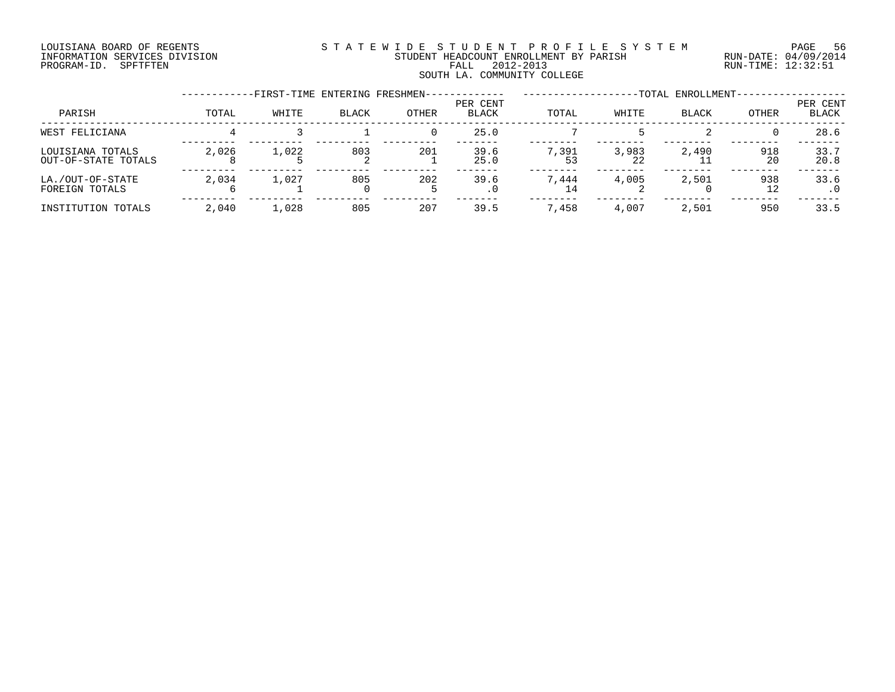LOUISIANA BOARD OF REGENTS
INFORMATION SERVICES DIVISION
PROGRAM-ID. SPFTFTEN

STATEWIDE STUDENT PROFILE SYSTEM
STUDENT HEADCOUNT ENROLLMENT BY PARISH
FALL 2012-2013
SOUTH LA. COMMUNITY COLLEGE

RUN-DATE: 04/09/2014
RUN-TIME: 12:32:51

| PARISH | FIRST-TIME ENTERING FRESHMEN | | | | | TOTAL ENROLLMENT | | | | |
|---|---|---|---|---|---|---|---|---|---|---|
| | TOTAL | WHITE | BLACK | OTHER | PER CENT BLACK | TOTAL | WHITE | BLACK | OTHER | PER CENT BLACK |
| WEST FELICIANA | 4 | 3 | 1 | 0 | 25.0 | 7 | 5 | 2 | 0 | 28.6 |
| LOUISIANA TOTALS | 2,026 | 1,022 | 803 | 201 | 39.6 | 7,391 | 3,983 | 2,490 | 918 | 33.7 |
| OUT-OF-STATE TOTALS | 8 | 5 | 2 | 1 | 25.0 | 53 | 22 | 11 | 20 | 20.8 |
| LA./OUT-OF-STATE | 2,034 | 1,027 | 805 | 202 | 39.6 | 7,444 | 4,005 | 2,501 | 938 | 33.6 |
| FOREIGN TOTALS | 6 | 1 | 0 | 5 | .0 | 14 | 2 | 0 | 12 | .0 |
| INSTITUTION TOTALS | 2,040 | 1,028 | 805 | 207 | 39.5 | 7,458 | 4,007 | 2,501 | 950 | 33.5 |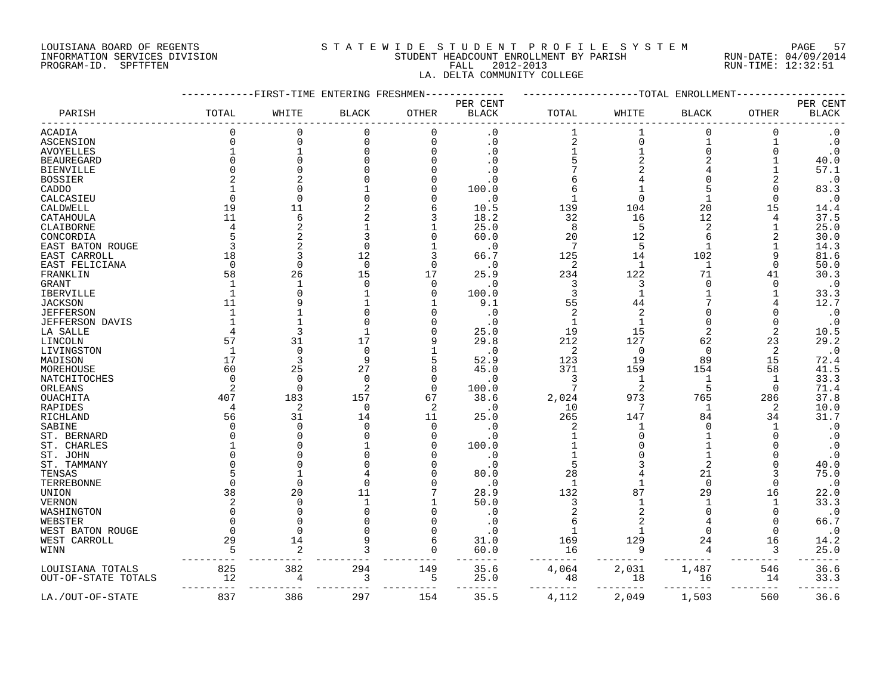LOUISIANA BOARD OF REGENTS — STATEWIDE STUDENT PROFILE SYSTEM
INFORMATION SERVICES DIVISION — STUDENT HEADCOUNT ENROLLMENT BY PARISH — RUN-DATE: 04/09/2014
PROGRAM-ID. SPFTFTEN — FALL 2012-2013 — RUN-TIME: 12:32:51

LA. DELTA COMMUNITY COLLEGE

| PARISH | FIRST-TIME ENTERING FRESHMEN TOTAL | WHITE | BLACK | OTHER | PER CENT BLACK | TOTAL ENROLLMENT TOTAL | WHITE | BLACK | OTHER | PER CENT BLACK |
|---|---|---|---|---|---|---|---|---|---|---|
| ACADIA | 0 | 0 | 0 | 0 | .0 | 1 | 1 | 0 | 0 | .0 |
| ASCENSION | 0 | 0 | 0 | 0 | .0 | 2 | 0 | 1 | 1 | .0 |
| AVOYELLES | 1 | 1 | 0 | 0 | .0 | 1 | 1 | 0 | 0 | .0 |
| BEAUREGARD | 0 | 0 | 0 | 0 | .0 | 5 | 2 | 2 | 1 | 40.0 |
| BIENVILLE | 0 | 0 | 0 | 0 | .0 | 7 | 2 | 4 | 1 | 57.1 |
| BOSSIER | 2 | 2 | 0 | 0 | .0 | 6 | 4 | 0 | 2 | .0 |
| CADDO | 1 | 0 | 1 | 0 | 100.0 | 6 | 1 | 5 | 0 | 83.3 |
| CALCASIEU | 0 | 0 | 0 | 0 | .0 | 1 | 0 | 1 | 0 | .0 |
| CALDWELL | 19 | 11 | 2 | 6 | 10.5 | 139 | 104 | 20 | 15 | 14.4 |
| CATAHOULA | 11 | 6 | 2 | 3 | 18.2 | 32 | 16 | 12 | 4 | 37.5 |
| CLAIBORNE | 4 | 2 | 1 | 1 | 25.0 | 8 | 5 | 2 | 1 | 25.0 |
| CONCORDIA | 5 | 2 | 3 | 0 | 60.0 | 20 | 12 | 6 | 2 | 30.0 |
| EAST BATON ROUGE | 3 | 2 | 0 | 1 | .0 | 7 | 5 | 1 | 1 | 14.3 |
| EAST CARROLL | 18 | 3 | 12 | 3 | 66.7 | 125 | 14 | 102 | 9 | 81.6 |
| EAST FELICIANA | 0 | 0 | 0 | 0 | .0 | 2 | 1 | 1 | 0 | 50.0 |
| FRANKLIN | 58 | 26 | 15 | 17 | 25.9 | 234 | 122 | 71 | 41 | 30.3 |
| GRANT | 1 | 1 | 0 | 0 | .0 | 3 | 3 | 0 | 0 | .0 |
| IBERVILLE | 1 | 0 | 1 | 0 | 100.0 | 3 | 1 | 1 | 1 | 33.3 |
| JACKSON | 11 | 9 | 1 | 1 | 9.1 | 55 | 44 | 7 | 4 | 12.7 |
| JEFFERSON | 1 | 1 | 0 | 0 | .0 | 2 | 2 | 0 | 0 | .0 |
| JEFFERSON DAVIS | 1 | 1 | 0 | 0 | .0 | 1 | 1 | 0 | 0 | .0 |
| LA SALLE | 4 | 3 | 1 | 0 | 25.0 | 19 | 15 | 2 | 2 | 10.5 |
| LINCOLN | 57 | 31 | 17 | 9 | 29.8 | 212 | 127 | 62 | 23 | 29.2 |
| LIVINGSTON | 1 | 0 | 0 | 1 | .0 | 2 | 0 | 0 | 2 | .0 |
| MADISON | 17 | 3 | 9 | 5 | 52.9 | 123 | 19 | 89 | 15 | 72.4 |
| MOREHOUSE | 60 | 25 | 27 | 8 | 45.0 | 371 | 159 | 154 | 58 | 41.5 |
| NATCHITOCHES | 0 | 0 | 0 | 0 | .0 | 3 | 1 | 1 | 1 | 33.3 |
| ORLEANS | 2 | 0 | 2 | 0 | 100.0 | 7 | 2 | 5 | 0 | 71.4 |
| OUACHITA | 407 | 183 | 157 | 67 | 38.6 | 2,024 | 973 | 765 | 286 | 37.8 |
| RAPIDES | 4 | 2 | 0 | 2 | .0 | 10 | 7 | 1 | 2 | 10.0 |
| RICHLAND | 56 | 31 | 14 | 11 | 25.0 | 265 | 147 | 84 | 34 | 31.7 |
| SABINE | 0 | 0 | 0 | 0 | .0 | 2 | 1 | 0 | 1 | .0 |
| ST. BERNARD | 0 | 0 | 0 | 0 | .0 | 1 | 0 | 1 | 0 | .0 |
| ST. CHARLES | 1 | 0 | 1 | 0 | 100.0 | 1 | 0 | 1 | 0 | .0 |
| ST. JOHN | 0 | 0 | 0 | 0 | .0 | 1 | 0 | 1 | 0 | .0 |
| ST. TAMMANY | 0 | 0 | 0 | 0 | .0 | 5 | 3 | 2 | 0 | 40.0 |
| TENSAS | 5 | 1 | 4 | 0 | 80.0 | 28 | 4 | 21 | 3 | 75.0 |
| TERREBONNE | 0 | 0 | 0 | 0 | .0 | 1 | 1 | 0 | 0 | .0 |
| UNION | 38 | 20 | 11 | 7 | 28.9 | 132 | 87 | 29 | 16 | 22.0 |
| VERNON | 2 | 0 | 1 | 1 | 50.0 | 3 | 1 | 1 | 1 | 33.3 |
| WASHINGTON | 0 | 0 | 0 | 0 | .0 | 2 | 2 | 0 | 0 | .0 |
| WEBSTER | 0 | 0 | 0 | 0 | .0 | 6 | 2 | 4 | 0 | 66.7 |
| WEST BATON ROUGE | 0 | 0 | 0 | 0 | .0 | 1 | 1 | 0 | 0 | .0 |
| WEST CARROLL | 29 | 14 | 9 | 6 | 31.0 | 169 | 129 | 24 | 16 | 14.2 |
| WINN | 5 | 2 | 3 | 0 | 60.0 | 16 | 9 | 4 | 3 | 25.0 |
| LOUISIANA TOTALS | 825 | 382 | 294 | 149 | 35.6 | 4,064 | 2,031 | 1,487 | 546 | 36.6 |
| OUT-OF-STATE TOTALS | 12 | 4 | 3 | 5 | 25.0 | 48 | 18 | 16 | 14 | 33.3 |
| LA./OUT-OF-STATE | 837 | 386 | 297 | 154 | 35.5 | 4,112 | 2,049 | 1,503 | 560 | 36.6 |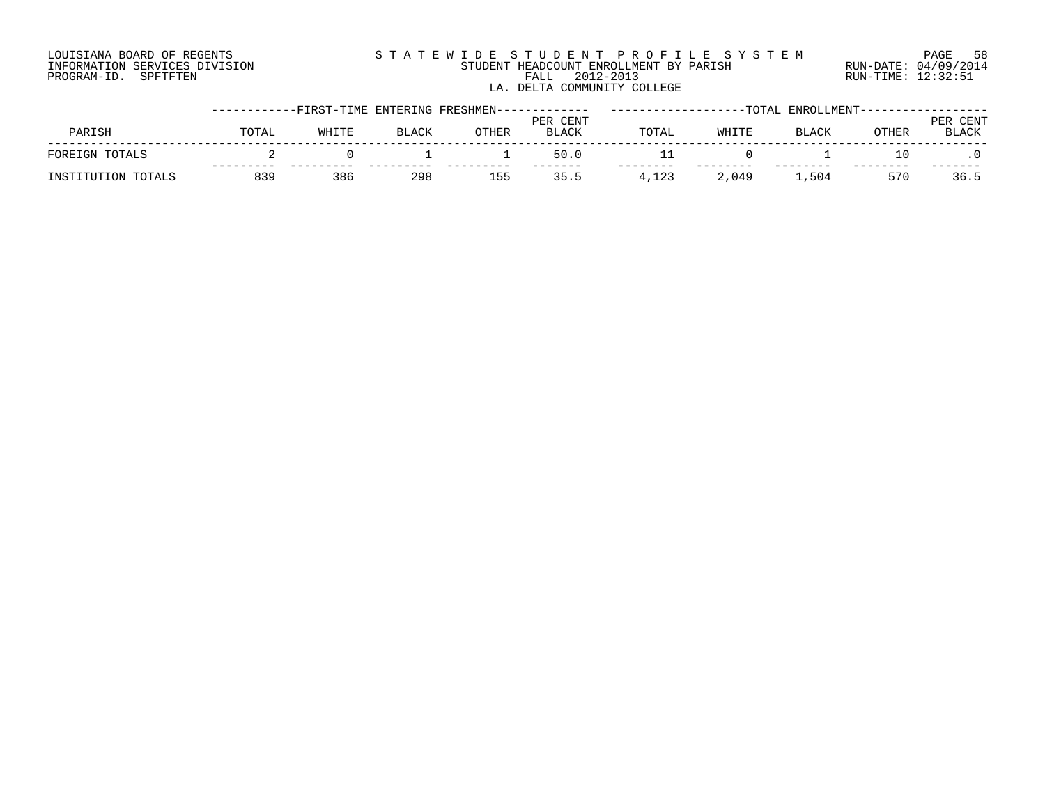LOUISIANA BOARD OF REGENTS
INFORMATION SERVICES DIVISION
PROGRAM-ID. SPFTFTEN

STATEWIDE STUDENT PROFILE SYSTEM
STUDENT HEADCOUNT ENROLLMENT BY PARISH
FALL 2012-2013
LA. DELTA COMMUNITY COLLEGE

RUN-DATE: 04/09/2014
RUN-TIME: 12:32:51

| | FIRST-TIME ENTERING FRESHMEN | | | | | TOTAL ENROLLMENT | | | | |
|---|---|---|---|---|---|---|---|---|---|---|
| PARISH | TOTAL | WHITE | BLACK | OTHER | PER CENT BLACK | TOTAL | WHITE | BLACK | OTHER | PER CENT BLACK |
| FOREIGN TOTALS | 2 | 0 | 1 | 1 | 50.0 | 11 | 0 | 1 | 10 | .0 |
| INSTITUTION TOTALS | 839 | 386 | 298 | 155 | 35.5 | 4,123 | 2,049 | 1,504 | 570 | 36.5 |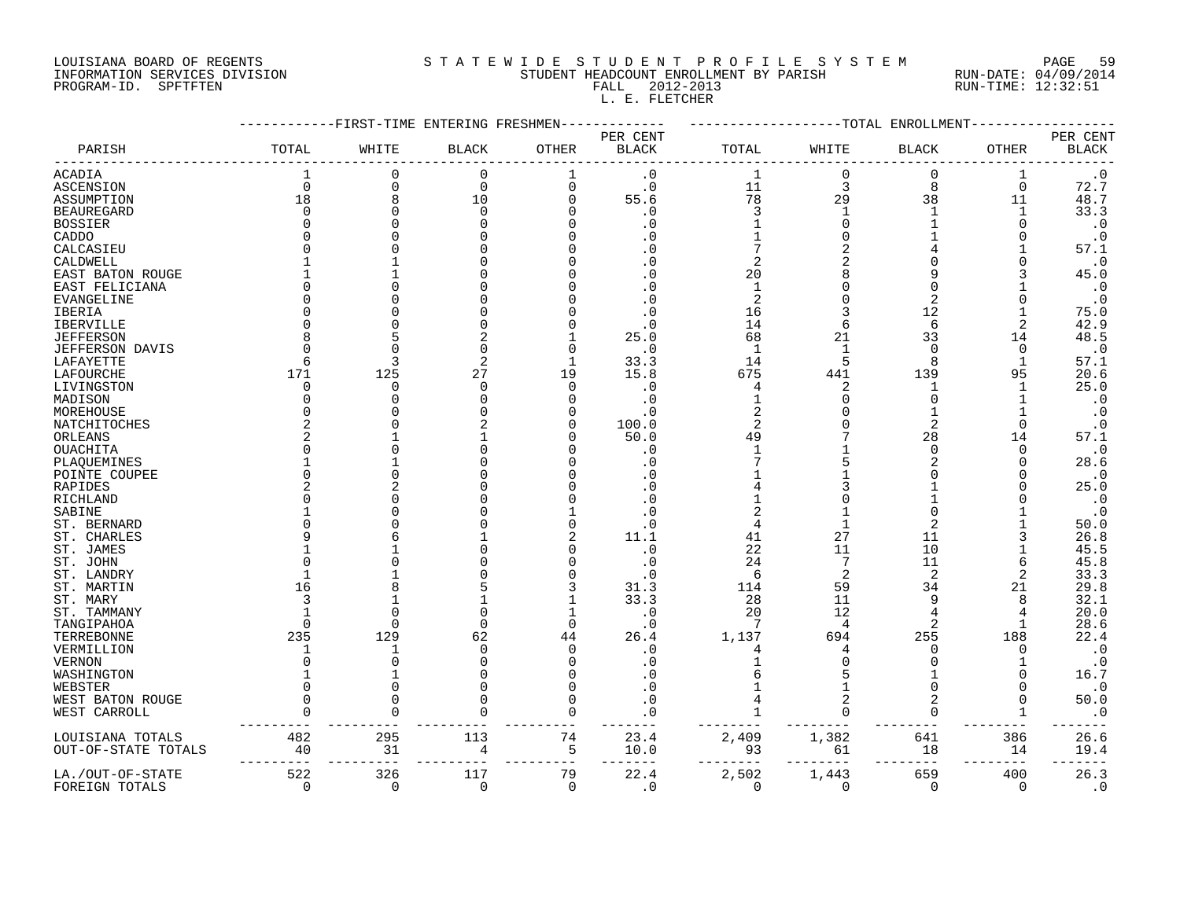LOUISIANA BOARD OF REGENTS
INFORMATION SERVICES DIVISION
PROGRAM-ID. SPFTFTEN

STATEWIDE STUDENT PROFILE SYSTEM
STUDENT HEADCOUNT ENROLLMENT BY PARISH
FALL 2012-2013
L. E. FLETCHER

RUN-DATE: 04/09/2014
RUN-TIME: 12:32:51

| PARISH | FIRST-TIME ENTERING FRESHMEN TOTAL | WHITE | BLACK | OTHER | PER CENT BLACK | TOTAL ENROLLMENT TOTAL | WHITE | BLACK | OTHER | PER CENT BLACK |
|---|---|---|---|---|---|---|---|---|---|---|
| ACADIA | 1 | 0 | 0 | 1 | .0 | 1 | 0 | 0 | 1 | .0 |
| ASCENSION | 0 | 0 | 0 | 0 | .0 | 11 | 3 | 8 | 0 | 72.7 |
| ASSUMPTION | 18 | 8 | 10 | 0 | 55.6 | 78 | 29 | 38 | 11 | 48.7 |
| BEAUREGARD | 0 | 0 | 0 | 0 | .0 | 3 | 1 | 1 | 1 | 33.3 |
| BOSSIER | 0 | 0 | 0 | 0 | .0 | 1 | 0 | 1 | 0 | .0 |
| CADDO | 0 | 0 | 0 | 0 | .0 | 1 | 0 | 1 | 0 | .0 |
| CALCASIEU | 0 | 0 | 0 | 0 | .0 | 7 | 2 | 4 | 1 | 57.1 |
| CALDWELL | 1 | 1 | 0 | 0 | .0 | 2 | 2 | 0 | 0 | .0 |
| EAST BATON ROUGE | 1 | 1 | 0 | 0 | .0 | 20 | 8 | 9 | 3 | 45.0 |
| EAST FELICIANA | 0 | 0 | 0 | 0 | .0 | 1 | 0 | 0 | 1 | .0 |
| EVANGELINE | 0 | 0 | 0 | 0 | .0 | 2 | 0 | 2 | 0 | .0 |
| IBERIA | 0 | 0 | 0 | 0 | .0 | 16 | 3 | 12 | 1 | 75.0 |
| IBERVILLE | 0 | 0 | 0 | 0 | .0 | 14 | 6 | 6 | 2 | 42.9 |
| JEFFERSON | 8 | 5 | 2 | 1 | 25.0 | 68 | 21 | 33 | 14 | 48.5 |
| JEFFERSON DAVIS | 0 | 0 | 0 | 0 | .0 | 1 | 1 | 0 | 0 | .0 |
| LAFAYETTE | 6 | 3 | 2 | 1 | 33.3 | 14 | 5 | 8 | 1 | 57.1 |
| LAFOURCHE | 171 | 125 | 27 | 19 | 15.8 | 675 | 441 | 139 | 95 | 20.6 |
| LIVINGSTON | 0 | 0 | 0 | 0 | .0 | 4 | 2 | 1 | 1 | 25.0 |
| MADISON | 0 | 0 | 0 | 0 | .0 | 1 | 0 | 0 | 1 | .0 |
| MOREHOUSE | 0 | 0 | 0 | 0 | .0 | 2 | 0 | 1 | 1 | .0 |
| NATCHITOCHES | 2 | 0 | 2 | 0 | 100.0 | 2 | 0 | 2 | 0 | .0 |
| ORLEANS | 2 | 1 | 1 | 0 | 50.0 | 49 | 7 | 28 | 14 | 57.1 |
| OUACHITA | 0 | 0 | 0 | 0 | .0 | 1 | 1 | 0 | 0 | .0 |
| PLAQUEMINES | 1 | 1 | 0 | 0 | .0 | 7 | 5 | 2 | 0 | 28.6 |
| POINTE COUPEE | 0 | 0 | 0 | 0 | .0 | 1 | 1 | 0 | 0 | .0 |
| RAPIDES | 2 | 2 | 0 | 0 | .0 | 4 | 3 | 1 | 0 | 25.0 |
| RICHLAND | 0 | 0 | 0 | 0 | .0 | 1 | 0 | 1 | 0 | .0 |
| SABINE | 1 | 0 | 0 | 1 | .0 | 2 | 1 | 0 | 1 | .0 |
| ST. BERNARD | 0 | 0 | 0 | 0 | .0 | 4 | 1 | 2 | 1 | 50.0 |
| ST. CHARLES | 9 | 6 | 1 | 2 | 11.1 | 41 | 27 | 11 | 3 | 26.8 |
| ST. JAMES | 1 | 1 | 0 | 0 | .0 | 22 | 11 | 10 | 1 | 45.5 |
| ST. JOHN | 0 | 0 | 0 | 0 | .0 | 24 | 7 | 11 | 6 | 45.8 |
| ST. LANDRY | 1 | 1 | 0 | 0 | .0 | 6 | 2 | 2 | 2 | 33.3 |
| ST. MARTIN | 16 | 8 | 5 | 3 | 31.3 | 114 | 59 | 34 | 21 | 29.8 |
| ST. MARY | 3 | 1 | 1 | 1 | 33.3 | 28 | 11 | 9 | 8 | 32.1 |
| ST. TAMMANY | 1 | 0 | 0 | 1 | .0 | 20 | 12 | 4 | 4 | 20.0 |
| TANGIPAHOA | 0 | 0 | 0 | 0 | .0 | 7 | 4 | 2 | 1 | 28.6 |
| TERREBONNE | 235 | 129 | 62 | 44 | 26.4 | 1,137 | 694 | 255 | 188 | 22.4 |
| VERMILLION | 1 | 1 | 0 | 0 | .0 | 4 | 4 | 0 | 0 | .0 |
| VERNON | 0 | 0 | 0 | 0 | .0 | 1 | 0 | 0 | 1 | .0 |
| WASHINGTON | 1 | 1 | 0 | 0 | .0 | 6 | 5 | 1 | 0 | 16.7 |
| WEBSTER | 0 | 0 | 0 | 0 | .0 | 1 | 1 | 0 | 0 | .0 |
| WEST BATON ROUGE | 0 | 0 | 0 | 0 | .0 | 4 | 2 | 2 | 0 | 50.0 |
| WEST CARROLL | 0 | 0 | 0 | 0 | .0 | 1 | 0 | 0 | 1 | .0 |
| LOUISIANA TOTALS | 482 | 295 | 113 | 74 | 23.4 | 2,409 | 1,382 | 641 | 386 | 26.6 |
| OUT-OF-STATE TOTALS | 40 | 31 | 4 | 5 | 10.0 | 93 | 61 | 18 | 14 | 19.4 |
| LA./OUT-OF-STATE | 522 | 326 | 117 | 79 | 22.4 | 2,502 | 1,443 | 659 | 400 | 26.3 |
| FOREIGN TOTALS | 0 | 0 | 0 | 0 | .0 | 0 | 0 | 0 | 0 | .0 |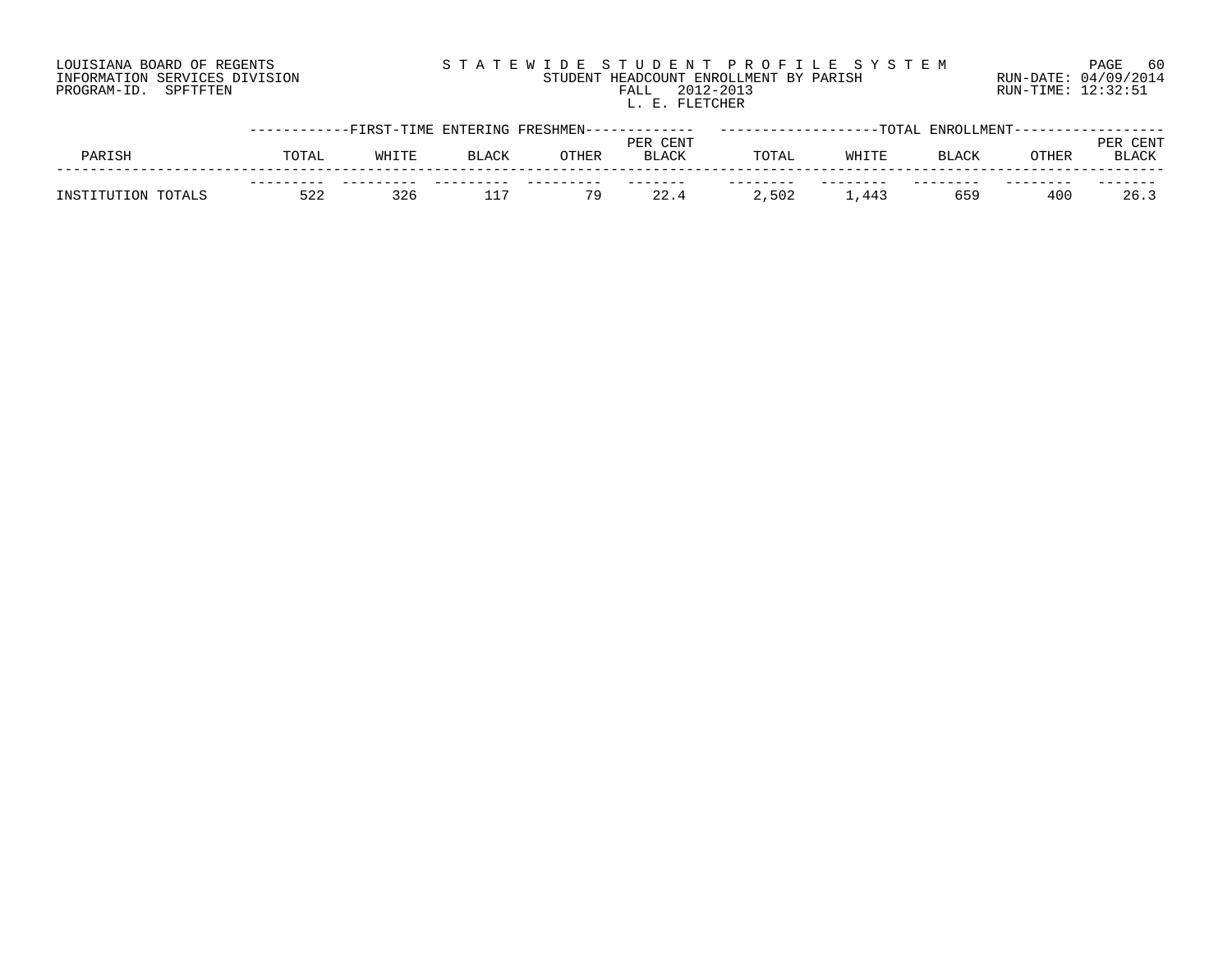LOUISIANA BOARD OF REGENTS
INFORMATION SERVICES DIVISION
PROGRAM-ID. SPFTFTEN

STATEWIDE STUDENT PROFILE SYSTEM
STUDENT HEADCOUNT ENROLLMENT BY PARISH
FALL 2012-2013
L. E. FLETCHER

RUN-DATE: 04/09/2014
RUN-TIME: 12:32:51

| PARISH | FIRST-TIME ENTERING FRESHMEN | | | | | TOTAL ENROLLMENT | | | | |
|---|---|---|---|---|---|---|---|---|---|---|
| | TOTAL | WHITE | BLACK | OTHER | PER CENT BLACK | TOTAL | WHITE | BLACK | OTHER | PER CENT BLACK |
| INSTITUTION TOTALS | 522 | 326 | 117 | 79 | 22.4 | 2,502 | 1,443 | 659 | 400 | 26.3 |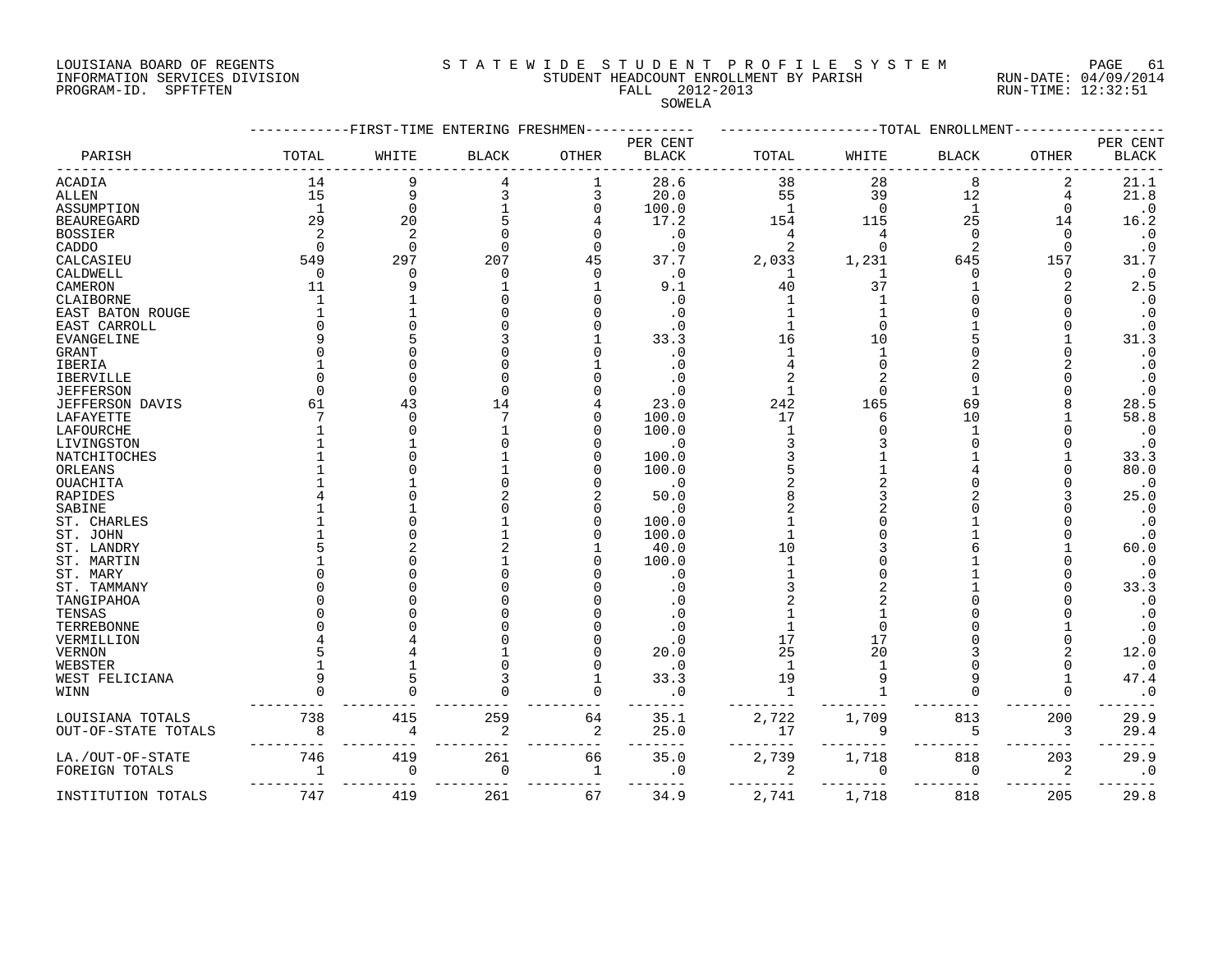LOUISIANA BOARD OF REGENTS
INFORMATION SERVICES DIVISION
PROGRAM-ID. SPFTFTEN

STATEWIDE STUDENT PROFILE SYSTEM
STUDENT HEADCOUNT ENROLLMENT BY PARISH
FALL 2012-2013
SOWELA

RUN-DATE: 04/09/2014
RUN-TIME: 12:32:51

| PARISH | FIRST-TIME ENTERING FRESHMEN TOTAL | WHITE | BLACK | OTHER | PER CENT BLACK | TOTAL ENROLLMENT TOTAL | WHITE | BLACK | OTHER | PER CENT BLACK |
|---|---|---|---|---|---|---|---|---|---|---|
| ACADIA | 14 | 9 | 4 | 1 | 28.6 | 38 | 28 | 8 | 2 | 21.1 |
| ALLEN | 15 | 9 | 3 | 3 | 20.0 | 55 | 39 | 12 | 4 | 21.8 |
| ASSUMPTION | 1 | 0 | 1 | 0 | 100.0 | 1 | 0 | 1 | 0 | .0 |
| BEAUREGARD | 29 | 20 | 5 | 4 | 17.2 | 154 | 115 | 25 | 14 | 16.2 |
| BOSSIER | 2 | 2 | 0 | 0 | .0 | 4 | 4 | 0 | 0 | .0 |
| CADDO | 0 | 0 | 0 | 0 | .0 | 2 | 0 | 2 | 0 | .0 |
| CALCASIEU | 549 | 297 | 207 | 45 | 37.7 | 2,033 | 1,231 | 645 | 157 | 31.7 |
| CALDWELL | 0 | 0 | 0 | 0 | .0 | 1 | 1 | 0 | 0 | .0 |
| CAMERON | 11 | 9 | 1 | 1 | 9.1 | 40 | 37 | 1 | 2 | 2.5 |
| CLAIBORNE | 1 | 1 | 0 | 0 | .0 | 1 | 1 | 0 | 0 | .0 |
| EAST BATON ROUGE | 1 | 1 | 0 | 0 | .0 | 1 | 1 | 0 | 0 | .0 |
| EAST CARROLL | 0 | 0 | 0 | 0 | .0 | 1 | 0 | 1 | 0 | .0 |
| EVANGELINE | 9 | 5 | 3 | 1 | 33.3 | 16 | 10 | 5 | 1 | 31.3 |
| GRANT | 0 | 0 | 0 | 0 | .0 | 1 | 1 | 0 | 0 | .0 |
| IBERIA | 1 | 0 | 0 | 1 | .0 | 4 | 0 | 2 | 2 | .0 |
| IBERVILLE | 0 | 0 | 0 | 0 | .0 | 2 | 2 | 0 | 0 | .0 |
| JEFFERSON | 0 | 0 | 0 | 0 | .0 | 1 | 0 | 1 | 0 | .0 |
| JEFFERSON DAVIS | 61 | 43 | 14 | 4 | 23.0 | 242 | 165 | 69 | 8 | 28.5 |
| LAFAYETTE | 7 | 0 | 7 | 0 | 100.0 | 17 | 6 | 10 | 1 | 58.8 |
| LAFOURCHE | 1 | 0 | 1 | 0 | 100.0 | 1 | 0 | 1 | 0 | .0 |
| LIVINGSTON | 1 | 1 | 0 | 0 | .0 | 3 | 3 | 0 | 0 | .0 |
| NATCHITOCHES | 1 | 0 | 1 | 0 | 100.0 | 3 | 1 | 1 | 1 | 33.3 |
| ORLEANS | 1 | 0 | 1 | 0 | 100.0 | 5 | 1 | 4 | 0 | 80.0 |
| OUACHITA | 1 | 1 | 0 | 0 | .0 | 2 | 2 | 0 | 0 | .0 |
| RAPIDES | 4 | 0 | 2 | 2 | 50.0 | 8 | 3 | 2 | 3 | 25.0 |
| SABINE | 1 | 1 | 0 | 0 | .0 | 2 | 2 | 0 | 0 | .0 |
| ST. CHARLES | 1 | 0 | 1 | 0 | 100.0 | 1 | 0 | 1 | 0 | .0 |
| ST. JOHN | 1 | 0 | 1 | 0 | 100.0 | 1 | 0 | 1 | 0 | .0 |
| ST. LANDRY | 5 | 2 | 2 | 1 | 40.0 | 10 | 3 | 6 | 1 | 60.0 |
| ST. MARTIN | 1 | 0 | 1 | 0 | 100.0 | 1 | 0 | 1 | 0 | .0 |
| ST. MARY | 0 | 0 | 0 | 0 | .0 | 1 | 0 | 1 | 0 | .0 |
| ST. TAMMANY | 0 | 0 | 0 | 0 | .0 | 3 | 2 | 1 | 0 | 33.3 |
| TANGIPAHOA | 0 | 0 | 0 | 0 | .0 | 2 | 2 | 0 | 0 | .0 |
| TENSAS | 0 | 0 | 0 | 0 | .0 | 1 | 1 | 0 | 0 | .0 |
| TERREBONNE | 0 | 0 | 0 | 0 | .0 | 1 | 0 | 0 | 1 | .0 |
| VERMILLION | 4 | 4 | 0 | 0 | .0 | 17 | 17 | 0 | 0 | .0 |
| VERNON | 5 | 4 | 1 | 0 | 20.0 | 25 | 20 | 3 | 2 | 12.0 |
| WEBSTER | 1 | 1 | 0 | 0 | .0 | 1 | 1 | 0 | 0 | .0 |
| WEST FELICIANA | 9 | 5 | 3 | 1 | 33.3 | 19 | 9 | 9 | 1 | 47.4 |
| WINN | 0 | 0 | 0 | 0 | .0 | 1 | 1 | 0 | 0 | .0 |
| LOUISIANA TOTALS | 738 | 415 | 259 | 64 | 35.1 | 2,722 | 1,709 | 813 | 200 | 29.9 |
| OUT-OF-STATE TOTALS | 8 | 4 | 2 | 2 | 25.0 | 17 | 9 | 5 | 3 | 29.4 |
| LA./OUT-OF-STATE | 746 | 419 | 261 | 66 | 35.0 | 2,739 | 1,718 | 818 | 203 | 29.9 |
| FOREIGN TOTALS | 1 | 0 | 0 | 1 | .0 | 2 | 0 | 0 | 2 | .0 |
| INSTITUTION TOTALS | 747 | 419 | 261 | 67 | 34.9 | 2,741 | 1,718 | 818 | 205 | 29.8 |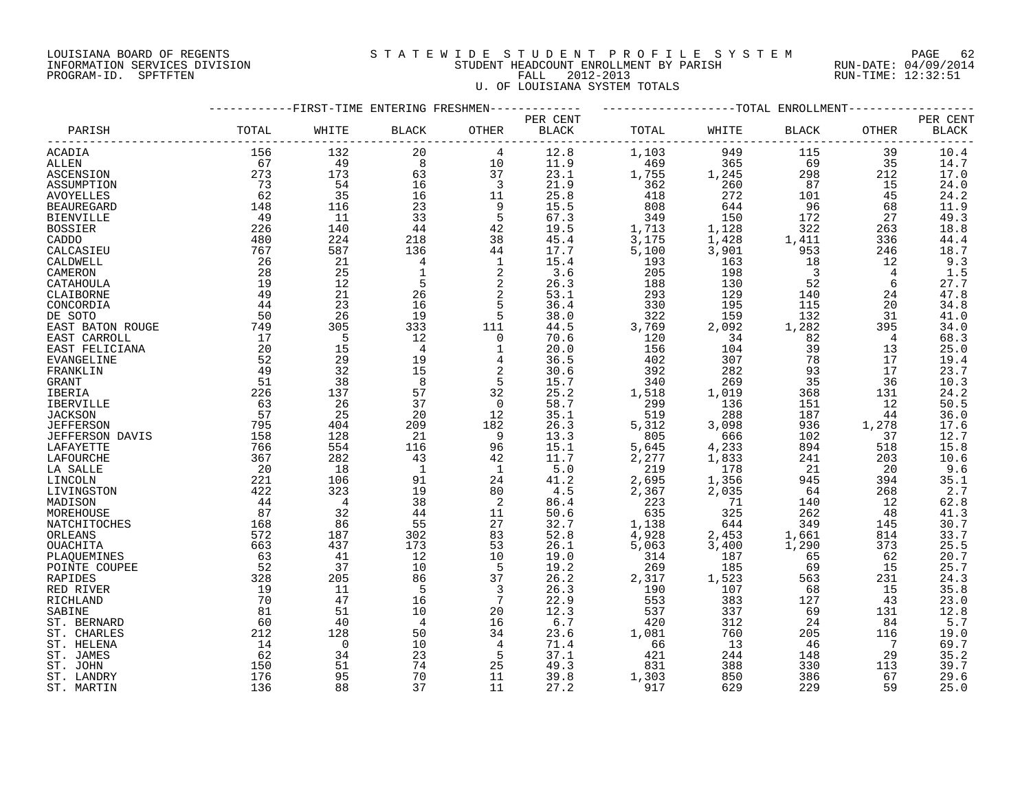LOUISIANA BOARD OF REGENTS
INFORMATION SERVICES DIVISION
PROGRAM-ID. SPFTFTEN

STATEWIDE STUDENT PROFILE SYSTEM
STUDENT HEADCOUNT ENROLLMENT BY PARISH
FALL 2012-2013
U. OF LOUISIANA SYSTEM TOTALS

RUN-DATE: 04/09/2014
RUN-TIME: 12:32:51

| PARISH | FIRST-TIME ENTERING FRESHMEN TOTAL | WHITE | BLACK | OTHER | PER CENT BLACK | TOTAL ENROLLMENT TOTAL | WHITE | BLACK | OTHER | PER CENT BLACK |
|---|---|---|---|---|---|---|---|---|---|---|
| ACADIA | 156 | 132 | 20 | 4 | 12.8 | 1,103 | 949 | 115 | 39 | 10.4 |
| ALLEN | 67 | 49 | 8 | 10 | 11.9 | 469 | 365 | 69 | 35 | 14.7 |
| ASCENSION | 273 | 173 | 63 | 37 | 23.1 | 1,755 | 1,245 | 298 | 212 | 17.0 |
| ASSUMPTION | 73 | 54 | 16 | 3 | 21.9 | 362 | 260 | 87 | 15 | 24.0 |
| AVOYELLES | 62 | 35 | 16 | 11 | 25.8 | 418 | 272 | 101 | 45 | 24.2 |
| BEAUREGARD | 148 | 116 | 23 | 9 | 15.5 | 808 | 644 | 96 | 68 | 11.9 |
| BIENVILLE | 49 | 11 | 33 | 5 | 67.3 | 349 | 150 | 172 | 27 | 49.3 |
| BOSSIER | 226 | 140 | 44 | 42 | 19.5 | 1,713 | 1,128 | 322 | 263 | 18.8 |
| CADDO | 480 | 224 | 218 | 38 | 45.4 | 3,175 | 1,428 | 1,411 | 336 | 44.4 |
| CALCASIEU | 767 | 587 | 136 | 44 | 17.7 | 5,100 | 3,901 | 953 | 246 | 18.7 |
| CALDWELL | 26 | 21 | 4 | 1 | 15.4 | 193 | 163 | 18 | 12 | 9.3 |
| CAMERON | 28 | 25 | 1 | 2 | 3.6 | 205 | 198 | 3 | 4 | 1.5 |
| CATAHOULA | 19 | 12 | 5 | 2 | 26.3 | 188 | 130 | 52 | 6 | 27.7 |
| CLAIBORNE | 49 | 21 | 26 | 2 | 53.1 | 293 | 129 | 140 | 24 | 47.8 |
| CONCORDIA | 44 | 23 | 16 | 5 | 36.4 | 330 | 195 | 115 | 20 | 34.8 |
| DE SOTO | 50 | 26 | 19 | 5 | 38.0 | 322 | 159 | 132 | 31 | 41.0 |
| EAST BATON ROUGE | 749 | 305 | 333 | 111 | 44.5 | 3,769 | 2,092 | 1,282 | 395 | 34.0 |
| EAST CARROLL | 17 | 5 | 12 | 0 | 70.6 | 120 | 34 | 82 | 4 | 68.3 |
| EAST FELICIANA | 20 | 15 | 4 | 1 | 20.0 | 156 | 104 | 39 | 13 | 25.0 |
| EVANGELINE | 52 | 29 | 19 | 4 | 36.5 | 402 | 307 | 78 | 17 | 19.4 |
| FRANKLIN | 49 | 32 | 15 | 2 | 30.6 | 392 | 282 | 93 | 17 | 23.7 |
| GRANT | 51 | 38 | 8 | 5 | 15.7 | 340 | 269 | 35 | 36 | 10.3 |
| IBERIA | 226 | 137 | 57 | 32 | 25.2 | 1,518 | 1,019 | 368 | 131 | 24.2 |
| IBERVILLE | 63 | 26 | 37 | 0 | 58.7 | 299 | 136 | 151 | 12 | 50.5 |
| JACKSON | 57 | 25 | 20 | 12 | 35.1 | 519 | 288 | 187 | 44 | 36.0 |
| JEFFERSON | 795 | 404 | 209 | 182 | 26.3 | 5,312 | 3,098 | 936 | 1,278 | 17.6 |
| JEFFERSON DAVIS | 158 | 128 | 21 | 9 | 13.3 | 805 | 666 | 102 | 37 | 12.7 |
| LAFAYETTE | 766 | 554 | 116 | 96 | 15.1 | 5,645 | 4,233 | 894 | 518 | 15.8 |
| LAFOURCHE | 367 | 282 | 43 | 42 | 11.7 | 2,277 | 1,833 | 241 | 203 | 10.6 |
| LA SALLE | 20 | 18 | 1 | 1 | 5.0 | 219 | 178 | 21 | 20 | 9.6 |
| LINCOLN | 221 | 106 | 91 | 24 | 41.2 | 2,695 | 1,356 | 945 | 394 | 35.1 |
| LIVINGSTON | 422 | 323 | 19 | 80 | 4.5 | 2,367 | 2,035 | 64 | 268 | 2.7 |
| MADISON | 44 | 4 | 38 | 2 | 86.4 | 223 | 71 | 140 | 12 | 62.8 |
| MOREHOUSE | 87 | 32 | 44 | 11 | 50.6 | 635 | 325 | 262 | 48 | 41.3 |
| NATCHITOCHES | 168 | 86 | 55 | 27 | 32.7 | 1,138 | 644 | 349 | 145 | 30.7 |
| ORLEANS | 572 | 187 | 302 | 83 | 52.8 | 4,928 | 2,453 | 1,661 | 814 | 33.7 |
| OUACHITA | 663 | 437 | 173 | 53 | 26.1 | 5,063 | 3,400 | 1,290 | 373 | 25.5 |
| PLAQUEMINES | 63 | 41 | 12 | 10 | 19.0 | 314 | 187 | 65 | 62 | 20.7 |
| POINTE COUPEE | 52 | 37 | 10 | 5 | 19.2 | 269 | 185 | 69 | 15 | 25.7 |
| RAPIDES | 328 | 205 | 86 | 37 | 26.2 | 2,317 | 1,523 | 563 | 231 | 24.3 |
| RED RIVER | 19 | 11 | 5 | 3 | 26.3 | 190 | 107 | 68 | 15 | 35.8 |
| RICHLAND | 70 | 47 | 16 | 7 | 22.9 | 553 | 383 | 127 | 43 | 23.0 |
| SABINE | 81 | 51 | 10 | 20 | 12.3 | 537 | 337 | 69 | 131 | 12.8 |
| ST. BERNARD | 60 | 40 | 4 | 16 | 6.7 | 420 | 312 | 24 | 84 | 5.7 |
| ST. CHARLES | 212 | 128 | 50 | 34 | 23.6 | 1,081 | 760 | 205 | 116 | 19.0 |
| ST. HELENA | 14 | 0 | 10 | 4 | 71.4 | 66 | 13 | 46 | 7 | 69.7 |
| ST. JAMES | 62 | 34 | 23 | 5 | 37.1 | 421 | 244 | 148 | 29 | 35.2 |
| ST. JOHN | 150 | 51 | 74 | 25 | 49.3 | 831 | 388 | 330 | 113 | 39.7 |
| ST. LANDRY | 176 | 95 | 70 | 11 | 39.8 | 1,303 | 850 | 386 | 67 | 29.6 |
| ST. MARTIN | 136 | 88 | 37 | 11 | 27.2 | 917 | 629 | 229 | 59 | 25.0 |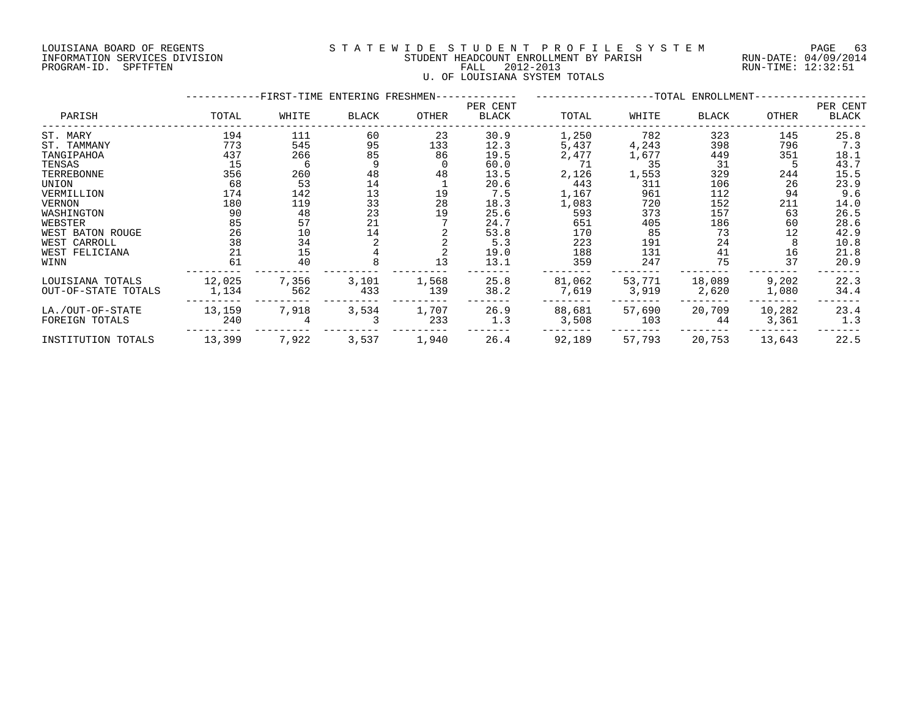LOUISIANA BOARD OF REGENTS
INFORMATION SERVICES DIVISION
PROGRAM-ID. SPFTFTEN

STATEWIDE STUDENT PROFILE SYSTEM
STUDENT HEADCOUNT ENROLLMENT BY PARISH
FALL 2012-2013
U. OF LOUISIANA SYSTEM TOTALS

RUN-DATE: 04/09/2014
RUN-TIME: 12:32:51

| PARISH | FIRST-TIME ENTERING FRESHMEN TOTAL | WHITE | BLACK | OTHER | PER CENT BLACK | TOTAL ENROLLMENT TOTAL | WHITE | BLACK | OTHER | PER CENT BLACK |
|---|---|---|---|---|---|---|---|---|---|---|
| ST. MARY | 194 | 111 | 60 | 23 | 30.9 | 1,250 | 782 | 323 | 145 | 25.8 |
| ST. TAMMANY | 773 | 545 | 95 | 133 | 12.3 | 5,437 | 4,243 | 398 | 796 | 7.3 |
| TANGIPAHOA | 437 | 266 | 85 | 86 | 19.5 | 2,477 | 1,677 | 449 | 351 | 18.1 |
| TENSAS | 15 | 6 | 9 | 0 | 60.0 | 71 | 35 | 31 | 5 | 43.7 |
| TERREBONNE | 356 | 260 | 48 | 48 | 13.5 | 2,126 | 1,553 | 329 | 244 | 15.5 |
| UNION | 68 | 53 | 14 | 1 | 20.6 | 443 | 311 | 106 | 26 | 23.9 |
| VERMILLION | 174 | 142 | 13 | 19 | 7.5 | 1,167 | 961 | 112 | 94 | 9.6 |
| VERNON | 180 | 119 | 33 | 28 | 18.3 | 1,083 | 720 | 152 | 211 | 14.0 |
| WASHINGTON | 90 | 48 | 23 | 19 | 25.6 | 593 | 373 | 157 | 63 | 26.5 |
| WEBSTER | 85 | 57 | 21 | 7 | 24.7 | 651 | 405 | 186 | 60 | 28.6 |
| WEST BATON ROUGE | 26 | 10 | 14 | 2 | 53.8 | 170 | 85 | 73 | 12 | 42.9 |
| WEST CARROLL | 38 | 34 | 2 | 2 | 5.3 | 223 | 191 | 24 | 8 | 10.8 |
| WEST FELICIANA | 21 | 15 | 4 | 2 | 19.0 | 188 | 131 | 41 | 16 | 21.8 |
| WINN | 61 | 40 | 8 | 13 | 13.1 | 359 | 247 | 75 | 37 | 20.9 |
| LOUISIANA TOTALS | 12,025 | 7,356 | 3,101 | 1,568 | 25.8 | 81,062 | 53,771 | 18,089 | 9,202 | 22.3 |
| OUT-OF-STATE TOTALS | 1,134 | 562 | 433 | 139 | 38.2 | 7,619 | 3,919 | 2,620 | 1,080 | 34.4 |
| LA./OUT-OF-STATE | 13,159 | 7,918 | 3,534 | 1,707 | 26.9 | 88,681 | 57,690 | 20,709 | 10,282 | 23.4 |
| FOREIGN TOTALS | 240 | 4 | 3 | 233 | 1.3 | 3,508 | 103 | 44 | 3,361 | 1.3 |
| INSTITUTION TOTALS | 13,399 | 7,922 | 3,537 | 1,940 | 26.4 | 92,189 | 57,793 | 20,753 | 13,643 | 22.5 |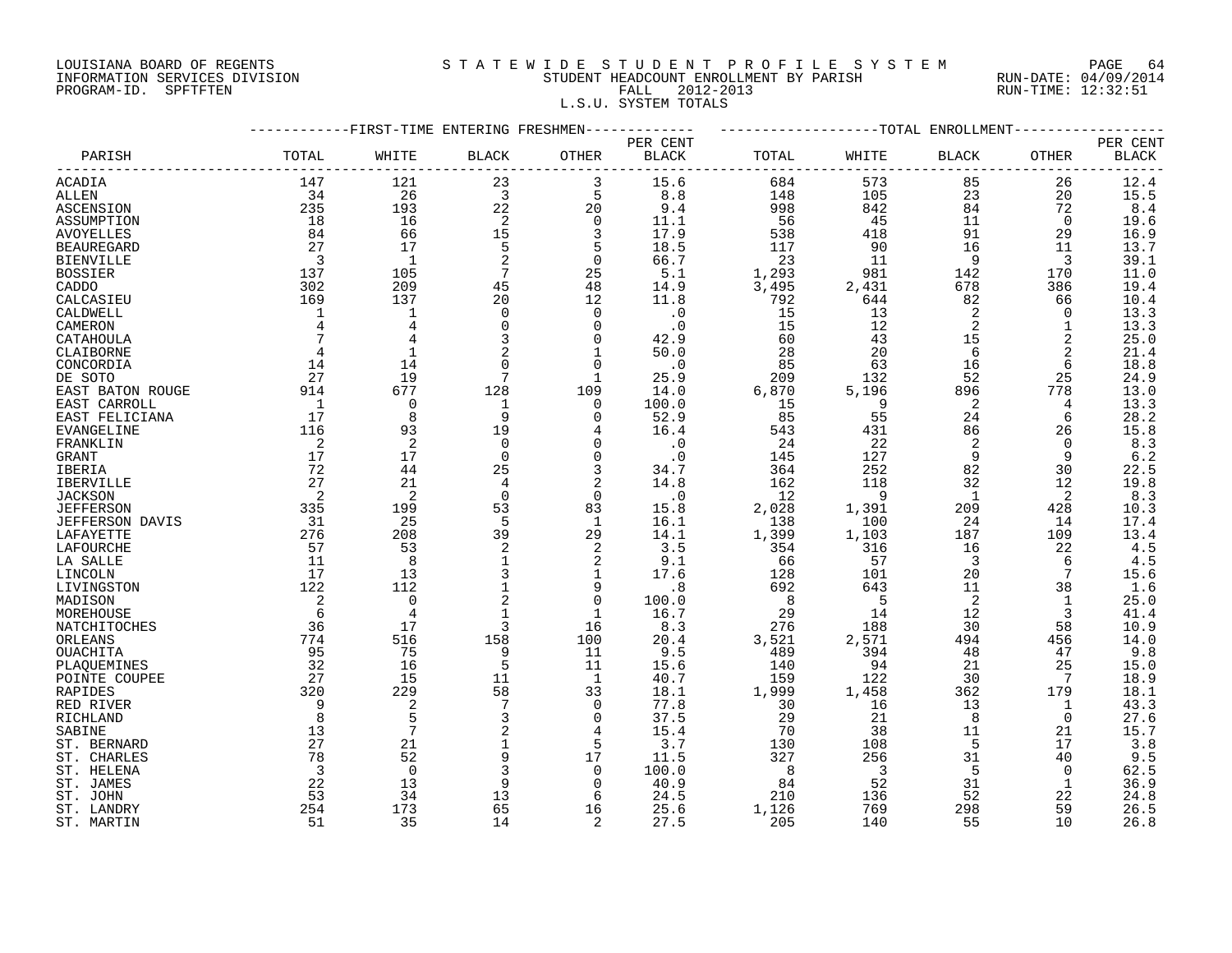LOUISIANA BOARD OF REGENTS
INFORMATION SERVICES DIVISION
PROGRAM-ID. SPFTFTEN

STATEWIDE STUDENT PROFILE SYSTEM
STUDENT HEADCOUNT ENROLLMENT BY PARISH
FALL 2012-2013
L.S.U. SYSTEM TOTALS

RUN-DATE: 04/09/2014
RUN-TIME: 12:32:51

| PARISH | FIRST-TIME ENTERING FRESHMEN TOTAL | WHITE | BLACK | OTHER | PER CENT BLACK | TOTAL ENROLLMENT TOTAL | WHITE | BLACK | OTHER | PER CENT BLACK |
|---|---|---|---|---|---|---|---|---|---|---|
| ACADIA | 147 | 121 | 23 | 3 | 15.6 | 684 | 573 | 85 | 26 | 12.4 |
| ALLEN | 34 | 26 | 3 | 5 | 8.8 | 148 | 105 | 23 | 20 | 15.5 |
| ASCENSION | 235 | 193 | 22 | 20 | 9.4 | 998 | 842 | 84 | 72 | 8.4 |
| ASSUMPTION | 18 | 16 | 2 | 0 | 11.1 | 56 | 45 | 11 | 0 | 19.6 |
| AVOYELLES | 84 | 66 | 15 | 3 | 17.9 | 538 | 418 | 91 | 29 | 16.9 |
| BEAUREGARD | 27 | 17 | 5 | 5 | 18.5 | 117 | 90 | 16 | 11 | 13.7 |
| BIENVILLE | 3 | 1 | 2 | 0 | 66.7 | 23 | 11 | 9 | 3 | 39.1 |
| BOSSIER | 137 | 105 | 7 | 25 | 5.1 | 1,293 | 981 | 142 | 170 | 11.0 |
| CADDO | 302 | 209 | 45 | 48 | 14.9 | 3,495 | 2,431 | 678 | 386 | 19.4 |
| CALCASIEU | 169 | 137 | 20 | 12 | 11.8 | 792 | 644 | 82 | 66 | 10.4 |
| CALDWELL | 1 | 1 | 0 | 0 | .0 | 15 | 13 | 2 | 0 | 13.3 |
| CAMERON | 4 | 4 | 0 | 0 | .0 | 15 | 12 | 2 | 1 | 13.3 |
| CATAHOULA | 7 | 4 | 3 | 0 | 42.9 | 60 | 43 | 15 | 2 | 25.0 |
| CLAIBORNE | 4 | 1 | 2 | 1 | 50.0 | 28 | 20 | 6 | 2 | 21.4 |
| CONCORDIA | 14 | 14 | 0 | 0 | .0 | 85 | 63 | 16 | 6 | 18.8 |
| DE SOTO | 27 | 19 | 7 | 1 | 25.9 | 209 | 132 | 52 | 25 | 24.9 |
| EAST BATON ROUGE | 914 | 677 | 128 | 109 | 14.0 | 6,870 | 5,196 | 896 | 778 | 13.0 |
| EAST CARROLL | 1 | 0 | 1 | 0 | 100.0 | 15 | 9 | 2 | 4 | 13.3 |
| EAST FELICIANA | 17 | 8 | 9 | 0 | 52.9 | 85 | 55 | 24 | 6 | 28.2 |
| EVANGELINE | 116 | 93 | 19 | 4 | 16.4 | 543 | 431 | 86 | 26 | 15.8 |
| FRANKLIN | 2 | 2 | 0 | 0 | .0 | 24 | 22 | 2 | 0 | 8.3 |
| GRANT | 17 | 17 | 0 | 0 | .0 | 145 | 127 | 9 | 9 | 6.2 |
| IBERIA | 72 | 44 | 25 | 3 | 34.7 | 364 | 252 | 82 | 30 | 22.5 |
| IBERVILLE | 27 | 21 | 4 | 2 | 14.8 | 162 | 118 | 32 | 12 | 19.8 |
| JACKSON | 2 | 2 | 0 | 0 | .0 | 12 | 9 | 1 | 2 | 8.3 |
| JEFFERSON | 335 | 199 | 53 | 83 | 15.8 | 2,028 | 1,391 | 209 | 428 | 10.3 |
| JEFFERSON DAVIS | 31 | 25 | 5 | 1 | 16.1 | 138 | 100 | 24 | 14 | 17.4 |
| LAFAYETTE | 276 | 208 | 39 | 29 | 14.1 | 1,399 | 1,103 | 187 | 109 | 13.4 |
| LAFOURCHE | 57 | 53 | 2 | 2 | 3.5 | 354 | 316 | 16 | 22 | 4.5 |
| LA SALLE | 11 | 8 | 1 | 2 | 9.1 | 66 | 57 | 3 | 6 | 4.5 |
| LINCOLN | 17 | 13 | 3 | 1 | 17.6 | 128 | 101 | 20 | 7 | 15.6 |
| LIVINGSTON | 122 | 112 | 1 | 9 | .8 | 692 | 643 | 11 | 38 | 1.6 |
| MADISON | 2 | 0 | 2 | 0 | 100.0 | 8 | 5 | 2 | 1 | 25.0 |
| MOREHOUSE | 6 | 4 | 1 | 1 | 16.7 | 29 | 14 | 12 | 3 | 41.4 |
| NATCHITOCHES | 36 | 17 | 3 | 16 | 8.3 | 276 | 188 | 30 | 58 | 10.9 |
| ORLEANS | 774 | 516 | 158 | 100 | 20.4 | 3,521 | 2,571 | 494 | 456 | 14.0 |
| OUACHITA | 95 | 75 | 9 | 11 | 9.5 | 489 | 394 | 48 | 47 | 9.8 |
| PLAQUEMINES | 32 | 16 | 5 | 11 | 15.6 | 140 | 94 | 21 | 25 | 15.0 |
| POINTE COUPEE | 27 | 15 | 11 | 1 | 40.7 | 159 | 122 | 30 | 7 | 18.9 |
| RAPIDES | 320 | 229 | 58 | 33 | 18.1 | 1,999 | 1,458 | 362 | 179 | 18.1 |
| RED RIVER | 9 | 2 | 7 | 0 | 77.8 | 30 | 16 | 13 | 1 | 43.3 |
| RICHLAND | 8 | 5 | 3 | 0 | 37.5 | 29 | 21 | 8 | 0 | 27.6 |
| SABINE | 13 | 7 | 2 | 4 | 15.4 | 70 | 38 | 11 | 21 | 15.7 |
| ST. BERNARD | 27 | 21 | 1 | 5 | 3.7 | 130 | 108 | 5 | 17 | 3.8 |
| ST. CHARLES | 78 | 52 | 9 | 17 | 11.5 | 327 | 256 | 31 | 40 | 9.5 |
| ST. HELENA | 3 | 0 | 3 | 0 | 100.0 | 8 | 3 | 5 | 0 | 62.5 |
| ST. JAMES | 22 | 13 | 9 | 0 | 40.9 | 84 | 52 | 31 | 1 | 36.9 |
| ST. JOHN | 53 | 34 | 13 | 6 | 24.5 | 210 | 136 | 52 | 22 | 24.8 |
| ST. LANDRY | 254 | 173 | 65 | 16 | 25.6 | 1,126 | 769 | 298 | 59 | 26.5 |
| ST. MARTIN | 51 | 35 | 14 | 2 | 27.5 | 205 | 140 | 55 | 10 | 26.8 |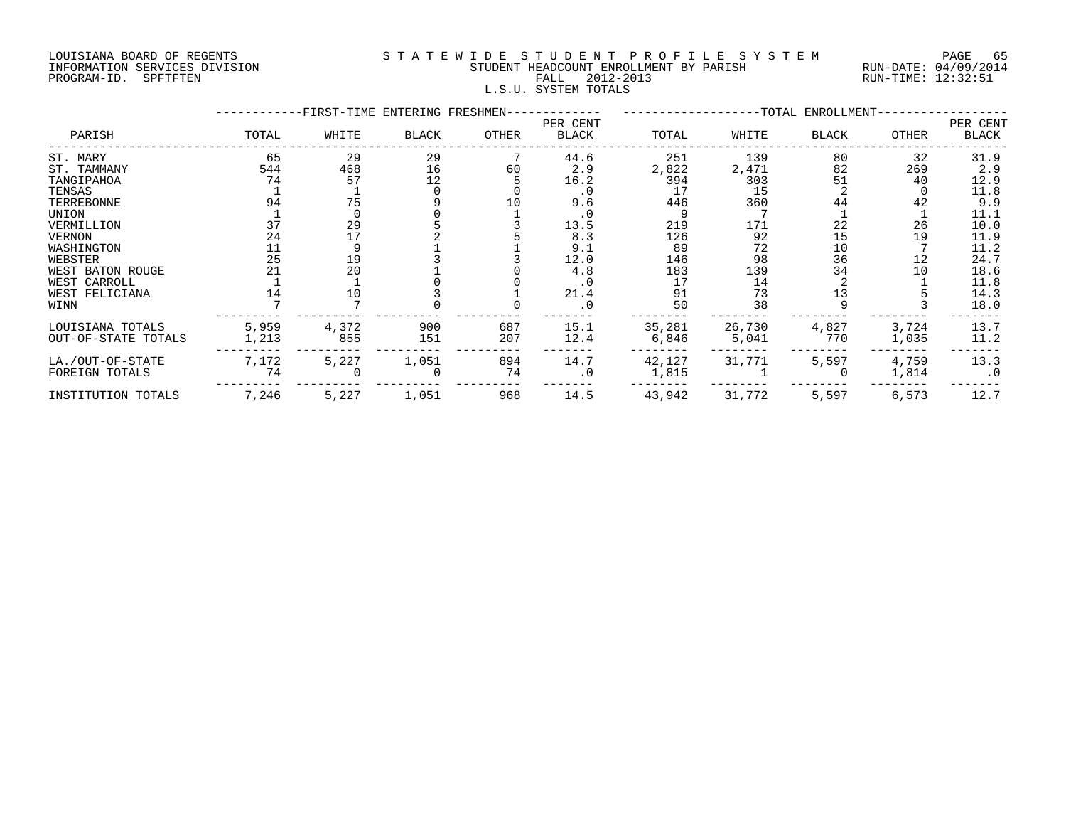LOUISIANA BOARD OF REGENTS
INFORMATION SERVICES DIVISION
PROGRAM-ID. SPFTFTEN

STATEWIDE STUDENT PROFILE SYSTEM
STUDENT HEADCOUNT ENROLLMENT BY PARISH
FALL 2012-2013
L.S.U. SYSTEM TOTALS

RUN-DATE: 04/09/2014
RUN-TIME: 12:32:51

| PARISH | FIRST-TIME ENTERING FRESHMEN TOTAL | WHITE | BLACK | OTHER | PER CENT BLACK | TOTAL ENROLLMENT TOTAL | WHITE | BLACK | OTHER | PER CENT BLACK |
|---|---|---|---|---|---|---|---|---|---|---|
| ST. MARY | 65 | 29 | 29 | 7 | 44.6 | 251 | 139 | 80 | 32 | 31.9 |
| ST. TAMMANY | 544 | 468 | 16 | 60 | 2.9 | 2,822 | 2,471 | 82 | 269 | 2.9 |
| TANGIPAHOA | 74 | 57 | 12 | 5 | 16.2 | 394 | 303 | 51 | 40 | 12.9 |
| TENSAS | 1 | 1 | 0 | 0 | .0 | 17 | 15 | 2 | 0 | 11.8 |
| TERREBONNE | 94 | 75 | 9 | 10 | 9.6 | 446 | 360 | 44 | 42 | 9.9 |
| UNION | 1 | 0 | 0 | 1 | .0 | 9 | 7 | 1 | 1 | 11.1 |
| VERMILLION | 37 | 29 | 5 | 3 | 13.5 | 219 | 171 | 22 | 26 | 10.0 |
| VERNON | 24 | 17 | 2 | 5 | 8.3 | 126 | 92 | 15 | 19 | 11.9 |
| WASHINGTON | 11 | 9 | 1 | 1 | 9.1 | 89 | 72 | 10 | 7 | 11.2 |
| WEBSTER | 25 | 19 | 3 | 3 | 12.0 | 146 | 98 | 36 | 12 | 24.7 |
| WEST BATON ROUGE | 21 | 20 | 1 | 0 | 4.8 | 183 | 139 | 34 | 10 | 18.6 |
| WEST CARROLL | 1 | 1 | 0 | 0 | .0 | 17 | 14 | 2 | 1 | 11.8 |
| WEST FELICIANA | 14 | 10 | 3 | 1 | 21.4 | 91 | 73 | 13 | 5 | 14.3 |
| WINN | 7 | 7 | 0 | 0 | .0 | 50 | 38 | 9 | 3 | 18.0 |
| LOUISIANA TOTALS | 5,959 | 4,372 | 900 | 687 | 15.1 | 35,281 | 26,730 | 4,827 | 3,724 | 13.7 |
| OUT-OF-STATE TOTALS | 1,213 | 855 | 151 | 207 | 12.4 | 6,846 | 5,041 | 770 | 1,035 | 11.2 |
| LA./OUT-OF-STATE | 7,172 | 5,227 | 1,051 | 894 | 14.7 | 42,127 | 31,771 | 5,597 | 4,759 | 13.3 |
| FOREIGN TOTALS | 74 | 0 | 0 | 74 | .0 | 1,815 | 1 | 0 | 1,814 | .0 |
| INSTITUTION TOTALS | 7,246 | 5,227 | 1,051 | 968 | 14.5 | 43,942 | 31,772 | 5,597 | 6,573 | 12.7 |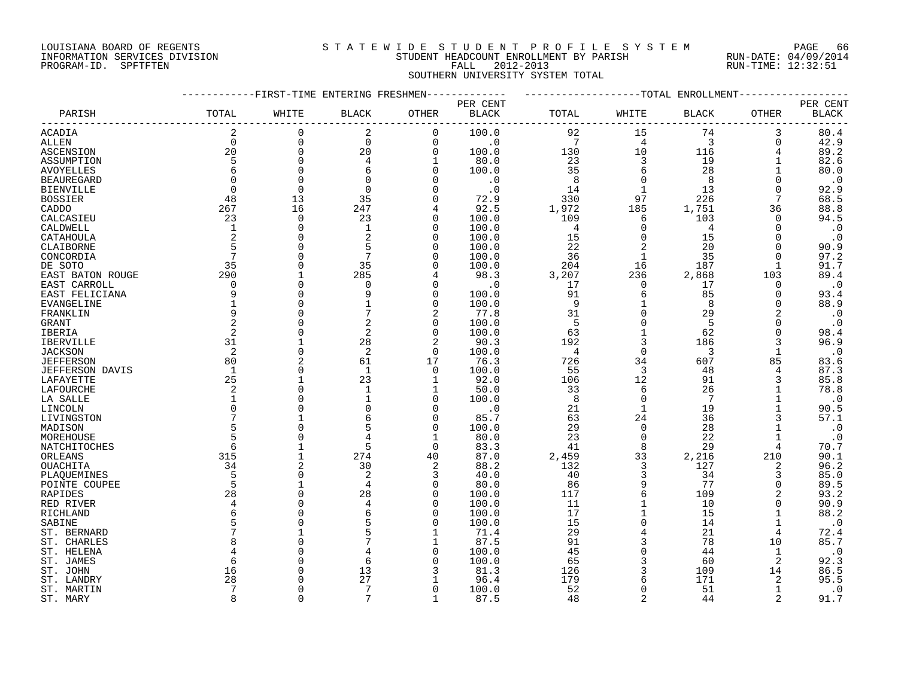LOUISIANA BOARD OF REGENTS
INFORMATION SERVICES DIVISION
PROGRAM-ID. SPFTFTEN

STATEWIDE STUDENT PROFILE SYSTEM
STUDENT HEADCOUNT ENROLLMENT BY PARISH
FALL 2012-2013
SOUTHERN UNIVERSITY SYSTEM TOTAL

RUN-DATE: 04/09/2014
RUN-TIME: 12:32:51

| PARISH | FIRST-TIME ENTERING FRESHMEN TOTAL | WHITE | BLACK | OTHER | PER CENT BLACK | TOTAL ENROLLMENT TOTAL | WHITE | BLACK | OTHER | PER CENT BLACK |
|---|---|---|---|---|---|---|---|---|---|---|
| ACADIA | 2 | 0 | 2 | 0 | 100.0 | 92 | 15 | 74 | 3 | 80.4 |
| ALLEN | 0 | 0 | 0 | 0 | .0 | 7 | 4 | 3 | 0 | 42.9 |
| ASCENSION | 20 | 0 | 20 | 0 | 100.0 | 130 | 10 | 116 | 4 | 89.2 |
| ASSUMPTION | 5 | 0 | 4 | 1 | 80.0 | 23 | 3 | 19 | 1 | 82.6 |
| AVOYELLES | 6 | 0 | 6 | 0 | 100.0 | 35 | 6 | 28 | 1 | 80.0 |
| BEAUREGARD | 0 | 0 | 0 | 0 | .0 | 8 | 0 | 8 | 0 | .0 |
| BIENVILLE | 0 | 0 | 0 | 0 | .0 | 14 | 1 | 13 | 0 | 92.9 |
| BOSSIER | 48 | 13 | 35 | 0 | 72.9 | 330 | 97 | 226 | 7 | 68.5 |
| CADDO | 267 | 16 | 247 | 4 | 92.5 | 1,972 | 185 | 1,751 | 36 | 88.8 |
| CALCASIEU | 23 | 0 | 23 | 0 | 100.0 | 109 | 6 | 103 | 0 | 94.5 |
| CALDWELL | 1 | 0 | 1 | 0 | 100.0 | 4 | 0 | 4 | 0 | .0 |
| CATAHOULA | 2 | 0 | 2 | 0 | 100.0 | 15 | 0 | 15 | 0 | .0 |
| CLAIBORNE | 5 | 0 | 5 | 0 | 100.0 | 22 | 2 | 20 | 0 | 90.9 |
| CONCORDIA | 7 | 0 | 7 | 0 | 100.0 | 36 | 1 | 35 | 0 | 97.2 |
| DE SOTO | 35 | 0 | 35 | 0 | 100.0 | 204 | 16 | 187 | 1 | 91.7 |
| EAST BATON ROUGE | 290 | 1 | 285 | 4 | 98.3 | 3,207 | 236 | 2,868 | 103 | 89.4 |
| EAST CARROLL | 0 | 0 | 0 | 0 | .0 | 17 | 0 | 17 | 0 | .0 |
| EAST FELICIANA | 9 | 0 | 9 | 0 | 100.0 | 91 | 6 | 85 | 0 | 93.4 |
| EVANGELINE | 1 | 0 | 1 | 0 | 100.0 | 9 | 1 | 8 | 0 | 88.9 |
| FRANKLIN | 9 | 0 | 7 | 2 | 77.8 | 31 | 0 | 29 | 2 | .0 |
| GRANT | 2 | 0 | 2 | 0 | 100.0 | 5 | 0 | 5 | 0 | .0 |
| IBERIA | 2 | 0 | 2 | 0 | 100.0 | 63 | 1 | 62 | 0 | 98.4 |
| IBERVILLE | 31 | 1 | 28 | 2 | 90.3 | 192 | 3 | 186 | 3 | 96.9 |
| JACKSON | 2 | 0 | 2 | 0 | 100.0 | 4 | 0 | 3 | 1 | .0 |
| JEFFERSON | 80 | 2 | 61 | 17 | 76.3 | 726 | 34 | 607 | 85 | 83.6 |
| JEFFERSON DAVIS | 1 | 0 | 1 | 0 | 100.0 | 55 | 3 | 48 | 4 | 87.3 |
| LAFAYETTE | 25 | 1 | 23 | 1 | 92.0 | 106 | 12 | 91 | 3 | 85.8 |
| LAFOURCHE | 2 | 0 | 1 | 1 | 50.0 | 33 | 6 | 26 | 1 | 78.8 |
| LA SALLE | 1 | 0 | 1 | 0 | 100.0 | 8 | 0 | 7 | 1 | .0 |
| LINCOLN | 0 | 0 | 0 | 0 | .0 | 21 | 1 | 19 | 1 | 90.5 |
| LIVINGSTON | 7 | 1 | 6 | 0 | 85.7 | 63 | 24 | 36 | 3 | 57.1 |
| MADISON | 5 | 0 | 5 | 0 | 100.0 | 29 | 0 | 28 | 1 | .0 |
| MOREHOUSE | 5 | 0 | 4 | 1 | 80.0 | 23 | 0 | 22 | 1 | .0 |
| NATCHITOCHES | 6 | 1 | 5 | 0 | 83.3 | 41 | 8 | 29 | 4 | 70.7 |
| ORLEANS | 315 | 1 | 274 | 40 | 87.0 | 2,459 | 33 | 2,216 | 210 | 90.1 |
| OUACHITA | 34 | 2 | 30 | 2 | 88.2 | 132 | 3 | 127 | 2 | 96.2 |
| PLAQUEMINES | 5 | 0 | 2 | 3 | 40.0 | 40 | 3 | 34 | 3 | 85.0 |
| POINTE COUPEE | 5 | 1 | 4 | 0 | 80.0 | 86 | 9 | 77 | 0 | 89.5 |
| RAPIDES | 28 | 0 | 28 | 0 | 100.0 | 117 | 6 | 109 | 2 | 93.2 |
| RED RIVER | 4 | 0 | 4 | 0 | 100.0 | 11 | 1 | 10 | 0 | 90.9 |
| RICHLAND | 6 | 0 | 6 | 0 | 100.0 | 17 | 1 | 15 | 1 | 88.2 |
| SABINE | 5 | 0 | 5 | 0 | 100.0 | 15 | 0 | 14 | 1 | .0 |
| ST. BERNARD | 7 | 1 | 5 | 1 | 71.4 | 29 | 4 | 21 | 4 | 72.4 |
| ST. CHARLES | 8 | 0 | 7 | 1 | 87.5 | 91 | 3 | 78 | 10 | 85.7 |
| ST. HELENA | 4 | 0 | 4 | 0 | 100.0 | 45 | 0 | 44 | 1 | .0 |
| ST. JAMES | 6 | 0 | 6 | 0 | 100.0 | 65 | 3 | 60 | 2 | 92.3 |
| ST. JOHN | 16 | 0 | 13 | 3 | 81.3 | 126 | 3 | 109 | 14 | 86.5 |
| ST. LANDRY | 28 | 0 | 27 | 1 | 96.4 | 179 | 6 | 171 | 2 | 95.5 |
| ST. MARTIN | 7 | 0 | 7 | 0 | 100.0 | 52 | 0 | 51 | 1 | .0 |
| ST. MARY | 8 | 0 | 7 | 1 | 87.5 | 48 | 2 | 44 | 2 | 91.7 |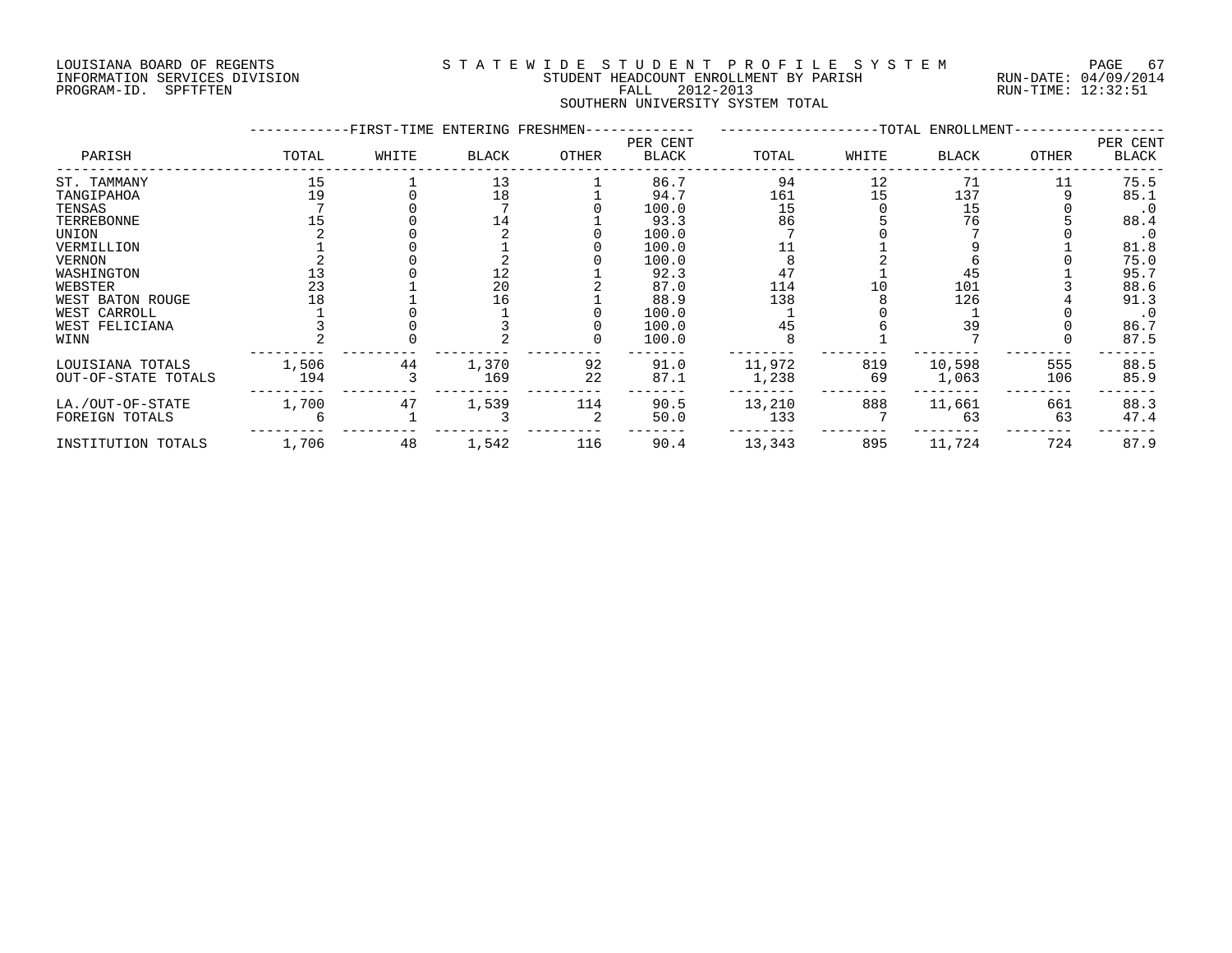LOUISIANA BOARD OF REGENTS
INFORMATION SERVICES DIVISION
PROGRAM-ID. SPFTFTEN

STATEWIDE STUDENT PROFILE SYSTEM
STUDENT HEADCOUNT ENROLLMENT BY PARISH
FALL 2012-2013
SOUTHERN UNIVERSITY SYSTEM TOTAL

RUN-DATE: 04/09/2014
RUN-TIME: 12:32:51

| PARISH | FIRST-TIME ENTERING FRESHMEN TOTAL | WHITE | BLACK | OTHER | PER CENT BLACK | TOTAL ENROLLMENT TOTAL | WHITE | BLACK | OTHER | PER CENT BLACK |
|---|---|---|---|---|---|---|---|---|---|---|
| ST. TAMMANY | 15 | 1 | 13 | 1 | 86.7 | 94 | 12 | 71 | 11 | 75.5 |
| TANGIPAHOA | 19 | 0 | 18 | 1 | 94.7 | 161 | 15 | 137 | 9 | 85.1 |
| TENSAS | 7 | 0 | 7 | 0 | 100.0 | 15 | 0 | 15 | 0 | .0 |
| TERREBONNE | 15 | 0 | 14 | 1 | 93.3 | 86 | 5 | 76 | 5 | 88.4 |
| UNION | 2 | 0 | 2 | 0 | 100.0 | 7 | 0 | 7 | 0 | .0 |
| VERMILLION | 1 | 0 | 1 | 0 | 100.0 | 11 | 1 | 9 | 1 | 81.8 |
| VERNON | 2 | 0 | 2 | 0 | 100.0 | 8 | 2 | 6 | 0 | 75.0 |
| WASHINGTON | 13 | 0 | 12 | 1 | 92.3 | 47 | 1 | 45 | 1 | 95.7 |
| WEBSTER | 23 | 1 | 20 | 2 | 87.0 | 114 | 10 | 101 | 3 | 88.6 |
| WEST BATON ROUGE | 18 | 1 | 16 | 1 | 88.9 | 138 | 8 | 126 | 4 | 91.3 |
| WEST CARROLL | 1 | 0 | 1 | 0 | 100.0 | 1 | 0 | 1 | 0 | .0 |
| WEST FELICIANA | 3 | 0 | 3 | 0 | 100.0 | 45 | 6 | 39 | 0 | 86.7 |
| WINN | 2 | 0 | 2 | 0 | 100.0 | 8 | 1 | 7 | 0 | 87.5 |
| LOUISIANA TOTALS | 1,506 | 44 | 1,370 | 92 | 91.0 | 11,972 | 819 | 10,598 | 555 | 88.5 |
| OUT-OF-STATE TOTALS | 194 | 3 | 169 | 22 | 87.1 | 1,238 | 69 | 1,063 | 106 | 85.9 |
| LA./OUT-OF-STATE | 1,700 | 47 | 1,539 | 114 | 90.5 | 13,210 | 888 | 11,661 | 661 | 88.3 |
| FOREIGN TOTALS | 6 | 1 | 3 | 2 | 50.0 | 133 | 7 | 63 | 63 | 47.4 |
| INSTITUTION TOTALS | 1,706 | 48 | 1,542 | 116 | 90.4 | 13,343 | 895 | 11,724 | 724 | 87.9 |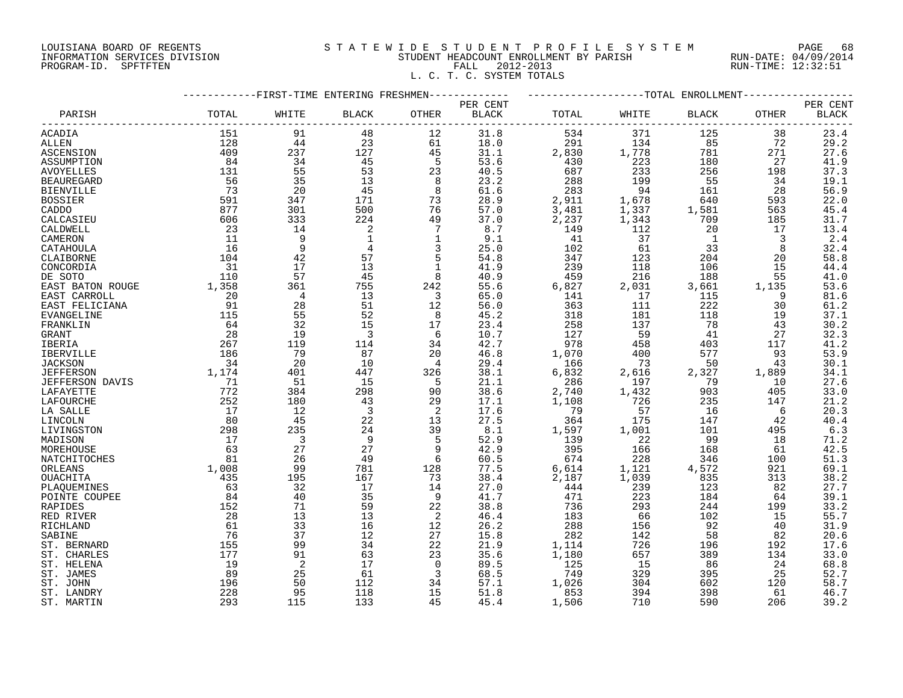LOUISIANA BOARD OF REGENTS
INFORMATION SERVICES DIVISION
PROGRAM-ID. SPFTFTEN

STATEWIDE STUDENT PROFILE SYSTEM
STUDENT HEADCOUNT ENROLLMENT BY PARISH
FALL 2012-2013
L. C. T. C. SYSTEM TOTALS

RUN-DATE: 04/09/2014
RUN-TIME: 12:32:51

| PARISH | FIRST-TIME ENTERING FRESHMEN | | | | | TOTAL ENROLLMENT | | | | |
|---|---|---|---|---|---|---|---|---|---|---|
| | TOTAL | WHITE | BLACK | OTHER | PER CENT BLACK | TOTAL | WHITE | BLACK | OTHER | PER CENT BLACK |
| ACADIA | 151 | 91 | 48 | 12 | 31.8 | 534 | 371 | 125 | 38 | 23.4 |
| ALLEN | 128 | 44 | 23 | 61 | 18.0 | 291 | 134 | 85 | 72 | 29.2 |
| ASCENSION | 409 | 237 | 127 | 45 | 31.1 | 2,830 | 1,778 | 781 | 271 | 27.6 |
| ASSUMPTION | 84 | 34 | 45 | 5 | 53.6 | 430 | 223 | 180 | 27 | 41.9 |
| AVOYELLES | 131 | 55 | 53 | 23 | 40.5 | 687 | 233 | 256 | 198 | 37.3 |
| BEAUREGARD | 56 | 35 | 13 | 8 | 23.2 | 288 | 199 | 55 | 34 | 19.1 |
| BIENVILLE | 73 | 20 | 45 | 8 | 61.6 | 283 | 94 | 161 | 28 | 56.9 |
| BOSSIER | 591 | 347 | 171 | 73 | 28.9 | 2,911 | 1,678 | 640 | 593 | 22.0 |
| CADDO | 877 | 301 | 500 | 76 | 57.0 | 3,481 | 1,337 | 1,581 | 563 | 45.4 |
| CALCASIEU | 606 | 333 | 224 | 49 | 37.0 | 2,237 | 1,343 | 709 | 185 | 31.7 |
| CALDWELL | 23 | 14 | 2 | 7 | 8.7 | 149 | 112 | 20 | 17 | 13.4 |
| CAMERON | 11 | 9 | 1 | 1 | 9.1 | 41 | 37 | 1 | 3 | 2.4 |
| CATAHOULA | 16 | 9 | 4 | 3 | 25.0 | 102 | 61 | 33 | 8 | 32.4 |
| CLAIBORNE | 104 | 42 | 57 | 5 | 54.8 | 347 | 123 | 204 | 20 | 58.8 |
| CONCORDIA | 31 | 17 | 13 | 1 | 41.9 | 239 | 118 | 106 | 15 | 44.4 |
| DE SOTO | 110 | 57 | 45 | 8 | 40.9 | 459 | 216 | 188 | 55 | 41.0 |
| EAST BATON ROUGE | 1,358 | 361 | 755 | 242 | 55.6 | 6,827 | 2,031 | 3,661 | 1,135 | 53.6 |
| EAST CARROLL | 20 | 4 | 13 | 3 | 65.0 | 141 | 17 | 115 | 9 | 81.6 |
| EAST FELICIANA | 91 | 28 | 51 | 12 | 56.0 | 363 | 111 | 222 | 30 | 61.2 |
| EVANGELINE | 115 | 55 | 52 | 8 | 45.2 | 318 | 181 | 118 | 19 | 37.1 |
| FRANKLIN | 64 | 32 | 15 | 17 | 23.4 | 258 | 137 | 78 | 43 | 30.2 |
| GRANT | 28 | 19 | 3 | 6 | 10.7 | 127 | 59 | 41 | 27 | 32.3 |
| IBERIA | 267 | 119 | 114 | 34 | 42.7 | 978 | 458 | 403 | 117 | 41.2 |
| IBERVILLE | 186 | 79 | 87 | 20 | 46.8 | 1,070 | 400 | 577 | 93 | 53.9 |
| JACKSON | 34 | 20 | 10 | 4 | 29.4 | 166 | 73 | 50 | 43 | 30.1 |
| JEFFERSON | 1,174 | 401 | 447 | 326 | 38.1 | 6,832 | 2,616 | 2,327 | 1,889 | 34.1 |
| JEFFERSON DAVIS | 71 | 51 | 15 | 5 | 21.1 | 286 | 197 | 79 | 10 | 27.6 |
| LAFAYETTE | 772 | 384 | 298 | 90 | 38.6 | 2,740 | 1,432 | 903 | 405 | 33.0 |
| LAFOURCHE | 252 | 180 | 43 | 29 | 17.1 | 1,108 | 726 | 235 | 147 | 21.2 |
| LA SALLE | 17 | 12 | 3 | 2 | 17.6 | 79 | 57 | 16 | 6 | 20.3 |
| LINCOLN | 80 | 45 | 22 | 13 | 27.5 | 364 | 175 | 147 | 42 | 40.4 |
| LIVINGSTON | 298 | 235 | 24 | 39 | 8.1 | 1,597 | 1,001 | 101 | 495 | 6.3 |
| MADISON | 17 | 3 | 9 | 5 | 52.9 | 139 | 22 | 99 | 18 | 71.2 |
| MOREHOUSE | 63 | 27 | 27 | 9 | 42.9 | 395 | 166 | 168 | 61 | 42.5 |
| NATCHITOCHES | 81 | 26 | 49 | 6 | 60.5 | 674 | 228 | 346 | 100 | 51.3 |
| ORLEANS | 1,008 | 99 | 781 | 128 | 77.5 | 6,614 | 1,121 | 4,572 | 921 | 69.1 |
| OUACHITA | 435 | 195 | 167 | 73 | 38.4 | 2,187 | 1,039 | 835 | 313 | 38.2 |
| PLAQUEMINES | 63 | 32 | 17 | 14 | 27.0 | 444 | 239 | 123 | 82 | 27.7 |
| POINTE COUPEE | 84 | 40 | 35 | 9 | 41.7 | 471 | 223 | 184 | 64 | 39.1 |
| RAPIDES | 152 | 71 | 59 | 22 | 38.8 | 736 | 293 | 244 | 199 | 33.2 |
| RED RIVER | 28 | 13 | 13 | 2 | 46.4 | 183 | 66 | 102 | 15 | 55.7 |
| RICHLAND | 61 | 33 | 16 | 12 | 26.2 | 288 | 156 | 92 | 40 | 31.9 |
| SABINE | 76 | 37 | 12 | 27 | 15.8 | 282 | 142 | 58 | 82 | 20.6 |
| ST. BERNARD | 155 | 99 | 34 | 22 | 21.9 | 1,114 | 726 | 196 | 192 | 17.6 |
| ST. CHARLES | 177 | 91 | 63 | 23 | 35.6 | 1,180 | 657 | 389 | 134 | 33.0 |
| ST. HELENA | 19 | 2 | 17 | 0 | 89.5 | 125 | 15 | 86 | 24 | 68.8 |
| ST. JAMES | 89 | 25 | 61 | 3 | 68.5 | 749 | 329 | 395 | 25 | 52.7 |
| ST. JOHN | 196 | 50 | 112 | 34 | 57.1 | 1,026 | 304 | 602 | 120 | 58.7 |
| ST. LANDRY | 228 | 95 | 118 | 15 | 51.8 | 853 | 394 | 398 | 61 | 46.7 |
| ST. MARTIN | 293 | 115 | 133 | 45 | 45.4 | 1,506 | 710 | 590 | 206 | 39.2 |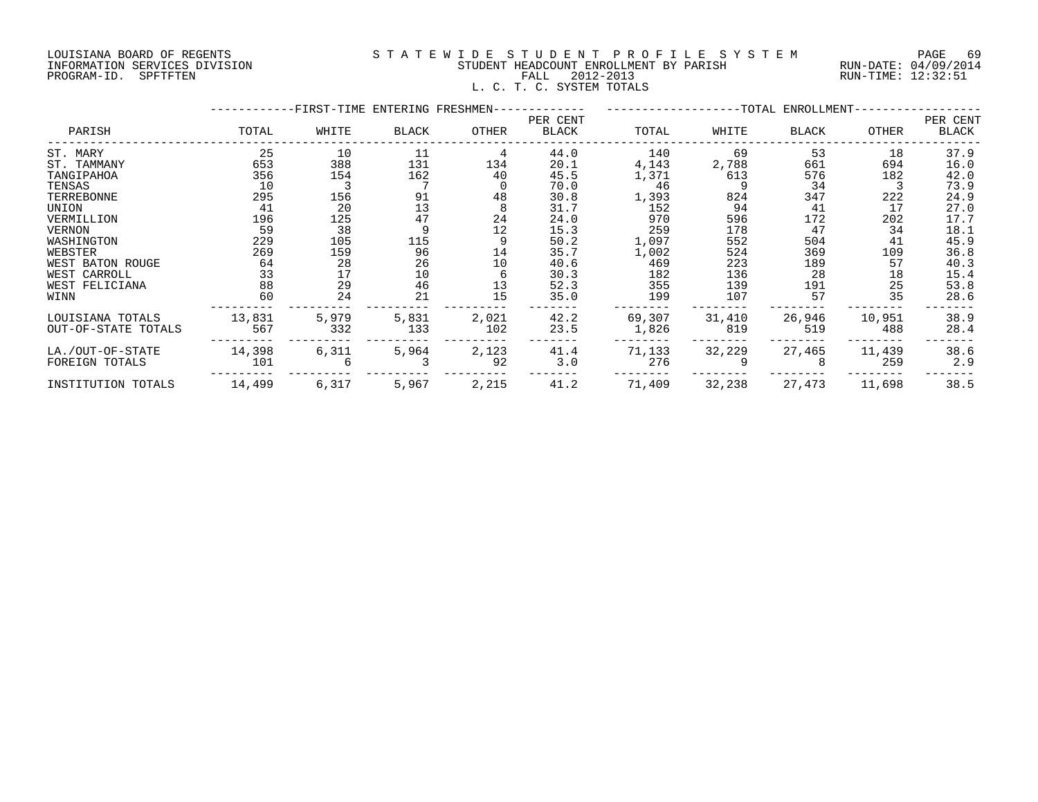LOUISIANA BOARD OF REGENTS
INFORMATION SERVICES DIVISION
PROGRAM-ID. SPFTFTEN

STATEWIDE STUDENT PROFILE SYSTEM
STUDENT HEADCOUNT ENROLLMENT BY PARISH
FALL 2012-2013
L. C. T. C. SYSTEM TOTALS

RUN-DATE: 04/09/2014
RUN-TIME: 12:32:51

| | FIRST-TIME ENTERING FRESHMEN | | | | | TOTAL ENROLLMENT | | | | |
|---|---|---|---|---|---|---|---|---|---|---|
| PARISH | TOTAL | WHITE | BLACK | OTHER | PER CENT BLACK | TOTAL | WHITE | BLACK | OTHER | PER CENT BLACK |
| ST. MARY | 25 | 10 | 11 | 4 | 44.0 | 140 | 69 | 53 | 18 | 37.9 |
| ST. TAMMANY | 653 | 388 | 131 | 134 | 20.1 | 4,143 | 2,788 | 661 | 694 | 16.0 |
| TANGIPAHOA | 356 | 154 | 162 | 40 | 45.5 | 1,371 | 613 | 576 | 182 | 42.0 |
| TENSAS | 10 | 3 | 7 | 0 | 70.0 | 46 | 9 | 34 | 3 | 73.9 |
| TERREBONNE | 295 | 156 | 91 | 48 | 30.8 | 1,393 | 824 | 347 | 222 | 24.9 |
| UNION | 41 | 20 | 13 | 8 | 31.7 | 152 | 94 | 41 | 17 | 27.0 |
| VERMILLION | 196 | 125 | 47 | 24 | 24.0 | 970 | 596 | 172 | 202 | 17.7 |
| VERNON | 59 | 38 | 9 | 12 | 15.3 | 259 | 178 | 47 | 34 | 18.1 |
| WASHINGTON | 229 | 105 | 115 | 9 | 50.2 | 1,097 | 552 | 504 | 41 | 45.9 |
| WEBSTER | 269 | 159 | 96 | 14 | 35.7 | 1,002 | 524 | 369 | 109 | 36.8 |
| WEST BATON ROUGE | 64 | 28 | 26 | 10 | 40.6 | 469 | 223 | 189 | 57 | 40.3 |
| WEST CARROLL | 33 | 17 | 10 | 6 | 30.3 | 182 | 136 | 28 | 18 | 15.4 |
| WEST FELICIANA | 88 | 29 | 46 | 13 | 52.3 | 355 | 139 | 191 | 25 | 53.8 |
| WINN | 60 | 24 | 21 | 15 | 35.0 | 199 | 107 | 57 | 35 | 28.6 |
| LOUISIANA TOTALS | 13,831 | 5,979 | 5,831 | 2,021 | 42.2 | 69,307 | 31,410 | 26,946 | 10,951 | 38.9 |
| OUT-OF-STATE TOTALS | 567 | 332 | 133 | 102 | 23.5 | 1,826 | 819 | 519 | 488 | 28.4 |
| LA./OUT-OF-STATE | 14,398 | 6,311 | 5,964 | 2,123 | 41.4 | 71,133 | 32,229 | 27,465 | 11,439 | 38.6 |
| FOREIGN TOTALS | 101 | 6 | 3 | 92 | 3.0 | 276 | 9 | 8 | 259 | 2.9 |
| INSTITUTION TOTALS | 14,499 | 6,317 | 5,967 | 2,215 | 41.2 | 71,409 | 32,238 | 27,473 | 11,698 | 38.5 |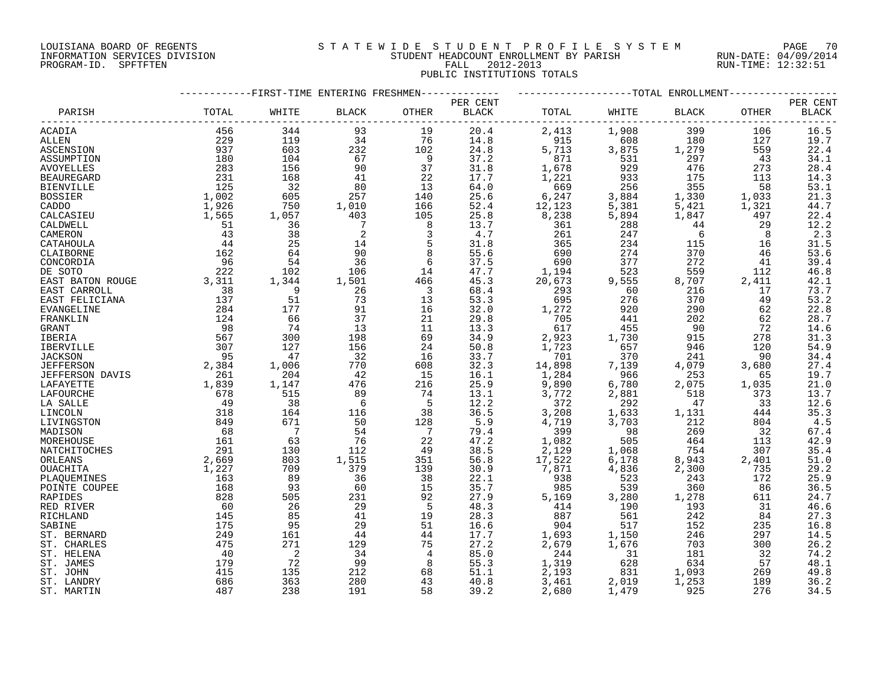LOUISIANA BOARD OF REGENTS
INFORMATION SERVICES DIVISION
PROGRAM-ID. SPFTFTEN

# STATEWIDE STUDENT PROFILE SYSTEM
## STUDENT HEADCOUNT ENROLLMENT BY PARISH
### FALL 2012-2013
### PUBLIC INSTITUTIONS TOTALS

RUN-DATE: 04/09/2014
RUN-TIME: 12:32:51

| PARISH | FIRST-TIME ENTERING FRESHMEN | | | | | TOTAL ENROLLMENT | | | | |
|---|---|---|---|---|---|---|---|---|---|---|
| | TOTAL | WHITE | BLACK | OTHER | PER CENT BLACK | TOTAL | WHITE | BLACK | OTHER | PER CENT BLACK |
| ACADIA | 456 | 344 | 93 | 19 | 20.4 | 2,413 | 1,908 | 399 | 106 | 16.5 |
| ALLEN | 229 | 119 | 34 | 76 | 14.8 | 915 | 608 | 180 | 127 | 19.7 |
| ASCENSION | 937 | 603 | 232 | 102 | 24.8 | 5,713 | 3,875 | 1,279 | 559 | 22.4 |
| ASSUMPTION | 180 | 104 | 67 | 9 | 37.2 | 871 | 531 | 297 | 43 | 34.1 |
| AVOYELLES | 283 | 156 | 90 | 37 | 31.8 | 1,678 | 929 | 476 | 273 | 28.4 |
| BEAUREGARD | 231 | 168 | 41 | 22 | 17.7 | 1,221 | 933 | 175 | 113 | 14.3 |
| BIENVILLE | 125 | 32 | 80 | 13 | 64.0 | 669 | 256 | 355 | 58 | 53.1 |
| BOSSIER | 1,002 | 605 | 257 | 140 | 25.6 | 6,247 | 3,884 | 1,330 | 1,033 | 21.3 |
| CADDO | 1,926 | 750 | 1,010 | 166 | 52.4 | 12,123 | 5,381 | 5,421 | 1,321 | 44.7 |
| CALCASIEU | 1,565 | 1,057 | 403 | 105 | 25.8 | 8,238 | 5,894 | 1,847 | 497 | 22.4 |
| CALDWELL | 51 | 36 | 7 | 8 | 13.7 | 361 | 288 | 44 | 29 | 12.2 |
| CAMERON | 43 | 38 | 2 | 3 | 4.7 | 261 | 247 | 6 | 8 | 2.3 |
| CATAHOULA | 44 | 25 | 14 | 5 | 31.8 | 365 | 234 | 115 | 16 | 31.5 |
| CLAIBORNE | 162 | 64 | 90 | 8 | 55.6 | 690 | 274 | 370 | 46 | 53.6 |
| CONCORDIA | 96 | 54 | 36 | 6 | 37.5 | 690 | 377 | 272 | 41 | 39.4 |
| DE SOTO | 222 | 102 | 106 | 14 | 47.7 | 1,194 | 523 | 559 | 112 | 46.8 |
| EAST BATON ROUGE | 3,311 | 1,344 | 1,501 | 466 | 45.3 | 20,673 | 9,555 | 8,707 | 2,411 | 42.1 |
| EAST CARROLL | 38 | 9 | 26 | 3 | 68.4 | 293 | 60 | 216 | 17 | 73.7 |
| EAST FELICIANA | 137 | 51 | 73 | 13 | 53.3 | 695 | 276 | 370 | 49 | 53.2 |
| EVANGELINE | 284 | 177 | 91 | 16 | 32.0 | 1,272 | 920 | 290 | 62 | 22.8 |
| FRANKLIN | 124 | 66 | 37 | 21 | 29.8 | 705 | 441 | 202 | 62 | 28.7 |
| GRANT | 98 | 74 | 13 | 11 | 13.3 | 617 | 455 | 90 | 72 | 14.6 |
| IBERIA | 567 | 300 | 198 | 69 | 34.9 | 2,923 | 1,730 | 915 | 278 | 31.3 |
| IBERVILLE | 307 | 127 | 156 | 24 | 50.8 | 1,723 | 657 | 946 | 120 | 54.9 |
| JACKSON | 95 | 47 | 32 | 16 | 33.7 | 701 | 370 | 241 | 90 | 34.4 |
| JEFFERSON | 2,384 | 1,006 | 770 | 608 | 32.3 | 14,898 | 7,139 | 4,079 | 3,680 | 27.4 |
| JEFFERSON DAVIS | 261 | 204 | 42 | 15 | 16.1 | 1,284 | 966 | 253 | 65 | 19.7 |
| LAFAYETTE | 1,839 | 1,147 | 476 | 216 | 25.9 | 9,890 | 6,780 | 2,075 | 1,035 | 21.0 |
| LAFOURCHE | 678 | 515 | 89 | 74 | 13.1 | 3,772 | 2,881 | 518 | 373 | 13.7 |
| LA SALLE | 49 | 38 | 6 | 5 | 12.2 | 372 | 292 | 47 | 33 | 12.6 |
| LINCOLN | 318 | 164 | 116 | 38 | 36.5 | 3,208 | 1,633 | 1,131 | 444 | 35.3 |
| LIVINGSTON | 849 | 671 | 50 | 128 | 5.9 | 4,719 | 3,703 | 212 | 804 | 4.5 |
| MADISON | 68 | 7 | 54 | 7 | 79.4 | 399 | 98 | 269 | 32 | 67.4 |
| MOREHOUSE | 161 | 63 | 76 | 22 | 47.2 | 1,082 | 505 | 464 | 113 | 42.9 |
| NATCHITOCHES | 291 | 130 | 112 | 49 | 38.5 | 2,129 | 1,068 | 754 | 307 | 35.4 |
| ORLEANS | 2,669 | 803 | 1,515 | 351 | 56.8 | 17,522 | 6,178 | 8,943 | 2,401 | 51.0 |
| OUACHITA | 1,227 | 709 | 379 | 139 | 30.9 | 7,871 | 4,836 | 2,300 | 735 | 29.2 |
| PLAQUEMINES | 163 | 89 | 36 | 38 | 22.1 | 938 | 523 | 243 | 172 | 25.9 |
| POINTE COUPEE | 168 | 93 | 60 | 15 | 35.7 | 985 | 539 | 360 | 86 | 36.5 |
| RAPIDES | 828 | 505 | 231 | 92 | 27.9 | 5,169 | 3,280 | 1,278 | 611 | 24.7 |
| RED RIVER | 60 | 26 | 29 | 5 | 48.3 | 414 | 190 | 193 | 31 | 46.6 |
| RICHLAND | 145 | 85 | 41 | 19 | 28.3 | 887 | 561 | 242 | 84 | 27.3 |
| SABINE | 175 | 95 | 29 | 51 | 16.6 | 904 | 517 | 152 | 235 | 16.8 |
| ST. BERNARD | 249 | 161 | 44 | 44 | 17.7 | 1,693 | 1,150 | 246 | 297 | 14.5 |
| ST. CHARLES | 475 | 271 | 129 | 75 | 27.2 | 2,679 | 1,676 | 703 | 300 | 26.2 |
| ST. HELENA | 40 | 2 | 34 | 4 | 85.0 | 244 | 31 | 181 | 32 | 74.2 |
| ST. JAMES | 179 | 72 | 99 | 8 | 55.3 | 1,319 | 628 | 634 | 57 | 48.1 |
| ST. JOHN | 415 | 135 | 212 | 68 | 51.1 | 2,193 | 831 | 1,093 | 269 | 49.8 |
| ST. LANDRY | 686 | 363 | 280 | 43 | 40.8 | 3,461 | 2,019 | 1,253 | 189 | 36.2 |
| ST. MARTIN | 487 | 238 | 191 | 58 | 39.2 | 2,680 | 1,479 | 925 | 276 | 34.5 |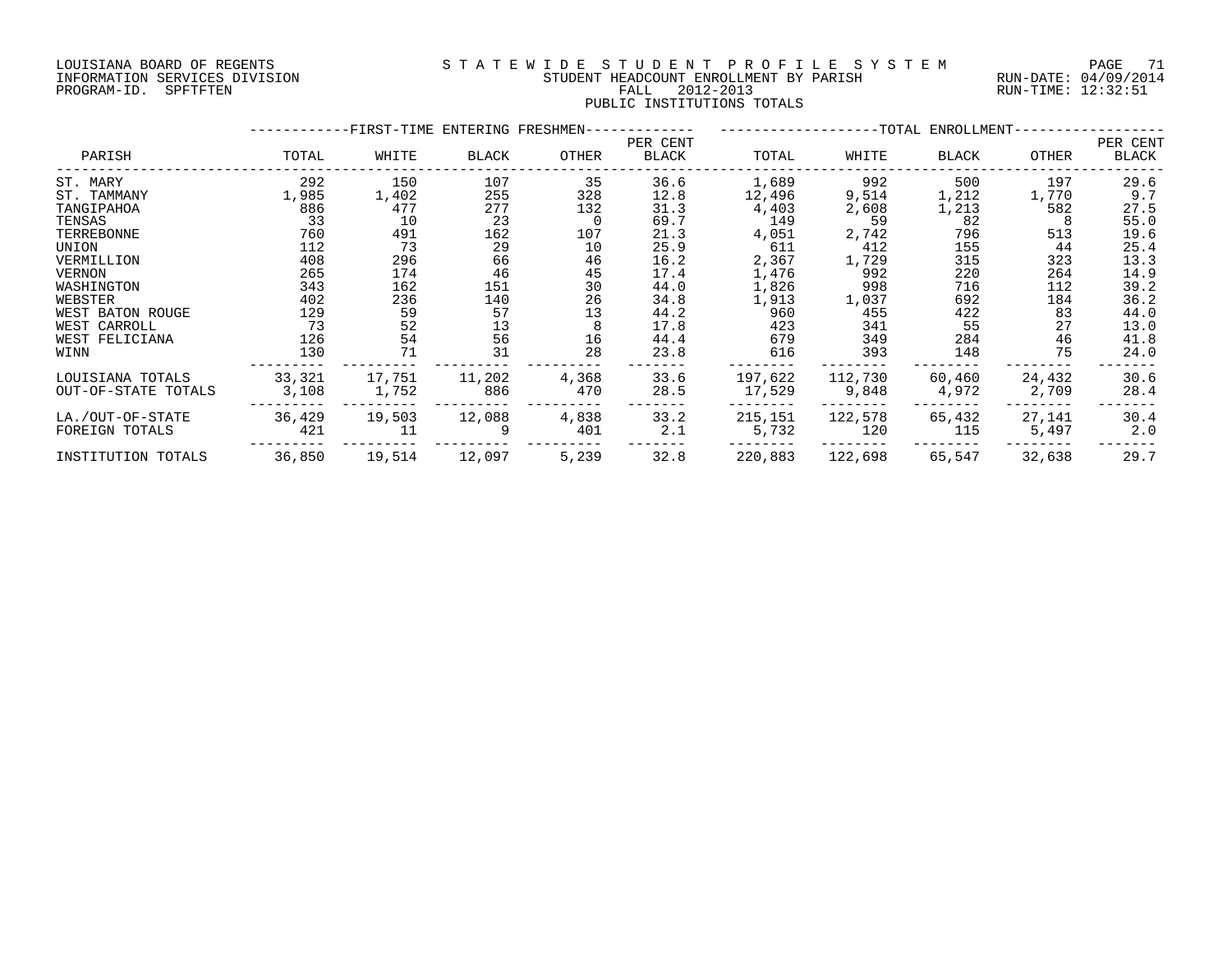LOUISIANA BOARD OF REGENTS
INFORMATION SERVICES DIVISION
PROGRAM-ID. SPFTFTEN

STATEWIDE STUDENT PROFILE SYSTEM
STUDENT HEADCOUNT ENROLLMENT BY PARISH
FALL 2012-2013
PUBLIC INSTITUTIONS TOTALS

RUN-DATE: 04/09/2014
RUN-TIME: 12:32:51

| | FIRST-TIME ENTERING FRESHMEN | | | | | TOTAL ENROLLMENT | | | | |
|---|---|---|---|---|---|---|---|---|---|---|
| PARISH | TOTAL | WHITE | BLACK | OTHER | PER CENT BLACK | TOTAL | WHITE | BLACK | OTHER | PER CENT BLACK |
| ST. MARY | 292 | 150 | 107 | 35 | 36.6 | 1,689 | 992 | 500 | 197 | 29.6 |
| ST. TAMMANY | 1,985 | 1,402 | 255 | 328 | 12.8 | 12,496 | 9,514 | 1,212 | 1,770 | 9.7 |
| TANGIPAHOA | 886 | 477 | 277 | 132 | 31.3 | 4,403 | 2,608 | 1,213 | 582 | 27.5 |
| TENSAS | 33 | 10 | 23 | 0 | 69.7 | 149 | 59 | 82 | 8 | 55.0 |
| TERREBONNE | 760 | 491 | 162 | 107 | 21.3 | 4,051 | 2,742 | 796 | 513 | 19.6 |
| UNION | 112 | 73 | 29 | 10 | 25.9 | 611 | 412 | 155 | 44 | 25.4 |
| VERMILLION | 408 | 296 | 66 | 46 | 16.2 | 2,367 | 1,729 | 315 | 323 | 13.3 |
| VERNON | 265 | 174 | 46 | 45 | 17.4 | 1,476 | 992 | 220 | 264 | 14.9 |
| WASHINGTON | 343 | 162 | 151 | 30 | 44.0 | 1,826 | 998 | 716 | 112 | 39.2 |
| WEBSTER | 402 | 236 | 140 | 26 | 34.8 | 1,913 | 1,037 | 692 | 184 | 36.2 |
| WEST BATON ROUGE | 129 | 59 | 57 | 13 | 44.2 | 960 | 455 | 422 | 83 | 44.0 |
| WEST CARROLL | 73 | 52 | 13 | 8 | 17.8 | 423 | 341 | 55 | 27 | 13.0 |
| WEST FELICIANA | 126 | 54 | 56 | 16 | 44.4 | 679 | 349 | 284 | 46 | 41.8 |
| WINN | 130 | 71 | 31 | 28 | 23.8 | 616 | 393 | 148 | 75 | 24.0 |
| LOUISIANA TOTALS | 33,321 | 17,751 | 11,202 | 4,368 | 33.6 | 197,622 | 112,730 | 60,460 | 24,432 | 30.6 |
| OUT-OF-STATE TOTALS | 3,108 | 1,752 | 886 | 470 | 28.5 | 17,529 | 9,848 | 4,972 | 2,709 | 28.4 |
| LA./OUT-OF-STATE | 36,429 | 19,503 | 12,088 | 4,838 | 33.2 | 215,151 | 122,578 | 65,432 | 27,141 | 30.4 |
| FOREIGN TOTALS | 421 | 11 | 9 | 401 | 2.1 | 5,732 | 120 | 115 | 5,497 | 2.0 |
| INSTITUTION TOTALS | 36,850 | 19,514 | 12,097 | 5,239 | 32.8 | 220,883 | 122,698 | 65,547 | 32,638 | 29.7 |